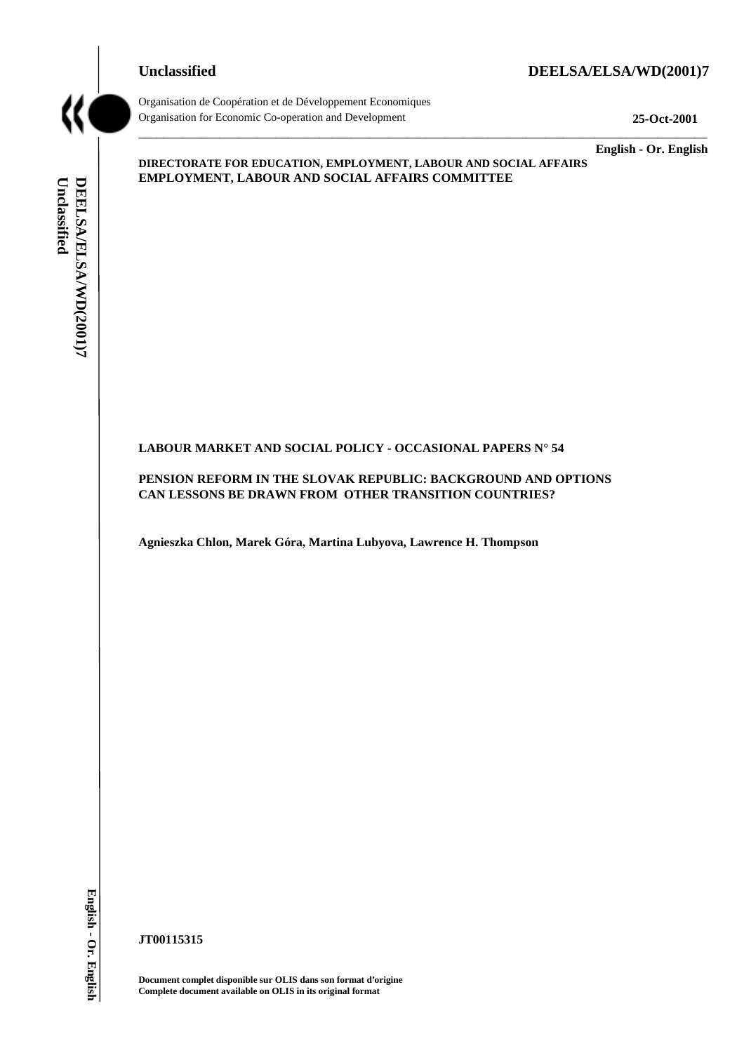**Unclassified** **DEELSA/ELSA/WD(2001)7**

Organisation de Coopération et de Développement Economiques
Organisation for Economic Co-operation and Development **25-Oct-2001**

**English - Or. English**

**DIRECTORATE FOR EDUCATION, EMPLOYMENT, LABOUR AND SOCIAL AFFAIRS**
**EMPLOYMENT, LABOUR AND SOCIAL AFFAIRS COMMITTEE**

**LABOUR MARKET AND SOCIAL POLICY - OCCASIONAL PAPERS N° 54**

**PENSION REFORM IN THE SLOVAK REPUBLIC: BACKGROUND AND OPTIONS**
**CAN LESSONS BE DRAWN FROM OTHER TRANSITION COUNTRIES?**

**Agnieszka Chlon, Marek Góra, Martina Lubyova, Lawrence H. Thompson**

**JT00115315**

**Document complet disponible sur OLIS dans son format d'origine**
**Complete document available on OLIS in its original format**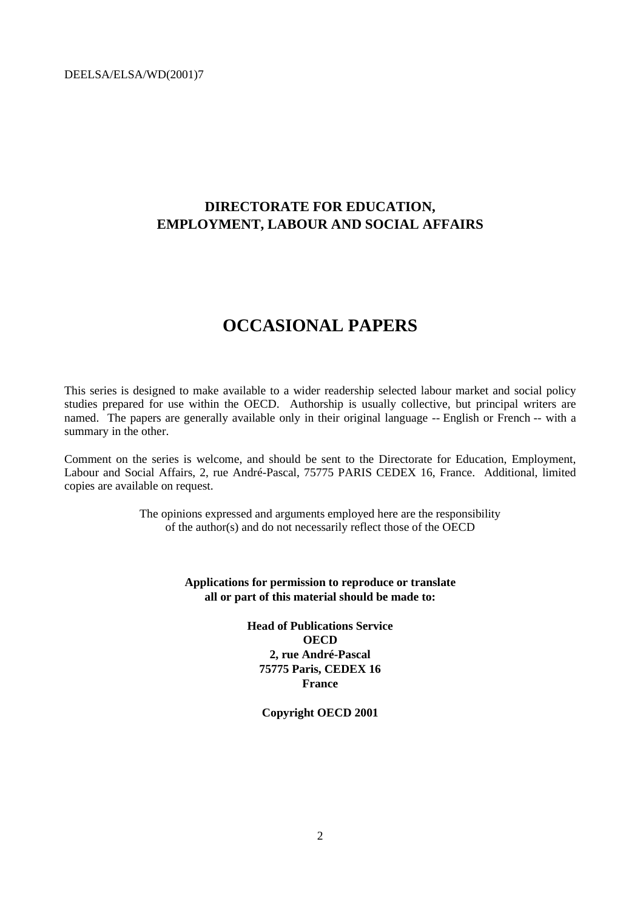## DIRECTORATE FOR EDUCATION, EMPLOYMENT, LABOUR AND SOCIAL AFFAIRS

# OCCASIONAL PAPERS

This series is designed to make available to a wider readership selected labour market and social policy studies prepared for use within the OECD. Authorship is usually collective, but principal writers are named. The papers are generally available only in their original language -- English or French -- with a summary in the other.

Comment on the series is welcome, and should be sent to the Directorate for Education, Employment, Labour and Social Affairs, 2, rue André-Pascal, 75775 PARIS CEDEX 16, France. Additional, limited copies are available on request.

The opinions expressed and arguments employed here are the responsibility of the author(s) and do not necessarily reflect those of the OECD

**Applications for permission to reproduce or translate all or part of this material should be made to:**

**Head of Publications Service**
**OECD**
**2, rue André-Pascal**
**75775 Paris, CEDEX 16**
**France**

**Copyright OECD 2001**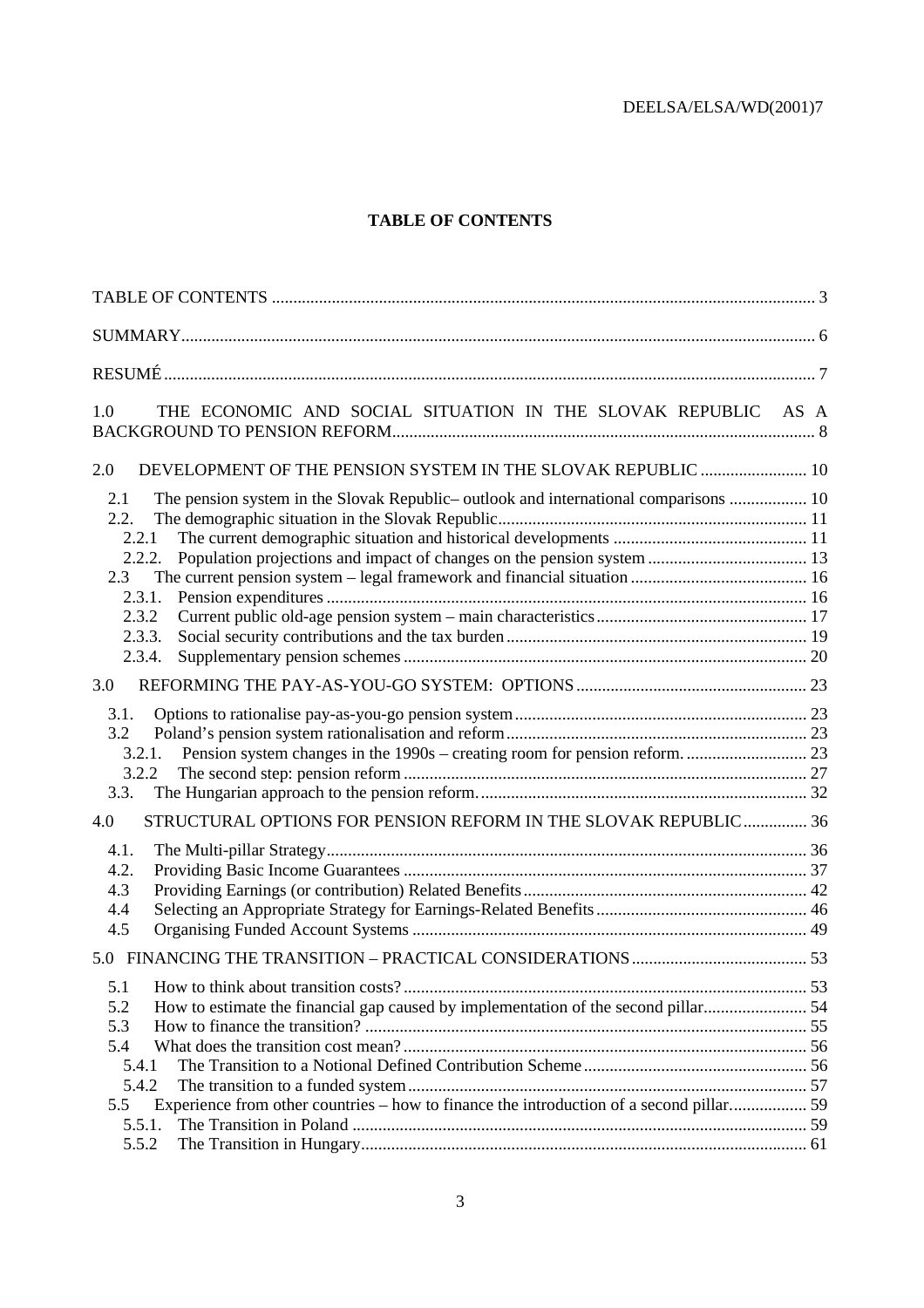# TABLE OF CONTENTS

TABLE OF CONTENTS .......... 3

SUMMARY .......... 6

RESUMÉ .......... 7

1.0 THE ECONOMIC AND SOCIAL SITUATION IN THE SLOVAK REPUBLIC AS A BACKGROUND TO PENSION REFORM .......... 8

2.0 DEVELOPMENT OF THE PENSION SYSTEM IN THE SLOVAK REPUBLIC .......... 10

- 2.1 The pension system in the Slovak Republic– outlook and international comparisons .......... 10
- 2.2. The demographic situation in the Slovak Republic .......... 11
  - 2.2.1 The current demographic situation and historical developments .......... 11
  - 2.2.2. Population projections and impact of changes on the pension system .......... 13
- 2.3 The current pension system – legal framework and financial situation .......... 16
  - 2.3.1. Pension expenditures .......... 16
  - 2.3.2 Current public old-age pension system – main characteristics .......... 17
  - 2.3.3. Social security contributions and the tax burden .......... 19
  - 2.3.4. Supplementary pension schemes .......... 20

3.0 REFORMING THE PAY-AS-YOU-GO SYSTEM: OPTIONS .......... 23

- 3.1. Options to rationalise pay-as-you-go pension system .......... 23
- 3.2 Poland's pension system rationalisation and reform .......... 23
  - 3.2.1. Pension system changes in the 1990s – creating room for pension reform. .......... 23
  - 3.2.2 The second step: pension reform .......... 27
- 3.3. The Hungarian approach to the pension reform. .......... 32

4.0 STRUCTURAL OPTIONS FOR PENSION REFORM IN THE SLOVAK REPUBLIC .......... 36

- 4.1. The Multi-pillar Strategy .......... 36
- 4.2. Providing Basic Income Guarantees .......... 37
- 4.3 Providing Earnings (or contribution) Related Benefits .......... 42
- 4.4 Selecting an Appropriate Strategy for Earnings-Related Benefits .......... 46
- 4.5 Organising Funded Account Systems .......... 49

5.0 FINANCING THE TRANSITION – PRACTICAL CONSIDERATIONS .......... 53

- 5.1 How to think about transition costs? .......... 53
- 5.2 How to estimate the financial gap caused by implementation of the second pillar .......... 54
- 5.3 How to finance the transition? .......... 55
- 5.4 What does the transition cost mean? .......... 56
  - 5.4.1 The Transition to a Notional Defined Contribution Scheme .......... 56
  - 5.4.2 The transition to a funded system .......... 57
- 5.5 Experience from other countries – how to finance the introduction of a second pillar .......... 59
  - 5.5.1. The Transition in Poland .......... 59
  - 5.5.2 The Transition in Hungary .......... 61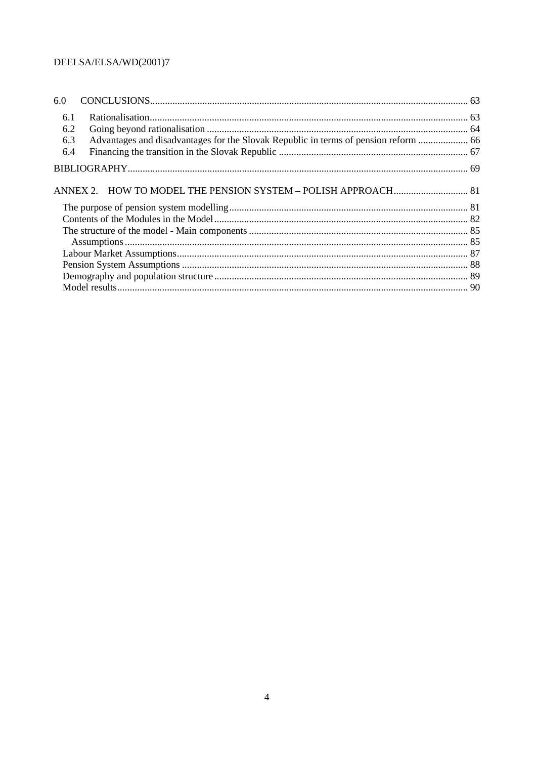6.0 CONCLUSIONS ... 63

- 6.1 Rationalisation ... 63
- 6.2 Going beyond rationalisation ... 64
- 6.3 Advantages and disadvantages for the Slovak Republic in terms of pension reform ... 66
- 6.4 Financing the transition in the Slovak Republic ... 67

BIBLIOGRAPHY ... 69

ANNEX 2. HOW TO MODEL THE PENSION SYSTEM – POLISH APPROACH ... 81

- The purpose of pension system modelling ... 81
- Contents of the Modules in the Model ... 82
- The structure of the model - Main components ... 85
  - Assumptions ... 85
- Labour Market Assumptions ... 87
- Pension System Assumptions ... 88
- Demography and population structure ... 89
- Model results ... 90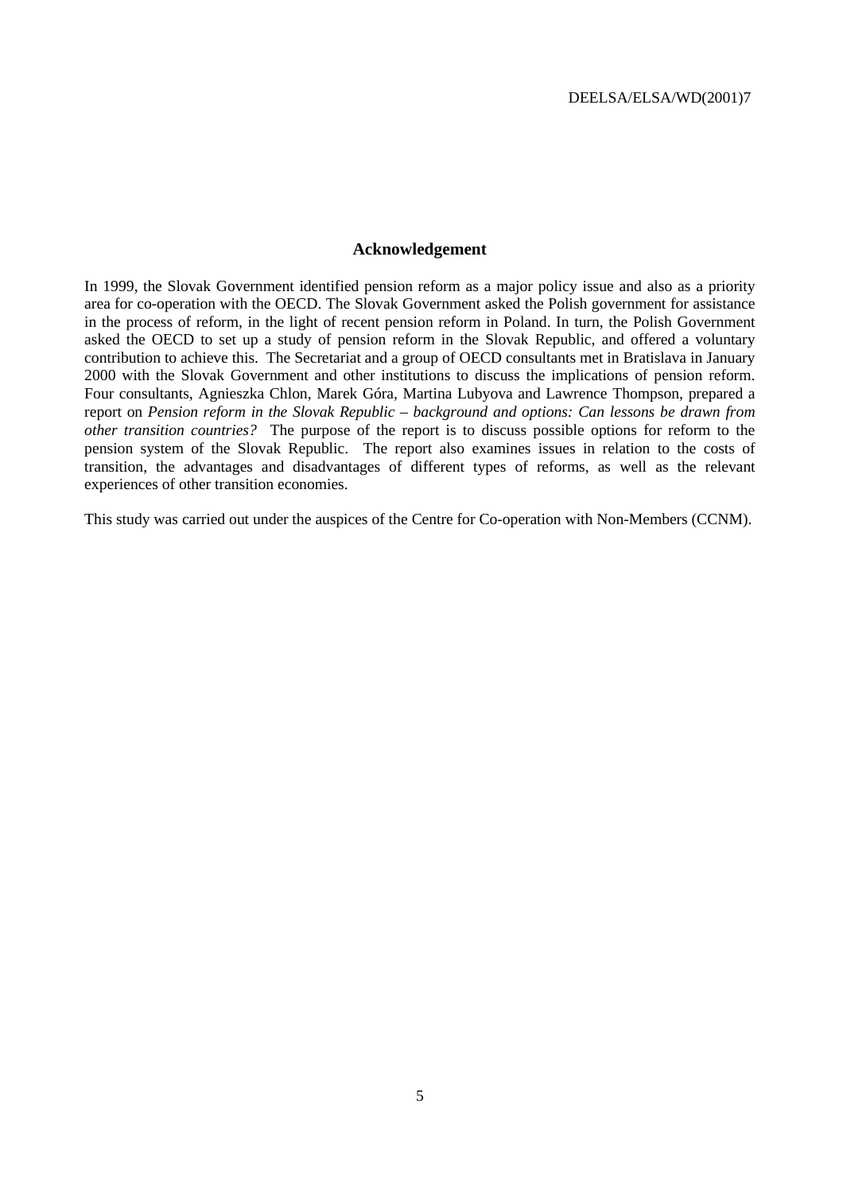## Acknowledgement

In 1999, the Slovak Government identified pension reform as a major policy issue and also as a priority area for co-operation with the OECD. The Slovak Government asked the Polish government for assistance in the process of reform, in the light of recent pension reform in Poland. In turn, the Polish Government asked the OECD to set up a study of pension reform in the Slovak Republic, and offered a voluntary contribution to achieve this. The Secretariat and a group of OECD consultants met in Bratislava in January 2000 with the Slovak Government and other institutions to discuss the implications of pension reform. Four consultants, Agnieszka Chlon, Marek Góra, Martina Lubyova and Lawrence Thompson, prepared a report on *Pension reform in the Slovak Republic – background and options: Can lessons be drawn from other transition countries?* The purpose of the report is to discuss possible options for reform to the pension system of the Slovak Republic. The report also examines issues in relation to the costs of transition, the advantages and disadvantages of different types of reforms, as well as the relevant experiences of other transition economies.

This study was carried out under the auspices of the Centre for Co-operation with Non-Members (CCNM).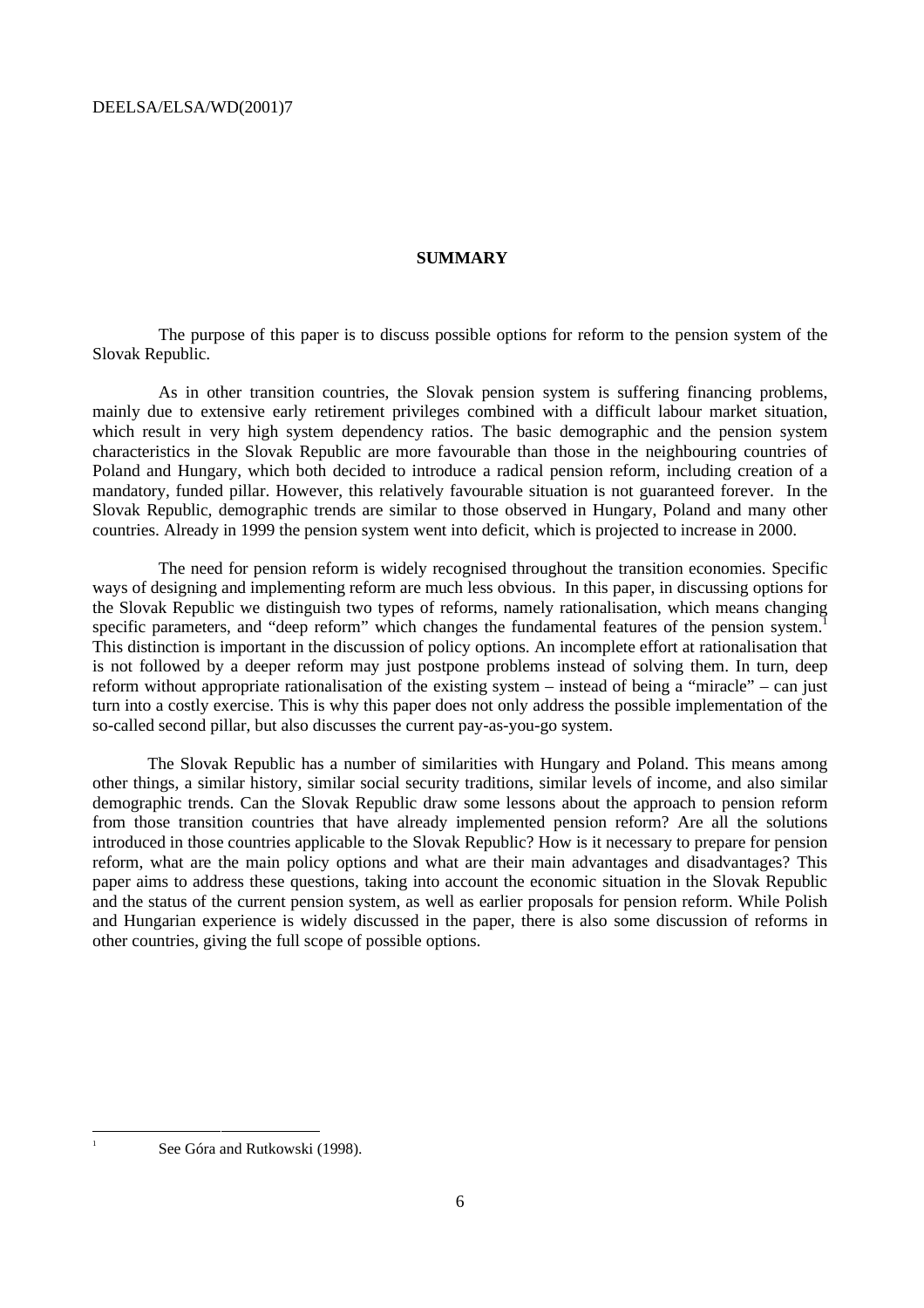## SUMMARY

The purpose of this paper is to discuss possible options for reform to the pension system of the Slovak Republic.

As in other transition countries, the Slovak pension system is suffering financing problems, mainly due to extensive early retirement privileges combined with a difficult labour market situation, which result in very high system dependency ratios. The basic demographic and the pension system characteristics in the Slovak Republic are more favourable than those in the neighbouring countries of Poland and Hungary, which both decided to introduce a radical pension reform, including creation of a mandatory, funded pillar. However, this relatively favourable situation is not guaranteed forever. In the Slovak Republic, demographic trends are similar to those observed in Hungary, Poland and many other countries. Already in 1999 the pension system went into deficit, which is projected to increase in 2000.

The need for pension reform is widely recognised throughout the transition economies. Specific ways of designing and implementing reform are much less obvious. In this paper, in discussing options for the Slovak Republic we distinguish two types of reforms, namely rationalisation, which means changing specific parameters, and "deep reform" which changes the fundamental features of the pension system.[1] This distinction is important in the discussion of policy options. An incomplete effort at rationalisation that is not followed by a deeper reform may just postpone problems instead of solving them. In turn, deep reform without appropriate rationalisation of the existing system – instead of being a "miracle" – can just turn into a costly exercise. This is why this paper does not only address the possible implementation of the so-called second pillar, but also discusses the current pay-as-you-go system.

The Slovak Republic has a number of similarities with Hungary and Poland. This means among other things, a similar history, similar social security traditions, similar levels of income, and also similar demographic trends. Can the Slovak Republic draw some lessons about the approach to pension reform from those transition countries that have already implemented pension reform? Are all the solutions introduced in those countries applicable to the Slovak Republic? How is it necessary to prepare for pension reform, what are the main policy options and what are their main advantages and disadvantages? This paper aims to address these questions, taking into account the economic situation in the Slovak Republic and the status of the current pension system, as well as earlier proposals for pension reform. While Polish and Hungarian experience is widely discussed in the paper, there is also some discussion of reforms in other countries, giving the full scope of possible options.

---

[1] See Góra and Rutkowski (1998).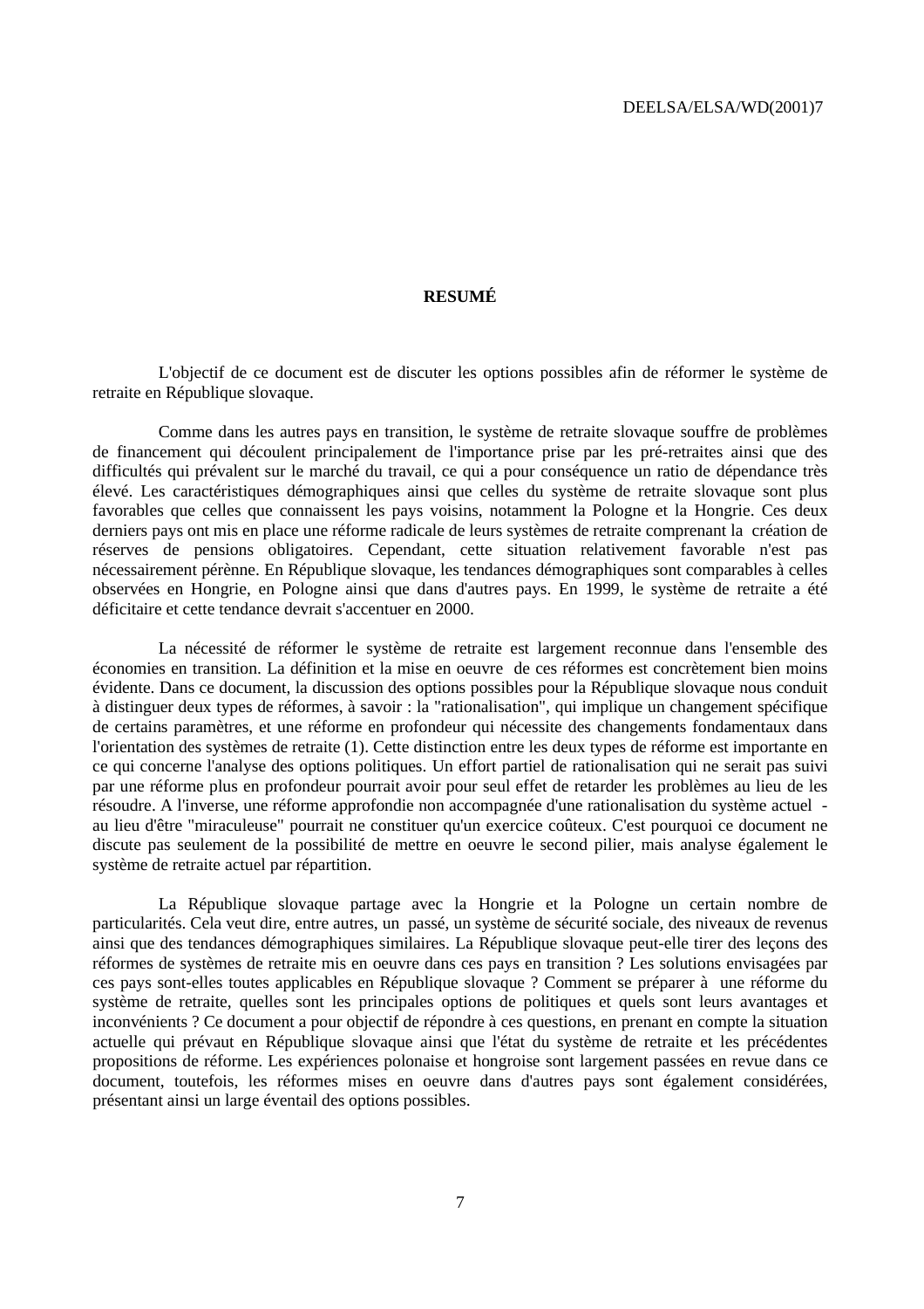## RESUMÉ

L'objectif de ce document est de discuter les options possibles afin de réformer le système de retraite en République slovaque.

Comme dans les autres pays en transition, le système de retraite slovaque souffre de problèmes de financement qui découlent principalement de l'importance prise par les pré-retraites ainsi que des difficultés qui prévalent sur le marché du travail, ce qui a pour conséquence un ratio de dépendance très élevé. Les caractéristiques démographiques ainsi que celles du système de retraite slovaque sont plus favorables que celles que connaissent les pays voisins, notamment la Pologne et la Hongrie. Ces deux derniers pays ont mis en place une réforme radicale de leurs systèmes de retraite comprenant la création de réserves de pensions obligatoires. Cependant, cette situation relativement favorable n'est pas nécessairement pérènne. En République slovaque, les tendances démographiques sont comparables à celles observées en Hongrie, en Pologne ainsi que dans d'autres pays. En 1999, le système de retraite a été déficitaire et cette tendance devrait s'accentuer en 2000.

La nécessité de réformer le système de retraite est largement reconnue dans l'ensemble des économies en transition. La définition et la mise en oeuvre de ces réformes est concrètement bien moins évidente. Dans ce document, la discussion des options possibles pour la République slovaque nous conduit à distinguer deux types de réformes, à savoir : la "rationalisation", qui implique un changement spécifique de certains paramètres, et une réforme en profondeur qui nécessite des changements fondamentaux dans l'orientation des systèmes de retraite (1). Cette distinction entre les deux types de réforme est importante en ce qui concerne l'analyse des options politiques. Un effort partiel de rationalisation qui ne serait pas suivi par une réforme plus en profondeur pourrait avoir pour seul effet de retarder les problèmes au lieu de les résoudre. A l'inverse, une réforme approfondie non accompagnée d'une rationalisation du système actuel - au lieu d'être "miraculeuse" pourrait ne constituer qu'un exercice coûteux. C'est pourquoi ce document ne discute pas seulement de la possibilité de mettre en oeuvre le second pilier, mais analyse également le système de retraite actuel par répartition.

La République slovaque partage avec la Hongrie et la Pologne un certain nombre de particularités. Cela veut dire, entre autres, un passé, un système de sécurité sociale, des niveaux de revenus ainsi que des tendances démographiques similaires. La République slovaque peut-elle tirer des leçons des réformes de systèmes de retraite mis en oeuvre dans ces pays en transition ? Les solutions envisagées par ces pays sont-elles toutes applicables en République slovaque ? Comment se préparer à une réforme du système de retraite, quelles sont les principales options de politiques et quels sont leurs avantages et inconvénients ? Ce document a pour objectif de répondre à ces questions, en prenant en compte la situation actuelle qui prévaut en République slovaque ainsi que l'état du système de retraite et les précédentes propositions de réforme. Les expériences polonaise et hongroise sont largement passées en revue dans ce document, toutefois, les réformes mises en oeuvre dans d'autres pays sont également considérées, présentant ainsi un large éventail des options possibles.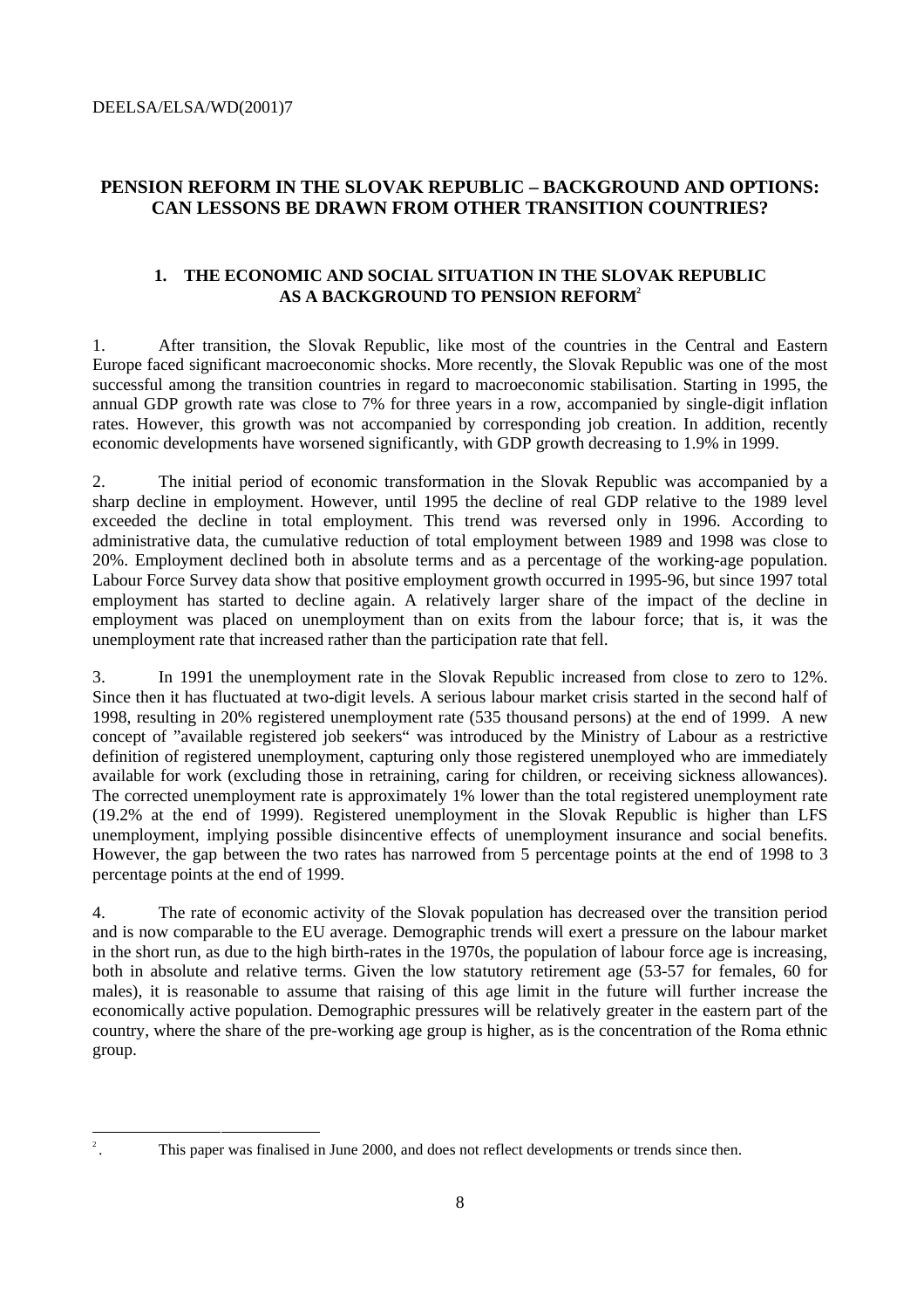# PENSION REFORM IN THE SLOVAK REPUBLIC – BACKGROUND AND OPTIONS: CAN LESSONS BE DRAWN FROM OTHER TRANSITION COUNTRIES?

## 1. THE ECONOMIC AND SOCIAL SITUATION IN THE SLOVAK REPUBLIC AS A BACKGROUND TO PENSION REFORM[2]

1. After transition, the Slovak Republic, like most of the countries in the Central and Eastern Europe faced significant macroeconomic shocks. More recently, the Slovak Republic was one of the most successful among the transition countries in regard to macroeconomic stabilisation. Starting in 1995, the annual GDP growth rate was close to 7% for three years in a row, accompanied by single-digit inflation rates. However, this growth was not accompanied by corresponding job creation. In addition, recently economic developments have worsened significantly, with GDP growth decreasing to 1.9% in 1999.

2. The initial period of economic transformation in the Slovak Republic was accompanied by a sharp decline in employment. However, until 1995 the decline of real GDP relative to the 1989 level exceeded the decline in total employment. This trend was reversed only in 1996. According to administrative data, the cumulative reduction of total employment between 1989 and 1998 was close to 20%. Employment declined both in absolute terms and as a percentage of the working-age population. Labour Force Survey data show that positive employment growth occurred in 1995-96, but since 1997 total employment has started to decline again. A relatively larger share of the impact of the decline in employment was placed on unemployment than on exits from the labour force; that is, it was the unemployment rate that increased rather than the participation rate that fell.

3. In 1991 the unemployment rate in the Slovak Republic increased from close to zero to 12%. Since then it has fluctuated at two-digit levels. A serious labour market crisis started in the second half of 1998, resulting in 20% registered unemployment rate (535 thousand persons) at the end of 1999. A new concept of "available registered job seekers" was introduced by the Ministry of Labour as a restrictive definition of registered unemployment, capturing only those registered unemployed who are immediately available for work (excluding those in retraining, caring for children, or receiving sickness allowances). The corrected unemployment rate is approximately 1% lower than the total registered unemployment rate (19.2% at the end of 1999). Registered unemployment in the Slovak Republic is higher than LFS unemployment, implying possible disincentive effects of unemployment insurance and social benefits. However, the gap between the two rates has narrowed from 5 percentage points at the end of 1998 to 3 percentage points at the end of 1999.

4. The rate of economic activity of the Slovak population has decreased over the transition period and is now comparable to the EU average. Demographic trends will exert a pressure on the labour market in the short run, as due to the high birth-rates in the 1970s, the population of labour force age is increasing, both in absolute and relative terms. Given the low statutory retirement age (53-57 for females, 60 for males), it is reasonable to assume that raising of this age limit in the future will further increase the economically active population. Demographic pressures will be relatively greater in the eastern part of the country, where the share of the pre-working age group is higher, as is the concentration of the Roma ethnic group.

---

[2]. This paper was finalised in June 2000, and does not reflect developments or trends since then.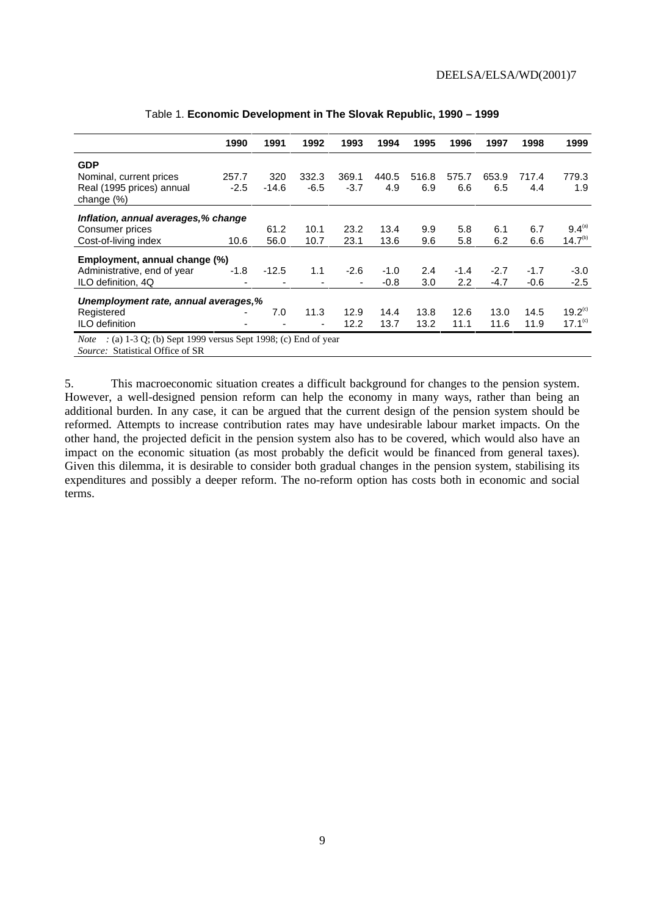Table 1. **Economic Development in The Slovak Republic, 1990 – 1999**

| | 1990 | 1991 | 1992 | 1993 | 1994 | 1995 | 1996 | 1997 | 1998 | 1999 |
|---|---|---|---|---|---|---|---|---|---|---|
| **GDP** | | | | | | | | | | |
| Nominal, current prices | 257.7 | 320 | 332.3 | 369.1 | 440.5 | 516.8 | 575.7 | 653.9 | 717.4 | 779.3 |
| Real (1995 prices) annual change (%) | -2.5 | -14.6 | -6.5 | -3.7 | 4.9 | 6.9 | 6.6 | 6.5 | 4.4 | 1.9 |
| ***Inflation, annual averages,% change*** | | | | | | | | | | |
| Consumer prices | | 61.2 | 10.1 | 23.2 | 13.4 | 9.9 | 5.8 | 6.1 | 6.7 | 9.4[(a)] |
| Cost-of-living index | 10.6 | 56.0 | 10.7 | 23.1 | 13.6 | 9.6 | 5.8 | 6.2 | 6.6 | 14.7[(b)] |
| **Employment, annual change (%)** | | | | | | | | | | |
| Administrative, end of year | -1.8 | -12.5 | 1.1 | -2.6 | -1.0 | 2.4 | -1.4 | -2.7 | -1.7 | -3.0 |
| ILO definition, 4Q | - | - | - | - | -0.8 | 3.0 | 2.2 | -4.7 | -0.6 | -2.5 |
| ***Unemployment rate, annual averages,%*** | | | | | | | | | | |
| Registered | - | 7.0 | 11.3 | 12.9 | 14.4 | 13.8 | 12.6 | 13.0 | 14.5 | 19.2[(c)] |
| ILO definition | - | - | - | 12.2 | 13.7 | 13.2 | 11.1 | 11.6 | 11.9 | 17.1[(c)] |

*Note* : (a) 1-3 Q; (b) Sept 1999 versus Sept 1998; (c) End of year
*Source:* Statistical Office of SR

5. This macroeconomic situation creates a difficult background for changes to the pension system. However, a well-designed pension reform can help the economy in many ways, rather than being an additional burden. In any case, it can be argued that the current design of the pension system should be reformed. Attempts to increase contribution rates may have undesirable labour market impacts. On the other hand, the projected deficit in the pension system also has to be covered, which would also have an impact on the economic situation (as most probably the deficit would be financed from general taxes). Given this dilemma, it is desirable to consider both gradual changes in the pension system, stabilising its expenditures and possibly a deeper reform. The no-reform option has costs both in economic and social terms.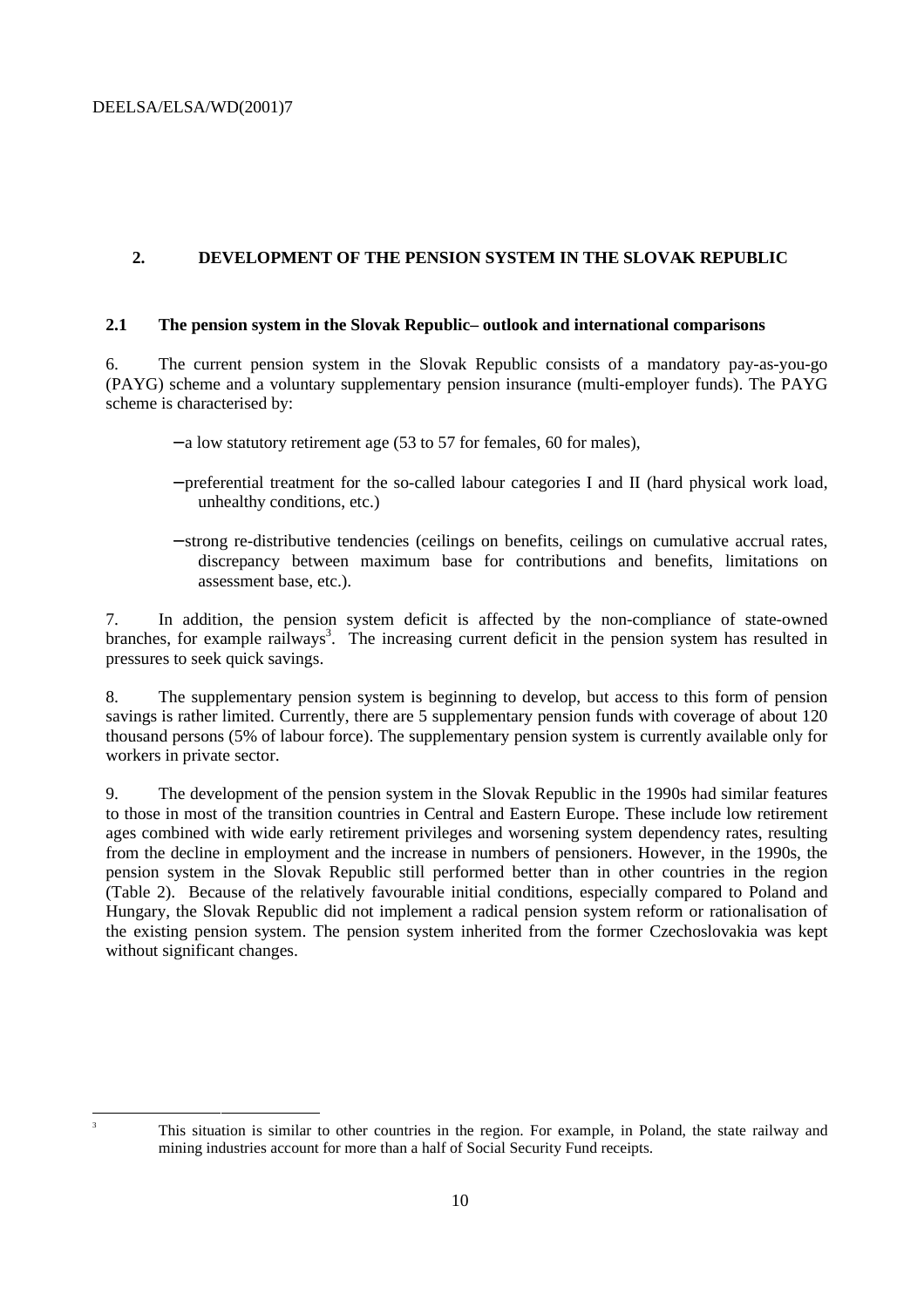## 2. DEVELOPMENT OF THE PENSION SYSTEM IN THE SLOVAK REPUBLIC

### 2.1 The pension system in the Slovak Republic– outlook and international comparisons

6. The current pension system in the Slovak Republic consists of a mandatory pay-as-you-go (PAYG) scheme and a voluntary supplementary pension insurance (multi-employer funds). The PAYG scheme is characterised by:

- a low statutory retirement age (53 to 57 for females, 60 for males),
- preferential treatment for the so-called labour categories I and II (hard physical work load, unhealthy conditions, etc.)
- strong re-distributive tendencies (ceilings on benefits, ceilings on cumulative accrual rates, discrepancy between maximum base for contributions and benefits, limitations on assessment base, etc.).

7. In addition, the pension system deficit is affected by the non-compliance of state-owned branches, for example railways[3]. The increasing current deficit in the pension system has resulted in pressures to seek quick savings.

8. The supplementary pension system is beginning to develop, but access to this form of pension savings is rather limited. Currently, there are 5 supplementary pension funds with coverage of about 120 thousand persons (5% of labour force). The supplementary pension system is currently available only for workers in private sector.

9. The development of the pension system in the Slovak Republic in the 1990s had similar features to those in most of the transition countries in Central and Eastern Europe. These include low retirement ages combined with wide early retirement privileges and worsening system dependency rates, resulting from the decline in employment and the increase in numbers of pensioners. However, in the 1990s, the pension system in the Slovak Republic still performed better than in other countries in the region (Table 2). Because of the relatively favourable initial conditions, especially compared to Poland and Hungary, the Slovak Republic did not implement a radical pension system reform or rationalisation of the existing pension system. The pension system inherited from the former Czechoslovakia was kept without significant changes.

---

[3] This situation is similar to other countries in the region. For example, in Poland, the state railway and mining industries account for more than a half of Social Security Fund receipts.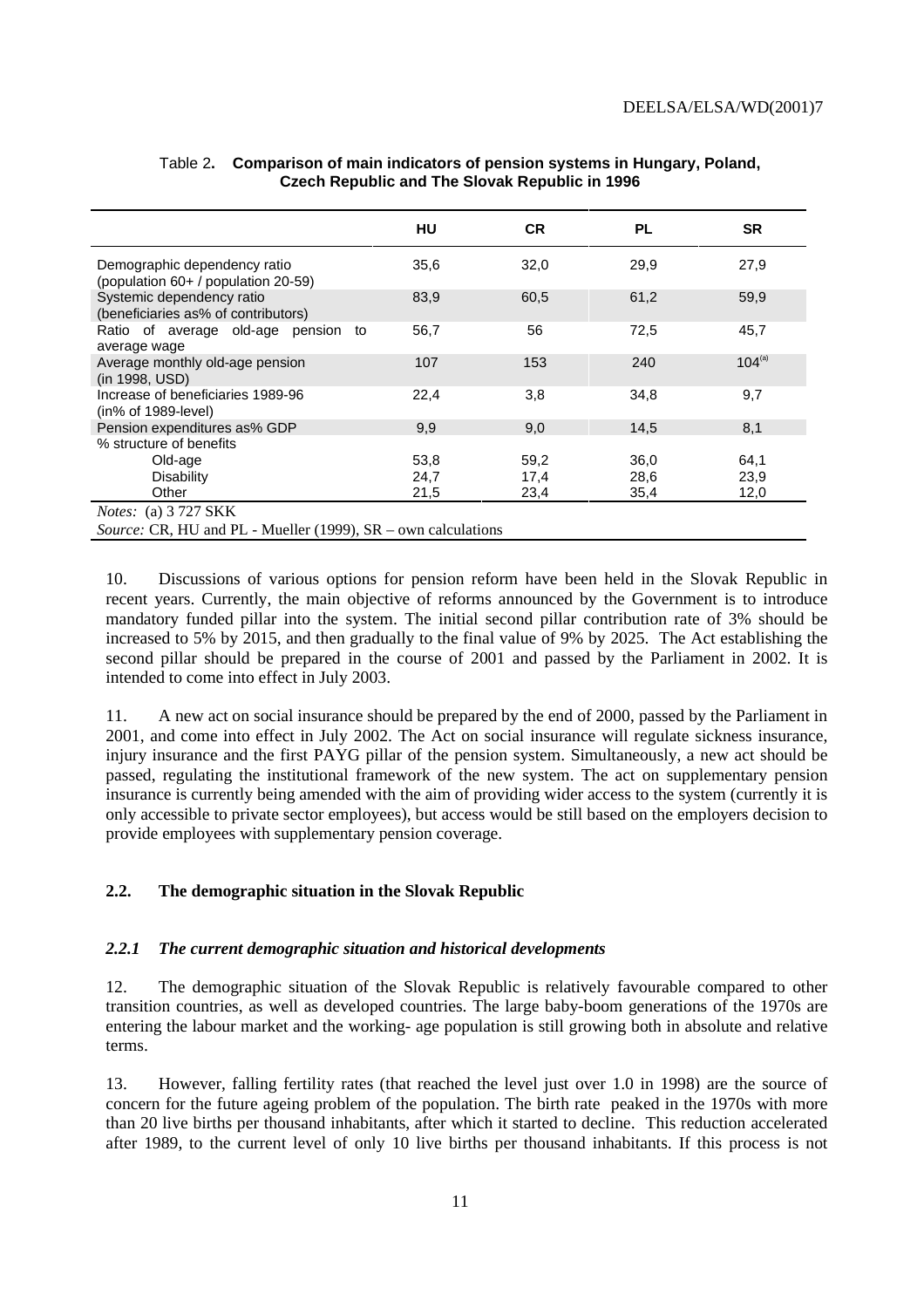Table 2**.** **Comparison of main indicators of pension systems in Hungary, Poland, Czech Republic and The Slovak Republic in 1996**

| | HU | CR | PL | SR |
|---|---|---|---|---|
| Demographic dependency ratio (population 60+ / population 20-59) | 35,6 | 32,0 | 29,9 | 27,9 |
| Systemic dependency ratio (beneficiaries as% of contributors) | 83,9 | 60,5 | 61,2 | 59,9 |
| Ratio of average old-age pension to average wage | 56,7 | 56 | 72,5 | 45,7 |
| Average monthly old-age pension (in 1998, USD) | 107 | 153 | 240 | 104[(a)] |
| Increase of beneficiaries 1989-96 (in% of 1989-level) | 22,4 | 3,8 | 34,8 | 9,7 |
| Pension expenditures as% GDP | 9,9 | 9,0 | 14,5 | 8,1 |
| % structure of benefits | | | | |
| Old-age | 53,8 | 59,2 | 36,0 | 64,1 |
| Disability | 24,7 | 17,4 | 28,6 | 23,9 |
| Other | 21,5 | 23,4 | 35,4 | 12,0 |

*Notes:* (a) 3 727 SKK

*Source:* CR, HU and PL - Mueller (1999), SR – own calculations

10. Discussions of various options for pension reform have been held in the Slovak Republic in recent years. Currently, the main objective of reforms announced by the Government is to introduce mandatory funded pillar into the system. The initial second pillar contribution rate of 3% should be increased to 5% by 2015, and then gradually to the final value of 9% by 2025. The Act establishing the second pillar should be prepared in the course of 2001 and passed by the Parliament in 2002. It is intended to come into effect in July 2003.

11. A new act on social insurance should be prepared by the end of 2000, passed by the Parliament in 2001, and come into effect in July 2002. The Act on social insurance will regulate sickness insurance, injury insurance and the first PAYG pillar of the pension system. Simultaneously, a new act should be passed, regulating the institutional framework of the new system. The act on supplementary pension insurance is currently being amended with the aim of providing wider access to the system (currently it is only accessible to private sector employees), but access would be still based on the employers decision to provide employees with supplementary pension coverage.

### 2.2. The demographic situation in the Slovak Republic

#### *2.2.1 The current demographic situation and historical developments*

12. The demographic situation of the Slovak Republic is relatively favourable compared to other transition countries, as well as developed countries. The large baby-boom generations of the 1970s are entering the labour market and the working- age population is still growing both in absolute and relative terms.

13. However, falling fertility rates (that reached the level just over 1.0 in 1998) are the source of concern for the future ageing problem of the population. The birth rate peaked in the 1970s with more than 20 live births per thousand inhabitants, after which it started to decline. This reduction accelerated after 1989, to the current level of only 10 live births per thousand inhabitants. If this process is not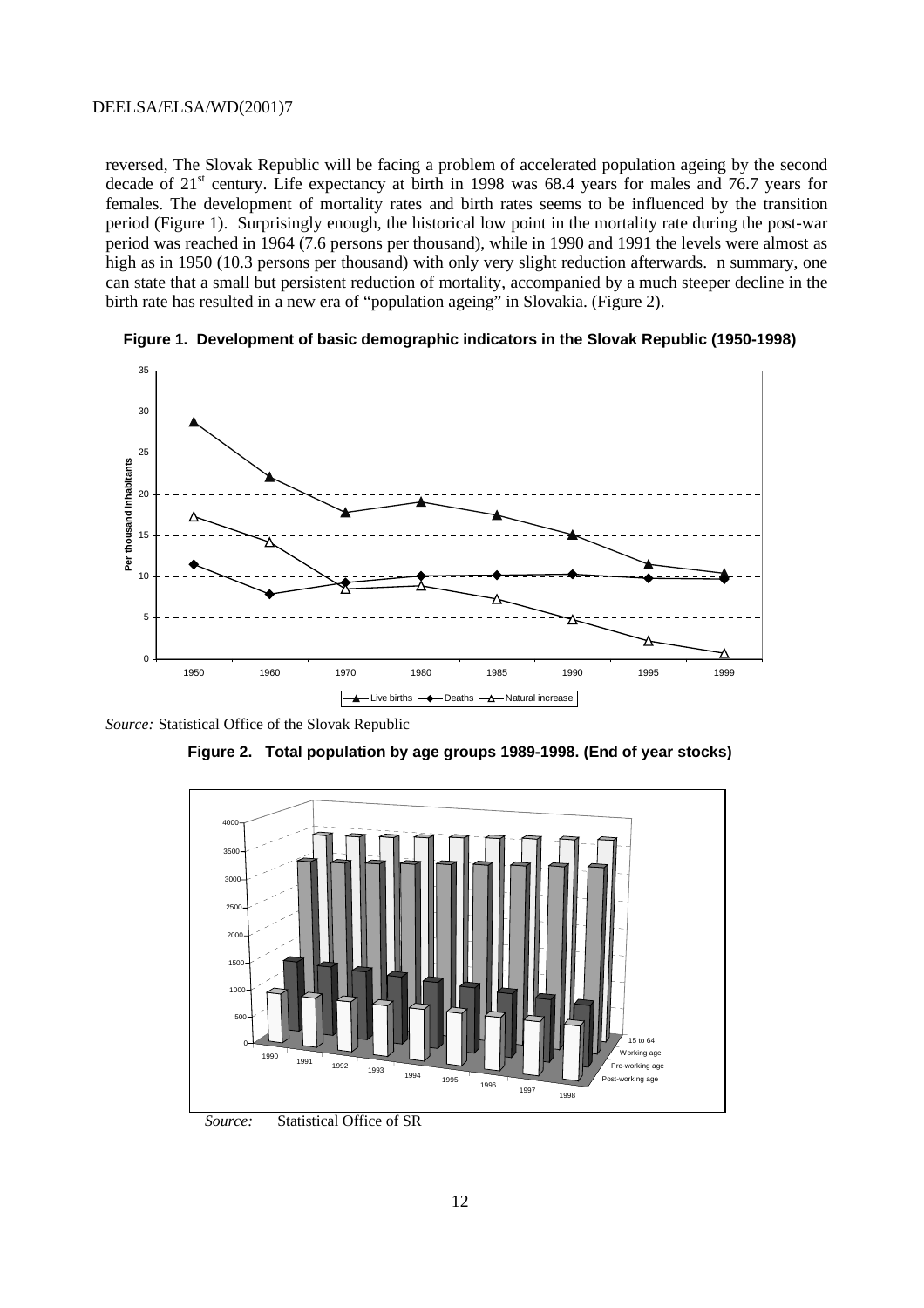reversed, The Slovak Republic will be facing a problem of accelerated population ageing by the second decade of 21st century. Life expectancy at birth in 1998 was 68.4 years for males and 76.7 years for females. The development of mortality rates and birth rates seems to be influenced by the transition period (Figure 1). Surprisingly enough, the historical low point in the mortality rate during the post-war period was reached in 1964 (7.6 persons per thousand), while in 1990 and 1991 the levels were almost as high as in 1950 (10.3 persons per thousand) with only very slight reduction afterwards. n summary, one can state that a small but persistent reduction of mortality, accompanied by a much steeper decline in the birth rate has resulted in a new era of "population ageing" in Slovakia. (Figure 2).

**Figure 1. Development of basic demographic indicators in the Slovak Republic (1950-1998)**

*Source:* Statistical Office of the Slovak Republic

**Figure 2. Total population by age groups 1989-1998. (End of year stocks)**

*Source:* Statistical Office of SR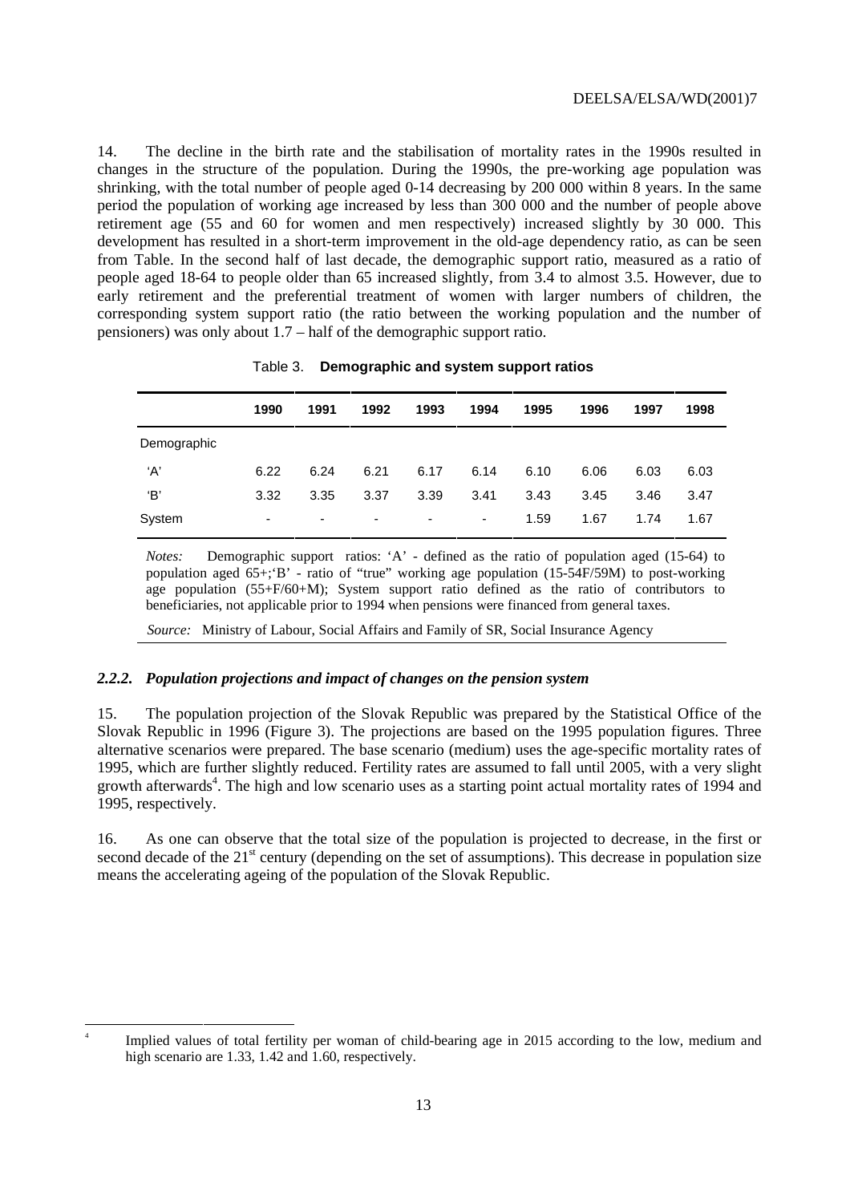14. The decline in the birth rate and the stabilisation of mortality rates in the 1990s resulted in changes in the structure of the population. During the 1990s, the pre-working age population was shrinking, with the total number of people aged 0-14 decreasing by 200 000 within 8 years. In the same period the population of working age increased by less than 300 000 and the number of people above retirement age (55 and 60 for women and men respectively) increased slightly by 30 000. This development has resulted in a short-term improvement in the old-age dependency ratio, as can be seen from Table. In the second half of last decade, the demographic support ratio, measured as a ratio of people aged 18-64 to people older than 65 increased slightly, from 3.4 to almost 3.5. However, due to early retirement and the preferential treatment of women with larger numbers of children, the corresponding system support ratio (the ratio between the working population and the number of pensioners) was only about 1.7 – half of the demographic support ratio.

Table 3. **Demographic and system support ratios**

| | 1990 | 1991 | 1992 | 1993 | 1994 | 1995 | 1996 | 1997 | 1998 |
|---|---|---|---|---|---|---|---|---|---|
| Demographic | | | | | | | | | |
| 'A' | 6.22 | 6.24 | 6.21 | 6.17 | 6.14 | 6.10 | 6.06 | 6.03 | 6.03 |
| 'B' | 3.32 | 3.35 | 3.37 | 3.39 | 3.41 | 3.43 | 3.45 | 3.46 | 3.47 |
| System | - | - | - | - | - | 1.59 | 1.67 | 1.74 | 1.67 |

*Notes:* Demographic support ratios: 'A' - defined as the ratio of population aged (15-64) to population aged 65+;'B' - ratio of "true" working age population (15-54F/59M) to post-working age population (55+F/60+M); System support ratio defined as the ratio of contributors to beneficiaries, not applicable prior to 1994 when pensions were financed from general taxes.

*Source:* Ministry of Labour, Social Affairs and Family of SR, Social Insurance Agency

### *2.2.2. Population projections and impact of changes on the pension system*

15. The population projection of the Slovak Republic was prepared by the Statistical Office of the Slovak Republic in 1996 (Figure 3). The projections are based on the 1995 population figures. Three alternative scenarios were prepared. The base scenario (medium) uses the age-specific mortality rates of 1995, which are further slightly reduced. Fertility rates are assumed to fall until 2005, with a very slight growth afterwards[4]. The high and low scenario uses as a starting point actual mortality rates of 1994 and 1995, respectively.

16. As one can observe that the total size of the population is projected to decrease, in the first or second decade of the 21st century (depending on the set of assumptions). This decrease in population size means the accelerating ageing of the population of the Slovak Republic.

[4] Implied values of total fertility per woman of child-bearing age in 2015 according to the low, medium and high scenario are 1.33, 1.42 and 1.60, respectively.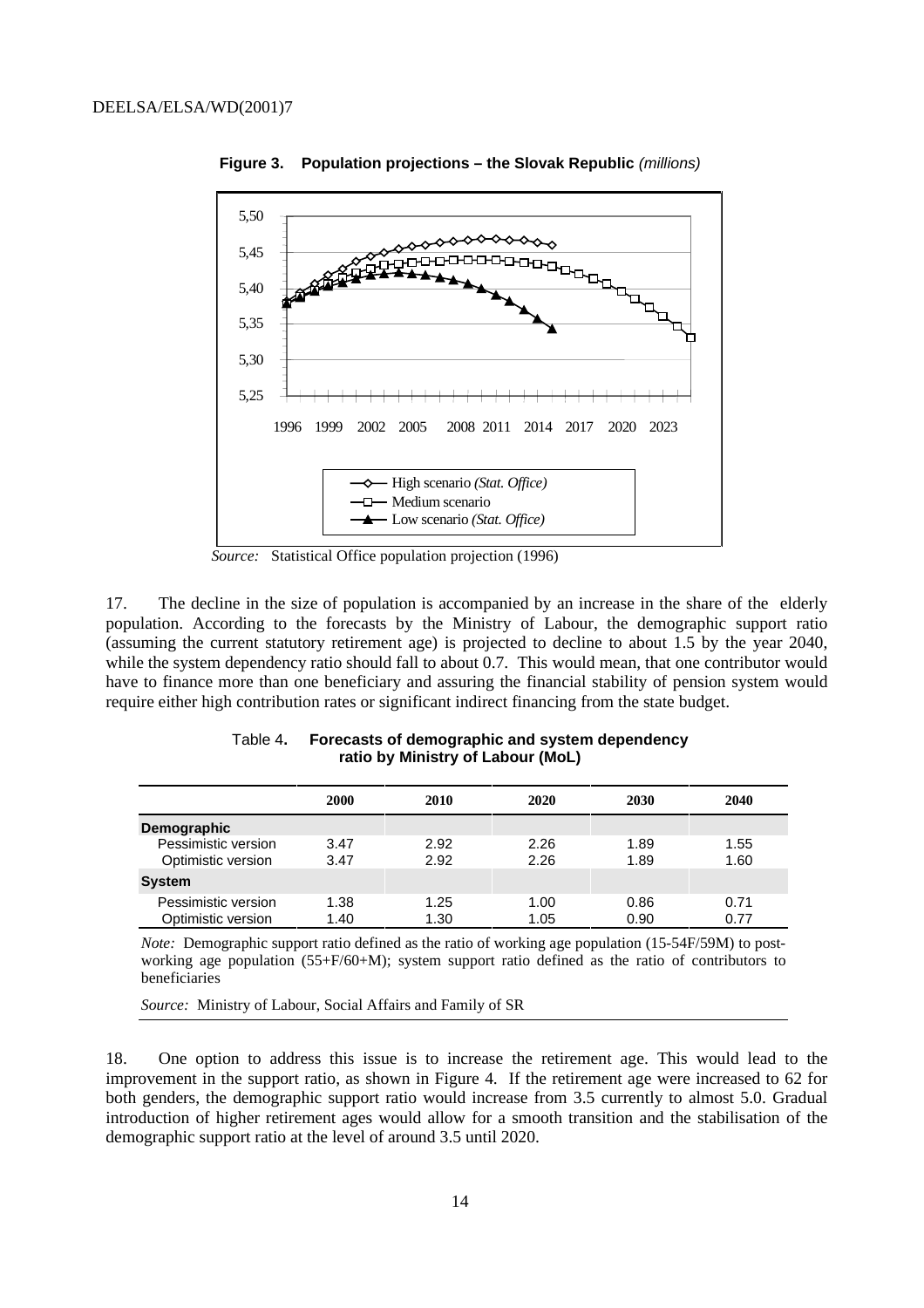**Figure 3. Population projections – the Slovak Republic** *(millions)*

*Source:* Statistical Office population projection (1996)

17. The decline in the size of population is accompanied by an increase in the share of the elderly population. According to the forecasts by the Ministry of Labour, the demographic support ratio (assuming the current statutory retirement age) is projected to decline to about 1.5 by the year 2040, while the system dependency ratio should fall to about 0.7. This would mean, that one contributor would have to finance more than one beneficiary and assuring the financial stability of pension system would require either high contribution rates or significant indirect financing from the state budget.

Table 4. **Forecasts of demographic and system dependency ratio by Ministry of Labour (MoL)**

| | 2000 | 2010 | 2020 | 2030 | 2040 |
|---|---|---|---|---|---|
| **Demographic** | | | | | |
| Pessimistic version | 3.47 | 2.92 | 2.26 | 1.89 | 1.55 |
| Optimistic version | 3.47 | 2.92 | 2.26 | 1.89 | 1.60 |
| **System** | | | | | |
| Pessimistic version | 1.38 | 1.25 | 1.00 | 0.86 | 0.71 |
| Optimistic version | 1.40 | 1.30 | 1.05 | 0.90 | 0.77 |

*Note:* Demographic support ratio defined as the ratio of working age population (15-54F/59M) to post-working age population (55+F/60+M); system support ratio defined as the ratio of contributors to beneficiaries

*Source:* Ministry of Labour, Social Affairs and Family of SR

18. One option to address this issue is to increase the retirement age. This would lead to the improvement in the support ratio, as shown in Figure 4. If the retirement age were increased to 62 for both genders, the demographic support ratio would increase from 3.5 currently to almost 5.0. Gradual introduction of higher retirement ages would allow for a smooth transition and the stabilisation of the demographic support ratio at the level of around 3.5 until 2020.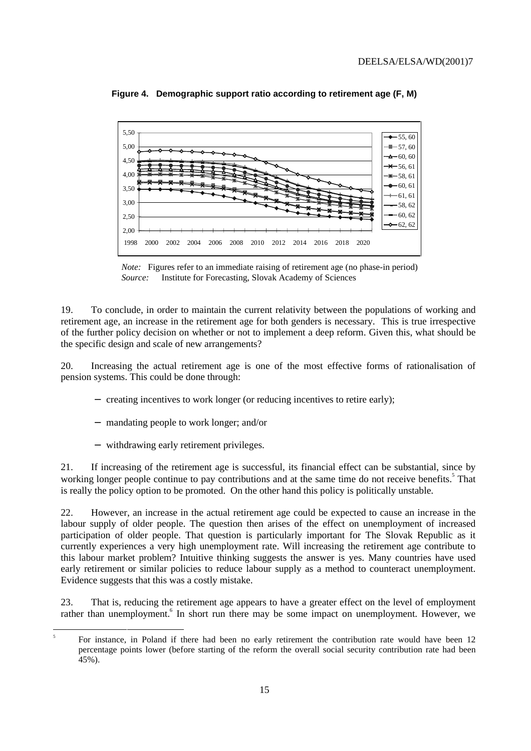**Figure 4. Demographic support ratio according to retirement age (F, M)**

*Note:* Figures refer to an immediate raising of retirement age (no phase-in period)
*Source:* Institute for Forecasting, Slovak Academy of Sciences

19. To conclude, in order to maintain the current relativity between the populations of working and retirement age, an increase in the retirement age for both genders is necessary. This is true irrespective of the further policy decision on whether or not to implement a deep reform. Given this, what should be the specific design and scale of new arrangements?

20. Increasing the actual retirement age is one of the most effective forms of rationalisation of pension systems. This could be done through:

- creating incentives to work longer (or reducing incentives to retire early);
- mandating people to work longer; and/or
- withdrawing early retirement privileges.

21. If increasing of the retirement age is successful, its financial effect can be substantial, since by working longer people continue to pay contributions and at the same time do not receive benefits.[5] That is really the policy option to be promoted. On the other hand this policy is politically unstable.

22. However, an increase in the actual retirement age could be expected to cause an increase in the labour supply of older people. The question then arises of the effect on unemployment of increased participation of older people. That question is particularly important for The Slovak Republic as it currently experiences a very high unemployment rate. Will increasing the retirement age contribute to this labour market problem? Intuitive thinking suggests the answer is yes. Many countries have used early retirement or similar policies to reduce labour supply as a method to counteract unemployment. Evidence suggests that this was a costly mistake.

23. That is, reducing the retirement age appears to have a greater effect on the level of employment rather than unemployment.[6] In short run there may be some impact on unemployment. However, we

[5] For instance, in Poland if there had been no early retirement the contribution rate would have been 12 percentage points lower (before starting of the reform the overall social security contribution rate had been 45%).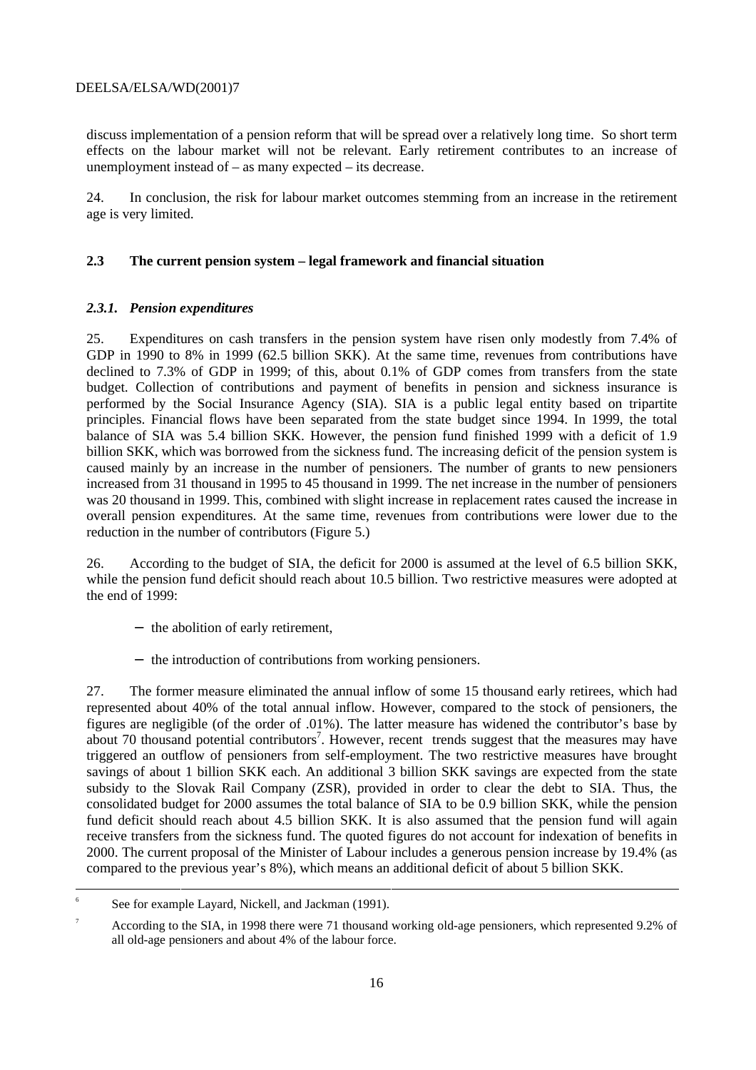discuss implementation of a pension reform that will be spread over a relatively long time. So short term effects on the labour market will not be relevant. Early retirement contributes to an increase of unemployment instead of – as many expected – its decrease.

24. In conclusion, the risk for labour market outcomes stemming from an increase in the retirement age is very limited.

## 2.3 The current pension system – legal framework and financial situation

### *2.3.1. Pension expenditures*

25. Expenditures on cash transfers in the pension system have risen only modestly from 7.4% of GDP in 1990 to 8% in 1999 (62.5 billion SKK). At the same time, revenues from contributions have declined to 7.3% of GDP in 1999; of this, about 0.1% of GDP comes from transfers from the state budget. Collection of contributions and payment of benefits in pension and sickness insurance is performed by the Social Insurance Agency (SIA). SIA is a public legal entity based on tripartite principles. Financial flows have been separated from the state budget since 1994. In 1999, the total balance of SIA was 5.4 billion SKK. However, the pension fund finished 1999 with a deficit of 1.9 billion SKK, which was borrowed from the sickness fund. The increasing deficit of the pension system is caused mainly by an increase in the number of pensioners. The number of grants to new pensioners increased from 31 thousand in 1995 to 45 thousand in 1999. The net increase in the number of pensioners was 20 thousand in 1999. This, combined with slight increase in replacement rates caused the increase in overall pension expenditures. At the same time, revenues from contributions were lower due to the reduction in the number of contributors (Figure 5.)

26. According to the budget of SIA, the deficit for 2000 is assumed at the level of 6.5 billion SKK, while the pension fund deficit should reach about 10.5 billion. Two restrictive measures were adopted at the end of 1999:

- the abolition of early retirement,
- the introduction of contributions from working pensioners.

27. The former measure eliminated the annual inflow of some 15 thousand early retirees, which had represented about 40% of the total annual inflow. However, compared to the stock of pensioners, the figures are negligible (of the order of .01%). The latter measure has widened the contributor's base by about 70 thousand potential contributors[7]. However, recent trends suggest that the measures may have triggered an outflow of pensioners from self-employment. The two restrictive measures have brought savings of about 1 billion SKK each. An additional 3 billion SKK savings are expected from the state subsidy to the Slovak Rail Company (ZSR), provided in order to clear the debt to SIA. Thus, the consolidated budget for 2000 assumes the total balance of SIA to be 0.9 billion SKK, while the pension fund deficit should reach about 4.5 billion SKK. It is also assumed that the pension fund will again receive transfers from the sickness fund. The quoted figures do not account for indexation of benefits in 2000. The current proposal of the Minister of Labour includes a generous pension increase by 19.4% (as compared to the previous year's 8%), which means an additional deficit of about 5 billion SKK.

---

[6] See for example Layard, Nickell, and Jackman (1991).

[7] According to the SIA, in 1998 there were 71 thousand working old-age pensioners, which represented 9.2% of all old-age pensioners and about 4% of the labour force.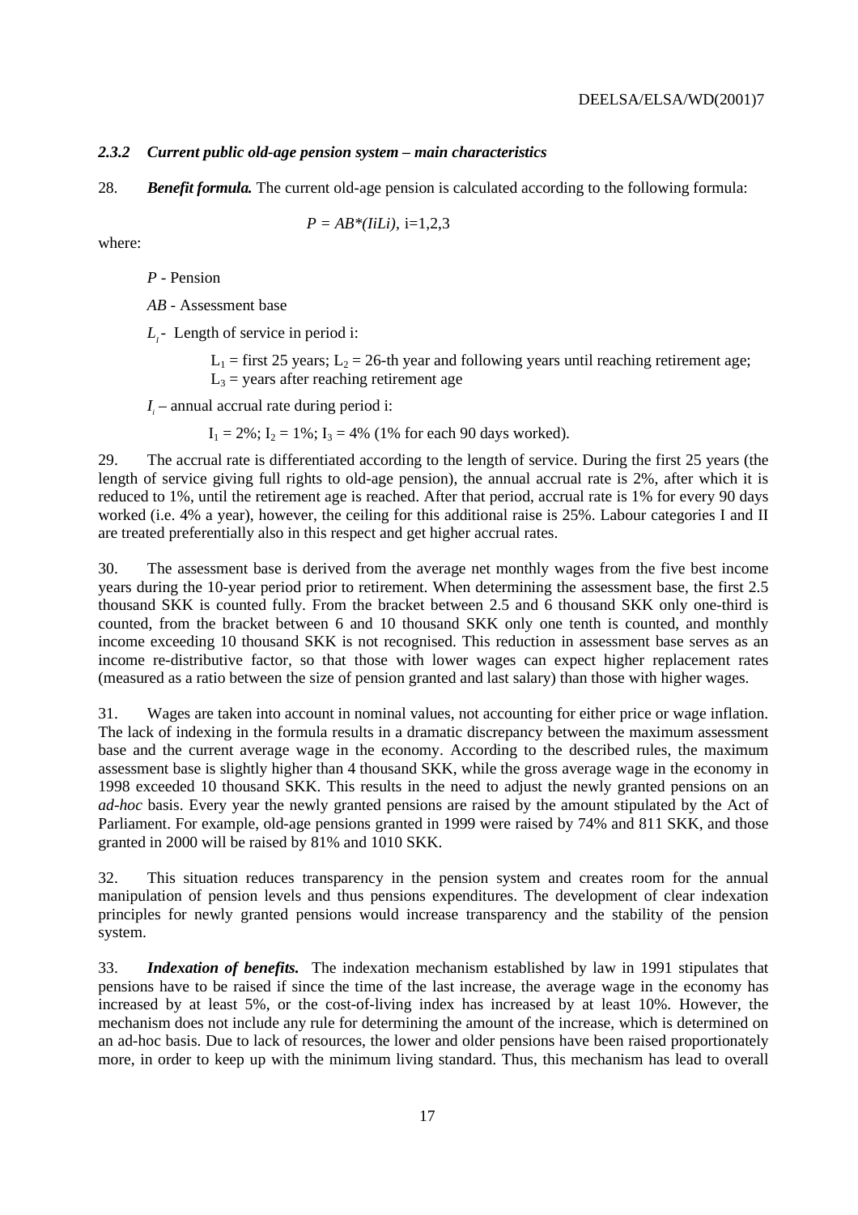#### *2.3.2 Current public old-age pension system – main characteristics*

28. ***Benefit formula.*** The current old-age pension is calculated according to the following formula:

$$P = AB^{*}(IiLi),\ \text{i}=1,2,3$$

where:

*P* - Pension

*AB* - Assessment base

$L_i$ - Length of service in period i:

$L_1$ = first 25 years; $L_2$ = 26-th year and following years until reaching retirement age; $L_3$ = years after reaching retirement age

$I_i$ – annual accrual rate during period i:

$I_1 = 2\%$; $I_2 = 1\%$; $I_3 = 4\%$ (1% for each 90 days worked).

29. The accrual rate is differentiated according to the length of service. During the first 25 years (the length of service giving full rights to old-age pension), the annual accrual rate is 2%, after which it is reduced to 1%, until the retirement age is reached. After that period, accrual rate is 1% for every 90 days worked (i.e. 4% a year), however, the ceiling for this additional raise is 25%. Labour categories I and II are treated preferentially also in this respect and get higher accrual rates.

30. The assessment base is derived from the average net monthly wages from the five best income years during the 10-year period prior to retirement. When determining the assessment base, the first 2.5 thousand SKK is counted fully. From the bracket between 2.5 and 6 thousand SKK only one-third is counted, from the bracket between 6 and 10 thousand SKK only one tenth is counted, and monthly income exceeding 10 thousand SKK is not recognised. This reduction in assessment base serves as an income re-distributive factor, so that those with lower wages can expect higher replacement rates (measured as a ratio between the size of pension granted and last salary) than those with higher wages.

31. Wages are taken into account in nominal values, not accounting for either price or wage inflation. The lack of indexing in the formula results in a dramatic discrepancy between the maximum assessment base and the current average wage in the economy. According to the described rules, the maximum assessment base is slightly higher than 4 thousand SKK, while the gross average wage in the economy in 1998 exceeded 10 thousand SKK. This results in the need to adjust the newly granted pensions on an *ad-hoc* basis. Every year the newly granted pensions are raised by the amount stipulated by the Act of Parliament. For example, old-age pensions granted in 1999 were raised by 74% and 811 SKK, and those granted in 2000 will be raised by 81% and 1010 SKK.

32. This situation reduces transparency in the pension system and creates room for the annual manipulation of pension levels and thus pensions expenditures. The development of clear indexation principles for newly granted pensions would increase transparency and the stability of the pension system.

33. ***Indexation of benefits.*** The indexation mechanism established by law in 1991 stipulates that pensions have to be raised if since the time of the last increase, the average wage in the economy has increased by at least 5%, or the cost-of-living index has increased by at least 10%. However, the mechanism does not include any rule for determining the amount of the increase, which is determined on an ad-hoc basis. Due to lack of resources, the lower and older pensions have been raised proportionately more, in order to keep up with the minimum living standard. Thus, this mechanism has lead to overall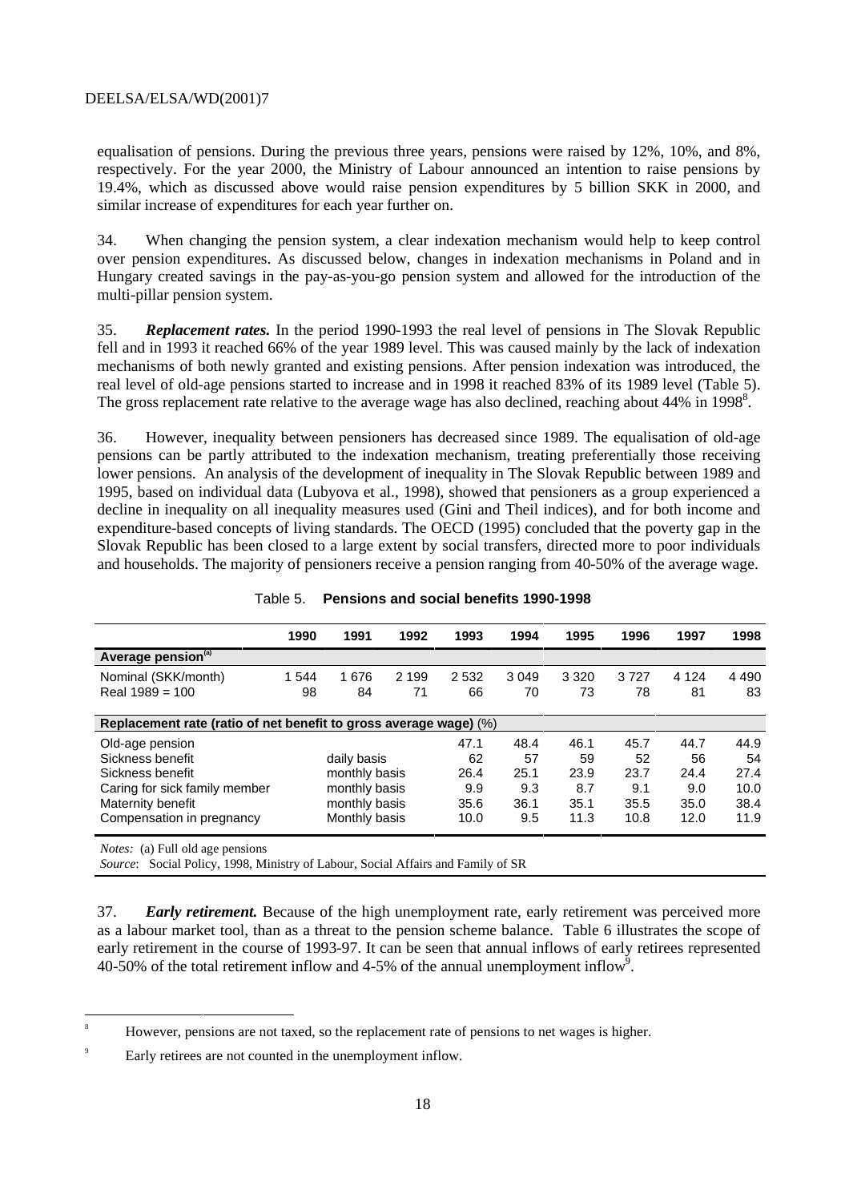equalisation of pensions. During the previous three years, pensions were raised by 12%, 10%, and 8%, respectively. For the year 2000, the Ministry of Labour announced an intention to raise pensions by 19.4%, which as discussed above would raise pension expenditures by 5 billion SKK in 2000, and similar increase of expenditures for each year further on.

34. When changing the pension system, a clear indexation mechanism would help to keep control over pension expenditures. As discussed below, changes in indexation mechanisms in Poland and in Hungary created savings in the pay-as-you-go pension system and allowed for the introduction of the multi-pillar pension system.

35. ***Replacement rates.*** In the period 1990-1993 the real level of pensions in The Slovak Republic fell and in 1993 it reached 66% of the year 1989 level. This was caused mainly by the lack of indexation mechanisms of both newly granted and existing pensions. After pension indexation was introduced, the real level of old-age pensions started to increase and in 1998 it reached 83% of its 1989 level (Table 5). The gross replacement rate relative to the average wage has also declined, reaching about 44% in 1998[8].

36. However, inequality between pensioners has decreased since 1989. The equalisation of old-age pensions can be partly attributed to the indexation mechanism, treating preferentially those receiving lower pensions. An analysis of the development of inequality in The Slovak Republic between 1989 and 1995, based on individual data (Lubyova et al., 1998), showed that pensioners as a group experienced a decline in inequality on all inequality measures used (Gini and Theil indices), and for both income and expenditure-based concepts of living standards. The OECD (1995) concluded that the poverty gap in the Slovak Republic has been closed to a large extent by social transfers, directed more to poor individuals and households. The majority of pensioners receive a pension ranging from 40-50% of the average wage.

Table 5. **Pensions and social benefits 1990-1998**

| | 1990 | 1991 | 1992 | 1993 | 1994 | 1995 | 1996 | 1997 | 1998 |
|---|---|---|---|---|---|---|---|---|---|
| **Average pension[(a)]** | | | | | | | | | |
| Nominal (SKK/month) | 1 544 | 1 676 | 2 199 | 2 532 | 3 049 | 3 320 | 3 727 | 4 124 | 4 490 |
| Real 1989 = 100 | 98 | 84 | 71 | 66 | 70 | 73 | 78 | 81 | 83 |
| **Replacement rate (ratio of net benefit to gross average wage)** (%) | | | | | | | | | |
| Old-age pension | | | | 47.1 | 48.4 | 46.1 | 45.7 | 44.7 | 44.9 |
| Sickness benefit | | daily basis | | 62 | 57 | 59 | 52 | 56 | 54 |
| Sickness benefit | | monthly basis | | 26.4 | 25.1 | 23.9 | 23.7 | 24.4 | 27.4 |
| Caring for sick family member | | monthly basis | | 9.9 | 9.3 | 8.7 | 9.1 | 9.0 | 10.0 |
| Maternity benefit | | monthly basis | | 35.6 | 36.1 | 35.1 | 35.5 | 35.0 | 38.4 |
| Compensation in pregnancy | | Monthly basis | | 10.0 | 9.5 | 11.3 | 10.8 | 12.0 | 11.9 |

*Notes:* (a) Full old age pensions

*Source*: Social Policy, 1998, Ministry of Labour, Social Affairs and Family of SR

37. ***Early retirement.*** Because of the high unemployment rate, early retirement was perceived more as a labour market tool, than as a threat to the pension scheme balance. Table 6 illustrates the scope of early retirement in the course of 1993-97. It can be seen that annual inflows of early retirees represented 40-50% of the total retirement inflow and 4-5% of the annual unemployment inflow[9].

---

[8] However, pensions are not taxed, so the replacement rate of pensions to net wages is higher.

[9] Early retirees are not counted in the unemployment inflow.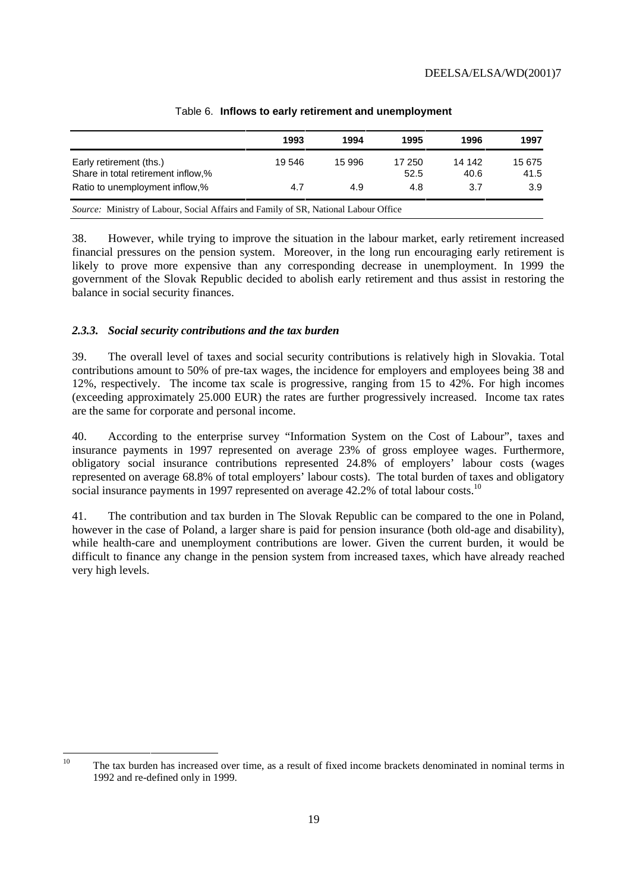Table 6. **Inflows to early retirement and unemployment**

| | 1993 | 1994 | 1995 | 1996 | 1997 |
|---|---|---|---|---|---|
| Early retirement (ths.) | 19 546 | 15 996 | 17 250 | 14 142 | 15 675 |
| Share in total retirement inflow,% | | | 52.5 | 40.6 | 41.5 |
| Ratio to unemployment inflow,% | 4.7 | 4.9 | 4.8 | 3.7 | 3.9 |

*Source:* Ministry of Labour, Social Affairs and Family of SR, National Labour Office

38. However, while trying to improve the situation in the labour market, early retirement increased financial pressures on the pension system. Moreover, in the long run encouraging early retirement is likely to prove more expensive than any corresponding decrease in unemployment. In 1999 the government of the Slovak Republic decided to abolish early retirement and thus assist in restoring the balance in social security finances.

### *2.3.3. Social security contributions and the tax burden*

39. The overall level of taxes and social security contributions is relatively high in Slovakia. Total contributions amount to 50% of pre-tax wages, the incidence for employers and employees being 38 and 12%, respectively. The income tax scale is progressive, ranging from 15 to 42%. For high incomes (exceeding approximately 25.000 EUR) the rates are further progressively increased. Income tax rates are the same for corporate and personal income.

40. According to the enterprise survey "Information System on the Cost of Labour", taxes and insurance payments in 1997 represented on average 23% of gross employee wages. Furthermore, obligatory social insurance contributions represented 24.8% of employers' labour costs (wages represented on average 68.8% of total employers' labour costs). The total burden of taxes and obligatory social insurance payments in 1997 represented on average 42.2% of total labour costs.[10]

41. The contribution and tax burden in The Slovak Republic can be compared to the one in Poland, however in the case of Poland, a larger share is paid for pension insurance (both old-age and disability), while health-care and unemployment contributions are lower. Given the current burden, it would be difficult to finance any change in the pension system from increased taxes, which have already reached very high levels.

[10] The tax burden has increased over time, as a result of fixed income brackets denominated in nominal terms in 1992 and re-defined only in 1999.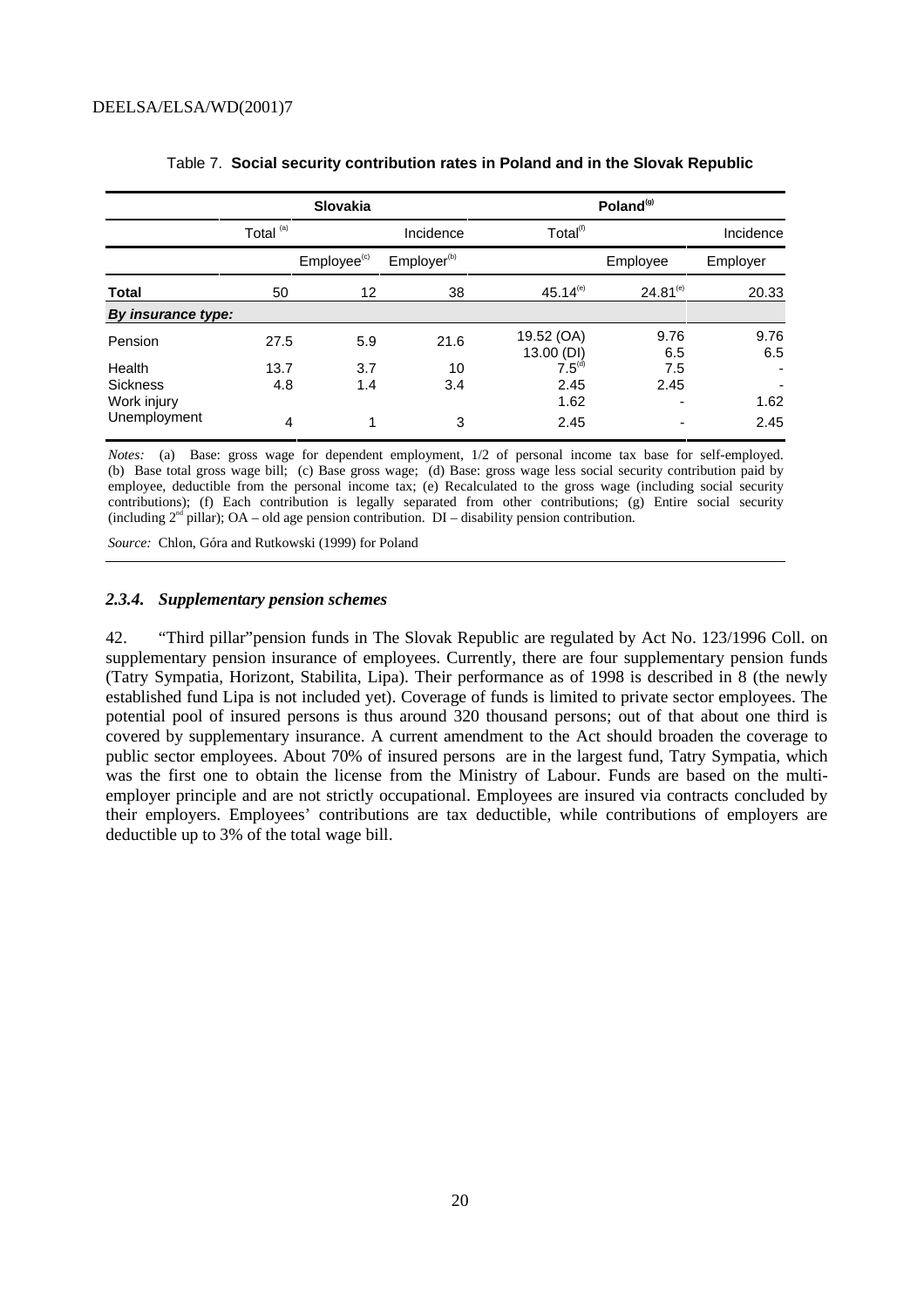Table 7. **Social security contribution rates in Poland and in the Slovak Republic**

| | Slovakia | | | Poland[(g)] | | |
|---|---|---|---|---|---|---|
| | Total [(a)] | Incidence | | Total[(f)] | Incidence | |
| | | Employee[(c)] | Employer[(b)] | | Employee | Employer |
| **Total** | 50 | 12 | 38 | 45.14[(e)] | 24.81[(e)] | 20.33 |
| ***By insurance type:*** | | | | | | |
| Pension | 27.5 | 5.9 | 21.6 | 19.52 (OA)<br>13.00 (DI) | 9.76<br>6.5 | 9.76<br>6.5 |
| Health | 13.7 | 3.7 | 10 | 7.5[(d)] | 7.5 | - |
| Sickness | 4.8 | 1.4 | 3.4 | 2.45 | 2.45 | - |
| Work injury | | | | 1.62 | - | 1.62 |
| Unemployment | 4 | 1 | 3 | 2.45 | - | 2.45 |

*Notes:* (a) Base: gross wage for dependent employment, 1/2 of personal income tax base for self-employed. (b) Base total gross wage bill; (c) Base gross wage; (d) Base: gross wage less social security contribution paid by employee, deductible from the personal income tax; (e) Recalculated to the gross wage (including social security contributions); (f) Each contribution is legally separated from other contributions; (g) Entire social security (including 2[nd] pillar); OA – old age pension contribution. DI – disability pension contribution.

*Source:* Chlon, Góra and Rutkowski (1999) for Poland

#### *2.3.4. Supplementary pension schemes*

42. "Third pillar"pension funds in The Slovak Republic are regulated by Act No. 123/1996 Coll. on supplementary pension insurance of employees. Currently, there are four supplementary pension funds (Tatry Sympatia, Horizont, Stabilita, Lipa). Their performance as of 1998 is described in 8 (the newly established fund Lipa is not included yet). Coverage of funds is limited to private sector employees. The potential pool of insured persons is thus around 320 thousand persons; out of that about one third is covered by supplementary insurance. A current amendment to the Act should broaden the coverage to public sector employees. About 70% of insured persons are in the largest fund, Tatry Sympatia, which was the first one to obtain the license from the Ministry of Labour. Funds are based on the multi-employer principle and are not strictly occupational. Employees are insured via contracts concluded by their employers. Employees' contributions are tax deductible, while contributions of employers are deductible up to 3% of the total wage bill.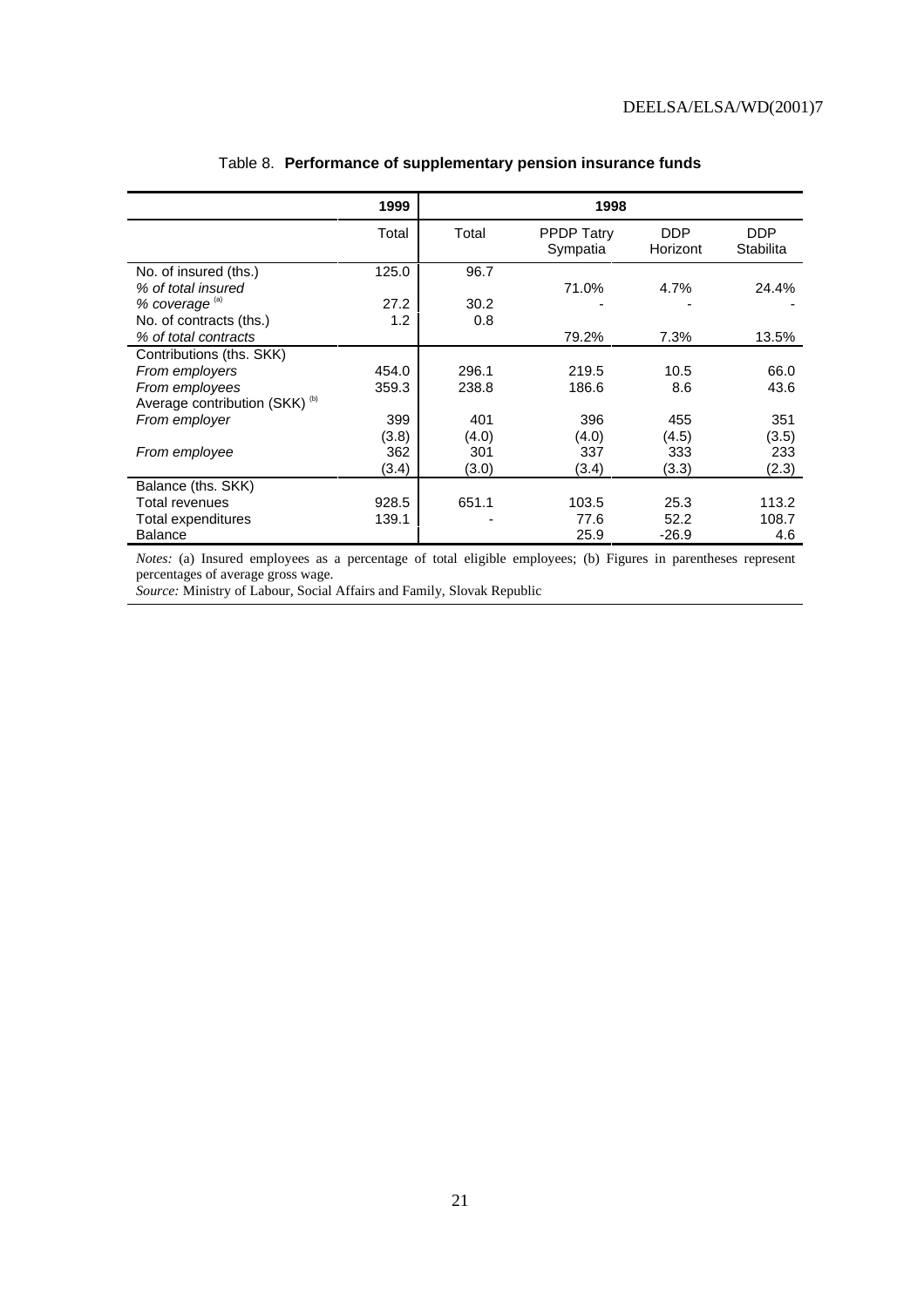Table 8. **Performance of supplementary pension insurance funds**

| | 1999 | 1998 | | | |
|---|---|---|---|---|---|
| | Total | Total | PPDP Tatry Sympatia | DDP Horizont | DDP Stabilita |
| No. of insured (ths.) | 125.0 | 96.7 | | | |
| *% of total insured* | | | 71.0% | 4.7% | 24.4% |
| *% coverage* [(a)] | 27.2 | 30.2 | - | - | - |
| No. of contracts (ths.) | 1.2 | 0.8 | | | |
| *% of total contracts* | | | 79.2% | 7.3% | 13.5% |
| Contributions (ths. SKK) | | | | | |
| *From employers* | 454.0 | 296.1 | 219.5 | 10.5 | 66.0 |
| *From employees* | 359.3 | 238.8 | 186.6 | 8.6 | 43.6 |
| Average contribution (SKK) [(b)] | | | | | |
| *From employer* | 399 | 401 | 396 | 455 | 351 |
| | (3.8) | (4.0) | (4.0) | (4.5) | (3.5) |
| *From employee* | 362 | 301 | 337 | 333 | 233 |
| | (3.4) | (3.0) | (3.4) | (3.3) | (2.3) |
| Balance (ths. SKK) | | | | | |
| Total revenues | 928.5 | 651.1 | 103.5 | 25.3 | 113.2 |
| Total expenditures | 139.1 | - | 77.6 | 52.2 | 108.7 |
| Balance | | | 25.9 | -26.9 | 4.6 |

*Notes:* (a) Insured employees as a percentage of total eligible employees; (b) Figures in parentheses represent percentages of average gross wage.
*Source:* Ministry of Labour, Social Affairs and Family, Slovak Republic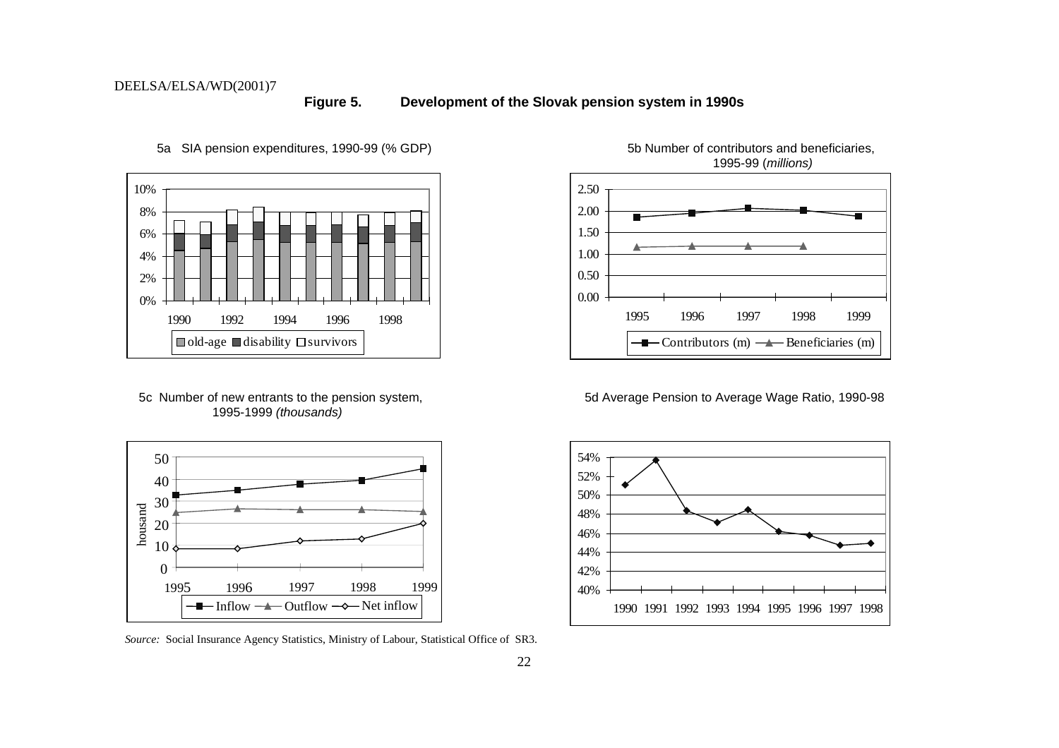**Figure 5. Development of the Slovak pension system in 1990s**

5a SIA pension expenditures, 1990-99 (% GDP)

5b Number of contributors and beneficiaries, 1995-99 (*millions*)

5c Number of new entrants to the pension system, 1995-1999 *(thousands)*

5d Average Pension to Average Wage Ratio, 1990-98

*Source:* Social Insurance Agency Statistics, Ministry of Labour, Statistical Office of SR3.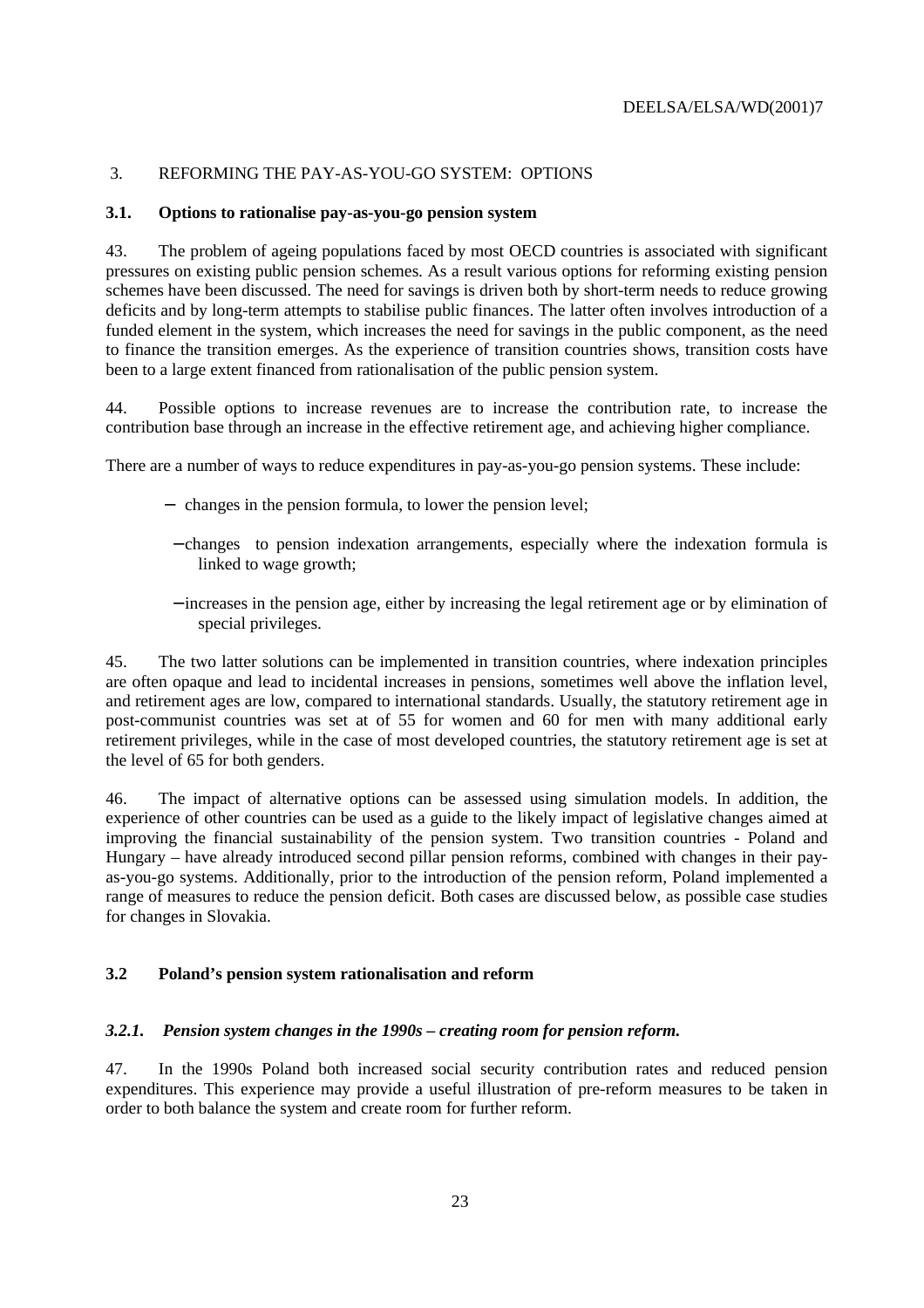## 3. REFORMING THE PAY-AS-YOU-GO SYSTEM: OPTIONS

### 3.1. Options to rationalise pay-as-you-go pension system

43. The problem of ageing populations faced by most OECD countries is associated with significant pressures on existing public pension schemes. As a result various options for reforming existing pension schemes have been discussed. The need for savings is driven both by short-term needs to reduce growing deficits and by long-term attempts to stabilise public finances. The latter often involves introduction of a funded element in the system, which increases the need for savings in the public component, as the need to finance the transition emerges. As the experience of transition countries shows, transition costs have been to a large extent financed from rationalisation of the public pension system.

44. Possible options to increase revenues are to increase the contribution rate, to increase the contribution base through an increase in the effective retirement age, and achieving higher compliance.

There are a number of ways to reduce expenditures in pay-as-you-go pension systems. These include:

- changes in the pension formula, to lower the pension level;
- changes to pension indexation arrangements, especially where the indexation formula is linked to wage growth;
- increases in the pension age, either by increasing the legal retirement age or by elimination of special privileges.

45. The two latter solutions can be implemented in transition countries, where indexation principles are often opaque and lead to incidental increases in pensions, sometimes well above the inflation level, and retirement ages are low, compared to international standards. Usually, the statutory retirement age in post-communist countries was set at of 55 for women and 60 for men with many additional early retirement privileges, while in the case of most developed countries, the statutory retirement age is set at the level of 65 for both genders.

46. The impact of alternative options can be assessed using simulation models. In addition, the experience of other countries can be used as a guide to the likely impact of legislative changes aimed at improving the financial sustainability of the pension system. Two transition countries - Poland and Hungary – have already introduced second pillar pension reforms, combined with changes in their pay-as-you-go systems. Additionally, prior to the introduction of the pension reform, Poland implemented a range of measures to reduce the pension deficit. Both cases are discussed below, as possible case studies for changes in Slovakia.

### 3.2 Poland's pension system rationalisation and reform

#### *3.2.1. Pension system changes in the 1990s – creating room for pension reform.*

47. In the 1990s Poland both increased social security contribution rates and reduced pension expenditures. This experience may provide a useful illustration of pre-reform measures to be taken in order to both balance the system and create room for further reform.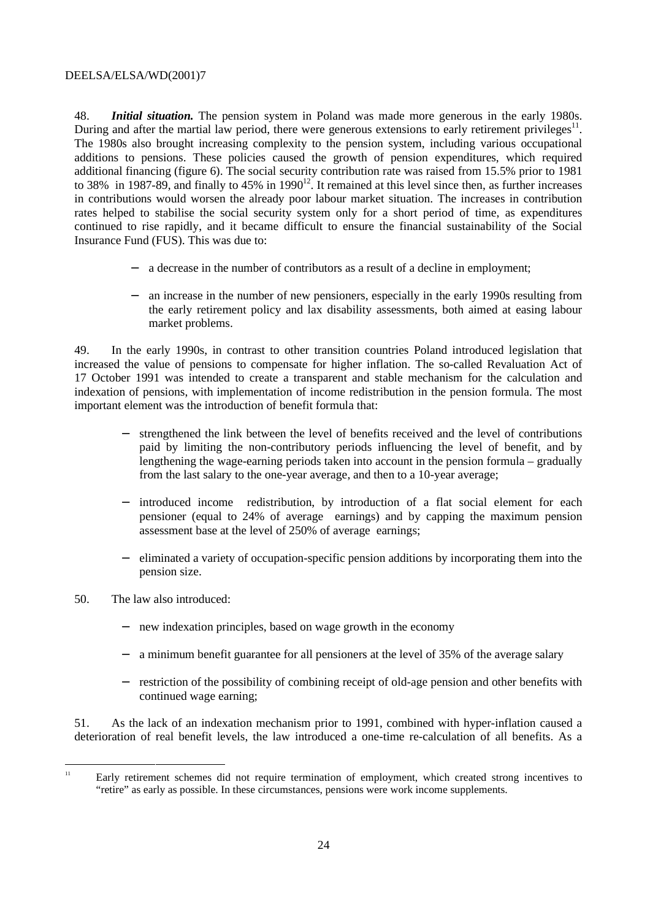48. ***Initial situation.*** The pension system in Poland was made more generous in the early 1980s. During and after the martial law period, there were generous extensions to early retirement privileges[11]. The 1980s also brought increasing complexity to the pension system, including various occupational additions to pensions. These policies caused the growth of pension expenditures, which required additional financing (figure 6). The social security contribution rate was raised from 15.5% prior to 1981 to 38% in 1987-89, and finally to 45% in 1990[12]. It remained at this level since then, as further increases in contributions would worsen the already poor labour market situation. The increases in contribution rates helped to stabilise the social security system only for a short period of time, as expenditures continued to rise rapidly, and it became difficult to ensure the financial sustainability of the Social Insurance Fund (FUS). This was due to:

- a decrease in the number of contributors as a result of a decline in employment;
- an increase in the number of new pensioners, especially in the early 1990s resulting from the early retirement policy and lax disability assessments, both aimed at easing labour market problems.

49. In the early 1990s, in contrast to other transition countries Poland introduced legislation that increased the value of pensions to compensate for higher inflation. The so-called Revaluation Act of 17 October 1991 was intended to create a transparent and stable mechanism for the calculation and indexation of pensions, with implementation of income redistribution in the pension formula. The most important element was the introduction of benefit formula that:

- strengthened the link between the level of benefits received and the level of contributions paid by limiting the non-contributory periods influencing the level of benefit, and by lengthening the wage-earning periods taken into account in the pension formula – gradually from the last salary to the one-year average, and then to a 10-year average;
- introduced income redistribution, by introduction of a flat social element for each pensioner (equal to 24% of average earnings) and by capping the maximum pension assessment base at the level of 250% of average earnings;
- eliminated a variety of occupation-specific pension additions by incorporating them into the pension size.

50. The law also introduced:

- new indexation principles, based on wage growth in the economy
- a minimum benefit guarantee for all pensioners at the level of 35% of the average salary
- restriction of the possibility of combining receipt of old-age pension and other benefits with continued wage earning;

51. As the lack of an indexation mechanism prior to 1991, combined with hyper-inflation caused a deterioration of real benefit levels, the law introduced a one-time re-calculation of all benefits. As a

[11] Early retirement schemes did not require termination of employment, which created strong incentives to "retire" as early as possible. In these circumstances, pensions were work income supplements.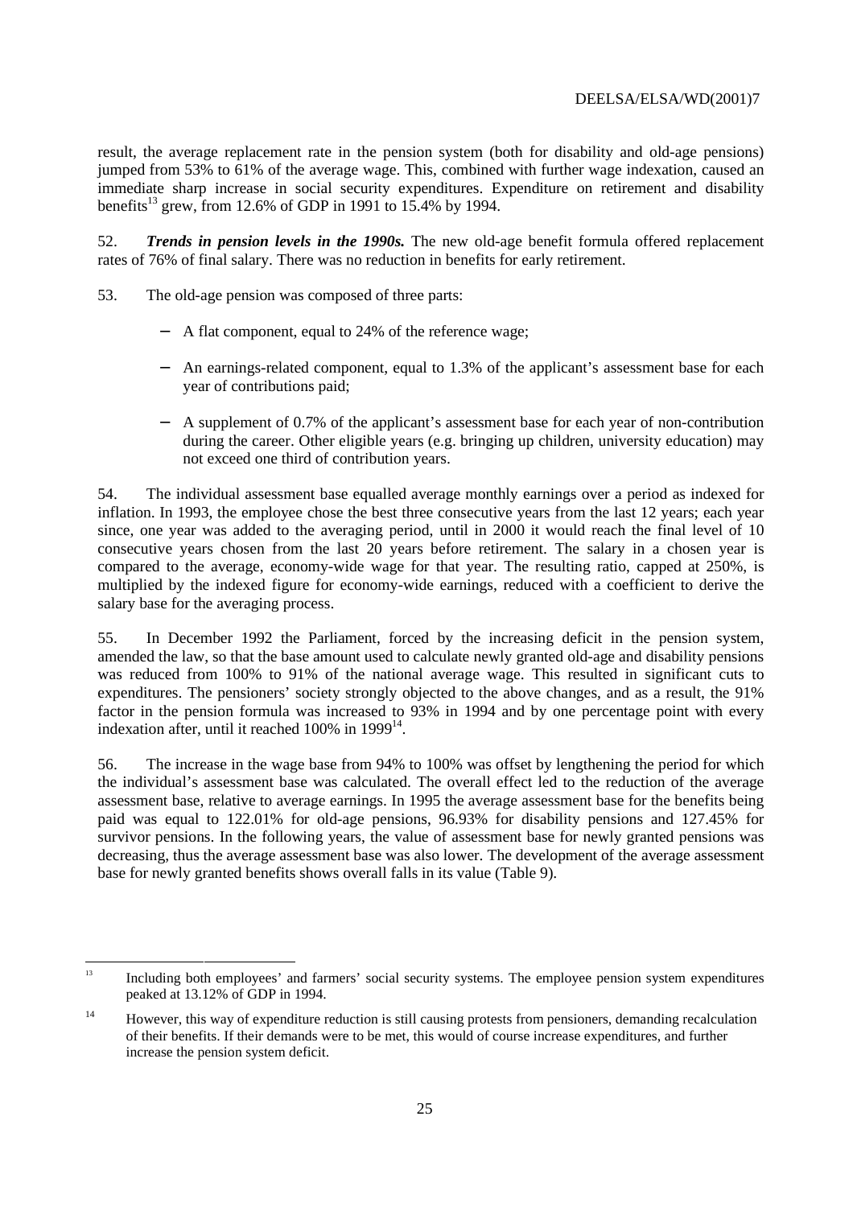result, the average replacement rate in the pension system (both for disability and old-age pensions) jumped from 53% to 61% of the average wage. This, combined with further wage indexation, caused an immediate sharp increase in social security expenditures. Expenditure on retirement and disability benefits[13] grew, from 12.6% of GDP in 1991 to 15.4% by 1994.

52. ***Trends in pension levels in the 1990s.*** The new old-age benefit formula offered replacement rates of 76% of final salary. There was no reduction in benefits for early retirement.

53. The old-age pension was composed of three parts:

- A flat component, equal to 24% of the reference wage;
- An earnings-related component, equal to 1.3% of the applicant's assessment base for each year of contributions paid;
- A supplement of 0.7% of the applicant's assessment base for each year of non-contribution during the career. Other eligible years (e.g. bringing up children, university education) may not exceed one third of contribution years.

54. The individual assessment base equalled average monthly earnings over a period as indexed for inflation. In 1993, the employee chose the best three consecutive years from the last 12 years; each year since, one year was added to the averaging period, until in 2000 it would reach the final level of 10 consecutive years chosen from the last 20 years before retirement. The salary in a chosen year is compared to the average, economy-wide wage for that year. The resulting ratio, capped at 250%, is multiplied by the indexed figure for economy-wide earnings, reduced with a coefficient to derive the salary base for the averaging process.

55. In December 1992 the Parliament, forced by the increasing deficit in the pension system, amended the law, so that the base amount used to calculate newly granted old-age and disability pensions was reduced from 100% to 91% of the national average wage. This resulted in significant cuts to expenditures. The pensioners' society strongly objected to the above changes, and as a result, the 91% factor in the pension formula was increased to 93% in 1994 and by one percentage point with every indexation after, until it reached 100% in 1999[14].

56. The increase in the wage base from 94% to 100% was offset by lengthening the period for which the individual's assessment base was calculated. The overall effect led to the reduction of the average assessment base, relative to average earnings. In 1995 the average assessment base for the benefits being paid was equal to 122.01% for old-age pensions, 96.93% for disability pensions and 127.45% for survivor pensions. In the following years, the value of assessment base for newly granted pensions was decreasing, thus the average assessment base was also lower. The development of the average assessment base for newly granted benefits shows overall falls in its value (Table 9).

---

[13] Including both employees' and farmers' social security systems. The employee pension system expenditures peaked at 13.12% of GDP in 1994.

[14] However, this way of expenditure reduction is still causing protests from pensioners, demanding recalculation of their benefits. If their demands were to be met, this would of course increase expenditures, and further increase the pension system deficit.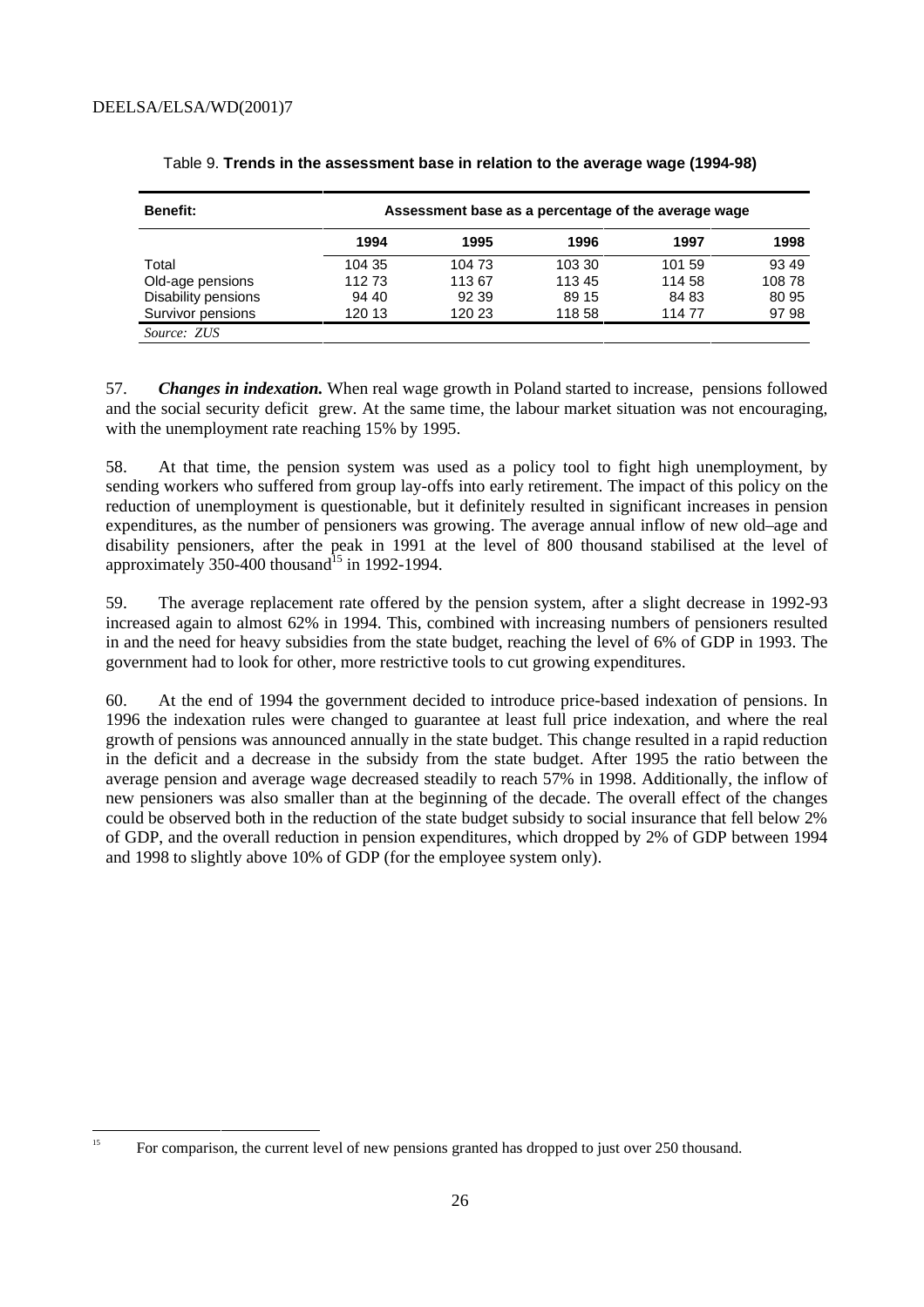Table 9. **Trends in the assessment base in relation to the average wage (1994-98)**

| Benefit: | Assessment base as a percentage of the average wage | | | | |
|---|---|---|---|---|---|
| | 1994 | 1995 | 1996 | 1997 | 1998 |
| Total | 104 35 | 104 73 | 103 30 | 101 59 | 93 49 |
| Old-age pensions | 112 73 | 113 67 | 113 45 | 114 58 | 108 78 |
| Disability pensions | 94 40 | 92 39 | 89 15 | 84 83 | 80 95 |
| Survivor pensions | 120 13 | 120 23 | 118 58 | 114 77 | 97 98 |

*Source: ZUS*

57. ***Changes in indexation.*** When real wage growth in Poland started to increase, pensions followed and the social security deficit grew. At the same time, the labour market situation was not encouraging, with the unemployment rate reaching 15% by 1995.

58. At that time, the pension system was used as a policy tool to fight high unemployment, by sending workers who suffered from group lay-offs into early retirement. The impact of this policy on the reduction of unemployment is questionable, but it definitely resulted in significant increases in pension expenditures, as the number of pensioners was growing. The average annual inflow of new old–age and disability pensioners, after the peak in 1991 at the level of 800 thousand stabilised at the level of approximately 350-400 thousand[15] in 1992-1994.

59. The average replacement rate offered by the pension system, after a slight decrease in 1992-93 increased again to almost 62% in 1994. This, combined with increasing numbers of pensioners resulted in and the need for heavy subsidies from the state budget, reaching the level of 6% of GDP in 1993. The government had to look for other, more restrictive tools to cut growing expenditures.

60. At the end of 1994 the government decided to introduce price-based indexation of pensions. In 1996 the indexation rules were changed to guarantee at least full price indexation, and where the real growth of pensions was announced annually in the state budget. This change resulted in a rapid reduction in the deficit and a decrease in the subsidy from the state budget. After 1995 the ratio between the average pension and average wage decreased steadily to reach 57% in 1998. Additionally, the inflow of new pensioners was also smaller than at the beginning of the decade. The overall effect of the changes could be observed both in the reduction of the state budget subsidy to social insurance that fell below 2% of GDP, and the overall reduction in pension expenditures, which dropped by 2% of GDP between 1994 and 1998 to slightly above 10% of GDP (for the employee system only).

[15] For comparison, the current level of new pensions granted has dropped to just over 250 thousand.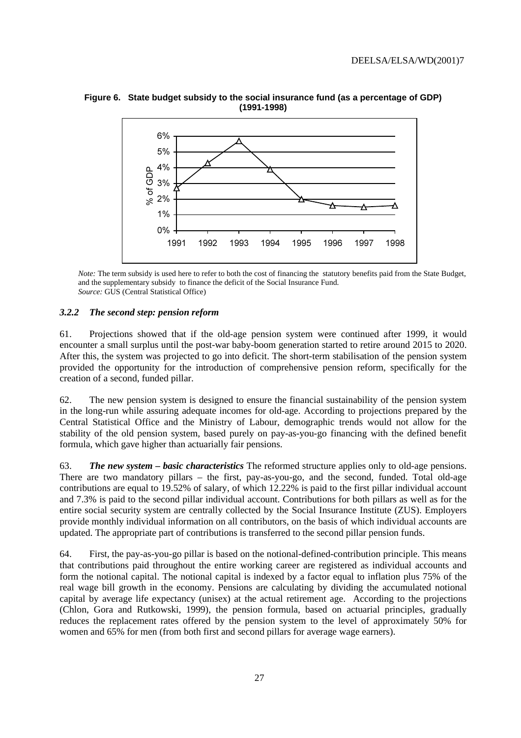**Figure 6. State budget subsidy to the social insurance fund (as a percentage of GDP) (1991-1998)**

*Note:* The term subsidy is used here to refer to both the cost of financing the statutory benefits paid from the State Budget, and the supplementary subsidy to finance the deficit of the Social Insurance Fund.
*Source:* GUS (Central Statistical Office)

### *3.2.2 The second step: pension reform*

61. Projections showed that if the old-age pension system were continued after 1999, it would encounter a small surplus until the post-war baby-boom generation started to retire around 2015 to 2020. After this, the system was projected to go into deficit. The short-term stabilisation of the pension system provided the opportunity for the introduction of comprehensive pension reform, specifically for the creation of a second, funded pillar.

62. The new pension system is designed to ensure the financial sustainability of the pension system in the long-run while assuring adequate incomes for old-age. According to projections prepared by the Central Statistical Office and the Ministry of Labour, demographic trends would not allow for the stability of the old pension system, based purely on pay-as-you-go financing with the defined benefit formula, which gave higher than actuarially fair pensions.

63. ***The new system – basic characteristics*** The reformed structure applies only to old-age pensions. There are two mandatory pillars – the first, pay-as-you-go, and the second, funded. Total old-age contributions are equal to 19.52% of salary, of which 12.22% is paid to the first pillar individual account and 7.3% is paid to the second pillar individual account. Contributions for both pillars as well as for the entire social security system are centrally collected by the Social Insurance Institute (ZUS). Employers provide monthly individual information on all contributors, on the basis of which individual accounts are updated. The appropriate part of contributions is transferred to the second pillar pension funds.

64. First, the pay-as-you-go pillar is based on the notional-defined-contribution principle. This means that contributions paid throughout the entire working career are registered as individual accounts and form the notional capital. The notional capital is indexed by a factor equal to inflation plus 75% of the real wage bill growth in the economy. Pensions are calculating by dividing the accumulated notional capital by average life expectancy (unisex) at the actual retirement age. According to the projections (Chlon, Gora and Rutkowski, 1999), the pension formula, based on actuarial principles, gradually reduces the replacement rates offered by the pension system to the level of approximately 50% for women and 65% for men (from both first and second pillars for average wage earners).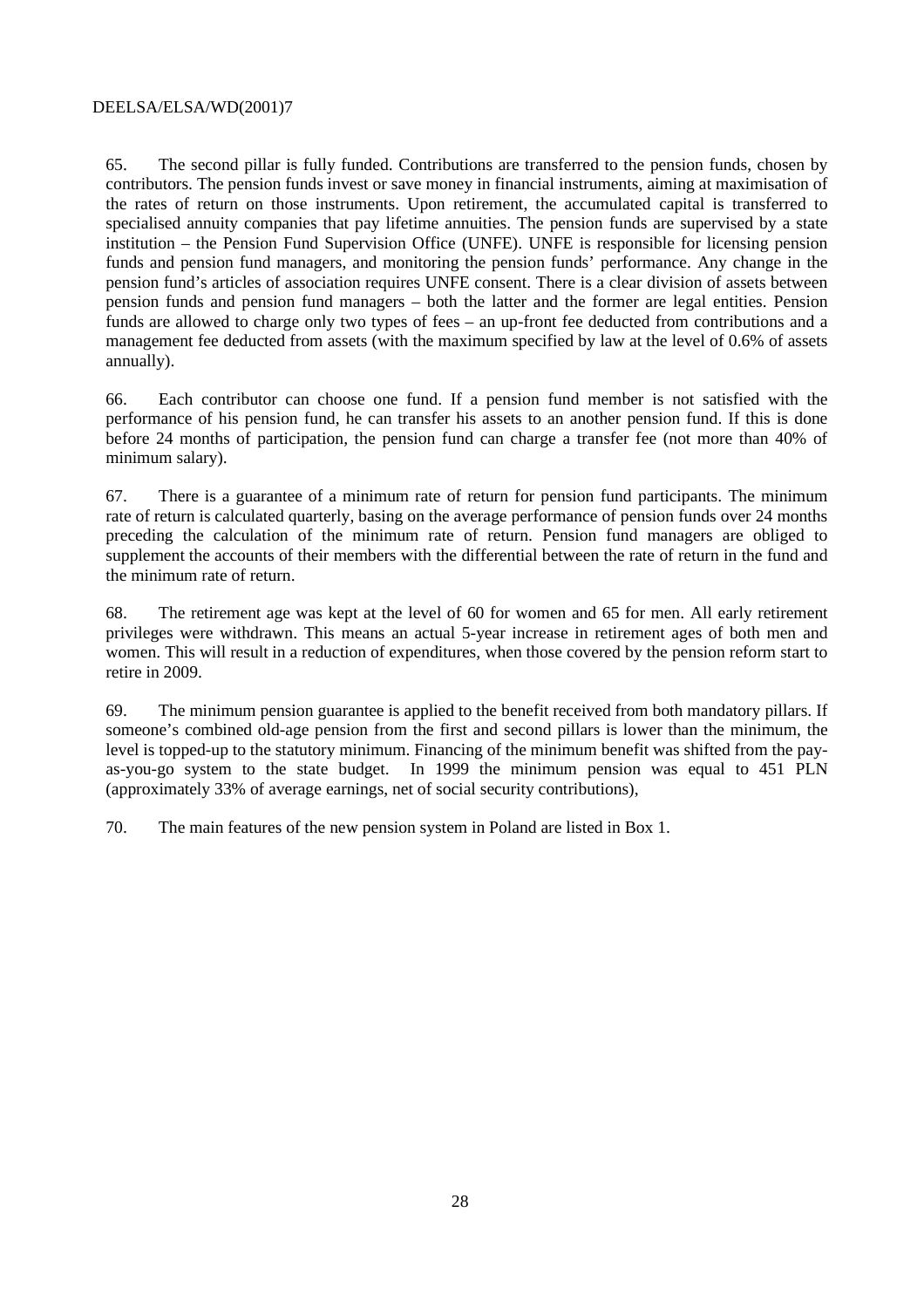65. The second pillar is fully funded. Contributions are transferred to the pension funds, chosen by contributors. The pension funds invest or save money in financial instruments, aiming at maximisation of the rates of return on those instruments. Upon retirement, the accumulated capital is transferred to specialised annuity companies that pay lifetime annuities. The pension funds are supervised by a state institution – the Pension Fund Supervision Office (UNFE). UNFE is responsible for licensing pension funds and pension fund managers, and monitoring the pension funds' performance. Any change in the pension fund's articles of association requires UNFE consent. There is a clear division of assets between pension funds and pension fund managers – both the latter and the former are legal entities. Pension funds are allowed to charge only two types of fees – an up-front fee deducted from contributions and a management fee deducted from assets (with the maximum specified by law at the level of 0.6% of assets annually).

66. Each contributor can choose one fund. If a pension fund member is not satisfied with the performance of his pension fund, he can transfer his assets to an another pension fund. If this is done before 24 months of participation, the pension fund can charge a transfer fee (not more than 40% of minimum salary).

67. There is a guarantee of a minimum rate of return for pension fund participants. The minimum rate of return is calculated quarterly, basing on the average performance of pension funds over 24 months preceding the calculation of the minimum rate of return. Pension fund managers are obliged to supplement the accounts of their members with the differential between the rate of return in the fund and the minimum rate of return.

68. The retirement age was kept at the level of 60 for women and 65 for men. All early retirement privileges were withdrawn. This means an actual 5-year increase in retirement ages of both men and women. This will result in a reduction of expenditures, when those covered by the pension reform start to retire in 2009.

69. The minimum pension guarantee is applied to the benefit received from both mandatory pillars. If someone's combined old-age pension from the first and second pillars is lower than the minimum, the level is topped-up to the statutory minimum. Financing of the minimum benefit was shifted from the pay-as-you-go system to the state budget. In 1999 the minimum pension was equal to 451 PLN (approximately 33% of average earnings, net of social security contributions),

70. The main features of the new pension system in Poland are listed in Box 1.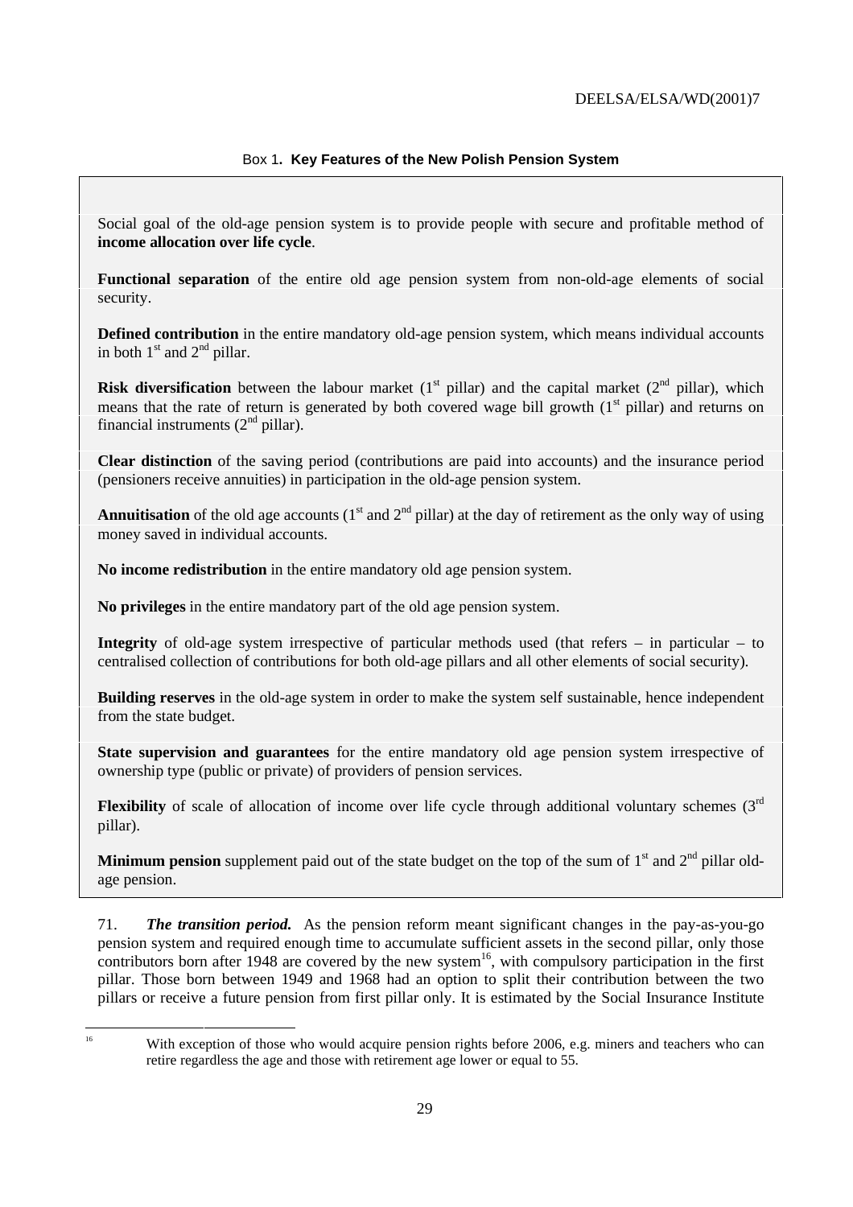Box 1. **Key Features of the New Polish Pension System**

Social goal of the old-age pension system is to provide people with secure and profitable method of **income allocation over life cycle**.

**Functional separation** of the entire old age pension system from non-old-age elements of social security.

**Defined contribution** in the entire mandatory old-age pension system, which means individual accounts in both 1st and 2nd pillar.

**Risk diversification** between the labour market (1st pillar) and the capital market (2nd pillar), which means that the rate of return is generated by both covered wage bill growth (1st pillar) and returns on financial instruments (2nd pillar).

**Clear distinction** of the saving period (contributions are paid into accounts) and the insurance period (pensioners receive annuities) in participation in the old-age pension system.

**Annuitisation** of the old age accounts (1st and 2nd pillar) at the day of retirement as the only way of using money saved in individual accounts.

**No income redistribution** in the entire mandatory old age pension system.

**No privileges** in the entire mandatory part of the old age pension system.

**Integrity** of old-age system irrespective of particular methods used (that refers – in particular – to centralised collection of contributions for both old-age pillars and all other elements of social security).

**Building reserves** in the old-age system in order to make the system self sustainable, hence independent from the state budget.

**State supervision and guarantees** for the entire mandatory old age pension system irrespective of ownership type (public or private) of providers of pension services.

**Flexibility** of scale of allocation of income over life cycle through additional voluntary schemes (3rd pillar).

**Minimum pension** supplement paid out of the state budget on the top of the sum of 1st and 2nd pillar old-age pension.

71. ***The transition period.*** As the pension reform meant significant changes in the pay-as-you-go pension system and required enough time to accumulate sufficient assets in the second pillar, only those contributors born after 1948 are covered by the new system[16], with compulsory participation in the first pillar. Those born between 1949 and 1968 had an option to split their contribution between the two pillars or receive a future pension from first pillar only. It is estimated by the Social Insurance Institute

[16] With exception of those who would acquire pension rights before 2006, e.g. miners and teachers who can retire regardless the age and those with retirement age lower or equal to 55.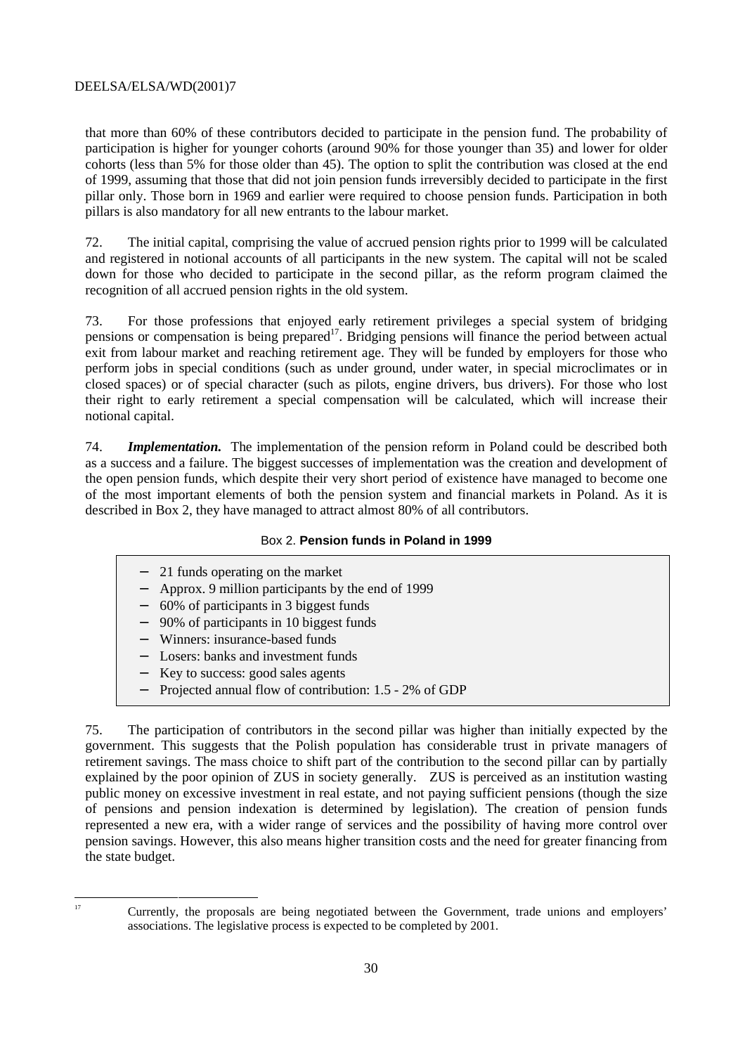that more than 60% of these contributors decided to participate in the pension fund. The probability of participation is higher for younger cohorts (around 90% for those younger than 35) and lower for older cohorts (less than 5% for those older than 45). The option to split the contribution was closed at the end of 1999, assuming that those that did not join pension funds irreversibly decided to participate in the first pillar only. Those born in 1969 and earlier were required to choose pension funds. Participation in both pillars is also mandatory for all new entrants to the labour market.

72. The initial capital, comprising the value of accrued pension rights prior to 1999 will be calculated and registered in notional accounts of all participants in the new system. The capital will not be scaled down for those who decided to participate in the second pillar, as the reform program claimed the recognition of all accrued pension rights in the old system.

73. For those professions that enjoyed early retirement privileges a special system of bridging pensions or compensation is being prepared[17]. Bridging pensions will finance the period between actual exit from labour market and reaching retirement age. They will be funded by employers for those who perform jobs in special conditions (such as under ground, under water, in special microclimates or in closed spaces) or of special character (such as pilots, engine drivers, bus drivers). For those who lost their right to early retirement a special compensation will be calculated, which will increase their notional capital.

74. ***Implementation.*** The implementation of the pension reform in Poland could be described both as a success and a failure. The biggest successes of implementation was the creation and development of the open pension funds, which despite their very short period of existence have managed to become one of the most important elements of both the pension system and financial markets in Poland. As it is described in Box 2, they have managed to attract almost 80% of all contributors.

Box 2. **Pension funds in Poland in 1999**

- 21 funds operating on the market
- Approx. 9 million participants by the end of 1999
- 60% of participants in 3 biggest funds
- 90% of participants in 10 biggest funds
- Winners: insurance-based funds
- Losers: banks and investment funds
- Key to success: good sales agents
- Projected annual flow of contribution: 1.5 - 2% of GDP

75. The participation of contributors in the second pillar was higher than initially expected by the government. This suggests that the Polish population has considerable trust in private managers of retirement savings. The mass choice to shift part of the contribution to the second pillar can by partially explained by the poor opinion of ZUS in society generally. ZUS is perceived as an institution wasting public money on excessive investment in real estate, and not paying sufficient pensions (though the size of pensions and pension indexation is determined by legislation). The creation of pension funds represented a new era, with a wider range of services and the possibility of having more control over pension savings. However, this also means higher transition costs and the need for greater financing from the state budget.

---

[17] Currently, the proposals are being negotiated between the Government, trade unions and employers' associations. The legislative process is expected to be completed by 2001.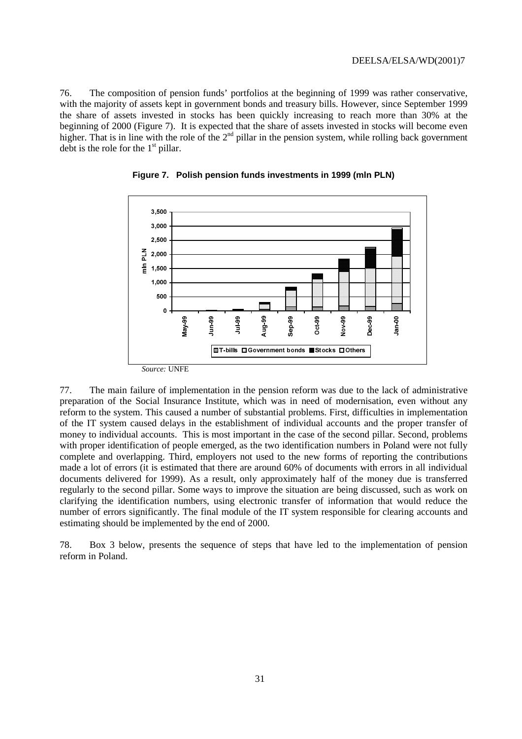76. The composition of pension funds' portfolios at the beginning of 1999 was rather conservative, with the majority of assets kept in government bonds and treasury bills. However, since September 1999 the share of assets invested in stocks has been quickly increasing to reach more than 30% at the beginning of 2000 (Figure 7). It is expected that the share of assets invested in stocks will become even higher. That is in line with the role of the 2nd pillar in the pension system, while rolling back government debt is the role for the 1st pillar.

**Figure 7. Polish pension funds investments in 1999 (mln PLN)**

*Source:* UNFE

77. The main failure of implementation in the pension reform was due to the lack of administrative preparation of the Social Insurance Institute, which was in need of modernisation, even without any reform to the system. This caused a number of substantial problems. First, difficulties in implementation of the IT system caused delays in the establishment of individual accounts and the proper transfer of money to individual accounts. This is most important in the case of the second pillar. Second, problems with proper identification of people emerged, as the two identification numbers in Poland were not fully complete and overlapping. Third, employers not used to the new forms of reporting the contributions made a lot of errors (it is estimated that there are around 60% of documents with errors in all individual documents delivered for 1999). As a result, only approximately half of the money due is transferred regularly to the second pillar. Some ways to improve the situation are being discussed, such as work on clarifying the identification numbers, using electronic transfer of information that would reduce the number of errors significantly. The final module of the IT system responsible for clearing accounts and estimating should be implemented by the end of 2000.

78. Box 3 below, presents the sequence of steps that have led to the implementation of pension reform in Poland.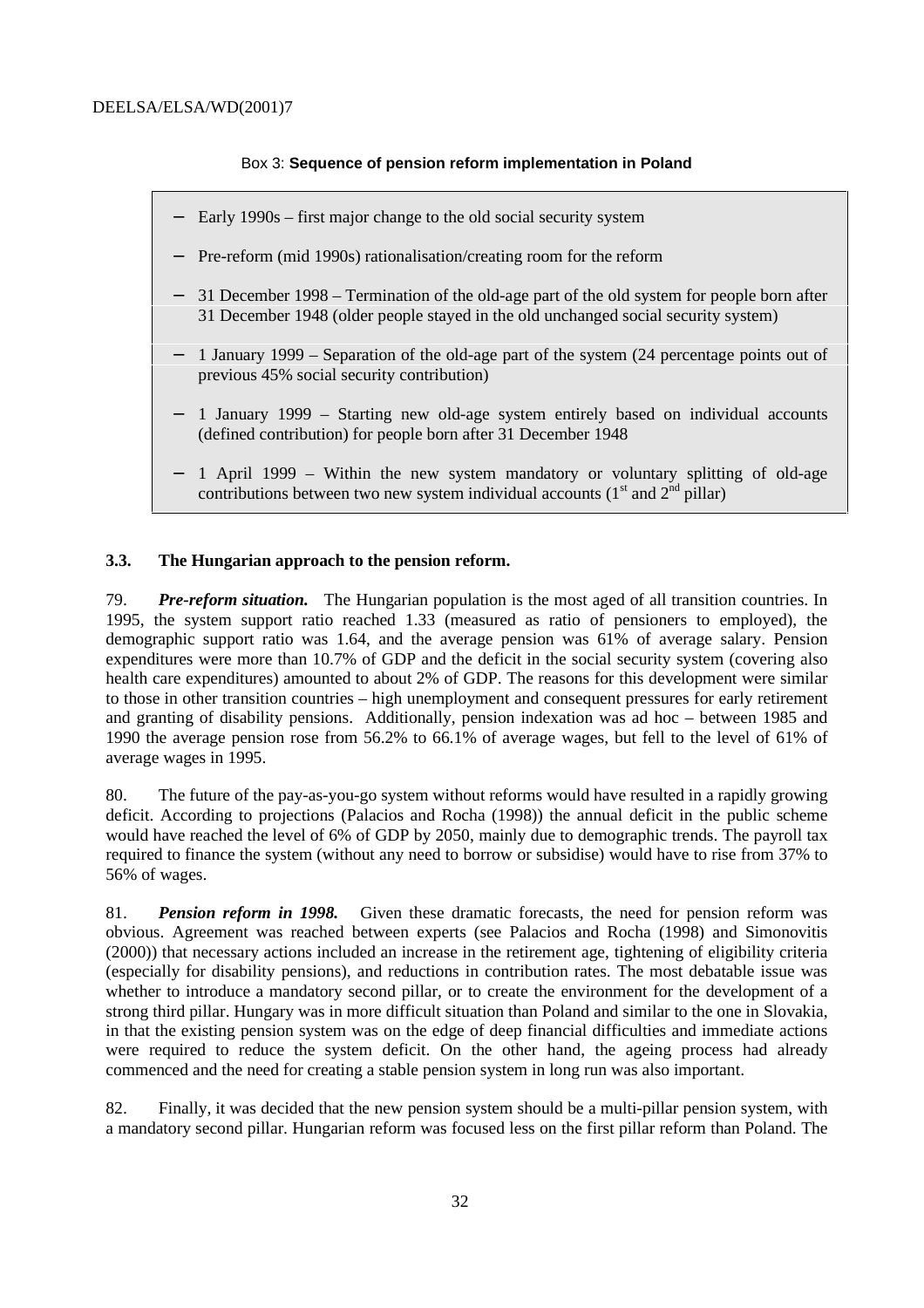Box 3: **Sequence of pension reform implementation in Poland**

- Early 1990s – first major change to the old social security system
- Pre-reform (mid 1990s) rationalisation/creating room for the reform
- 31 December 1998 – Termination of the old-age part of the old system for people born after 31 December 1948 (older people stayed in the old unchanged social security system)
- 1 January 1999 – Separation of the old-age part of the system (24 percentage points out of previous 45% social security contribution)
- 1 January 1999 – Starting new old-age system entirely based on individual accounts (defined contribution) for people born after 31 December 1948
- 1 April 1999 – Within the new system mandatory or voluntary splitting of old-age contributions between two new system individual accounts (1st and 2nd pillar)

### 3.3. The Hungarian approach to the pension reform.

79. ***Pre-reform situation.*** The Hungarian population is the most aged of all transition countries. In 1995, the system support ratio reached 1.33 (measured as ratio of pensioners to employed), the demographic support ratio was 1.64, and the average pension was 61% of average salary. Pension expenditures were more than 10.7% of GDP and the deficit in the social security system (covering also health care expenditures) amounted to about 2% of GDP. The reasons for this development were similar to those in other transition countries – high unemployment and consequent pressures for early retirement and granting of disability pensions. Additionally, pension indexation was ad hoc – between 1985 and 1990 the average pension rose from 56.2% to 66.1% of average wages, but fell to the level of 61% of average wages in 1995.

80. The future of the pay-as-you-go system without reforms would have resulted in a rapidly growing deficit. According to projections (Palacios and Rocha (1998)) the annual deficit in the public scheme would have reached the level of 6% of GDP by 2050, mainly due to demographic trends. The payroll tax required to finance the system (without any need to borrow or subsidise) would have to rise from 37% to 56% of wages.

81. ***Pension reform in 1998.*** Given these dramatic forecasts, the need for pension reform was obvious. Agreement was reached between experts (see Palacios and Rocha (1998) and Simonovitis (2000)) that necessary actions included an increase in the retirement age, tightening of eligibility criteria (especially for disability pensions), and reductions in contribution rates. The most debatable issue was whether to introduce a mandatory second pillar, or to create the environment for the development of a strong third pillar. Hungary was in more difficult situation than Poland and similar to the one in Slovakia, in that the existing pension system was on the edge of deep financial difficulties and immediate actions were required to reduce the system deficit. On the other hand, the ageing process had already commenced and the need for creating a stable pension system in long run was also important.

82. Finally, it was decided that the new pension system should be a multi-pillar pension system, with a mandatory second pillar. Hungarian reform was focused less on the first pillar reform than Poland. The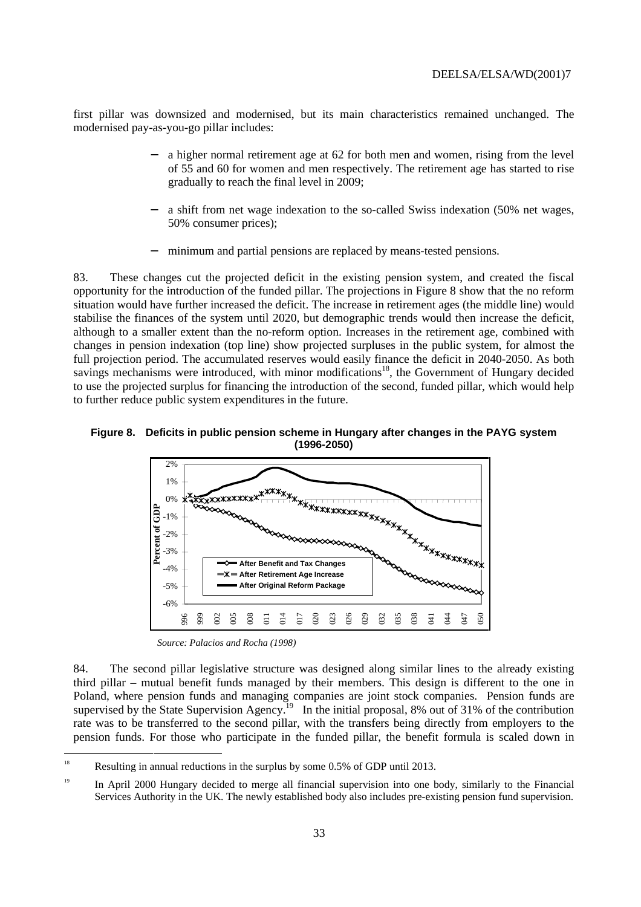first pillar was downsized and modernised, but its main characteristics remained unchanged. The modernised pay-as-you-go pillar includes:

- a higher normal retirement age at 62 for both men and women, rising from the level of 55 and 60 for women and men respectively. The retirement age has started to rise gradually to reach the final level in 2009;
- a shift from net wage indexation to the so-called Swiss indexation (50% net wages, 50% consumer prices);
- minimum and partial pensions are replaced by means-tested pensions.

83. These changes cut the projected deficit in the existing pension system, and created the fiscal opportunity for the introduction of the funded pillar. The projections in Figure 8 show that the no reform situation would have further increased the deficit. The increase in retirement ages (the middle line) would stabilise the finances of the system until 2020, but demographic trends would then increase the deficit, although to a smaller extent than the no-reform option. Increases in the retirement age, combined with changes in pension indexation (top line) show projected surpluses in the public system, for almost the full projection period. The accumulated reserves would easily finance the deficit in 2040-2050. As both savings mechanisms were introduced, with minor modifications[18], the Government of Hungary decided to use the projected surplus for financing the introduction of the second, funded pillar, which would help to further reduce public system expenditures in the future.

**Figure 8. Deficits in public pension scheme in Hungary after changes in the PAYG system (1996-2050)**

*Source: Palacios and Rocha (1998)*

84. The second pillar legislative structure was designed along similar lines to the already existing third pillar – mutual benefit funds managed by their members. This design is different to the one in Poland, where pension funds and managing companies are joint stock companies. Pension funds are supervised by the State Supervision Agency.[19] In the initial proposal, 8% out of 31% of the contribution rate was to be transferred to the second pillar, with the transfers being directly from employers to the pension funds. For those who participate in the funded pillar, the benefit formula is scaled down in

[18] Resulting in annual reductions in the surplus by some 0.5% of GDP until 2013.

[19] In April 2000 Hungary decided to merge all financial supervision into one body, similarly to the Financial Services Authority in the UK. The newly established body also includes pre-existing pension fund supervision.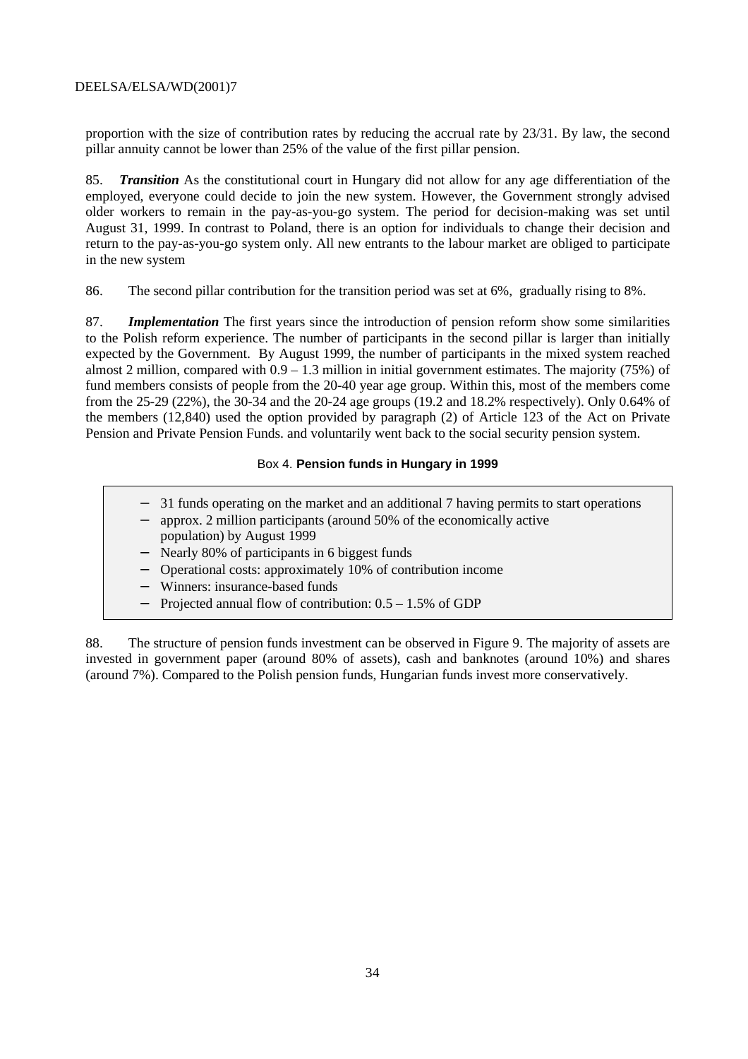proportion with the size of contribution rates by reducing the accrual rate by 23/31. By law, the second pillar annuity cannot be lower than 25% of the value of the first pillar pension.

85. ***Transition*** As the constitutional court in Hungary did not allow for any age differentiation of the employed, everyone could decide to join the new system. However, the Government strongly advised older workers to remain in the pay-as-you-go system. The period for decision-making was set until August 31, 1999. In contrast to Poland, there is an option for individuals to change their decision and return to the pay-as-you-go system only. All new entrants to the labour market are obliged to participate in the new system

86. The second pillar contribution for the transition period was set at 6%, gradually rising to 8%.

87. ***Implementation*** The first years since the introduction of pension reform show some similarities to the Polish reform experience. The number of participants in the second pillar is larger than initially expected by the Government. By August 1999, the number of participants in the mixed system reached almost 2 million, compared with 0.9 – 1.3 million in initial government estimates. The majority (75%) of fund members consists of people from the 20-40 year age group. Within this, most of the members come from the 25-29 (22%), the 30-34 and the 20-24 age groups (19.2 and 18.2% respectively). Only 0.64% of the members (12,840) used the option provided by paragraph (2) of Article 123 of the Act on Private Pension and Private Pension Funds. and voluntarily went back to the social security pension system.

Box 4. **Pension funds in Hungary in 1999**

- 31 funds operating on the market and an additional 7 having permits to start operations
- approx. 2 million participants (around 50% of the economically active population) by August 1999
- Nearly 80% of participants in 6 biggest funds
- Operational costs: approximately 10% of contribution income
- Winners: insurance-based funds
- Projected annual flow of contribution: 0.5 – 1.5% of GDP

88. The structure of pension funds investment can be observed in Figure 9. The majority of assets are invested in government paper (around 80% of assets), cash and banknotes (around 10%) and shares (around 7%). Compared to the Polish pension funds, Hungarian funds invest more conservatively.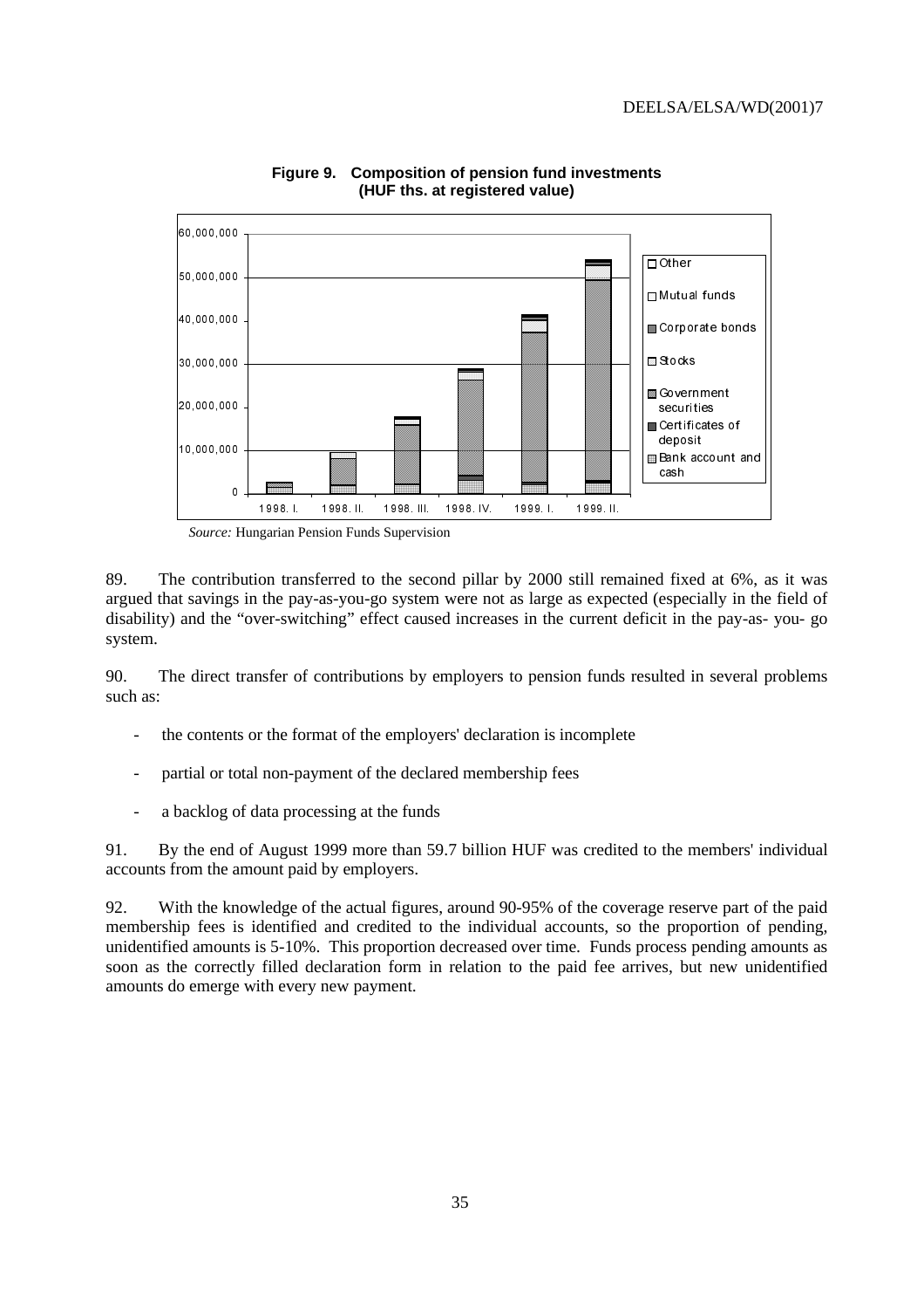**Figure 9. Composition of pension fund investments (HUF ths. at registered value)**

*Source:* Hungarian Pension Funds Supervision

89. The contribution transferred to the second pillar by 2000 still remained fixed at 6%, as it was argued that savings in the pay-as-you-go system were not as large as expected (especially in the field of disability) and the "over-switching" effect caused increases in the current deficit in the pay-as- you- go system.

90. The direct transfer of contributions by employers to pension funds resulted in several problems such as:

- the contents or the format of the employers' declaration is incomplete
- partial or total non-payment of the declared membership fees
- a backlog of data processing at the funds

91. By the end of August 1999 more than 59.7 billion HUF was credited to the members' individual accounts from the amount paid by employers.

92. With the knowledge of the actual figures, around 90-95% of the coverage reserve part of the paid membership fees is identified and credited to the individual accounts, so the proportion of pending, unidentified amounts is 5-10%. This proportion decreased over time. Funds process pending amounts as soon as the correctly filled declaration form in relation to the paid fee arrives, but new unidentified amounts do emerge with every new payment.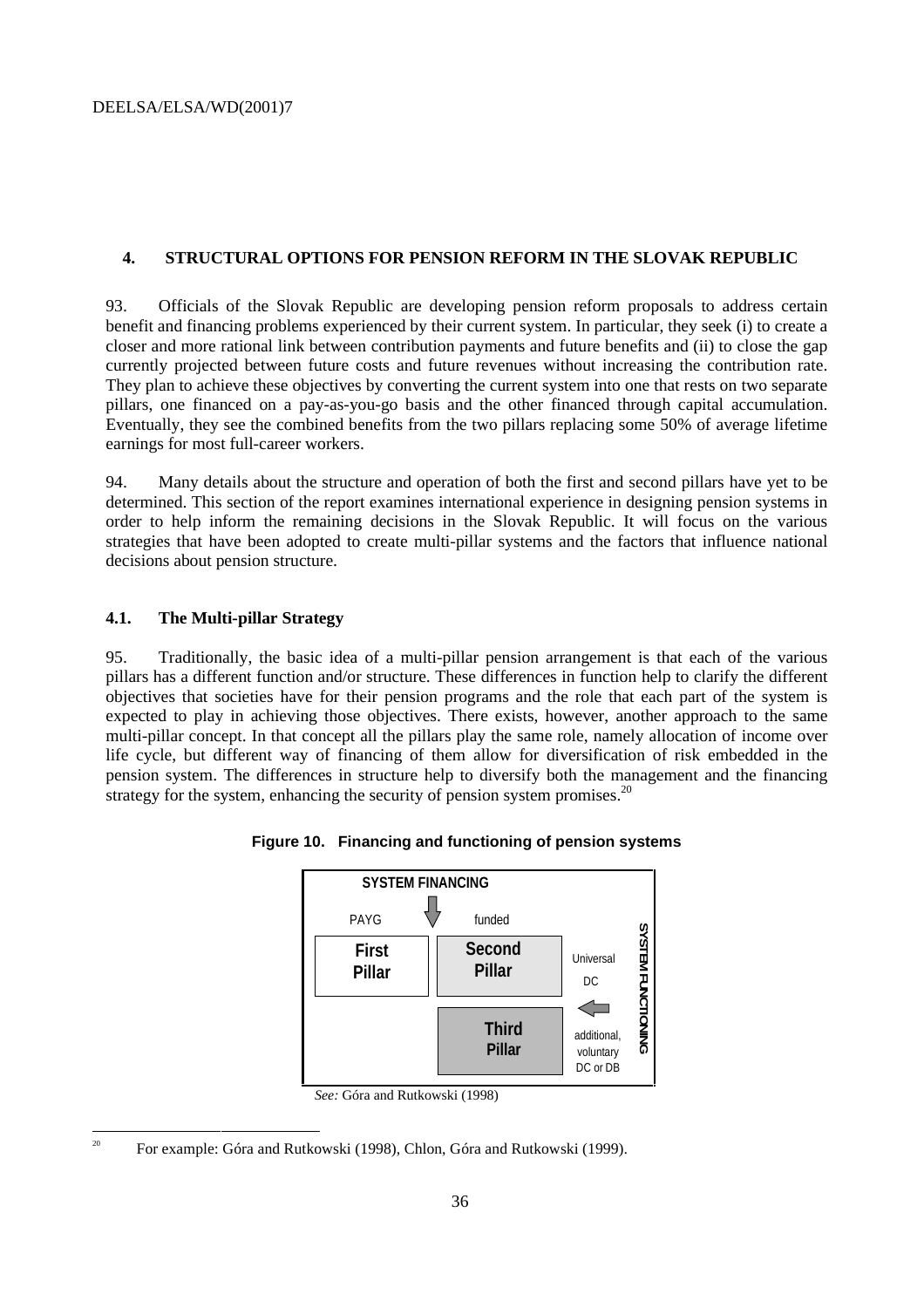## 4. STRUCTURAL OPTIONS FOR PENSION REFORM IN THE SLOVAK REPUBLIC

93. Officials of the Slovak Republic are developing pension reform proposals to address certain benefit and financing problems experienced by their current system. In particular, they seek (i) to create a closer and more rational link between contribution payments and future benefits and (ii) to close the gap currently projected between future costs and future revenues without increasing the contribution rate. They plan to achieve these objectives by converting the current system into one that rests on two separate pillars, one financed on a pay-as-you-go basis and the other financed through capital accumulation. Eventually, they see the combined benefits from the two pillars replacing some 50% of average lifetime earnings for most full-career workers.

94. Many details about the structure and operation of both the first and second pillars have yet to be determined. This section of the report examines international experience in designing pension systems in order to help inform the remaining decisions in the Slovak Republic. It will focus on the various strategies that have been adopted to create multi-pillar systems and the factors that influence national decisions about pension structure.

### 4.1. The Multi-pillar Strategy

95. Traditionally, the basic idea of a multi-pillar pension arrangement is that each of the various pillars has a different function and/or structure. These differences in function help to clarify the different objectives that societies have for their pension programs and the role that each part of the system is expected to play in achieving those objectives. There exists, however, another approach to the same multi-pillar concept. In that concept all the pillars play the same role, namely allocation of income over life cycle, but different way of financing of them allow for diversification of risk embedded in the pension system. The differences in structure help to diversify both the management and the financing strategy for the system, enhancing the security of pension system promises.[20]

**Figure 10. Financing and functioning of pension systems**

SYSTEM FINANCING

PAYG | funded

First Pillar | Second Pillar | Universal DC

Third Pillar | additional, voluntary DC or DB

SYSTEM FUNCTIONING

*See:* Góra and Rutkowski (1998)

[20] For example: Góra and Rutkowski (1998), Chlon, Góra and Rutkowski (1999).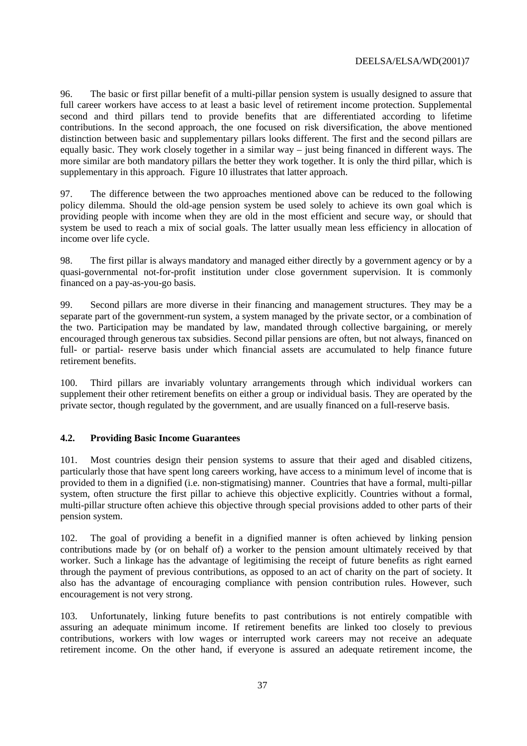96. The basic or first pillar benefit of a multi-pillar pension system is usually designed to assure that full career workers have access to at least a basic level of retirement income protection. Supplemental second and third pillars tend to provide benefits that are differentiated according to lifetime contributions. In the second approach, the one focused on risk diversification, the above mentioned distinction between basic and supplementary pillars looks different. The first and the second pillars are equally basic. They work closely together in a similar way – just being financed in different ways. The more similar are both mandatory pillars the better they work together. It is only the third pillar, which is supplementary in this approach. Figure 10 illustrates that latter approach.

97. The difference between the two approaches mentioned above can be reduced to the following policy dilemma. Should the old-age pension system be used solely to achieve its own goal which is providing people with income when they are old in the most efficient and secure way, or should that system be used to reach a mix of social goals. The latter usually mean less efficiency in allocation of income over life cycle.

98. The first pillar is always mandatory and managed either directly by a government agency or by a quasi-governmental not-for-profit institution under close government supervision. It is commonly financed on a pay-as-you-go basis.

99. Second pillars are more diverse in their financing and management structures. They may be a separate part of the government-run system, a system managed by the private sector, or a combination of the two. Participation may be mandated by law, mandated through collective bargaining, or merely encouraged through generous tax subsidies. Second pillar pensions are often, but not always, financed on full- or partial- reserve basis under which financial assets are accumulated to help finance future retirement benefits.

100. Third pillars are invariably voluntary arrangements through which individual workers can supplement their other retirement benefits on either a group or individual basis. They are operated by the private sector, though regulated by the government, and are usually financed on a full-reserve basis.

### 4.2. Providing Basic Income Guarantees

101. Most countries design their pension systems to assure that their aged and disabled citizens, particularly those that have spent long careers working, have access to a minimum level of income that is provided to them in a dignified (i.e. non-stigmatising) manner. Countries that have a formal, multi-pillar system, often structure the first pillar to achieve this objective explicitly. Countries without a formal, multi-pillar structure often achieve this objective through special provisions added to other parts of their pension system.

102. The goal of providing a benefit in a dignified manner is often achieved by linking pension contributions made by (or on behalf of) a worker to the pension amount ultimately received by that worker. Such a linkage has the advantage of legitimising the receipt of future benefits as right earned through the payment of previous contributions, as opposed to an act of charity on the part of society. It also has the advantage of encouraging compliance with pension contribution rules. However, such encouragement is not very strong.

103. Unfortunately, linking future benefits to past contributions is not entirely compatible with assuring an adequate minimum income. If retirement benefits are linked too closely to previous contributions, workers with low wages or interrupted work careers may not receive an adequate retirement income. On the other hand, if everyone is assured an adequate retirement income, the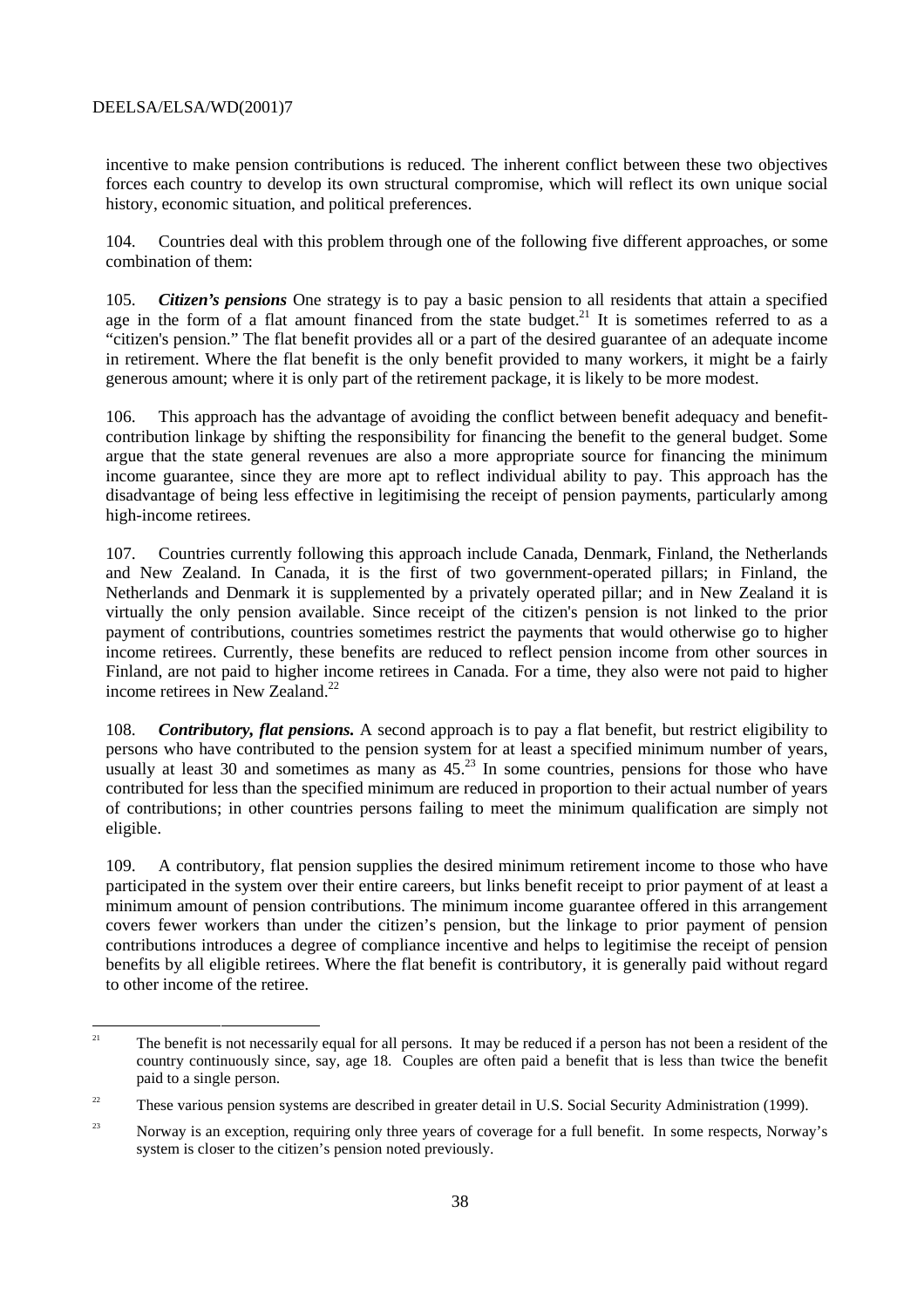incentive to make pension contributions is reduced. The inherent conflict between these two objectives forces each country to develop its own structural compromise, which will reflect its own unique social history, economic situation, and political preferences.

104. Countries deal with this problem through one of the following five different approaches, or some combination of them:

105. ***Citizen's pensions*** One strategy is to pay a basic pension to all residents that attain a specified age in the form of a flat amount financed from the state budget.[21] It is sometimes referred to as a "citizen's pension." The flat benefit provides all or a part of the desired guarantee of an adequate income in retirement. Where the flat benefit is the only benefit provided to many workers, it might be a fairly generous amount; where it is only part of the retirement package, it is likely to be more modest.

106. This approach has the advantage of avoiding the conflict between benefit adequacy and benefit-contribution linkage by shifting the responsibility for financing the benefit to the general budget. Some argue that the state general revenues are also a more appropriate source for financing the minimum income guarantee, since they are more apt to reflect individual ability to pay. This approach has the disadvantage of being less effective in legitimising the receipt of pension payments, particularly among high-income retirees.

107. Countries currently following this approach include Canada, Denmark, Finland, the Netherlands and New Zealand. In Canada, it is the first of two government-operated pillars; in Finland, the Netherlands and Denmark it is supplemented by a privately operated pillar; and in New Zealand it is virtually the only pension available. Since receipt of the citizen's pension is not linked to the prior payment of contributions, countries sometimes restrict the payments that would otherwise go to higher income retirees. Currently, these benefits are reduced to reflect pension income from other sources in Finland, are not paid to higher income retirees in Canada. For a time, they also were not paid to higher income retirees in New Zealand.[22]

108. ***Contributory, flat pensions.*** A second approach is to pay a flat benefit, but restrict eligibility to persons who have contributed to the pension system for at least a specified minimum number of years, usually at least 30 and sometimes as many as 45.[23] In some countries, pensions for those who have contributed for less than the specified minimum are reduced in proportion to their actual number of years of contributions; in other countries persons failing to meet the minimum qualification are simply not eligible.

109. A contributory, flat pension supplies the desired minimum retirement income to those who have participated in the system over their entire careers, but links benefit receipt to prior payment of at least a minimum amount of pension contributions. The minimum income guarantee offered in this arrangement covers fewer workers than under the citizen's pension, but the linkage to prior payment of pension contributions introduces a degree of compliance incentive and helps to legitimise the receipt of pension benefits by all eligible retirees. Where the flat benefit is contributory, it is generally paid without regard to other income of the retiree.

---

[21] The benefit is not necessarily equal for all persons. It may be reduced if a person has not been a resident of the country continuously since, say, age 18. Couples are often paid a benefit that is less than twice the benefit paid to a single person.

[22] These various pension systems are described in greater detail in U.S. Social Security Administration (1999).

[23] Norway is an exception, requiring only three years of coverage for a full benefit. In some respects, Norway's system is closer to the citizen's pension noted previously.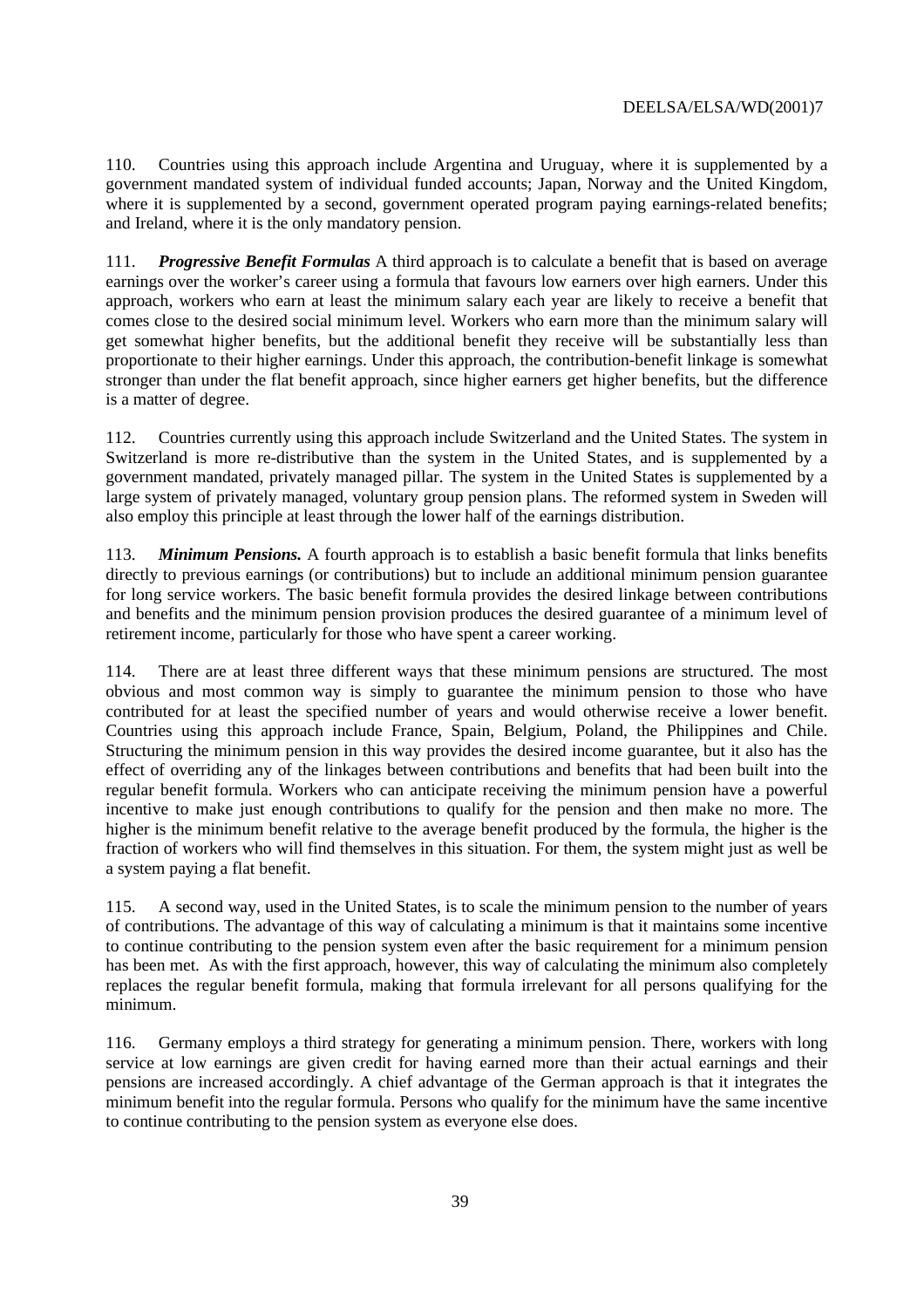110. Countries using this approach include Argentina and Uruguay, where it is supplemented by a government mandated system of individual funded accounts; Japan, Norway and the United Kingdom, where it is supplemented by a second, government operated program paying earnings-related benefits; and Ireland, where it is the only mandatory pension.

111. ***Progressive Benefit Formulas*** A third approach is to calculate a benefit that is based on average earnings over the worker's career using a formula that favours low earners over high earners. Under this approach, workers who earn at least the minimum salary each year are likely to receive a benefit that comes close to the desired social minimum level. Workers who earn more than the minimum salary will get somewhat higher benefits, but the additional benefit they receive will be substantially less than proportionate to their higher earnings. Under this approach, the contribution-benefit linkage is somewhat stronger than under the flat benefit approach, since higher earners get higher benefits, but the difference is a matter of degree.

112. Countries currently using this approach include Switzerland and the United States. The system in Switzerland is more re-distributive than the system in the United States, and is supplemented by a government mandated, privately managed pillar. The system in the United States is supplemented by a large system of privately managed, voluntary group pension plans. The reformed system in Sweden will also employ this principle at least through the lower half of the earnings distribution.

113. ***Minimum Pensions.*** A fourth approach is to establish a basic benefit formula that links benefits directly to previous earnings (or contributions) but to include an additional minimum pension guarantee for long service workers. The basic benefit formula provides the desired linkage between contributions and benefits and the minimum pension provision produces the desired guarantee of a minimum level of retirement income, particularly for those who have spent a career working.

114. There are at least three different ways that these minimum pensions are structured. The most obvious and most common way is simply to guarantee the minimum pension to those who have contributed for at least the specified number of years and would otherwise receive a lower benefit. Countries using this approach include France, Spain, Belgium, Poland, the Philippines and Chile. Structuring the minimum pension in this way provides the desired income guarantee, but it also has the effect of overriding any of the linkages between contributions and benefits that had been built into the regular benefit formula. Workers who can anticipate receiving the minimum pension have a powerful incentive to make just enough contributions to qualify for the pension and then make no more. The higher is the minimum benefit relative to the average benefit produced by the formula, the higher is the fraction of workers who will find themselves in this situation. For them, the system might just as well be a system paying a flat benefit.

115. A second way, used in the United States, is to scale the minimum pension to the number of years of contributions. The advantage of this way of calculating a minimum is that it maintains some incentive to continue contributing to the pension system even after the basic requirement for a minimum pension has been met. As with the first approach, however, this way of calculating the minimum also completely replaces the regular benefit formula, making that formula irrelevant for all persons qualifying for the minimum.

116. Germany employs a third strategy for generating a minimum pension. There, workers with long service at low earnings are given credit for having earned more than their actual earnings and their pensions are increased accordingly. A chief advantage of the German approach is that it integrates the minimum benefit into the regular formula. Persons who qualify for the minimum have the same incentive to continue contributing to the pension system as everyone else does.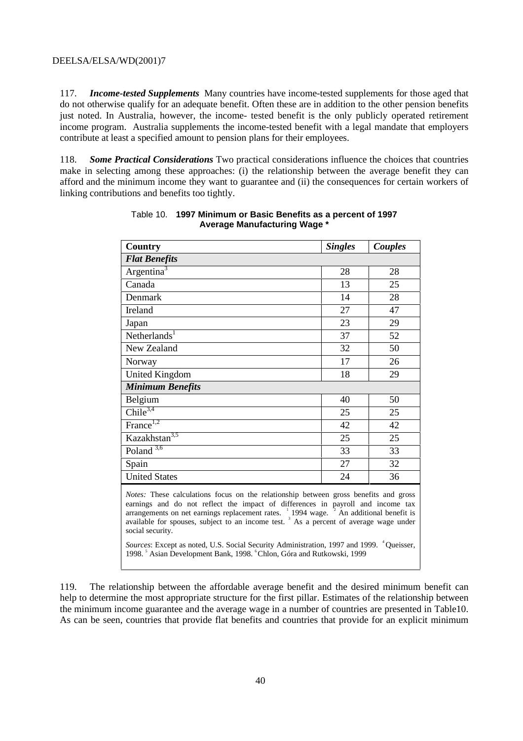117. ***Income-tested Supplements*** Many countries have income-tested supplements for those aged that do not otherwise qualify for an adequate benefit. Often these are in addition to the other pension benefits just noted. In Australia, however, the income- tested benefit is the only publicly operated retirement income program. Australia supplements the income-tested benefit with a legal mandate that employers contribute at least a specified amount to pension plans for their employees.

118. ***Some Practical Considerations*** Two practical considerations influence the choices that countries make in selecting among these approaches: (i) the relationship between the average benefit they can afford and the minimum income they want to guarantee and (ii) the consequences for certain workers of linking contributions and benefits too tightly.

Table 10. **1997 Minimum or Basic Benefits as a percent of 1997 Average Manufacturing Wage \***

| Country | *Singles* | *Couples* |
|---|---|---|
| ***Flat Benefits*** | | |
| Argentina[3] | 28 | 28 |
| Canada | 13 | 25 |
| Denmark | 14 | 28 |
| Ireland | 27 | 47 |
| Japan | 23 | 29 |
| Netherlands[1] | 37 | 52 |
| New Zealand | 32 | 50 |
| Norway | 17 | 26 |
| United Kingdom | 18 | 29 |
| ***Minimum Benefits*** | | |
| Belgium | 40 | 50 |
| Chile[3,4] | 25 | 25 |
| France[1,2] | 42 | 42 |
| Kazakhstan[3,5] | 25 | 25 |
| Poland [3,6] | 33 | 33 |
| Spain | 27 | 32 |
| United States | 24 | 36 |

*Notes:* These calculations focus on the relationship between gross benefits and gross earnings and do not reflect the impact of differences in payroll and income tax arrangements on net earnings replacement rates. [1] 1994 wage. [2] An additional benefit is available for spouses, subject to an income test. [3] As a percent of average wage under social security.

*Sources*: Except as noted, U.S. Social Security Administration, 1997 and 1999. [4] Queisser, 1998. [5] Asian Development Bank, 1998. [6] Chlon, Góra and Rutkowski, 1999

119. The relationship between the affordable average benefit and the desired minimum benefit can help to determine the most appropriate structure for the first pillar. Estimates of the relationship between the minimum income guarantee and the average wage in a number of countries are presented in Table10. As can be seen, countries that provide flat benefits and countries that provide for an explicit minimum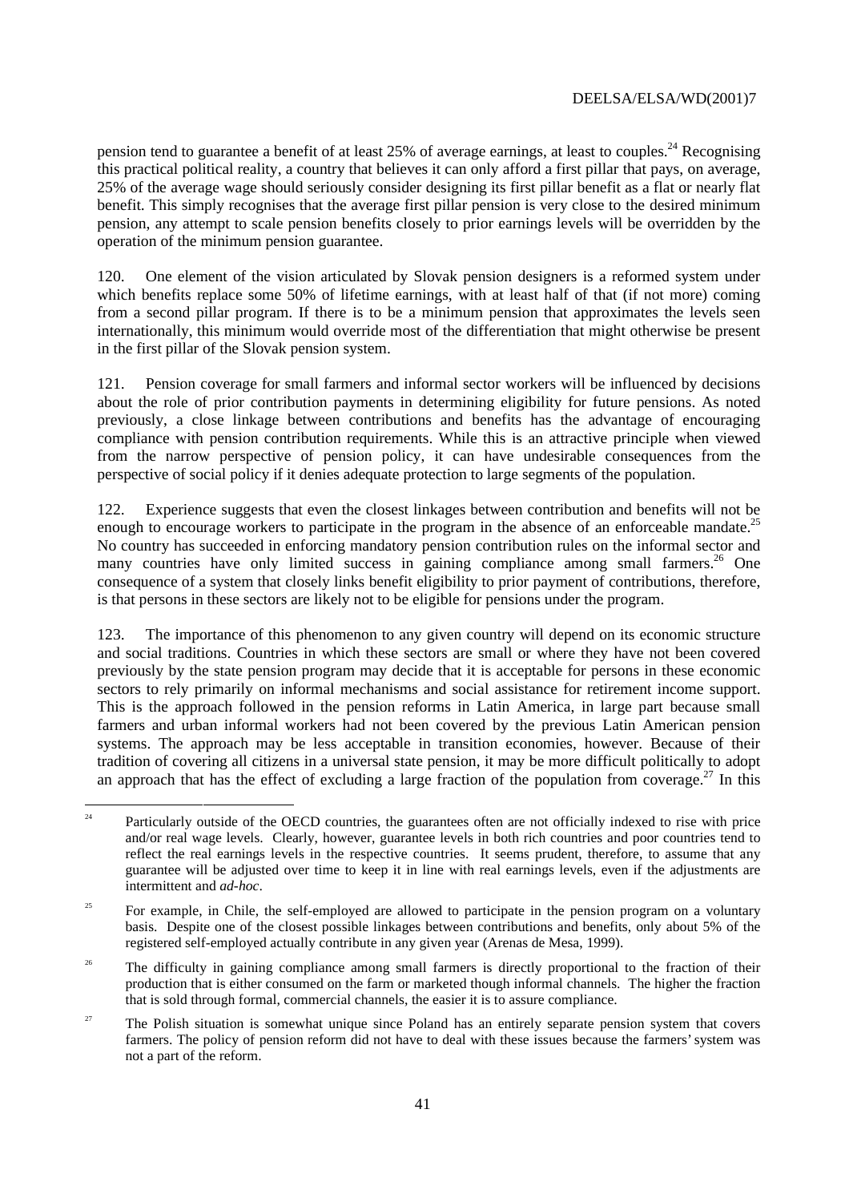pension tend to guarantee a benefit of at least 25% of average earnings, at least to couples.[24] Recognising this practical political reality, a country that believes it can only afford a first pillar that pays, on average, 25% of the average wage should seriously consider designing its first pillar benefit as a flat or nearly flat benefit. This simply recognises that the average first pillar pension is very close to the desired minimum pension, any attempt to scale pension benefits closely to prior earnings levels will be overridden by the operation of the minimum pension guarantee.

120. One element of the vision articulated by Slovak pension designers is a reformed system under which benefits replace some 50% of lifetime earnings, with at least half of that (if not more) coming from a second pillar program. If there is to be a minimum pension that approximates the levels seen internationally, this minimum would override most of the differentiation that might otherwise be present in the first pillar of the Slovak pension system.

121. Pension coverage for small farmers and informal sector workers will be influenced by decisions about the role of prior contribution payments in determining eligibility for future pensions. As noted previously, a close linkage between contributions and benefits has the advantage of encouraging compliance with pension contribution requirements. While this is an attractive principle when viewed from the narrow perspective of pension policy, it can have undesirable consequences from the perspective of social policy if it denies adequate protection to large segments of the population.

122. Experience suggests that even the closest linkages between contribution and benefits will not be enough to encourage workers to participate in the program in the absence of an enforceable mandate.[25] No country has succeeded in enforcing mandatory pension contribution rules on the informal sector and many countries have only limited success in gaining compliance among small farmers.[26] One consequence of a system that closely links benefit eligibility to prior payment of contributions, therefore, is that persons in these sectors are likely not to be eligible for pensions under the program.

123. The importance of this phenomenon to any given country will depend on its economic structure and social traditions. Countries in which these sectors are small or where they have not been covered previously by the state pension program may decide that it is acceptable for persons in these economic sectors to rely primarily on informal mechanisms and social assistance for retirement income support. This is the approach followed in the pension reforms in Latin America, in large part because small farmers and urban informal workers had not been covered by the previous Latin American pension systems. The approach may be less acceptable in transition economies, however. Because of their tradition of covering all citizens in a universal state pension, it may be more difficult politically to adopt an approach that has the effect of excluding a large fraction of the population from coverage.[27] In this

---

[24] Particularly outside of the OECD countries, the guarantees often are not officially indexed to rise with price and/or real wage levels. Clearly, however, guarantee levels in both rich countries and poor countries tend to reflect the real earnings levels in the respective countries. It seems prudent, therefore, to assume that any guarantee will be adjusted over time to keep it in line with real earnings levels, even if the adjustments are intermittent and *ad-hoc*.

[25] For example, in Chile, the self-employed are allowed to participate in the pension program on a voluntary basis. Despite one of the closest possible linkages between contributions and benefits, only about 5% of the registered self-employed actually contribute in any given year (Arenas de Mesa, 1999).

[26] The difficulty in gaining compliance among small farmers is directly proportional to the fraction of their production that is either consumed on the farm or marketed though informal channels. The higher the fraction that is sold through formal, commercial channels, the easier it is to assure compliance.

[27] The Polish situation is somewhat unique since Poland has an entirely separate pension system that covers farmers. The policy of pension reform did not have to deal with these issues because the farmers' system was not a part of the reform.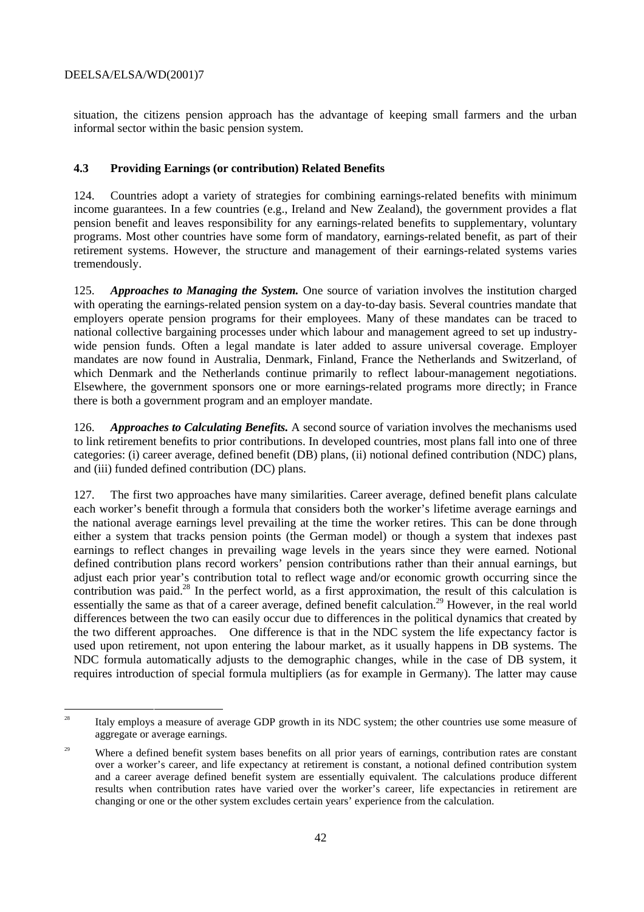situation, the citizens pension approach has the advantage of keeping small farmers and the urban informal sector within the basic pension system.

### 4.3 Providing Earnings (or contribution) Related Benefits

124. Countries adopt a variety of strategies for combining earnings-related benefits with minimum income guarantees. In a few countries (e.g., Ireland and New Zealand), the government provides a flat pension benefit and leaves responsibility for any earnings-related benefits to supplementary, voluntary programs. Most other countries have some form of mandatory, earnings-related benefit, as part of their retirement systems. However, the structure and management of their earnings-related systems varies tremendously.

125. ***Approaches to Managing the System.*** One source of variation involves the institution charged with operating the earnings-related pension system on a day-to-day basis. Several countries mandate that employers operate pension programs for their employees. Many of these mandates can be traced to national collective bargaining processes under which labour and management agreed to set up industry-wide pension funds. Often a legal mandate is later added to assure universal coverage. Employer mandates are now found in Australia, Denmark, Finland, France the Netherlands and Switzerland, of which Denmark and the Netherlands continue primarily to reflect labour-management negotiations. Elsewhere, the government sponsors one or more earnings-related programs more directly; in France there is both a government program and an employer mandate.

126. ***Approaches to Calculating Benefits.*** A second source of variation involves the mechanisms used to link retirement benefits to prior contributions. In developed countries, most plans fall into one of three categories: (i) career average, defined benefit (DB) plans, (ii) notional defined contribution (NDC) plans, and (iii) funded defined contribution (DC) plans.

127. The first two approaches have many similarities. Career average, defined benefit plans calculate each worker's benefit through a formula that considers both the worker's lifetime average earnings and the national average earnings level prevailing at the time the worker retires. This can be done through either a system that tracks pension points (the German model) or though a system that indexes past earnings to reflect changes in prevailing wage levels in the years since they were earned. Notional defined contribution plans record workers' pension contributions rather than their annual earnings, but adjust each prior year's contribution total to reflect wage and/or economic growth occurring since the contribution was paid.[28] In the perfect world, as a first approximation, the result of this calculation is essentially the same as that of a career average, defined benefit calculation.[29] However, in the real world differences between the two can easily occur due to differences in the political dynamics that created by the two different approaches. One difference is that in the NDC system the life expectancy factor is used upon retirement, not upon entering the labour market, as it usually happens in DB systems. The NDC formula automatically adjusts to the demographic changes, while in the case of DB system, it requires introduction of special formula multipliers (as for example in Germany). The latter may cause

---

[28] Italy employs a measure of average GDP growth in its NDC system; the other countries use some measure of aggregate or average earnings.

[29] Where a defined benefit system bases benefits on all prior years of earnings, contribution rates are constant over a worker's career, and life expectancy at retirement is constant, a notional defined contribution system and a career average defined benefit system are essentially equivalent. The calculations produce different results when contribution rates have varied over the worker's career, life expectancies in retirement are changing or one or the other system excludes certain years' experience from the calculation.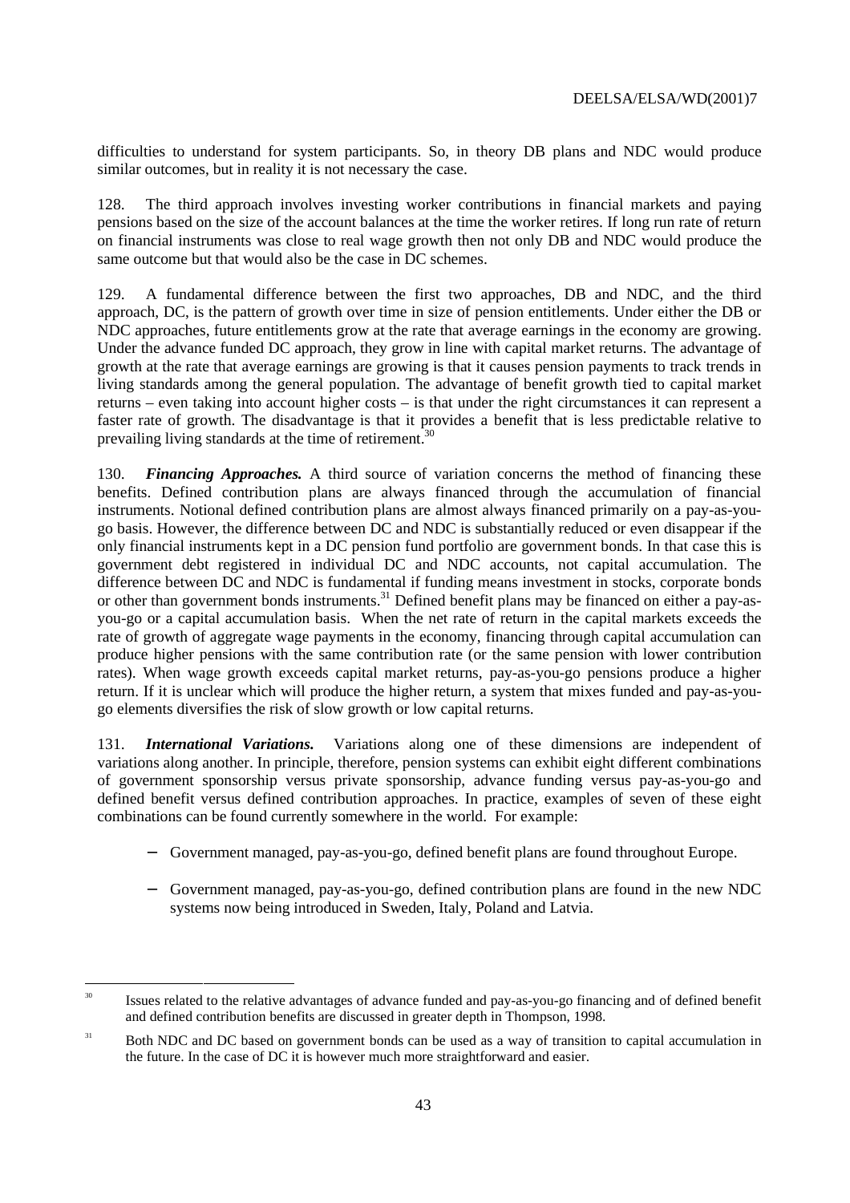difficulties to understand for system participants. So, in theory DB plans and NDC would produce similar outcomes, but in reality it is not necessary the case.

128. The third approach involves investing worker contributions in financial markets and paying pensions based on the size of the account balances at the time the worker retires. If long run rate of return on financial instruments was close to real wage growth then not only DB and NDC would produce the same outcome but that would also be the case in DC schemes.

129. A fundamental difference between the first two approaches, DB and NDC, and the third approach, DC, is the pattern of growth over time in size of pension entitlements. Under either the DB or NDC approaches, future entitlements grow at the rate that average earnings in the economy are growing. Under the advance funded DC approach, they grow in line with capital market returns. The advantage of growth at the rate that average earnings are growing is that it causes pension payments to track trends in living standards among the general population. The advantage of benefit growth tied to capital market returns – even taking into account higher costs – is that under the right circumstances it can represent a faster rate of growth. The disadvantage is that it provides a benefit that is less predictable relative to prevailing living standards at the time of retirement.[30]

130. ***Financing Approaches.*** A third source of variation concerns the method of financing these benefits. Defined contribution plans are always financed through the accumulation of financial instruments. Notional defined contribution plans are almost always financed primarily on a pay-as-you-go basis. However, the difference between DC and NDC is substantially reduced or even disappear if the only financial instruments kept in a DC pension fund portfolio are government bonds. In that case this is government debt registered in individual DC and NDC accounts, not capital accumulation. The difference between DC and NDC is fundamental if funding means investment in stocks, corporate bonds or other than government bonds instruments.[31] Defined benefit plans may be financed on either a pay-as-you-go or a capital accumulation basis. When the net rate of return in the capital markets exceeds the rate of growth of aggregate wage payments in the economy, financing through capital accumulation can produce higher pensions with the same contribution rate (or the same pension with lower contribution rates). When wage growth exceeds capital market returns, pay-as-you-go pensions produce a higher return. If it is unclear which will produce the higher return, a system that mixes funded and pay-as-you-go elements diversifies the risk of slow growth or low capital returns.

131. ***International Variations.*** Variations along one of these dimensions are independent of variations along another. In principle, therefore, pension systems can exhibit eight different combinations of government sponsorship versus private sponsorship, advance funding versus pay-as-you-go and defined benefit versus defined contribution approaches. In practice, examples of seven of these eight combinations can be found currently somewhere in the world. For example:

- Government managed, pay-as-you-go, defined benefit plans are found throughout Europe.
- Government managed, pay-as-you-go, defined contribution plans are found in the new NDC systems now being introduced in Sweden, Italy, Poland and Latvia.

---

[30] Issues related to the relative advantages of advance funded and pay-as-you-go financing and of defined benefit and defined contribution benefits are discussed in greater depth in Thompson, 1998.

[31] Both NDC and DC based on government bonds can be used as a way of transition to capital accumulation in the future. In the case of DC it is however much more straightforward and easier.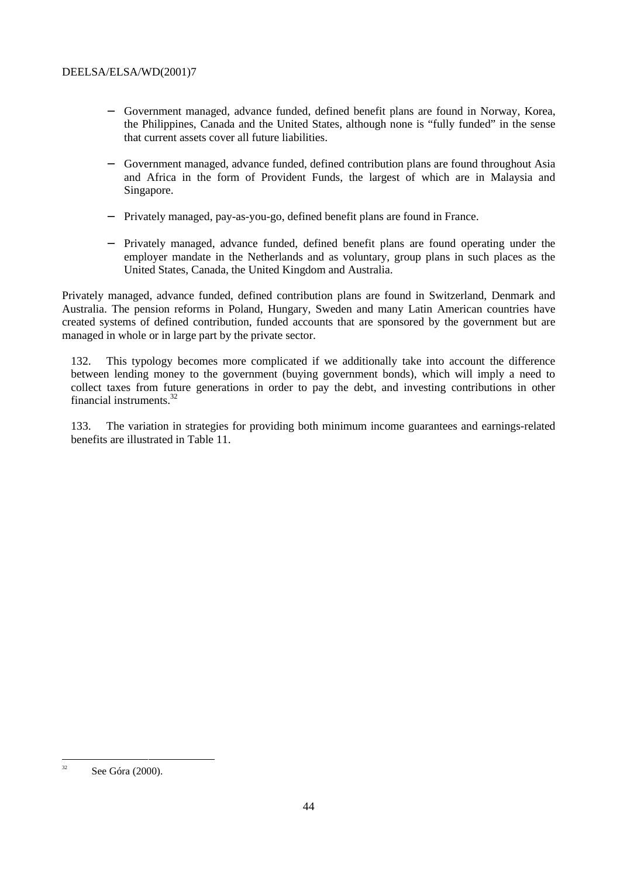- Government managed, advance funded, defined benefit plans are found in Norway, Korea, the Philippines, Canada and the United States, although none is "fully funded" in the sense that current assets cover all future liabilities.

- Government managed, advance funded, defined contribution plans are found throughout Asia and Africa in the form of Provident Funds, the largest of which are in Malaysia and Singapore.

- Privately managed, pay-as-you-go, defined benefit plans are found in France.

- Privately managed, advance funded, defined benefit plans are found operating under the employer mandate in the Netherlands and as voluntary, group plans in such places as the United States, Canada, the United Kingdom and Australia.

Privately managed, advance funded, defined contribution plans are found in Switzerland, Denmark and Australia. The pension reforms in Poland, Hungary, Sweden and many Latin American countries have created systems of defined contribution, funded accounts that are sponsored by the government but are managed in whole or in large part by the private sector.

132. This typology becomes more complicated if we additionally take into account the difference between lending money to the government (buying government bonds), which will imply a need to collect taxes from future generations in order to pay the debt, and investing contributions in other financial instruments.[32]

133. The variation in strategies for providing both minimum income guarantees and earnings-related benefits are illustrated in Table 11.

---

[32] See Góra (2000).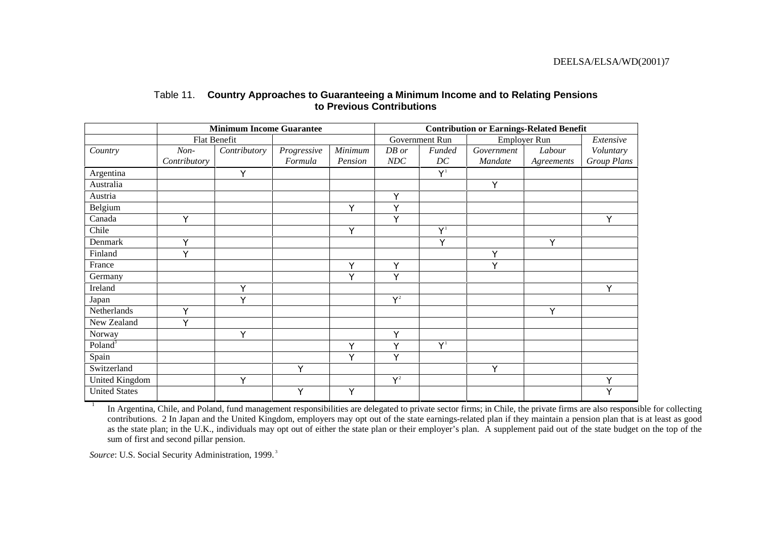Table 11. **Country Approaches to Guaranteeing a Minimum Income and to Relating Pensions to Previous Contributions**

| | **Minimum Income Guarantee** | | | | **Contribution or Earnings-Related Benefit** | | | | |
|---|---|---|---|---|---|---|---|---|---|
| | Flat Benefit | | | | Government Run | | Employer Run | | *Extensive* |
| *Country* | *Non-Contributory* | *Contributory* | *Progressive Formula* | *Minimum Pension* | *DB or NDC* | *Funded DC* | *Government Mandate* | *Labour Agreements* | *Voluntary Group Plans* |
| Argentina | | Y | | | | Y[1] | | | |
| Australia | | | | | | | Y | | |
| Austria | | | | | Y | | | | |
| Belgium | | | | Y | Y | | | | |
| Canada | Y | | | | Y | | | | Y |
| Chile | | | | Y | | Y[1] | | | |
| Denmark | Y | | | | | Y | | Y | |
| Finland | Y | | | | | | Y | | |
| France | | | | Y | Y | | Y | | |
| Germany | | | | Y | Y | | | | |
| Ireland | | Y | | | | | | | Y |
| Japan | | Y | | | Y[2] | | | | |
| Netherlands | Y | | | | | | | Y | |
| New Zealand | Y | | | | | | | | |
| Norway | | Y | | | Y | | | | |
| Poland[3] | | | | Y | Y | Y[1] | | | |
| Spain | | | | Y | Y | | | | |
| Switzerland | | | Y | | | | Y | | |
| United Kingdom | | Y | | | Y[2] | | | | Y |
| United States | | | Y | Y | | | | | Y |

1 In Argentina, Chile, and Poland, fund management responsibilities are delegated to private sector firms; in Chile, the private firms are also responsible for collecting contributions. 2 In Japan and the United Kingdom, employers may opt out of the state earnings-related plan if they maintain a pension plan that is at least as good as the state plan; in the U.K., individuals may opt out of either the state plan or their employer's plan. A supplement paid out of the state budget on the top of the sum of first and second pillar pension.

*Source*: U.S. Social Security Administration, 1999.[3]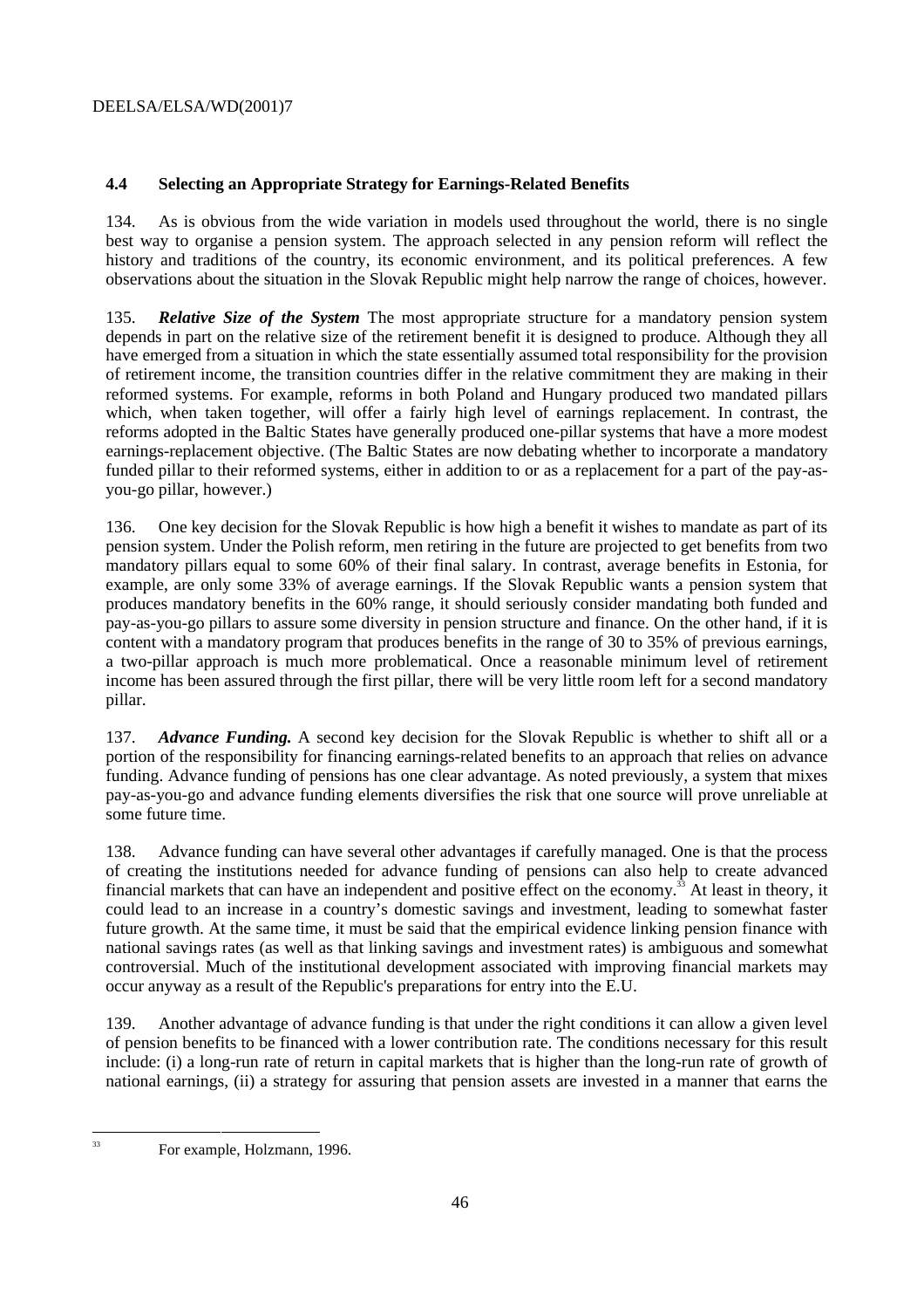### 4.4 Selecting an Appropriate Strategy for Earnings-Related Benefits

134. As is obvious from the wide variation in models used throughout the world, there is no single best way to organise a pension system. The approach selected in any pension reform will reflect the history and traditions of the country, its economic environment, and its political preferences. A few observations about the situation in the Slovak Republic might help narrow the range of choices, however.

135. ***Relative Size of the System*** The most appropriate structure for a mandatory pension system depends in part on the relative size of the retirement benefit it is designed to produce. Although they all have emerged from a situation in which the state essentially assumed total responsibility for the provision of retirement income, the transition countries differ in the relative commitment they are making in their reformed systems. For example, reforms in both Poland and Hungary produced two mandated pillars which, when taken together, will offer a fairly high level of earnings replacement. In contrast, the reforms adopted in the Baltic States have generally produced one-pillar systems that have a more modest earnings-replacement objective. (The Baltic States are now debating whether to incorporate a mandatory funded pillar to their reformed systems, either in addition to or as a replacement for a part of the pay-as-you-go pillar, however.)

136. One key decision for the Slovak Republic is how high a benefit it wishes to mandate as part of its pension system. Under the Polish reform, men retiring in the future are projected to get benefits from two mandatory pillars equal to some 60% of their final salary. In contrast, average benefits in Estonia, for example, are only some 33% of average earnings. If the Slovak Republic wants a pension system that produces mandatory benefits in the 60% range, it should seriously consider mandating both funded and pay-as-you-go pillars to assure some diversity in pension structure and finance. On the other hand, if it is content with a mandatory program that produces benefits in the range of 30 to 35% of previous earnings, a two-pillar approach is much more problematical. Once a reasonable minimum level of retirement income has been assured through the first pillar, there will be very little room left for a second mandatory pillar.

137. ***Advance Funding.*** A second key decision for the Slovak Republic is whether to shift all or a portion of the responsibility for financing earnings-related benefits to an approach that relies on advance funding. Advance funding of pensions has one clear advantage. As noted previously, a system that mixes pay-as-you-go and advance funding elements diversifies the risk that one source will prove unreliable at some future time.

138. Advance funding can have several other advantages if carefully managed. One is that the process of creating the institutions needed for advance funding of pensions can also help to create advanced financial markets that can have an independent and positive effect on the economy.[33] At least in theory, it could lead to an increase in a country's domestic savings and investment, leading to somewhat faster future growth. At the same time, it must be said that the empirical evidence linking pension finance with national savings rates (as well as that linking savings and investment rates) is ambiguous and somewhat controversial. Much of the institutional development associated with improving financial markets may occur anyway as a result of the Republic's preparations for entry into the E.U.

139. Another advantage of advance funding is that under the right conditions it can allow a given level of pension benefits to be financed with a lower contribution rate. The conditions necessary for this result include: (i) a long-run rate of return in capital markets that is higher than the long-run rate of growth of national earnings, (ii) a strategy for assuring that pension assets are invested in a manner that earns the

---

[33] For example, Holzmann, 1996.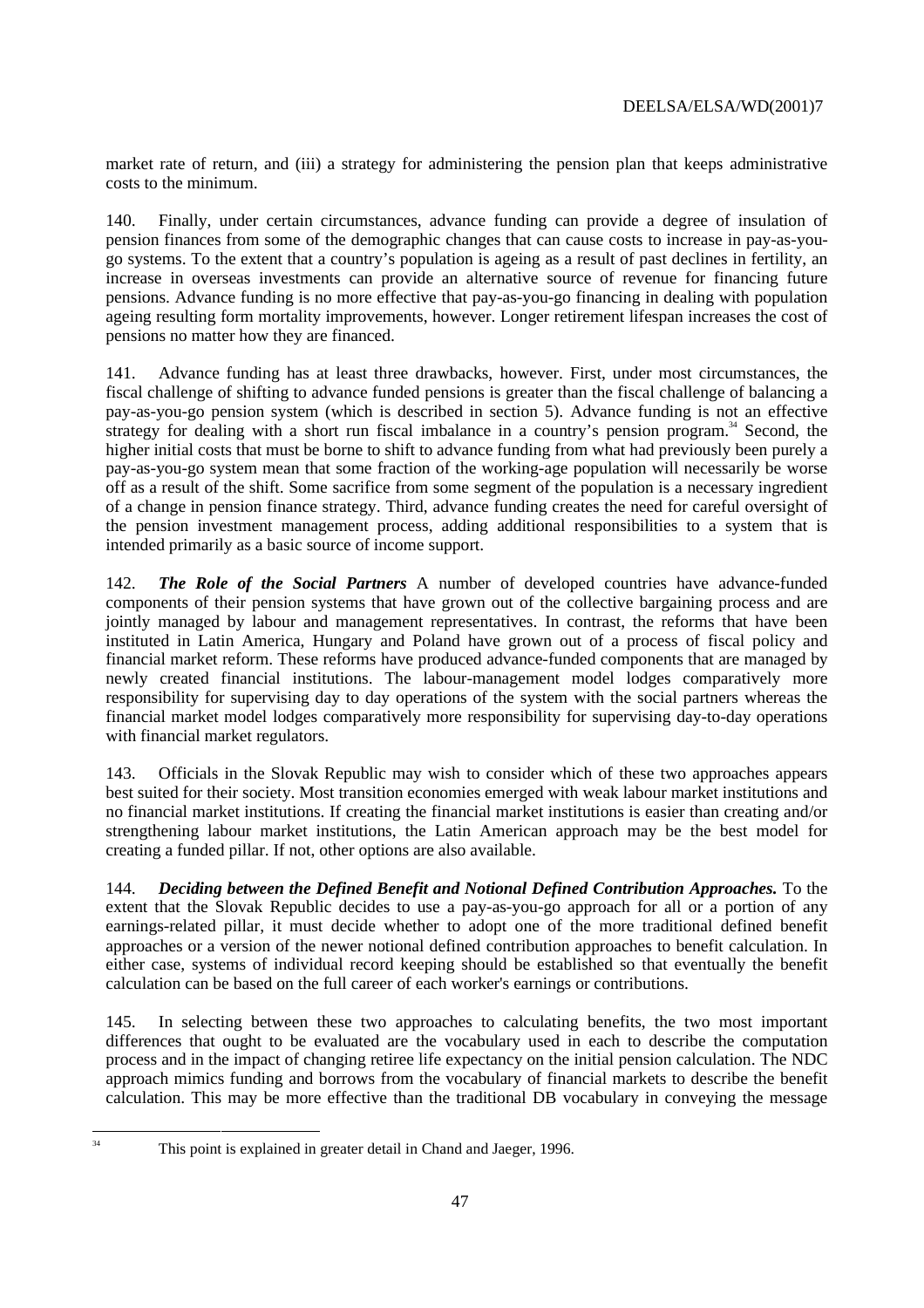market rate of return, and (iii) a strategy for administering the pension plan that keeps administrative costs to the minimum.

140. Finally, under certain circumstances, advance funding can provide a degree of insulation of pension finances from some of the demographic changes that can cause costs to increase in pay-as-you-go systems. To the extent that a country's population is ageing as a result of past declines in fertility, an increase in overseas investments can provide an alternative source of revenue for financing future pensions. Advance funding is no more effective that pay-as-you-go financing in dealing with population ageing resulting form mortality improvements, however. Longer retirement lifespan increases the cost of pensions no matter how they are financed.

141. Advance funding has at least three drawbacks, however. First, under most circumstances, the fiscal challenge of shifting to advance funded pensions is greater than the fiscal challenge of balancing a pay-as-you-go pension system (which is described in section 5). Advance funding is not an effective strategy for dealing with a short run fiscal imbalance in a country's pension program.[34] Second, the higher initial costs that must be borne to shift to advance funding from what had previously been purely a pay-as-you-go system mean that some fraction of the working-age population will necessarily be worse off as a result of the shift. Some sacrifice from some segment of the population is a necessary ingredient of a change in pension finance strategy. Third, advance funding creates the need for careful oversight of the pension investment management process, adding additional responsibilities to a system that is intended primarily as a basic source of income support.

142. ***The Role of the Social Partners*** A number of developed countries have advance-funded components of their pension systems that have grown out of the collective bargaining process and are jointly managed by labour and management representatives. In contrast, the reforms that have been instituted in Latin America, Hungary and Poland have grown out of a process of fiscal policy and financial market reform. These reforms have produced advance-funded components that are managed by newly created financial institutions. The labour-management model lodges comparatively more responsibility for supervising day to day operations of the system with the social partners whereas the financial market model lodges comparatively more responsibility for supervising day-to-day operations with financial market regulators.

143. Officials in the Slovak Republic may wish to consider which of these two approaches appears best suited for their society. Most transition economies emerged with weak labour market institutions and no financial market institutions. If creating the financial market institutions is easier than creating and/or strengthening labour market institutions, the Latin American approach may be the best model for creating a funded pillar. If not, other options are also available.

144. ***Deciding between the Defined Benefit and Notional Defined Contribution Approaches.*** To the extent that the Slovak Republic decides to use a pay-as-you-go approach for all or a portion of any earnings-related pillar, it must decide whether to adopt one of the more traditional defined benefit approaches or a version of the newer notional defined contribution approaches to benefit calculation. In either case, systems of individual record keeping should be established so that eventually the benefit calculation can be based on the full career of each worker's earnings or contributions.

145. In selecting between these two approaches to calculating benefits, the two most important differences that ought to be evaluated are the vocabulary used in each to describe the computation process and in the impact of changing retiree life expectancy on the initial pension calculation. The NDC approach mimics funding and borrows from the vocabulary of financial markets to describe the benefit calculation. This may be more effective than the traditional DB vocabulary in conveying the message

[34] This point is explained in greater detail in Chand and Jaeger, 1996.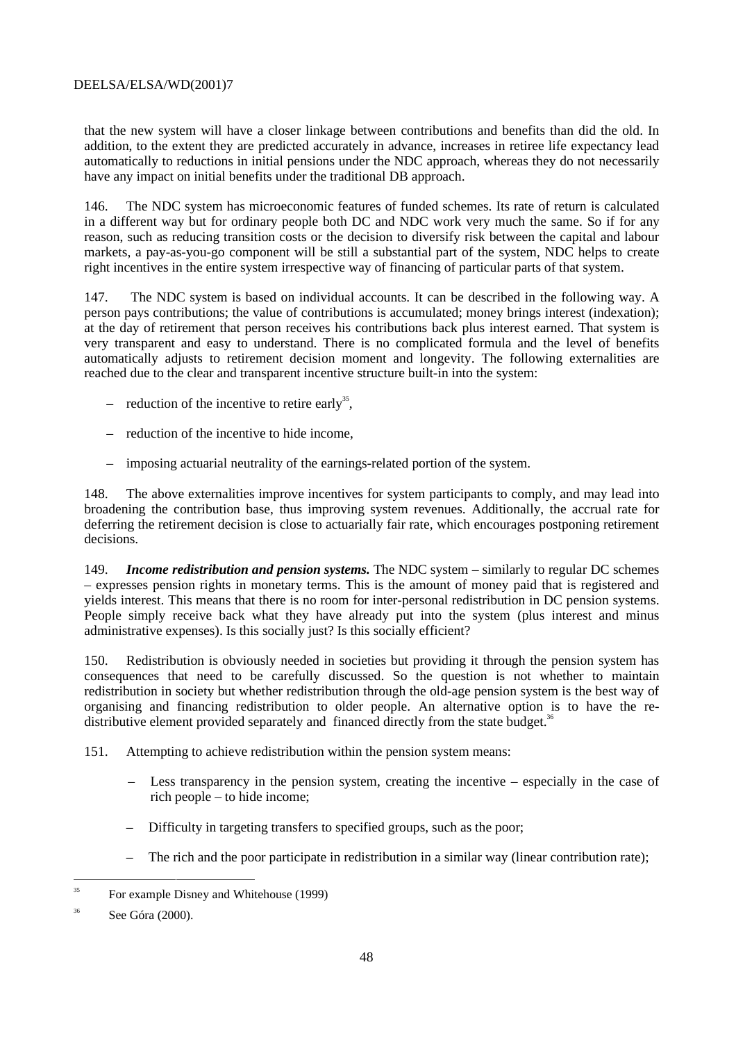that the new system will have a closer linkage between contributions and benefits than did the old. In addition, to the extent they are predicted accurately in advance, increases in retiree life expectancy lead automatically to reductions in initial pensions under the NDC approach, whereas they do not necessarily have any impact on initial benefits under the traditional DB approach.

146. The NDC system has microeconomic features of funded schemes. Its rate of return is calculated in a different way but for ordinary people both DC and NDC work very much the same. So if for any reason, such as reducing transition costs or the decision to diversify risk between the capital and labour markets, a pay-as-you-go component will be still a substantial part of the system, NDC helps to create right incentives in the entire system irrespective way of financing of particular parts of that system.

147. The NDC system is based on individual accounts. It can be described in the following way. A person pays contributions; the value of contributions is accumulated; money brings interest (indexation); at the day of retirement that person receives his contributions back plus interest earned. That system is very transparent and easy to understand. There is no complicated formula and the level of benefits automatically adjusts to retirement decision moment and longevity. The following externalities are reached due to the clear and transparent incentive structure built-in into the system:

– reduction of the incentive to retire early[35],

– reduction of the incentive to hide income,

– imposing actuarial neutrality of the earnings-related portion of the system.

148. The above externalities improve incentives for system participants to comply, and may lead into broadening the contribution base, thus improving system revenues. Additionally, the accrual rate for deferring the retirement decision is close to actuarially fair rate, which encourages postponing retirement decisions.

149. ***Income redistribution and pension systems.*** The NDC system – similarly to regular DC schemes – expresses pension rights in monetary terms. This is the amount of money paid that is registered and yields interest. This means that there is no room for inter-personal redistribution in DC pension systems. People simply receive back what they have already put into the system (plus interest and minus administrative expenses). Is this socially just? Is this socially efficient?

150. Redistribution is obviously needed in societies but providing it through the pension system has consequences that need to be carefully discussed. So the question is not whether to maintain redistribution in society but whether redistribution through the old-age pension system is the best way of organising and financing redistribution to older people. An alternative option is to have the re-distributive element provided separately and financed directly from the state budget.[36]

151. Attempting to achieve redistribution within the pension system means:

– Less transparency in the pension system, creating the incentive – especially in the case of rich people – to hide income;

– Difficulty in targeting transfers to specified groups, such as the poor;

– The rich and the poor participate in redistribution in a similar way (linear contribution rate);

---

[35] For example Disney and Whitehouse (1999)

[36] See Góra (2000).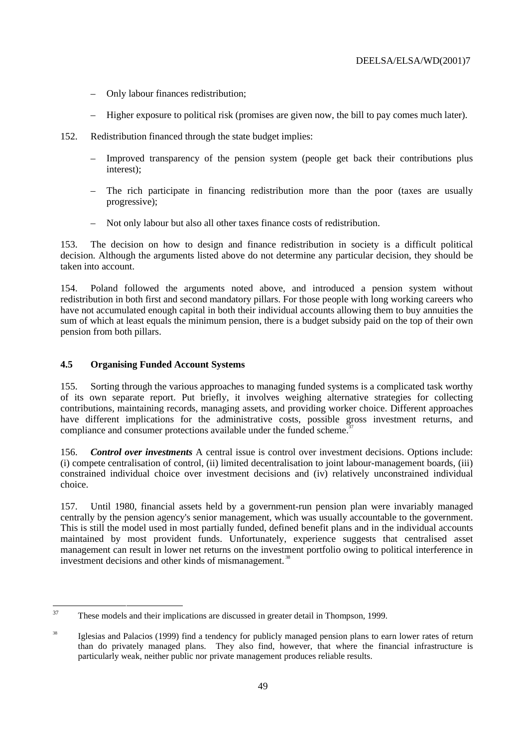– Only labour finances redistribution;

– Higher exposure to political risk (promises are given now, the bill to pay comes much later).

152. Redistribution financed through the state budget implies:

– Improved transparency of the pension system (people get back their contributions plus interest);

– The rich participate in financing redistribution more than the poor (taxes are usually progressive);

– Not only labour but also all other taxes finance costs of redistribution.

153. The decision on how to design and finance redistribution in society is a difficult political decision. Although the arguments listed above do not determine any particular decision, they should be taken into account.

154. Poland followed the arguments noted above, and introduced a pension system without redistribution in both first and second mandatory pillars. For those people with long working careers who have not accumulated enough capital in both their individual accounts allowing them to buy annuities the sum of which at least equals the minimum pension, there is a budget subsidy paid on the top of their own pension from both pillars.

### 4.5 Organising Funded Account Systems

155. Sorting through the various approaches to managing funded systems is a complicated task worthy of its own separate report. Put briefly, it involves weighing alternative strategies for collecting contributions, maintaining records, managing assets, and providing worker choice. Different approaches have different implications for the administrative costs, possible gross investment returns, and compliance and consumer protections available under the funded scheme.[37]

156. ***Control over investments*** A central issue is control over investment decisions. Options include: (i) compete centralisation of control, (ii) limited decentralisation to joint labour-management boards, (iii) constrained individual choice over investment decisions and (iv) relatively unconstrained individual choice.

157. Until 1980, financial assets held by a government-run pension plan were invariably managed centrally by the pension agency's senior management, which was usually accountable to the government. This is still the model used in most partially funded, defined benefit plans and in the individual accounts maintained by most provident funds. Unfortunately, experience suggests that centralised asset management can result in lower net returns on the investment portfolio owing to political interference in investment decisions and other kinds of mismanagement.[38]

---

[37] These models and their implications are discussed in greater detail in Thompson, 1999.

[38] Iglesias and Palacios (1999) find a tendency for publicly managed pension plans to earn lower rates of return than do privately managed plans. They also find, however, that where the financial infrastructure is particularly weak, neither public nor private management produces reliable results.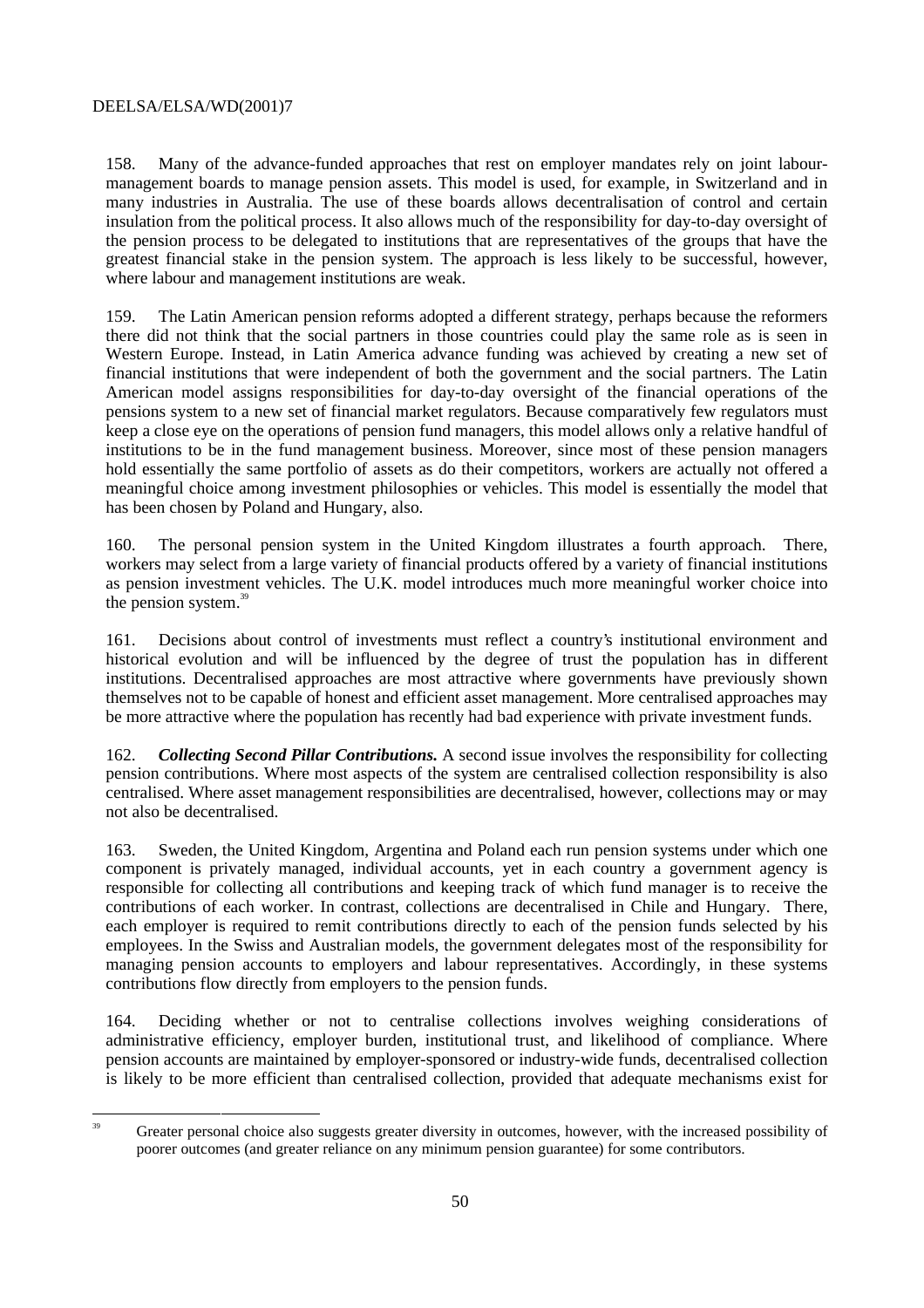158. Many of the advance-funded approaches that rest on employer mandates rely on joint labour-management boards to manage pension assets. This model is used, for example, in Switzerland and in many industries in Australia. The use of these boards allows decentralisation of control and certain insulation from the political process. It also allows much of the responsibility for day-to-day oversight of the pension process to be delegated to institutions that are representatives of the groups that have the greatest financial stake in the pension system. The approach is less likely to be successful, however, where labour and management institutions are weak.

159. The Latin American pension reforms adopted a different strategy, perhaps because the reformers there did not think that the social partners in those countries could play the same role as is seen in Western Europe. Instead, in Latin America advance funding was achieved by creating a new set of financial institutions that were independent of both the government and the social partners. The Latin American model assigns responsibilities for day-to-day oversight of the financial operations of the pensions system to a new set of financial market regulators. Because comparatively few regulators must keep a close eye on the operations of pension fund managers, this model allows only a relative handful of institutions to be in the fund management business. Moreover, since most of these pension managers hold essentially the same portfolio of assets as do their competitors, workers are actually not offered a meaningful choice among investment philosophies or vehicles. This model is essentially the model that has been chosen by Poland and Hungary, also.

160. The personal pension system in the United Kingdom illustrates a fourth approach. There, workers may select from a large variety of financial products offered by a variety of financial institutions as pension investment vehicles. The U.K. model introduces much more meaningful worker choice into the pension system.[39]

161. Decisions about control of investments must reflect a country's institutional environment and historical evolution and will be influenced by the degree of trust the population has in different institutions. Decentralised approaches are most attractive where governments have previously shown themselves not to be capable of honest and efficient asset management. More centralised approaches may be more attractive where the population has recently had bad experience with private investment funds.

162. ***Collecting Second Pillar Contributions.*** A second issue involves the responsibility for collecting pension contributions. Where most aspects of the system are centralised collection responsibility is also centralised. Where asset management responsibilities are decentralised, however, collections may or may not also be decentralised.

163. Sweden, the United Kingdom, Argentina and Poland each run pension systems under which one component is privately managed, individual accounts, yet in each country a government agency is responsible for collecting all contributions and keeping track of which fund manager is to receive the contributions of each worker. In contrast, collections are decentralised in Chile and Hungary. There, each employer is required to remit contributions directly to each of the pension funds selected by his employees. In the Swiss and Australian models, the government delegates most of the responsibility for managing pension accounts to employers and labour representatives. Accordingly, in these systems contributions flow directly from employers to the pension funds.

164. Deciding whether or not to centralise collections involves weighing considerations of administrative efficiency, employer burden, institutional trust, and likelihood of compliance. Where pension accounts are maintained by employer-sponsored or industry-wide funds, decentralised collection is likely to be more efficient than centralised collection, provided that adequate mechanisms exist for

---

[39] Greater personal choice also suggests greater diversity in outcomes, however, with the increased possibility of poorer outcomes (and greater reliance on any minimum pension guarantee) for some contributors.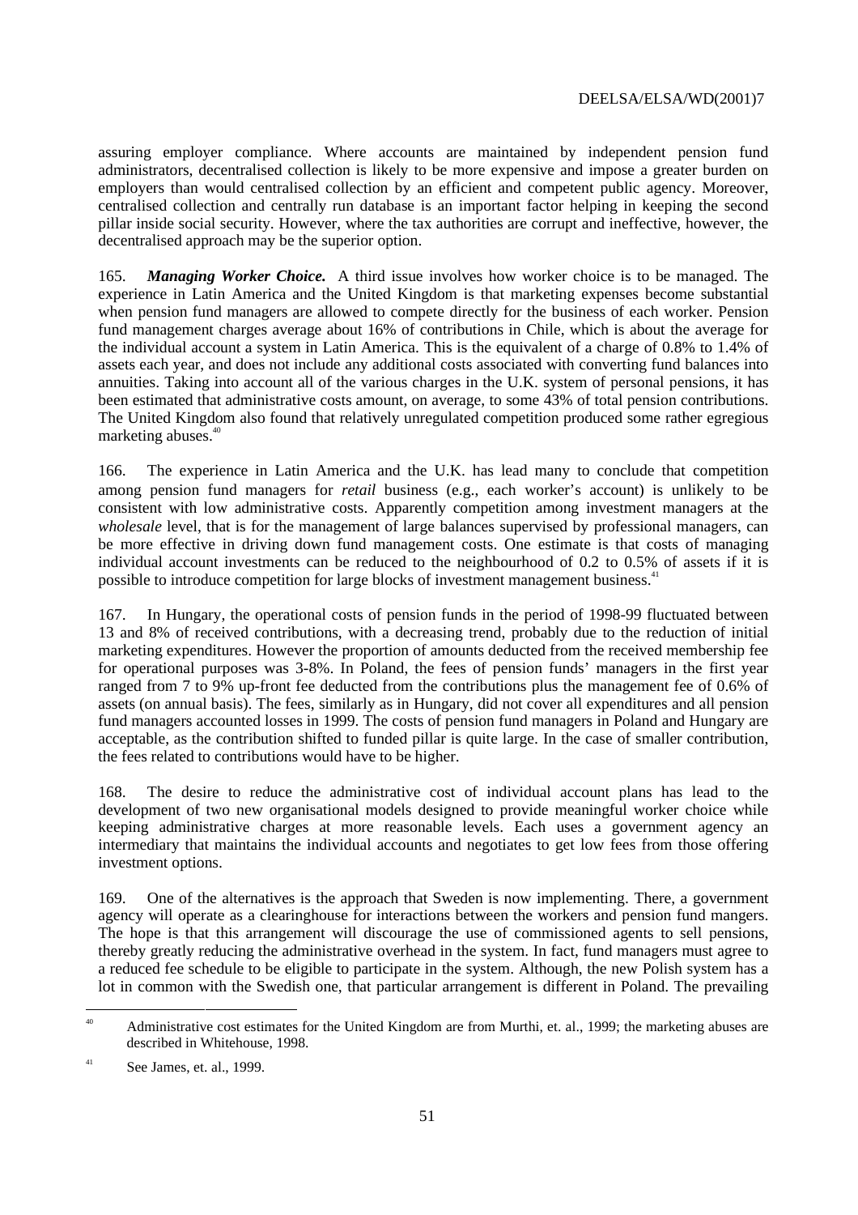assuring employer compliance. Where accounts are maintained by independent pension fund administrators, decentralised collection is likely to be more expensive and impose a greater burden on employers than would centralised collection by an efficient and competent public agency. Moreover, centralised collection and centrally run database is an important factor helping in keeping the second pillar inside social security. However, where the tax authorities are corrupt and ineffective, however, the decentralised approach may be the superior option.

165. ***Managing Worker Choice.*** A third issue involves how worker choice is to be managed. The experience in Latin America and the United Kingdom is that marketing expenses become substantial when pension fund managers are allowed to compete directly for the business of each worker. Pension fund management charges average about 16% of contributions in Chile, which is about the average for the individual account a system in Latin America. This is the equivalent of a charge of 0.8% to 1.4% of assets each year, and does not include any additional costs associated with converting fund balances into annuities. Taking into account all of the various charges in the U.K. system of personal pensions, it has been estimated that administrative costs amount, on average, to some 43% of total pension contributions. The United Kingdom also found that relatively unregulated competition produced some rather egregious marketing abuses.[40]

166. The experience in Latin America and the U.K. has lead many to conclude that competition among pension fund managers for *retail* business (e.g., each worker's account) is unlikely to be consistent with low administrative costs. Apparently competition among investment managers at the *wholesale* level, that is for the management of large balances supervised by professional managers, can be more effective in driving down fund management costs. One estimate is that costs of managing individual account investments can be reduced to the neighbourhood of 0.2 to 0.5% of assets if it is possible to introduce competition for large blocks of investment management business.[41]

167. In Hungary, the operational costs of pension funds in the period of 1998-99 fluctuated between 13 and 8% of received contributions, with a decreasing trend, probably due to the reduction of initial marketing expenditures. However the proportion of amounts deducted from the received membership fee for operational purposes was 3-8%. In Poland, the fees of pension funds' managers in the first year ranged from 7 to 9% up-front fee deducted from the contributions plus the management fee of 0.6% of assets (on annual basis). The fees, similarly as in Hungary, did not cover all expenditures and all pension fund managers accounted losses in 1999. The costs of pension fund managers in Poland and Hungary are acceptable, as the contribution shifted to funded pillar is quite large. In the case of smaller contribution, the fees related to contributions would have to be higher.

168. The desire to reduce the administrative cost of individual account plans has lead to the development of two new organisational models designed to provide meaningful worker choice while keeping administrative charges at more reasonable levels. Each uses a government agency an intermediary that maintains the individual accounts and negotiates to get low fees from those offering investment options.

169. One of the alternatives is the approach that Sweden is now implementing. There, a government agency will operate as a clearinghouse for interactions between the workers and pension fund mangers. The hope is that this arrangement will discourage the use of commissioned agents to sell pensions, thereby greatly reducing the administrative overhead in the system. In fact, fund managers must agree to a reduced fee schedule to be eligible to participate in the system. Although, the new Polish system has a lot in common with the Swedish one, that particular arrangement is different in Poland. The prevailing

---

[40] Administrative cost estimates for the United Kingdom are from Murthi, et. al., 1999; the marketing abuses are described in Whitehouse, 1998.

[41] See James, et. al., 1999.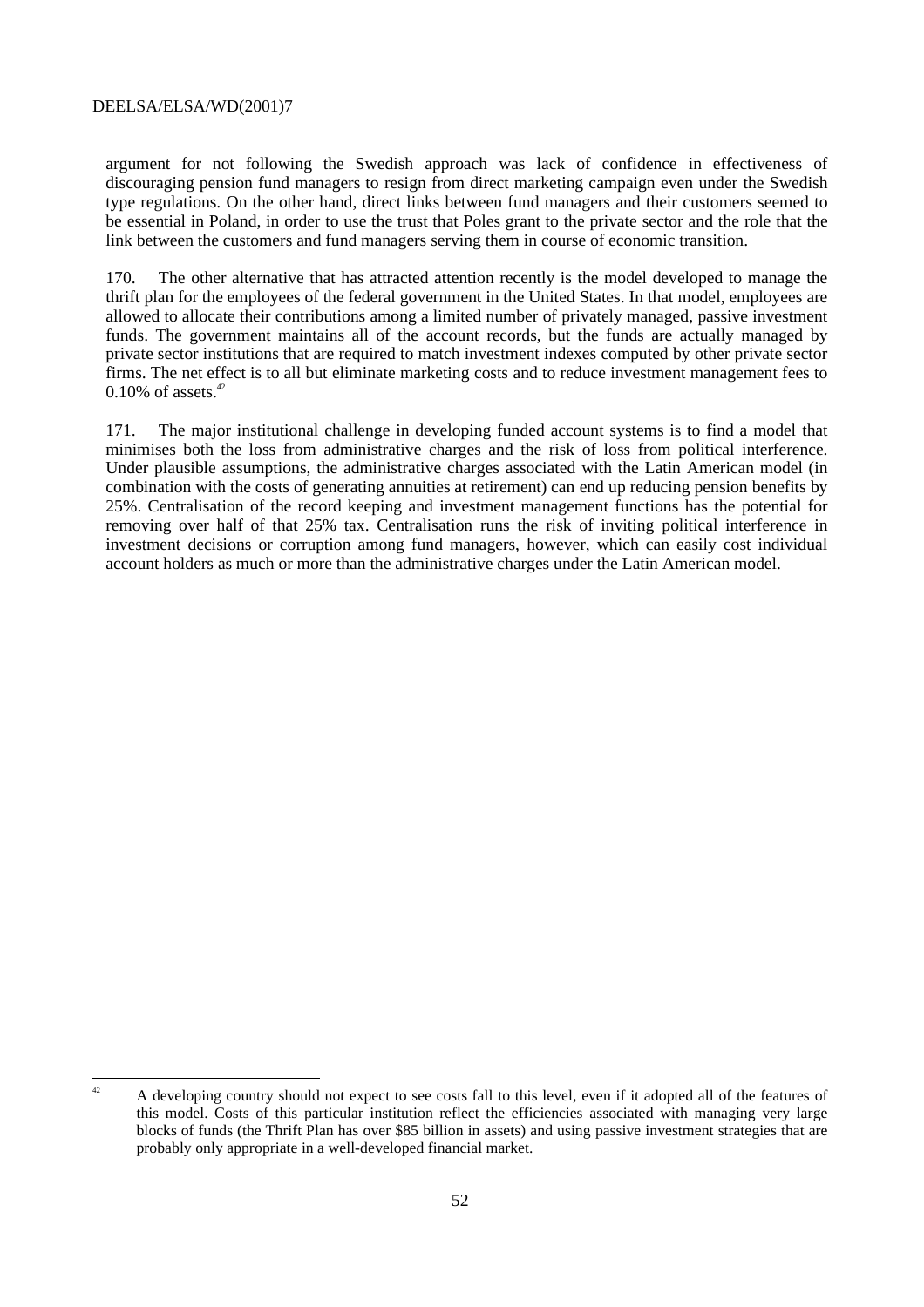argument for not following the Swedish approach was lack of confidence in effectiveness of discouraging pension fund managers to resign from direct marketing campaign even under the Swedish type regulations. On the other hand, direct links between fund managers and their customers seemed to be essential in Poland, in order to use the trust that Poles grant to the private sector and the role that the link between the customers and fund managers serving them in course of economic transition.

170. The other alternative that has attracted attention recently is the model developed to manage the thrift plan for the employees of the federal government in the United States. In that model, employees are allowed to allocate their contributions among a limited number of privately managed, passive investment funds. The government maintains all of the account records, but the funds are actually managed by private sector institutions that are required to match investment indexes computed by other private sector firms. The net effect is to all but eliminate marketing costs and to reduce investment management fees to 0.10% of assets.[42]

171. The major institutional challenge in developing funded account systems is to find a model that minimises both the loss from administrative charges and the risk of loss from political interference. Under plausible assumptions, the administrative charges associated with the Latin American model (in combination with the costs of generating annuities at retirement) can end up reducing pension benefits by 25%. Centralisation of the record keeping and investment management functions has the potential for removing over half of that 25% tax. Centralisation runs the risk of inviting political interference in investment decisions or corruption among fund managers, however, which can easily cost individual account holders as much or more than the administrative charges under the Latin American model.

---

[42] A developing country should not expect to see costs fall to this level, even if it adopted all of the features of this model. Costs of this particular institution reflect the efficiencies associated with managing very large blocks of funds (the Thrift Plan has over $85 billion in assets) and using passive investment strategies that are probably only appropriate in a well-developed financial market.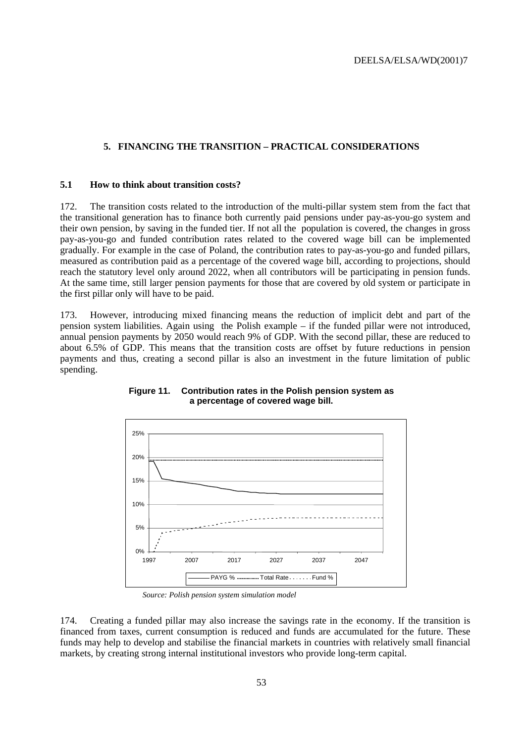## 5. FINANCING THE TRANSITION – PRACTICAL CONSIDERATIONS

### 5.1 How to think about transition costs?

172. The transition costs related to the introduction of the multi-pillar system stem from the fact that the transitional generation has to finance both currently paid pensions under pay-as-you-go system and their own pension, by saving in the funded tier. If not all the population is covered, the changes in gross pay-as-you-go and funded contribution rates related to the covered wage bill can be implemented gradually. For example in the case of Poland, the contribution rates to pay-as-you-go and funded pillars, measured as contribution paid as a percentage of the covered wage bill, according to projections, should reach the statutory level only around 2022, when all contributors will be participating in pension funds. At the same time, still larger pension payments for those that are covered by old system or participate in the first pillar only will have to be paid.

173. However, introducing mixed financing means the reduction of implicit debt and part of the pension system liabilities. Again using the Polish example – if the funded pillar were not introduced, annual pension payments by 2050 would reach 9% of GDP. With the second pillar, these are reduced to about 6.5% of GDP. This means that the transition costs are offset by future reductions in pension payments and thus, creating a second pillar is also an investment in the future limitation of public spending.

**Figure 11. Contribution rates in the Polish pension system as a percentage of covered wage bill.**

*Source: Polish pension system simulation model*

174. Creating a funded pillar may also increase the savings rate in the economy. If the transition is financed from taxes, current consumption is reduced and funds are accumulated for the future. These funds may help to develop and stabilise the financial markets in countries with relatively small financial markets, by creating strong internal institutional investors who provide long-term capital.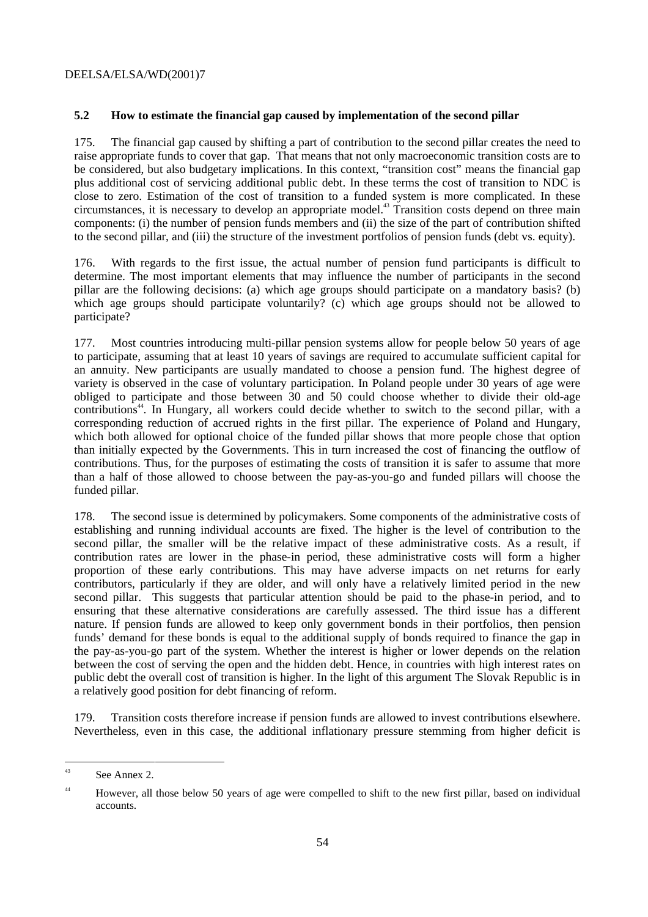### 5.2 How to estimate the financial gap caused by implementation of the second pillar

175. The financial gap caused by shifting a part of contribution to the second pillar creates the need to raise appropriate funds to cover that gap. That means that not only macroeconomic transition costs are to be considered, but also budgetary implications. In this context, "transition cost" means the financial gap plus additional cost of servicing additional public debt. In these terms the cost of transition to NDC is close to zero. Estimation of the cost of transition to a funded system is more complicated. In these circumstances, it is necessary to develop an appropriate model.[43] Transition costs depend on three main components: (i) the number of pension funds members and (ii) the size of the part of contribution shifted to the second pillar, and (iii) the structure of the investment portfolios of pension funds (debt vs. equity).

176. With regards to the first issue, the actual number of pension fund participants is difficult to determine. The most important elements that may influence the number of participants in the second pillar are the following decisions: (a) which age groups should participate on a mandatory basis? (b) which age groups should participate voluntarily? (c) which age groups should not be allowed to participate?

177. Most countries introducing multi-pillar pension systems allow for people below 50 years of age to participate, assuming that at least 10 years of savings are required to accumulate sufficient capital for an annuity. New participants are usually mandated to choose a pension fund. The highest degree of variety is observed in the case of voluntary participation. In Poland people under 30 years of age were obliged to participate and those between 30 and 50 could choose whether to divide their old-age contributions[44]. In Hungary, all workers could decide whether to switch to the second pillar, with a corresponding reduction of accrued rights in the first pillar. The experience of Poland and Hungary, which both allowed for optional choice of the funded pillar shows that more people chose that option than initially expected by the Governments. This in turn increased the cost of financing the outflow of contributions. Thus, for the purposes of estimating the costs of transition it is safer to assume that more than a half of those allowed to choose between the pay-as-you-go and funded pillars will choose the funded pillar.

178. The second issue is determined by policymakers. Some components of the administrative costs of establishing and running individual accounts are fixed. The higher is the level of contribution to the second pillar, the smaller will be the relative impact of these administrative costs. As a result, if contribution rates are lower in the phase-in period, these administrative costs will form a higher proportion of these early contributions. This may have adverse impacts on net returns for early contributors, particularly if they are older, and will only have a relatively limited period in the new second pillar. This suggests that particular attention should be paid to the phase-in period, and to ensuring that these alternative considerations are carefully assessed. The third issue has a different nature. If pension funds are allowed to keep only government bonds in their portfolios, then pension funds' demand for these bonds is equal to the additional supply of bonds required to finance the gap in the pay-as-you-go part of the system. Whether the interest is higher or lower depends on the relation between the cost of serving the open and the hidden debt. Hence, in countries with high interest rates on public debt the overall cost of transition is higher. In the light of this argument The Slovak Republic is in a relatively good position for debt financing of reform.

179. Transition costs therefore increase if pension funds are allowed to invest contributions elsewhere. Nevertheless, even in this case, the additional inflationary pressure stemming from higher deficit is

---

[43] See Annex 2.

[44] However, all those below 50 years of age were compelled to shift to the new first pillar, based on individual accounts.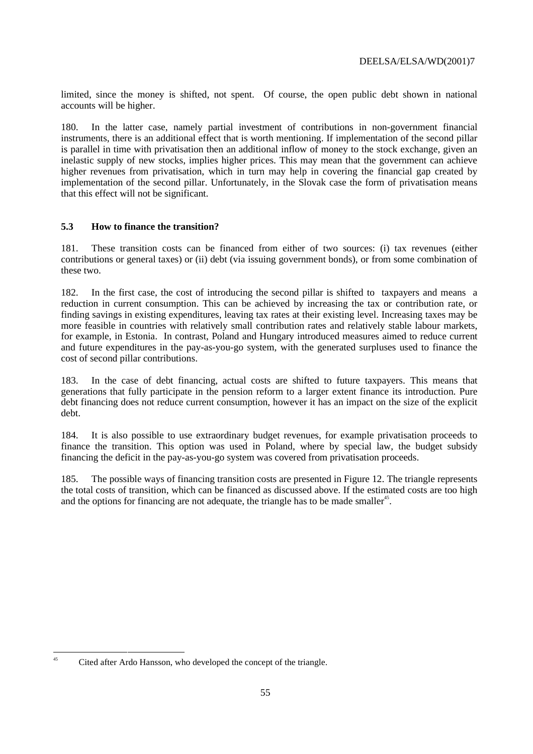limited, since the money is shifted, not spent. Of course, the open public debt shown in national accounts will be higher.

180. In the latter case, namely partial investment of contributions in non-government financial instruments, there is an additional effect that is worth mentioning. If implementation of the second pillar is parallel in time with privatisation then an additional inflow of money to the stock exchange, given an inelastic supply of new stocks, implies higher prices. This may mean that the government can achieve higher revenues from privatisation, which in turn may help in covering the financial gap created by implementation of the second pillar. Unfortunately, in the Slovak case the form of privatisation means that this effect will not be significant.

### 5.3 How to finance the transition?

181. These transition costs can be financed from either of two sources: (i) tax revenues (either contributions or general taxes) or (ii) debt (via issuing government bonds), or from some combination of these two.

182. In the first case, the cost of introducing the second pillar is shifted to taxpayers and means a reduction in current consumption. This can be achieved by increasing the tax or contribution rate, or finding savings in existing expenditures, leaving tax rates at their existing level. Increasing taxes may be more feasible in countries with relatively small contribution rates and relatively stable labour markets, for example, in Estonia. In contrast, Poland and Hungary introduced measures aimed to reduce current and future expenditures in the pay-as-you-go system, with the generated surpluses used to finance the cost of second pillar contributions.

183. In the case of debt financing, actual costs are shifted to future taxpayers. This means that generations that fully participate in the pension reform to a larger extent finance its introduction. Pure debt financing does not reduce current consumption, however it has an impact on the size of the explicit debt.

184. It is also possible to use extraordinary budget revenues, for example privatisation proceeds to finance the transition. This option was used in Poland, where by special law, the budget subsidy financing the deficit in the pay-as-you-go system was covered from privatisation proceeds.

185. The possible ways of financing transition costs are presented in Figure 12. The triangle represents the total costs of transition, which can be financed as discussed above. If the estimated costs are too high and the options for financing are not adequate, the triangle has to be made smaller[45].

---

[45] Cited after Ardo Hansson, who developed the concept of the triangle.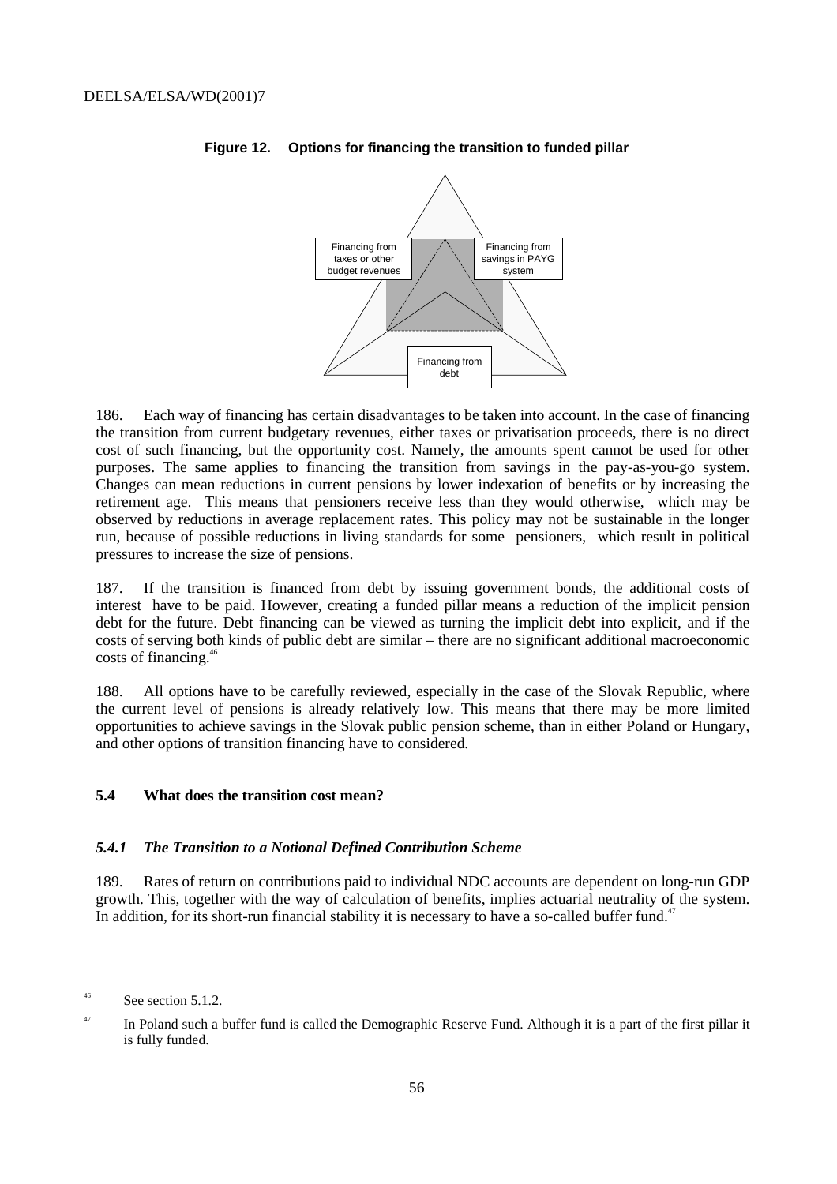**Figure 12. Options for financing the transition to funded pillar**

Financing from taxes or other budget revenues

Financing from savings in PAYG system

Financing from debt

186. Each way of financing has certain disadvantages to be taken into account. In the case of financing the transition from current budgetary revenues, either taxes or privatisation proceeds, there is no direct cost of such financing, but the opportunity cost. Namely, the amounts spent cannot be used for other purposes. The same applies to financing the transition from savings in the pay-as-you-go system. Changes can mean reductions in current pensions by lower indexation of benefits or by increasing the retirement age. This means that pensioners receive less than they would otherwise, which may be observed by reductions in average replacement rates. This policy may not be sustainable in the longer run, because of possible reductions in living standards for some pensioners, which result in political pressures to increase the size of pensions.

187. If the transition is financed from debt by issuing government bonds, the additional costs of interest have to be paid. However, creating a funded pillar means a reduction of the implicit pension debt for the future. Debt financing can be viewed as turning the implicit debt into explicit, and if the costs of serving both kinds of public debt are similar – there are no significant additional macroeconomic costs of financing.[46]

188. All options have to be carefully reviewed, especially in the case of the Slovak Republic, where the current level of pensions is already relatively low. This means that there may be more limited opportunities to achieve savings in the Slovak public pension scheme, than in either Poland or Hungary, and other options of transition financing have to considered.

## 5.4 What does the transition cost mean?

### *5.4.1 The Transition to a Notional Defined Contribution Scheme*

189. Rates of return on contributions paid to individual NDC accounts are dependent on long-run GDP growth. This, together with the way of calculation of benefits, implies actuarial neutrality of the system. In addition, for its short-run financial stability it is necessary to have a so-called buffer fund.[47]

---

[46] See section 5.1.2.

[47] In Poland such a buffer fund is called the Demographic Reserve Fund. Although it is a part of the first pillar it is fully funded.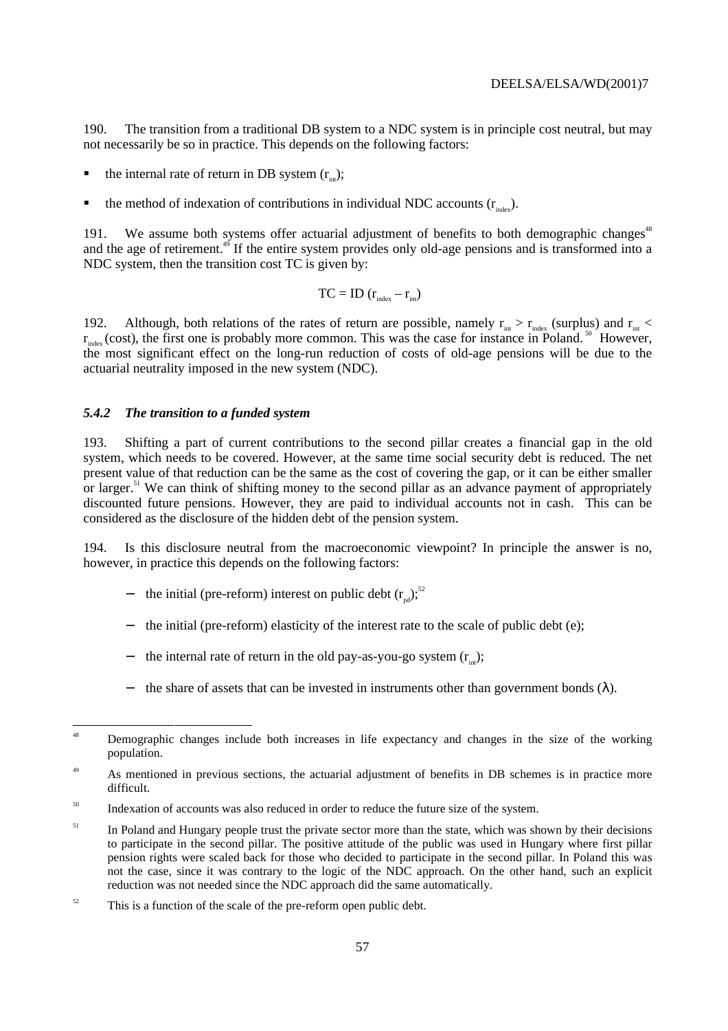190. The transition from a traditional DB system to a NDC system is in principle cost neutral, but may not necessarily be so in practice. This depends on the following factors:

- the internal rate of return in DB system ($r_{int}$);
- the method of indexation of contributions in individual NDC accounts ($r_{index}$).

191. We assume both systems offer actuarial adjustment of benefits to both demographic changes[48] and the age of retirement.[49] If the entire system provides only old-age pensions and is transformed into a NDC system, then the transition cost TC is given by:

$$TC = ID\,(r_{index} - r_{int})$$

192. Although, both relations of the rates of return are possible, namely $r_{int} > r_{index}$ (surplus) and $r_{int} < r_{index}$ (cost), the first one is probably more common. This was the case for instance in Poland.[50] However, the most significant effect on the long-run reduction of costs of old-age pensions will be due to the actuarial neutrality imposed in the new system (NDC).

### *5.4.2 The transition to a funded system*

193. Shifting a part of current contributions to the second pillar creates a financial gap in the old system, which needs to be covered. However, at the same time social security debt is reduced. The net present value of that reduction can be the same as the cost of covering the gap, or it can be either smaller or larger.[51] We can think of shifting money to the second pillar as an advance payment of appropriately discounted future pensions. However, they are paid to individual accounts not in cash. This can be considered as the disclosure of the hidden debt of the pension system.

194. Is this disclosure neutral from the macroeconomic viewpoint? In principle the answer is no, however, in practice this depends on the following factors:

- the initial (pre-reform) interest on public debt ($r_{pd}$);[52]
- the initial (pre-reform) elasticity of the interest rate to the scale of public debt (e);
- the internal rate of return in the old pay-as-you-go system ($r_{int}$);
- the share of assets that can be invested in instruments other than government bonds ($\lambda$).

---

[48] Demographic changes include both increases in life expectancy and changes in the size of the working population.

[49] As mentioned in previous sections, the actuarial adjustment of benefits in DB schemes is in practice more difficult.

[50] Indexation of accounts was also reduced in order to reduce the future size of the system.

[51] In Poland and Hungary people trust the private sector more than the state, which was shown by their decisions to participate in the second pillar. The positive attitude of the public was used in Hungary where first pillar pension rights were scaled back for those who decided to participate in the second pillar. In Poland this was not the case, since it was contrary to the logic of the NDC approach. On the other hand, such an explicit reduction was not needed since the NDC approach did the same automatically.

[52] This is a function of the scale of the pre-reform open public debt.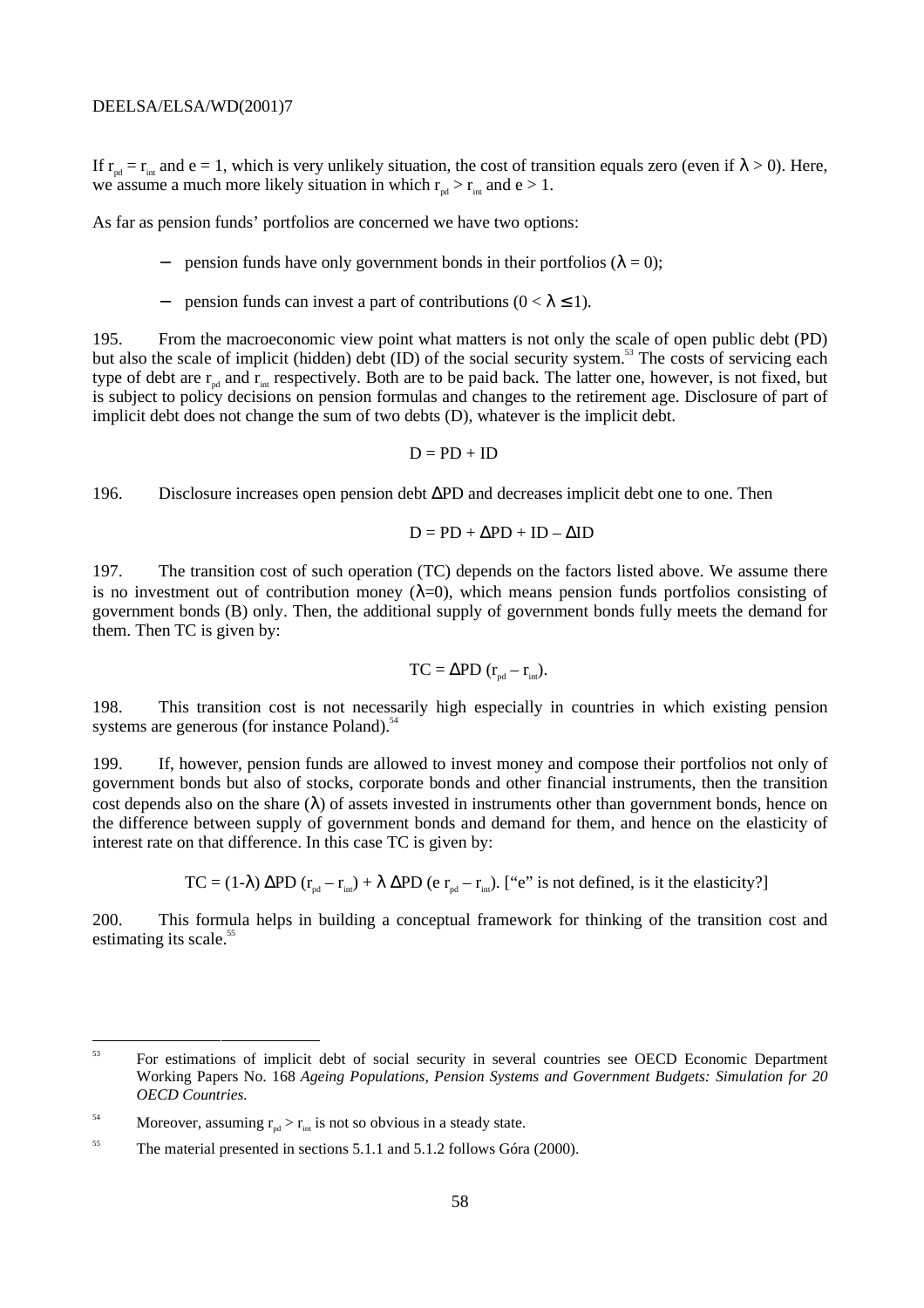If $r_{pd} = r_{int}$ and e = 1, which is very unlikely situation, the cost of transition equals zero (even if $\lambda > 0$). Here, we assume a much more likely situation in which $r_{pd} > r_{int}$ and e > 1.

As far as pension funds' portfolios are concerned we have two options:

- pension funds have only government bonds in their portfolios ($\lambda = 0$);
- pension funds can invest a part of contributions ($0 < \lambda \leq 1$).

195. From the macroeconomic view point what matters is not only the scale of open public debt (PD) but also the scale of implicit (hidden) debt (ID) of the social security system.[53] The costs of servicing each type of debt are $r_{pd}$ and $r_{int}$ respectively. Both are to be paid back. The latter one, however, is not fixed, but is subject to policy decisions on pension formulas and changes to the retirement age. Disclosure of part of implicit debt does not change the sum of two debts (D), whatever is the implicit debt.

$$D = PD + ID$$

196. Disclosure increases open pension debt $\Delta$PD and decreases implicit debt one to one. Then

$$D = PD + \Delta PD + ID - \Delta ID$$

197. The transition cost of such operation (TC) depends on the factors listed above. We assume there is no investment out of contribution money ($\lambda$=0), which means pension funds portfolios consisting of government bonds (B) only. Then, the additional supply of government bonds fully meets the demand for them. Then TC is given by:

$$TC = \Delta PD\,(r_{pd} - r_{int}).$$

198. This transition cost is not necessarily high especially in countries in which existing pension systems are generous (for instance Poland).[54]

199. If, however, pension funds are allowed to invest money and compose their portfolios not only of government bonds but also of stocks, corporate bonds and other financial instruments, then the transition cost depends also on the share ($\lambda$) of assets invested in instruments other than government bonds, hence on the difference between supply of government bonds and demand for them, and hence on the elasticity of interest rate on that difference. In this case TC is given by:

$$TC = (1-\lambda)\,\Delta PD\,(r_{pd} - r_{int}) + \lambda\,\Delta PD\,(e\,r_{pd} - r_{int}).$$ ["e" is not defined, is it the elasticity?]

200. This formula helps in building a conceptual framework for thinking of the transition cost and estimating its scale.[55]

---

[53] For estimations of implicit debt of social security in several countries see OECD Economic Department Working Papers No. 168 *Ageing Populations, Pension Systems and Government Budgets: Simulation for 20 OECD Countries.*

[54] Moreover, assuming $r_{pd} > r_{int}$ is not so obvious in a steady state.

[55] The material presented in sections 5.1.1 and 5.1.2 follows Góra (2000).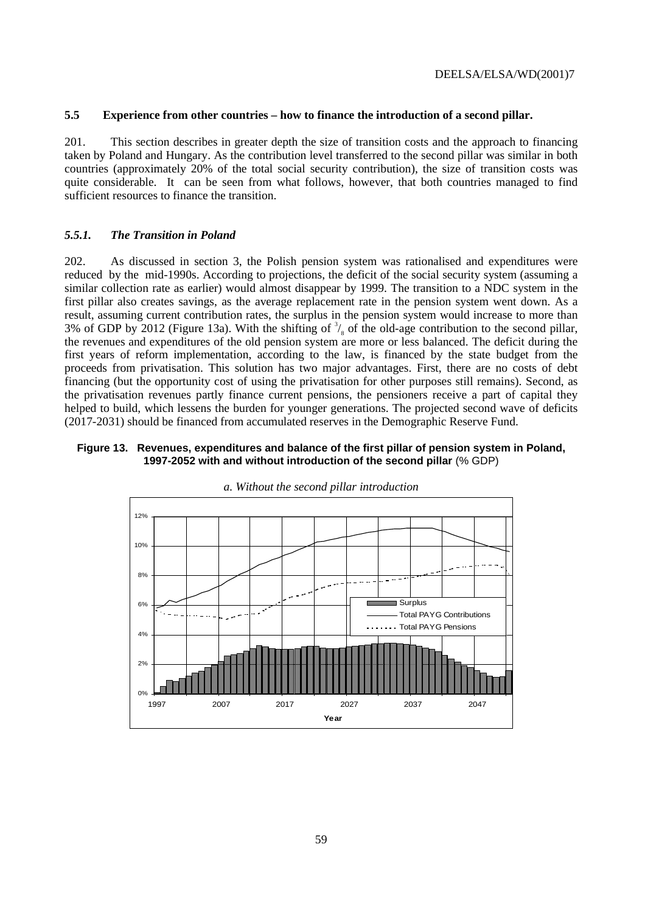## 5.5 Experience from other countries – how to finance the introduction of a second pillar.

201. This section describes in greater depth the size of transition costs and the approach to financing taken by Poland and Hungary. As the contribution level transferred to the second pillar was similar in both countries (approximately 20% of the total social security contribution), the size of transition costs was quite considerable. It can be seen from what follows, however, that both countries managed to find sufficient resources to finance the transition.

### *5.5.1. The Transition in Poland*

202. As discussed in section 3, the Polish pension system was rationalised and expenditures were reduced by the mid-1990s. According to projections, the deficit of the social security system (assuming a similar collection rate as earlier) would almost disappear by 1999. The transition to a NDC system in the first pillar also creates savings, as the average replacement rate in the pension system went down. As a result, assuming current contribution rates, the surplus in the pension system would increase to more than 3% of GDP by 2012 (Figure 13a). With the shifting of $^{3}/_{8}$ of the old-age contribution to the second pillar, the revenues and expenditures of the old pension system are more or less balanced. The deficit during the first years of reform implementation, according to the law, is financed by the state budget from the proceeds from privatisation. This solution has two major advantages. First, there are no costs of debt financing (but the opportunity cost of using the privatisation for other purposes still remains). Second, as the privatisation revenues partly finance current pensions, the pensioners receive a part of capital they helped to build, which lessens the burden for younger generations. The projected second wave of deficits (2017-2031) should be financed from accumulated reserves in the Demographic Reserve Fund.

**Figure 13. Revenues, expenditures and balance of the first pillar of pension system in Poland, 1997-2052 with and without introduction of the second pillar** (% GDP)

*a. Without the second pillar introduction*

[Chart: Surplus (bars), Total PAYG Contributions (solid line), Total PAYG Pensions (dotted line); y-axis 0%–12%; x-axis Year 1997–2047]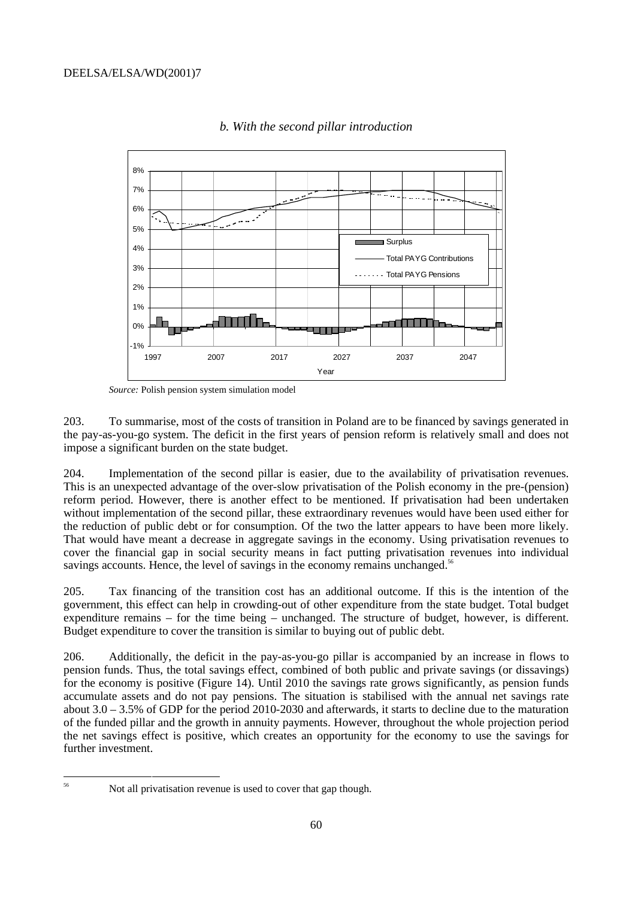*b. With the second pillar introduction*

*Source:* Polish pension system simulation model

203. To summarise, most of the costs of transition in Poland are to be financed by savings generated in the pay-as-you-go system. The deficit in the first years of pension reform is relatively small and does not impose a significant burden on the state budget.

204. Implementation of the second pillar is easier, due to the availability of privatisation revenues. This is an unexpected advantage of the over-slow privatisation of the Polish economy in the pre-(pension) reform period. However, there is another effect to be mentioned. If privatisation had been undertaken without implementation of the second pillar, these extraordinary revenues would have been used either for the reduction of public debt or for consumption. Of the two the latter appears to have been more likely. That would have meant a decrease in aggregate savings in the economy. Using privatisation revenues to cover the financial gap in social security means in fact putting privatisation revenues into individual savings accounts. Hence, the level of savings in the economy remains unchanged.[56]

205. Tax financing of the transition cost has an additional outcome. If this is the intention of the government, this effect can help in crowding-out of other expenditure from the state budget. Total budget expenditure remains – for the time being – unchanged. The structure of budget, however, is different. Budget expenditure to cover the transition is similar to buying out of public debt.

206. Additionally, the deficit in the pay-as-you-go pillar is accompanied by an increase in flows to pension funds. Thus, the total savings effect, combined of both public and private savings (or dissavings) for the economy is positive (Figure 14). Until 2010 the savings rate grows significantly, as pension funds accumulate assets and do not pay pensions. The situation is stabilised with the annual net savings rate about 3.0 – 3.5% of GDP for the period 2010-2030 and afterwards, it starts to decline due to the maturation of the funded pillar and the growth in annuity payments. However, throughout the whole projection period the net savings effect is positive, which creates an opportunity for the economy to use the savings for further investment.

[56] Not all privatisation revenue is used to cover that gap though.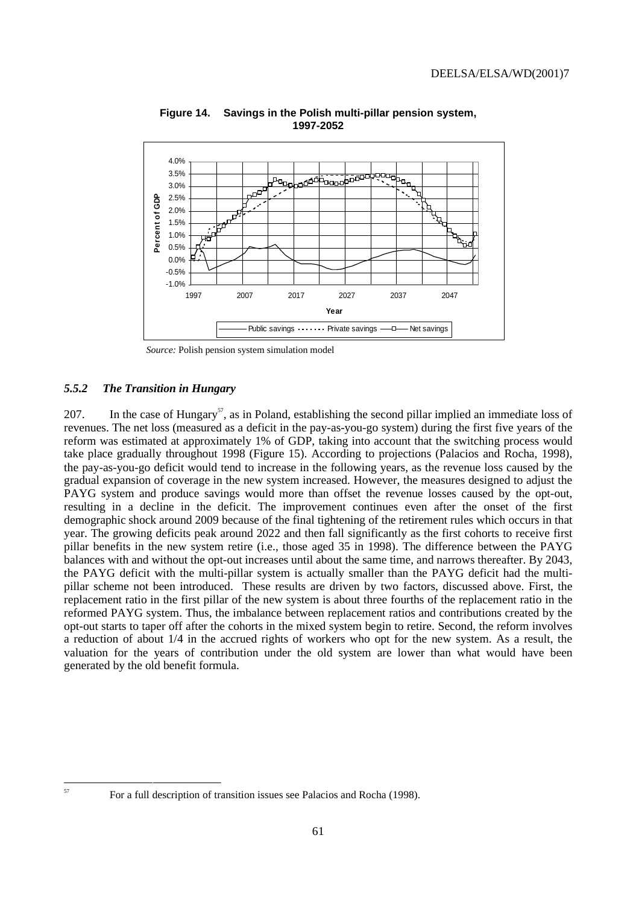**Figure 14. Savings in the Polish multi-pillar pension system, 1997-2052**

*Source:* Polish pension system simulation model

### *5.5.2 The Transition in Hungary*

207. In the case of Hungary[57], as in Poland, establishing the second pillar implied an immediate loss of revenues. The net loss (measured as a deficit in the pay-as-you-go system) during the first five years of the reform was estimated at approximately 1% of GDP, taking into account that the switching process would take place gradually throughout 1998 (Figure 15). According to projections (Palacios and Rocha, 1998), the pay-as-you-go deficit would tend to increase in the following years, as the revenue loss caused by the gradual expansion of coverage in the new system increased. However, the measures designed to adjust the PAYG system and produce savings would more than offset the revenue losses caused by the opt-out, resulting in a decline in the deficit. The improvement continues even after the onset of the first demographic shock around 2009 because of the final tightening of the retirement rules which occurs in that year. The growing deficits peak around 2022 and then fall significantly as the first cohorts to receive first pillar benefits in the new system retire (i.e., those aged 35 in 1998). The difference between the PAYG balances with and without the opt-out increases until about the same time, and narrows thereafter. By 2043, the PAYG deficit with the multi-pillar system is actually smaller than the PAYG deficit had the multi-pillar scheme not been introduced. These results are driven by two factors, discussed above. First, the replacement ratio in the first pillar of the new system is about three fourths of the replacement ratio in the reformed PAYG system. Thus, the imbalance between replacement ratios and contributions created by the opt-out starts to taper off after the cohorts in the mixed system begin to retire. Second, the reform involves a reduction of about 1/4 in the accrued rights of workers who opt for the new system. As a result, the valuation for the years of contribution under the old system are lower than what would have been generated by the old benefit formula.

---

[57] For a full description of transition issues see Palacios and Rocha (1998).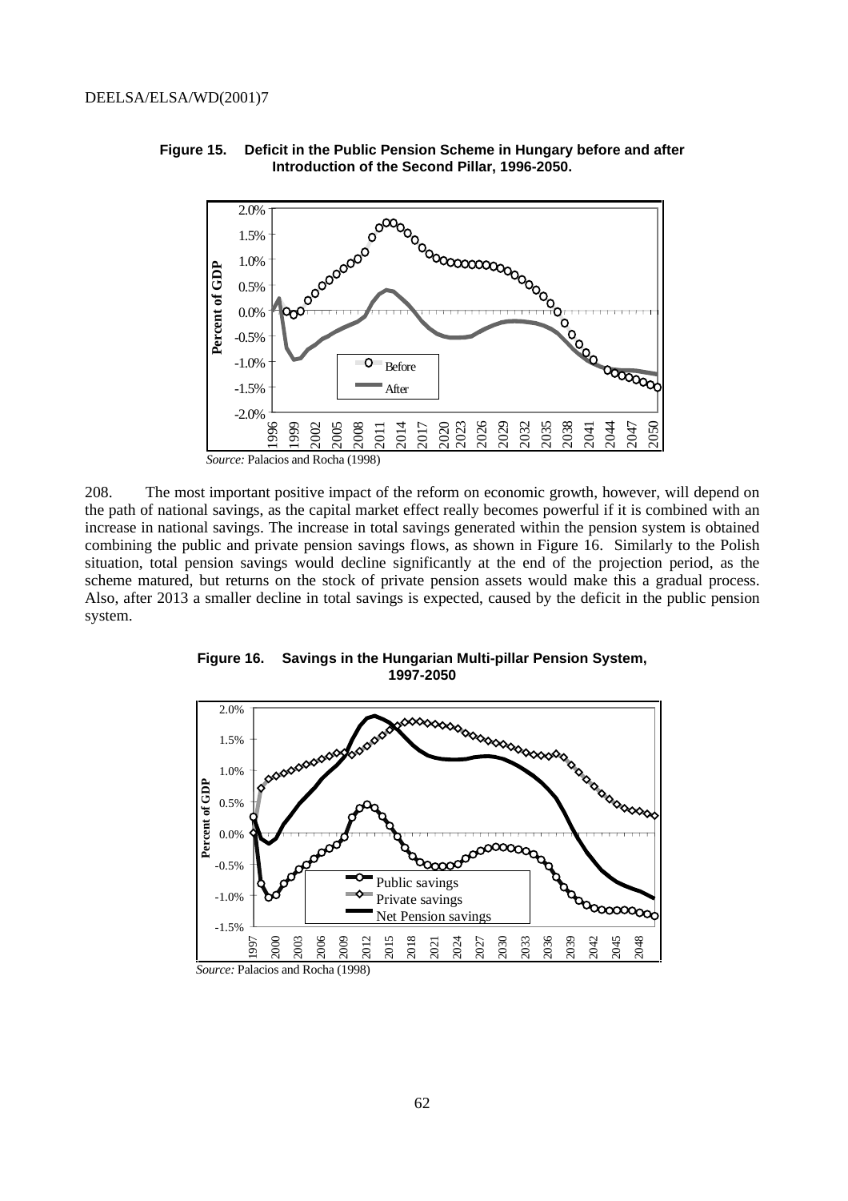**Figure 15. Deficit in the Public Pension Scheme in Hungary before and after Introduction of the Second Pillar, 1996-2050.**

*Source:* Palacios and Rocha (1998)

208. The most important positive impact of the reform on economic growth, however, will depend on the path of national savings, as the capital market effect really becomes powerful if it is combined with an increase in national savings. The increase in total savings generated within the pension system is obtained combining the public and private pension savings flows, as shown in Figure 16. Similarly to the Polish situation, total pension savings would decline significantly at the end of the projection period, as the scheme matured, but returns on the stock of private pension assets would make this a gradual process. Also, after 2013 a smaller decline in total savings is expected, caused by the deficit in the public pension system.

**Figure 16. Savings in the Hungarian Multi-pillar Pension System, 1997-2050**

*Source:* Palacios and Rocha (1998)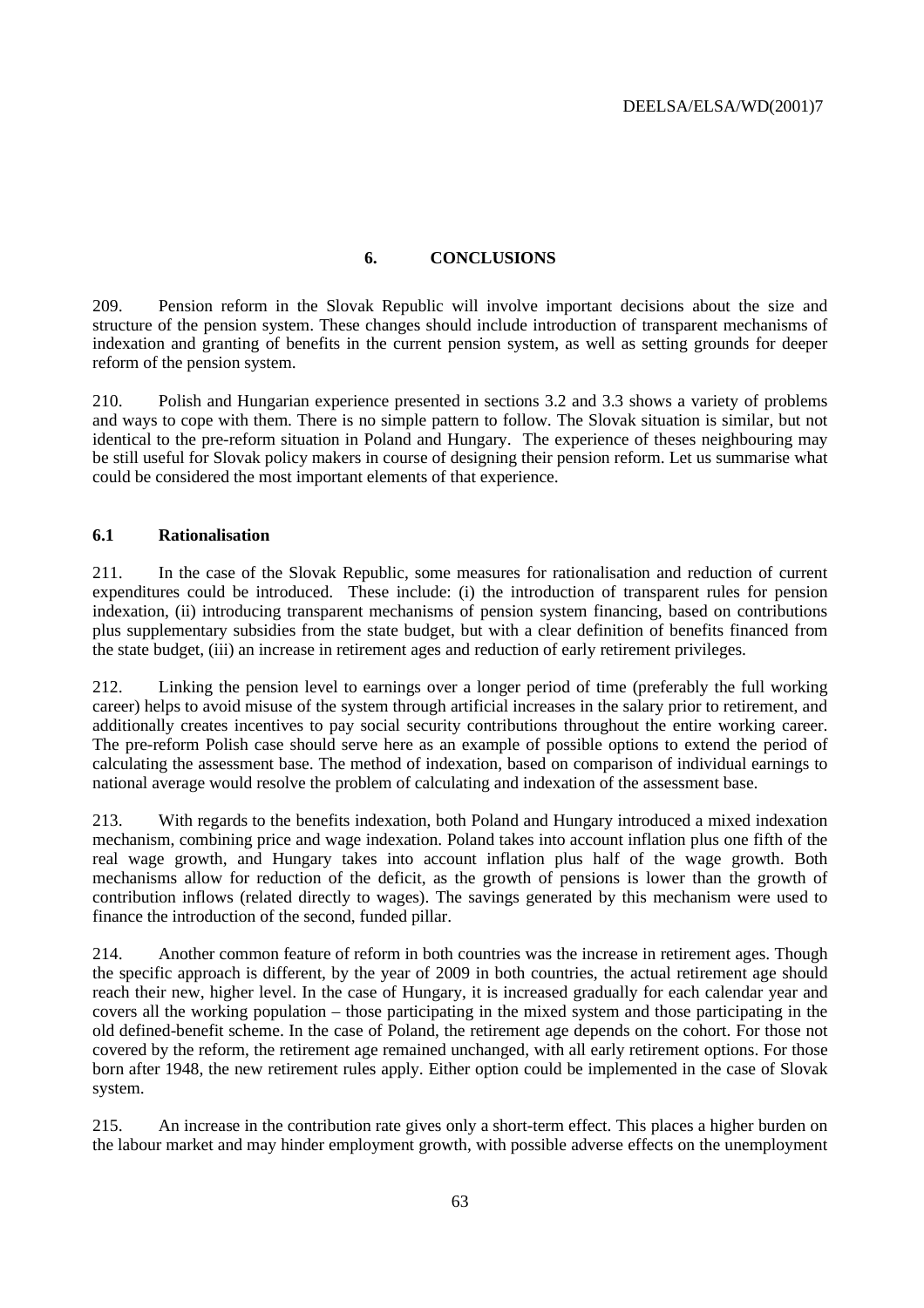## 6. CONCLUSIONS

209. Pension reform in the Slovak Republic will involve important decisions about the size and structure of the pension system. These changes should include introduction of transparent mechanisms of indexation and granting of benefits in the current pension system, as well as setting grounds for deeper reform of the pension system.

210. Polish and Hungarian experience presented in sections 3.2 and 3.3 shows a variety of problems and ways to cope with them. There is no simple pattern to follow. The Slovak situation is similar, but not identical to the pre-reform situation in Poland and Hungary. The experience of theses neighbouring may be still useful for Slovak policy makers in course of designing their pension reform. Let us summarise what could be considered the most important elements of that experience.

### 6.1 Rationalisation

211. In the case of the Slovak Republic, some measures for rationalisation and reduction of current expenditures could be introduced. These include: (i) the introduction of transparent rules for pension indexation, (ii) introducing transparent mechanisms of pension system financing, based on contributions plus supplementary subsidies from the state budget, but with a clear definition of benefits financed from the state budget, (iii) an increase in retirement ages and reduction of early retirement privileges.

212. Linking the pension level to earnings over a longer period of time (preferably the full working career) helps to avoid misuse of the system through artificial increases in the salary prior to retirement, and additionally creates incentives to pay social security contributions throughout the entire working career. The pre-reform Polish case should serve here as an example of possible options to extend the period of calculating the assessment base. The method of indexation, based on comparison of individual earnings to national average would resolve the problem of calculating and indexation of the assessment base.

213. With regards to the benefits indexation, both Poland and Hungary introduced a mixed indexation mechanism, combining price and wage indexation. Poland takes into account inflation plus one fifth of the real wage growth, and Hungary takes into account inflation plus half of the wage growth. Both mechanisms allow for reduction of the deficit, as the growth of pensions is lower than the growth of contribution inflows (related directly to wages). The savings generated by this mechanism were used to finance the introduction of the second, funded pillar.

214. Another common feature of reform in both countries was the increase in retirement ages. Though the specific approach is different, by the year of 2009 in both countries, the actual retirement age should reach their new, higher level. In the case of Hungary, it is increased gradually for each calendar year and covers all the working population – those participating in the mixed system and those participating in the old defined-benefit scheme. In the case of Poland, the retirement age depends on the cohort. For those not covered by the reform, the retirement age remained unchanged, with all early retirement options. For those born after 1948, the new retirement rules apply. Either option could be implemented in the case of Slovak system.

215. An increase in the contribution rate gives only a short-term effect. This places a higher burden on the labour market and may hinder employment growth, with possible adverse effects on the unemployment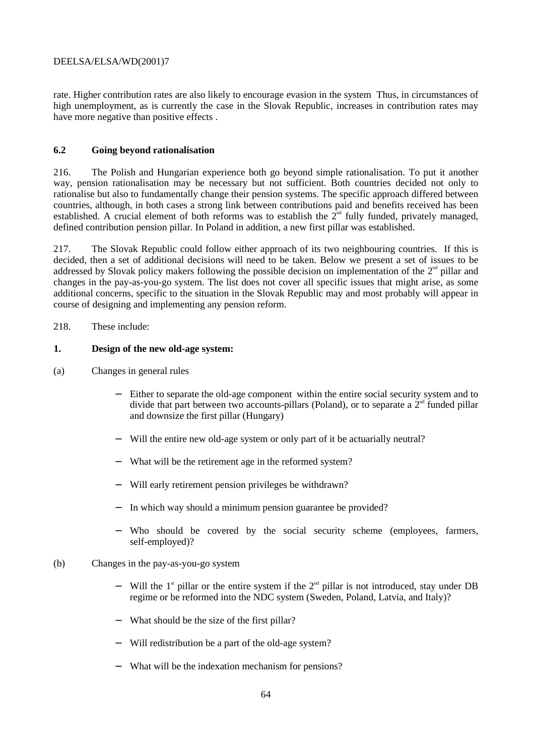rate. Higher contribution rates are also likely to encourage evasion in the system Thus, in circumstances of high unemployment, as is currently the case in the Slovak Republic, increases in contribution rates may have more negative than positive effects .

### 6.2 Going beyond rationalisation

216. The Polish and Hungarian experience both go beyond simple rationalisation. To put it another way, pension rationalisation may be necessary but not sufficient. Both countries decided not only to rationalise but also to fundamentally change their pension systems. The specific approach differed between countries, although, in both cases a strong link between contributions paid and benefits received has been established. A crucial element of both reforms was to establish the 2nd fully funded, privately managed, defined contribution pension pillar. In Poland in addition, a new first pillar was established.

217. The Slovak Republic could follow either approach of its two neighbouring countries. If this is decided, then a set of additional decisions will need to be taken. Below we present a set of issues to be addressed by Slovak policy makers following the possible decision on implementation of the 2nd pillar and changes in the pay-as-you-go system. The list does not cover all specific issues that might arise, as some additional concerns, specific to the situation in the Slovak Republic may and most probably will appear in course of designing and implementing any pension reform.

218. These include:

**1. Design of the new old-age system:**

(a) Changes in general rules

- Either to separate the old-age component within the entire social security system and to divide that part between two accounts-pillars (Poland), or to separate a 2nd funded pillar and downsize the first pillar (Hungary)
- Will the entire new old-age system or only part of it be actuarially neutral?
- What will be the retirement age in the reformed system?
- Will early retirement pension privileges be withdrawn?
- In which way should a minimum pension guarantee be provided?
- Who should be covered by the social security scheme (employees, farmers, self-employed)?

(b) Changes in the pay-as-you-go system

- Will the 1st pillar or the entire system if the 2nd pillar is not introduced, stay under DB regime or be reformed into the NDC system (Sweden, Poland, Latvia, and Italy)?
- What should be the size of the first pillar?
- Will redistribution be a part of the old-age system?
- What will be the indexation mechanism for pensions?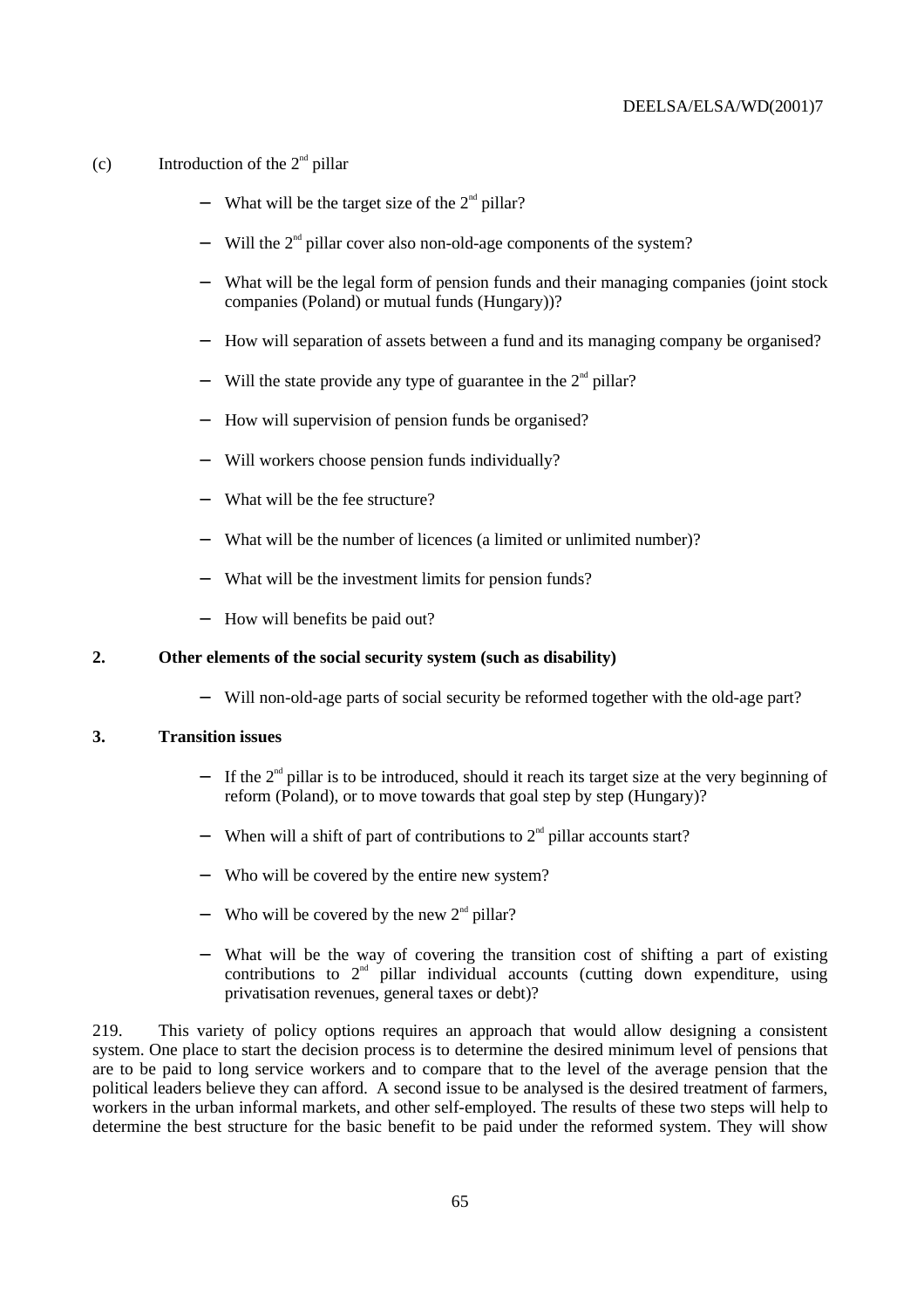(c) Introduction of the 2nd pillar

- What will be the target size of the 2nd pillar?
- Will the 2nd pillar cover also non-old-age components of the system?
- What will be the legal form of pension funds and their managing companies (joint stock companies (Poland) or mutual funds (Hungary))?
- How will separation of assets between a fund and its managing company be organised?
- Will the state provide any type of guarantee in the 2nd pillar?
- How will supervision of pension funds be organised?
- Will workers choose pension funds individually?
- What will be the fee structure?
- What will be the number of licences (a limited or unlimited number)?
- What will be the investment limits for pension funds?
- How will benefits be paid out?

**2. Other elements of the social security system (such as disability)**

- Will non-old-age parts of social security be reformed together with the old-age part?

**3. Transition issues**

- If the 2nd pillar is to be introduced, should it reach its target size at the very beginning of reform (Poland), or to move towards that goal step by step (Hungary)?
- When will a shift of part of contributions to 2nd pillar accounts start?
- Who will be covered by the entire new system?
- Who will be covered by the new 2nd pillar?
- What will be the way of covering the transition cost of shifting a part of existing contributions to 2nd pillar individual accounts (cutting down expenditure, using privatisation revenues, general taxes or debt)?

219. This variety of policy options requires an approach that would allow designing a consistent system. One place to start the decision process is to determine the desired minimum level of pensions that are to be paid to long service workers and to compare that to the level of the average pension that the political leaders believe they can afford. A second issue to be analysed is the desired treatment of farmers, workers in the urban informal markets, and other self-employed. The results of these two steps will help to determine the best structure for the basic benefit to be paid under the reformed system. They will show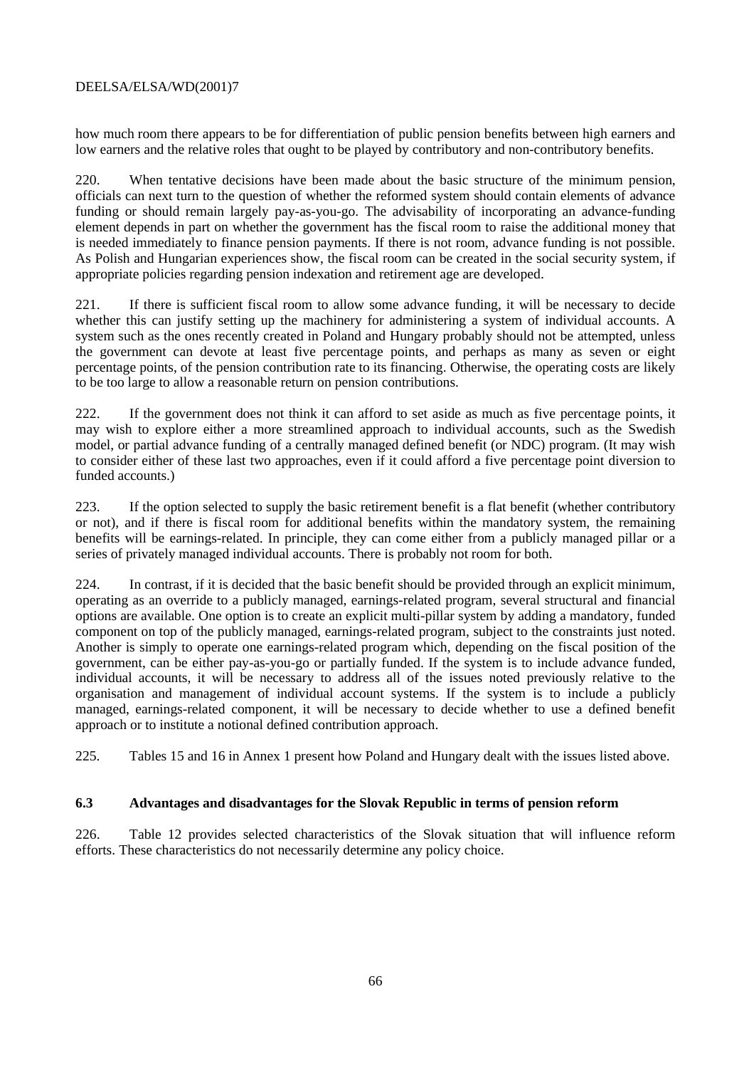how much room there appears to be for differentiation of public pension benefits between high earners and low earners and the relative roles that ought to be played by contributory and non-contributory benefits.

220. When tentative decisions have been made about the basic structure of the minimum pension, officials can next turn to the question of whether the reformed system should contain elements of advance funding or should remain largely pay-as-you-go. The advisability of incorporating an advance-funding element depends in part on whether the government has the fiscal room to raise the additional money that is needed immediately to finance pension payments. If there is not room, advance funding is not possible. As Polish and Hungarian experiences show, the fiscal room can be created in the social security system, if appropriate policies regarding pension indexation and retirement age are developed.

221. If there is sufficient fiscal room to allow some advance funding, it will be necessary to decide whether this can justify setting up the machinery for administering a system of individual accounts. A system such as the ones recently created in Poland and Hungary probably should not be attempted, unless the government can devote at least five percentage points, and perhaps as many as seven or eight percentage points, of the pension contribution rate to its financing. Otherwise, the operating costs are likely to be too large to allow a reasonable return on pension contributions.

222. If the government does not think it can afford to set aside as much as five percentage points, it may wish to explore either a more streamlined approach to individual accounts, such as the Swedish model, or partial advance funding of a centrally managed defined benefit (or NDC) program. (It may wish to consider either of these last two approaches, even if it could afford a five percentage point diversion to funded accounts.)

223. If the option selected to supply the basic retirement benefit is a flat benefit (whether contributory or not), and if there is fiscal room for additional benefits within the mandatory system, the remaining benefits will be earnings-related. In principle, they can come either from a publicly managed pillar or a series of privately managed individual accounts. There is probably not room for both.

224. In contrast, if it is decided that the basic benefit should be provided through an explicit minimum, operating as an override to a publicly managed, earnings-related program, several structural and financial options are available. One option is to create an explicit multi-pillar system by adding a mandatory, funded component on top of the publicly managed, earnings-related program, subject to the constraints just noted. Another is simply to operate one earnings-related program which, depending on the fiscal position of the government, can be either pay-as-you-go or partially funded. If the system is to include advance funded, individual accounts, it will be necessary to address all of the issues noted previously relative to the organisation and management of individual account systems. If the system is to include a publicly managed, earnings-related component, it will be necessary to decide whether to use a defined benefit approach or to institute a notional defined contribution approach.

225. Tables 15 and 16 in Annex 1 present how Poland and Hungary dealt with the issues listed above.

### 6.3 Advantages and disadvantages for the Slovak Republic in terms of pension reform

226. Table 12 provides selected characteristics of the Slovak situation that will influence reform efforts. These characteristics do not necessarily determine any policy choice.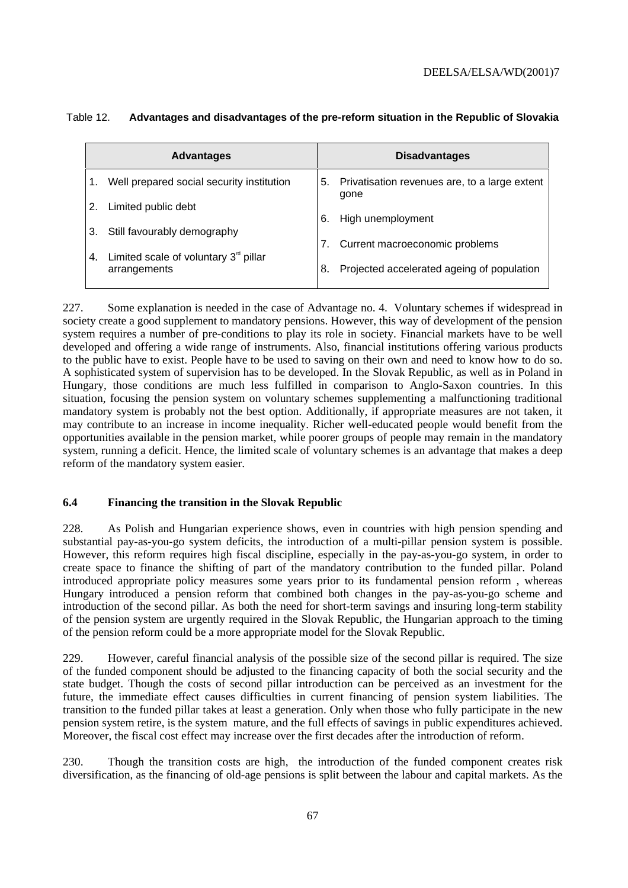Table 12. **Advantages and disadvantages of the pre-reform situation in the Republic of Slovakia**

| Advantages | Disadvantages |
|---|---|
| 1. Well prepared social security institution | 5. Privatisation revenues are, to a large extent gone |
| 2. Limited public debt | 6. High unemployment |
| 3. Still favourably demography | 7. Current macroeconomic problems |
| 4. Limited scale of voluntary 3rd pillar arrangements | 8. Projected accelerated ageing of population |

227. Some explanation is needed in the case of Advantage no. 4. Voluntary schemes if widespread in society create a good supplement to mandatory pensions. However, this way of development of the pension system requires a number of pre-conditions to play its role in society. Financial markets have to be well developed and offering a wide range of instruments. Also, financial institutions offering various products to the public have to exist. People have to be used to saving on their own and need to know how to do so. A sophisticated system of supervision has to be developed. In the Slovak Republic, as well as in Poland in Hungary, those conditions are much less fulfilled in comparison to Anglo-Saxon countries. In this situation, focusing the pension system on voluntary schemes supplementing a malfunctioning traditional mandatory system is probably not the best option. Additionally, if appropriate measures are not taken, it may contribute to an increase in income inequality. Richer well-educated people would benefit from the opportunities available in the pension market, while poorer groups of people may remain in the mandatory system, running a deficit. Hence, the limited scale of voluntary schemes is an advantage that makes a deep reform of the mandatory system easier.

### 6.4 Financing the transition in the Slovak Republic

228. As Polish and Hungarian experience shows, even in countries with high pension spending and substantial pay-as-you-go system deficits, the introduction of a multi-pillar pension system is possible. However, this reform requires high fiscal discipline, especially in the pay-as-you-go system, in order to create space to finance the shifting of part of the mandatory contribution to the funded pillar. Poland introduced appropriate policy measures some years prior to its fundamental pension reform , whereas Hungary introduced a pension reform that combined both changes in the pay-as-you-go scheme and introduction of the second pillar. As both the need for short-term savings and insuring long-term stability of the pension system are urgently required in the Slovak Republic, the Hungarian approach to the timing of the pension reform could be a more appropriate model for the Slovak Republic.

229. However, careful financial analysis of the possible size of the second pillar is required. The size of the funded component should be adjusted to the financing capacity of both the social security and the state budget. Though the costs of second pillar introduction can be perceived as an investment for the future, the immediate effect causes difficulties in current financing of pension system liabilities. The transition to the funded pillar takes at least a generation. Only when those who fully participate in the new pension system retire, is the system mature, and the full effects of savings in public expenditures achieved. Moreover, the fiscal cost effect may increase over the first decades after the introduction of reform.

230. Though the transition costs are high, the introduction of the funded component creates risk diversification, as the financing of old-age pensions is split between the labour and capital markets. As the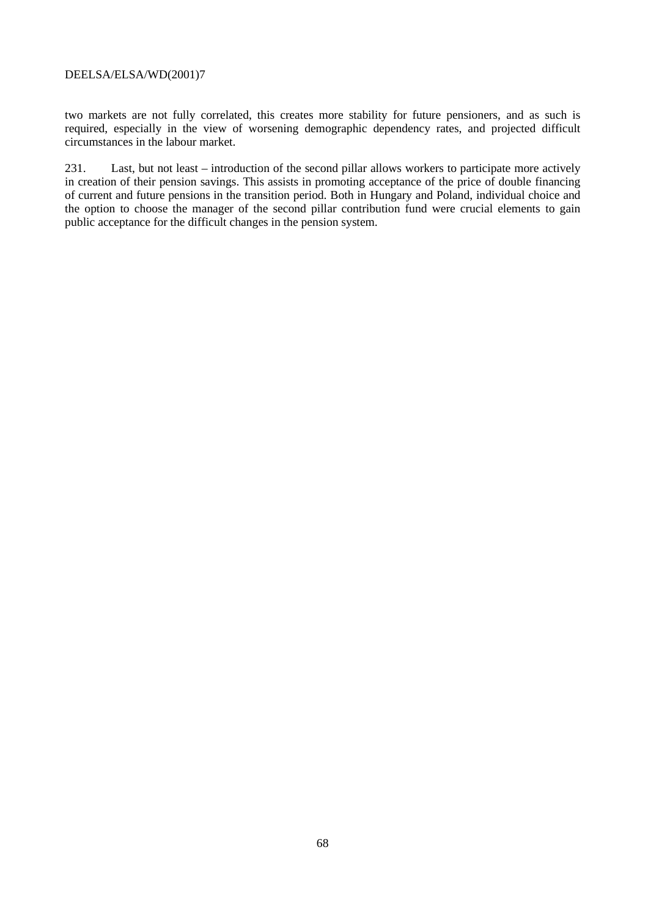two markets are not fully correlated, this creates more stability for future pensioners, and as such is required, especially in the view of worsening demographic dependency rates, and projected difficult circumstances in the labour market.

231. Last, but not least – introduction of the second pillar allows workers to participate more actively in creation of their pension savings. This assists in promoting acceptance of the price of double financing of current and future pensions in the transition period. Both in Hungary and Poland, individual choice and the option to choose the manager of the second pillar contribution fund were crucial elements to gain public acceptance for the difficult changes in the pension system.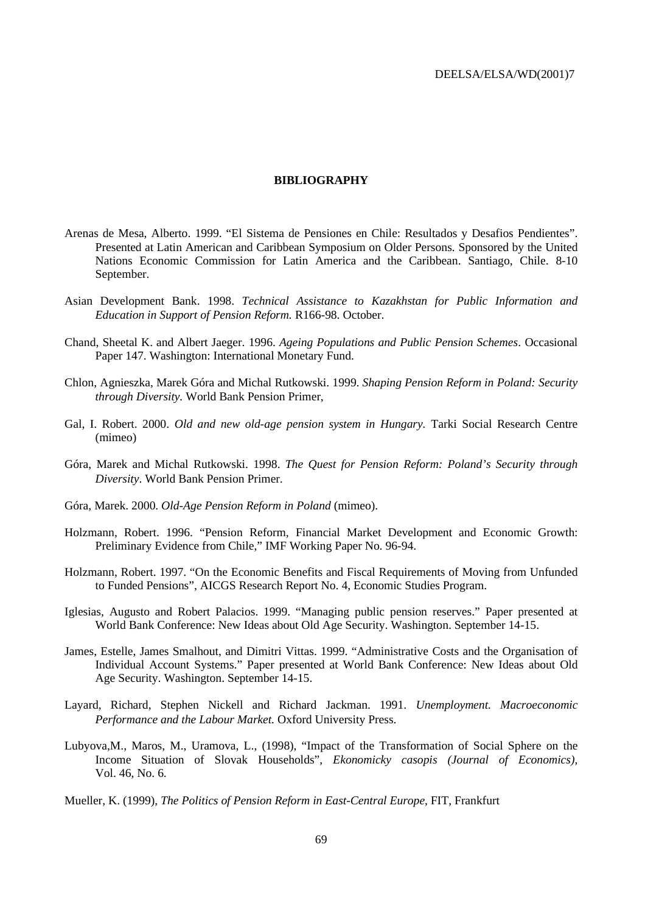# BIBLIOGRAPHY

Arenas de Mesa, Alberto. 1999. "El Sistema de Pensiones en Chile: Resultados y Desafios Pendientes". Presented at Latin American and Caribbean Symposium on Older Persons. Sponsored by the United Nations Economic Commission for Latin America and the Caribbean. Santiago, Chile. 8-10 September.

Asian Development Bank. 1998. *Technical Assistance to Kazakhstan for Public Information and Education in Support of Pension Reform.* R166-98. October.

Chand, Sheetal K. and Albert Jaeger. 1996. *Ageing Populations and Public Pension Schemes*. Occasional Paper 147. Washington: International Monetary Fund.

Chlon, Agnieszka, Marek Góra and Michal Rutkowski. 1999. *Shaping Pension Reform in Poland: Security through Diversity.* World Bank Pension Primer,

Gal, I. Robert. 2000. *Old and new old-age pension system in Hungary.* Tarki Social Research Centre (mimeo)

Góra, Marek and Michal Rutkowski. 1998. *The Quest for Pension Reform: Poland's Security through Diversity*. World Bank Pension Primer.

Góra, Marek. 2000. *Old-Age Pension Reform in Poland* (mimeo).

Holzmann, Robert. 1996. "Pension Reform, Financial Market Development and Economic Growth: Preliminary Evidence from Chile," IMF Working Paper No. 96-94.

Holzmann, Robert. 1997. "On the Economic Benefits and Fiscal Requirements of Moving from Unfunded to Funded Pensions", AICGS Research Report No. 4, Economic Studies Program.

Iglesias, Augusto and Robert Palacios. 1999. "Managing public pension reserves." Paper presented at World Bank Conference: New Ideas about Old Age Security. Washington. September 14-15.

James, Estelle, James Smalhout, and Dimitri Vittas. 1999. "Administrative Costs and the Organisation of Individual Account Systems." Paper presented at World Bank Conference: New Ideas about Old Age Security. Washington. September 14-15.

Layard, Richard, Stephen Nickell and Richard Jackman. 1991. *Unemployment. Macroeconomic Performance and the Labour Market.* Oxford University Press.

Lubyova,M., Maros, M., Uramova, L., (1998), "Impact of the Transformation of Social Sphere on the Income Situation of Slovak Households", *Ekonomicky casopis (Journal of Economics)*, Vol. 46, No. 6.

Mueller, K. (1999), *The Politics of Pension Reform in East-Central Europe*, FIT, Frankfurt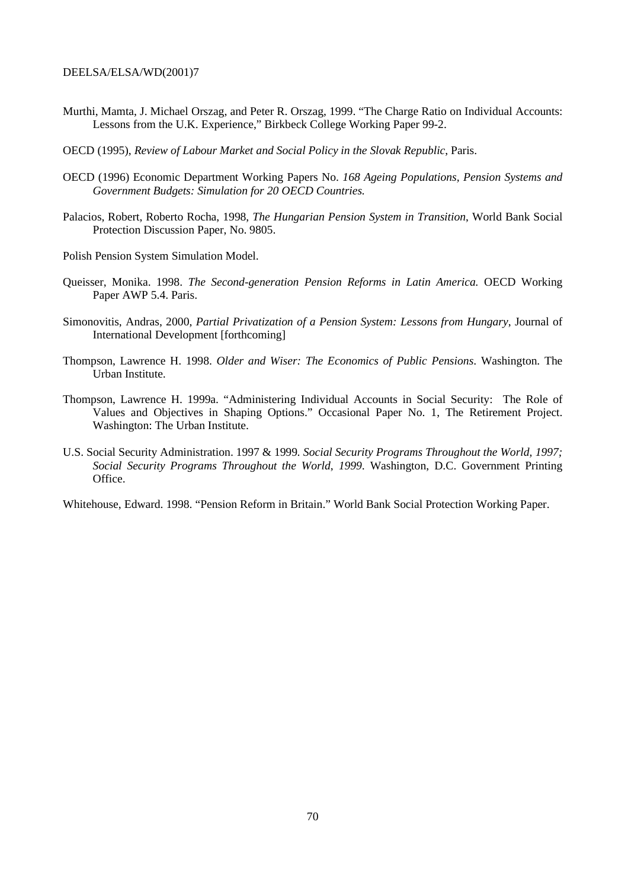Murthi, Mamta, J. Michael Orszag, and Peter R. Orszag, 1999. "The Charge Ratio on Individual Accounts: Lessons from the U.K. Experience," Birkbeck College Working Paper 99-2.

OECD (1995), *Review of Labour Market and Social Policy in the Slovak Republic*, Paris.

OECD (1996) Economic Department Working Papers No. *168 Ageing Populations, Pension Systems and Government Budgets: Simulation for 20 OECD Countries.*

Palacios, Robert, Roberto Rocha, 1998, *The Hungarian Pension System in Transition*, World Bank Social Protection Discussion Paper, No. 9805.

Polish Pension System Simulation Model.

Queisser, Monika. 1998. *The Second-generation Pension Reforms in Latin America.* OECD Working Paper AWP 5.4. Paris.

Simonovitis, Andras, 2000, *Partial Privatization of a Pension System: Lessons from Hungary*, Journal of International Development [forthcoming]

Thompson, Lawrence H. 1998. *Older and Wiser: The Economics of Public Pensions*. Washington. The Urban Institute.

Thompson, Lawrence H. 1999a. "Administering Individual Accounts in Social Security: The Role of Values and Objectives in Shaping Options." Occasional Paper No. 1, The Retirement Project. Washington: The Urban Institute.

U.S. Social Security Administration. 1997 & 1999. *Social Security Programs Throughout the World, 1997; Social Security Programs Throughout the World, 1999*. Washington, D.C. Government Printing Office.

Whitehouse, Edward. 1998. "Pension Reform in Britain." World Bank Social Protection Working Paper.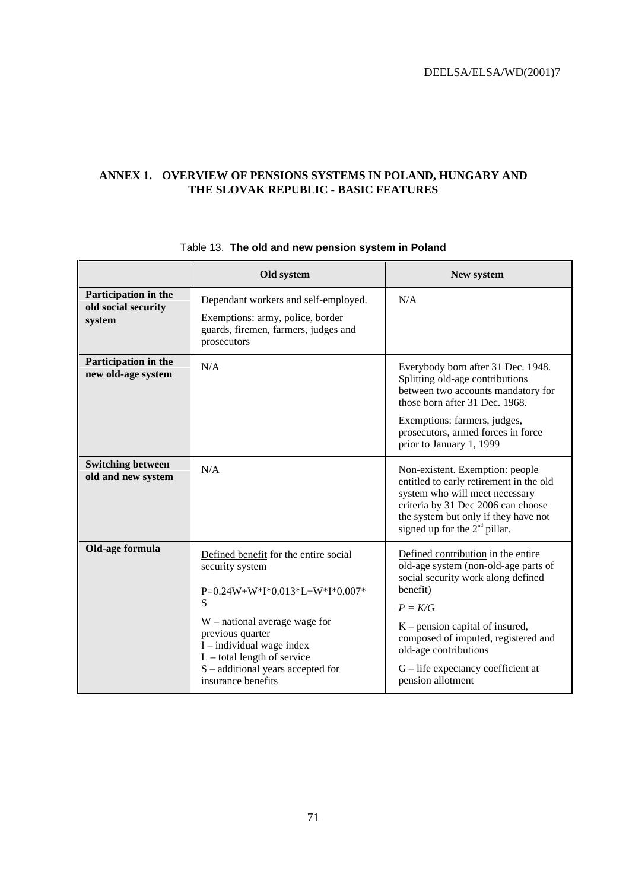# ANNEX 1. OVERVIEW OF PENSIONS SYSTEMS IN POLAND, HUNGARY AND THE SLOVAK REPUBLIC - BASIC FEATURES

Table 13. **The old and new pension system in Poland**

| | Old system | New system |
|---|---|---|
| **Participation in the old social security system** | Dependant workers and self-employed.<br>Exemptions: army, police, border guards, firemen, farmers, judges and prosecutors | N/A |
| **Participation in the new old-age system** | N/A | Everybody born after 31 Dec. 1948. Splitting old-age contributions between two accounts mandatory for those born after 31 Dec. 1968.<br>Exemptions: farmers, judges, prosecutors, armed forces in force prior to January 1, 1999 |
| **Switching between old and new system** | N/A | Non-existent. Exemption: people entitled to early retirement in the old system who will meet necessary criteria by 31 Dec 2006 can choose the system but only if they have not signed up for the 2nd pillar. |
| **Old-age formula** | Defined benefit for the entire social security system<br>$P=0.24W+W*I*0.013*L+W*I*0.007*S$<br>W – national average wage for previous quarter<br>I – individual wage index<br>L – total length of service<br>S – additional years accepted for insurance benefits | Defined contribution in the entire old-age system (non-old-age parts of social security work along defined benefit)<br>$P = K/G$<br>K – pension capital of insured, composed of imputed, registered and old-age contributions<br>G – life expectancy coefficient at pension allotment |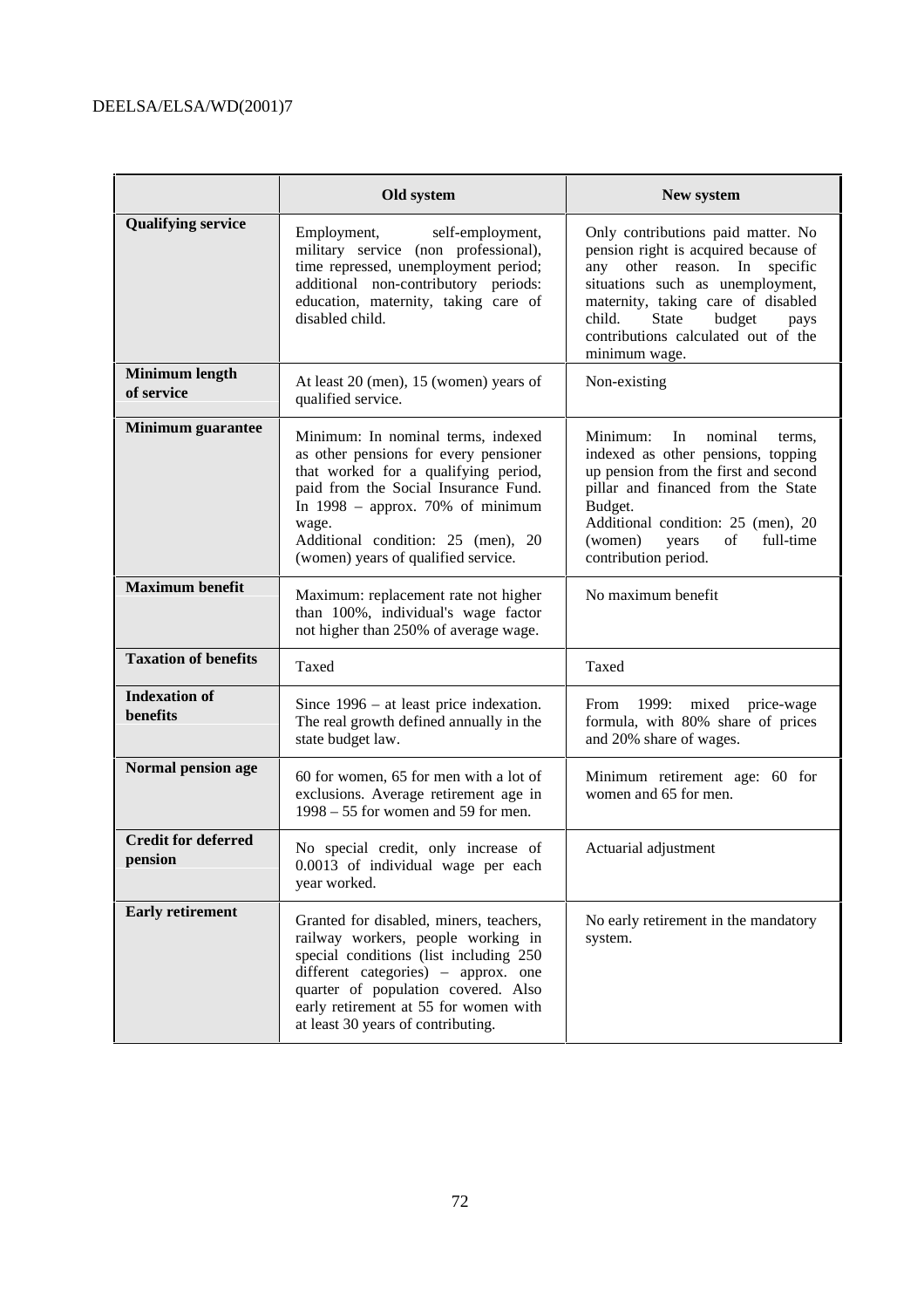| | Old system | New system |
|---|---|---|
| **Qualifying service** | Employment, self-employment, military service (non professional), time repressed, unemployment period; additional non-contributory periods: education, maternity, taking care of disabled child. | Only contributions paid matter. No pension right is acquired because of any other reason. In specific situations such as unemployment, maternity, taking care of disabled child. State budget pays contributions calculated out of the minimum wage. |
| **Minimum length of service** | At least 20 (men), 15 (women) years of qualified service. | Non-existing |
| **Minimum guarantee** | Minimum: In nominal terms, indexed as other pensions for every pensioner that worked for a qualifying period, paid from the Social Insurance Fund. In 1998 – approx. 70% of minimum wage.<br>Additional condition: 25 (men), 20 (women) years of qualified service. | Minimum: In nominal terms, indexed as other pensions, topping up pension from the first and second pillar and financed from the State Budget.<br>Additional condition: 25 (men), 20 (women) years of full-time contribution period. |
| **Maximum benefit** | Maximum: replacement rate not higher than 100%, individual's wage factor not higher than 250% of average wage. | No maximum benefit |
| **Taxation of benefits** | Taxed | Taxed |
| **Indexation of benefits** | Since 1996 – at least price indexation. The real growth defined annually in the state budget law. | From 1999: mixed price-wage formula, with 80% share of prices and 20% share of wages. |
| **Normal pension age** | 60 for women, 65 for men with a lot of exclusions. Average retirement age in 1998 – 55 for women and 59 for men. | Minimum retirement age: 60 for women and 65 for men. |
| **Credit for deferred pension** | No special credit, only increase of 0.0013 of individual wage per each year worked. | Actuarial adjustment |
| **Early retirement** | Granted for disabled, miners, teachers, railway workers, people working in special conditions (list including 250 different categories) – approx. one quarter of population covered. Also early retirement at 55 for women with at least 30 years of contributing. | No early retirement in the mandatory system. |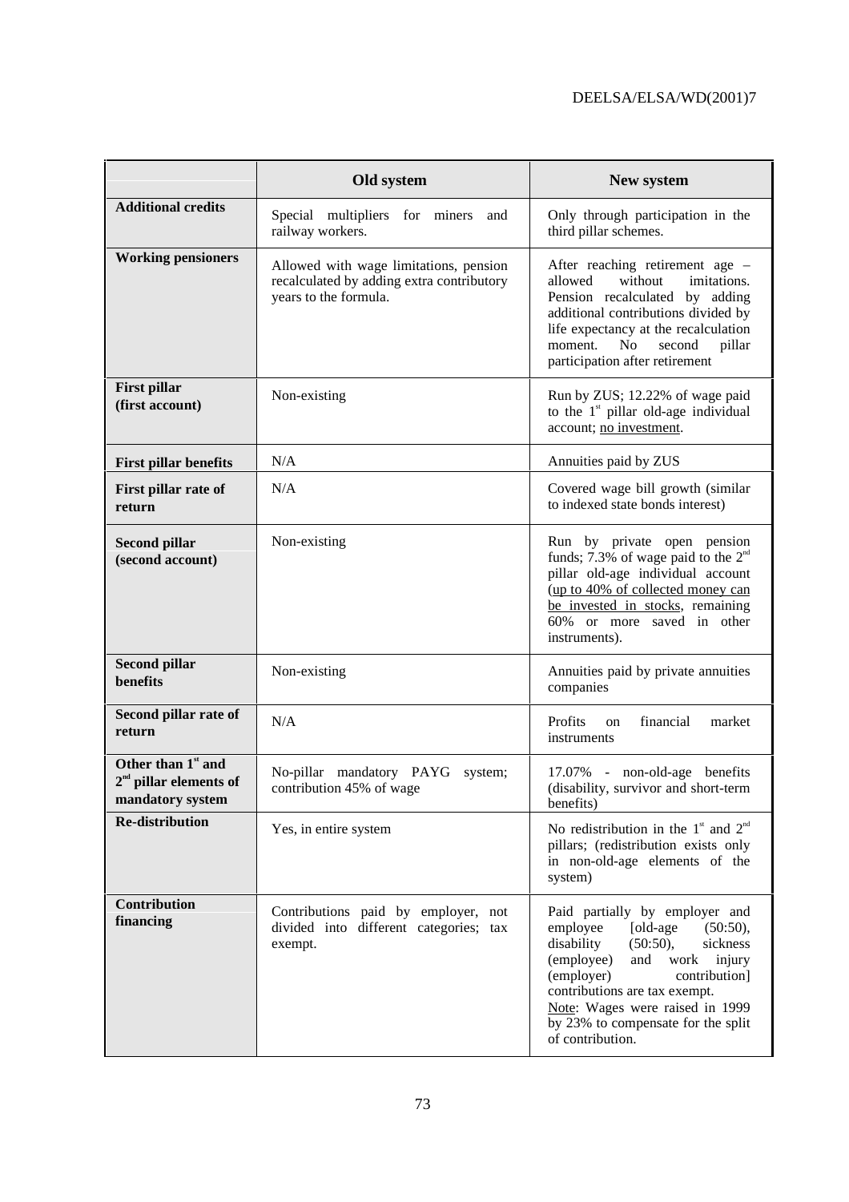|  | Old system | New system |
|---|---|---|
| **Additional credits** | Special multipliers for miners and railway workers. | Only through participation in the third pillar schemes. |
| **Working pensioners** | Allowed with wage limitations, pension recalculated by adding extra contributory years to the formula. | After reaching retirement age – allowed without imitations. Pension recalculated by adding additional contributions divided by life expectancy at the recalculation moment. No second pillar participation after retirement |
| **First pillar (first account)** | Non-existing | Run by ZUS; 12.22% of wage paid to the 1st pillar old-age individual account; no investment. |
| **First pillar benefits** | N/A | Annuities paid by ZUS |
| **First pillar rate of return** | N/A | Covered wage bill growth (similar to indexed state bonds interest) |
| **Second pillar (second account)** | Non-existing | Run by private open pension funds; 7.3% of wage paid to the 2nd pillar old-age individual account (up to 40% of collected money can be invested in stocks, remaining 60% or more saved in other instruments). |
| **Second pillar benefits** | Non-existing | Annuities paid by private annuities companies |
| **Second pillar rate of return** | N/A | Profits on financial market instruments |
| **Other than 1st and 2nd pillar elements of mandatory system** | No-pillar mandatory PAYG system; contribution 45% of wage | 17.07% - non-old-age benefits (disability, survivor and short-term benefits) |
| **Re-distribution** | Yes, in entire system | No redistribution in the 1st and 2nd pillars; (redistribution exists only in non-old-age elements of the system) |
| **Contribution financing** | Contributions paid by employer, not divided into different categories; tax exempt. | Paid partially by employer and employee [old-age (50:50), disability (50:50), sickness (employee) and work injury (employer) contribution] contributions are tax exempt. Note: Wages were raised in 1999 by 23% to compensate for the split of contribution. |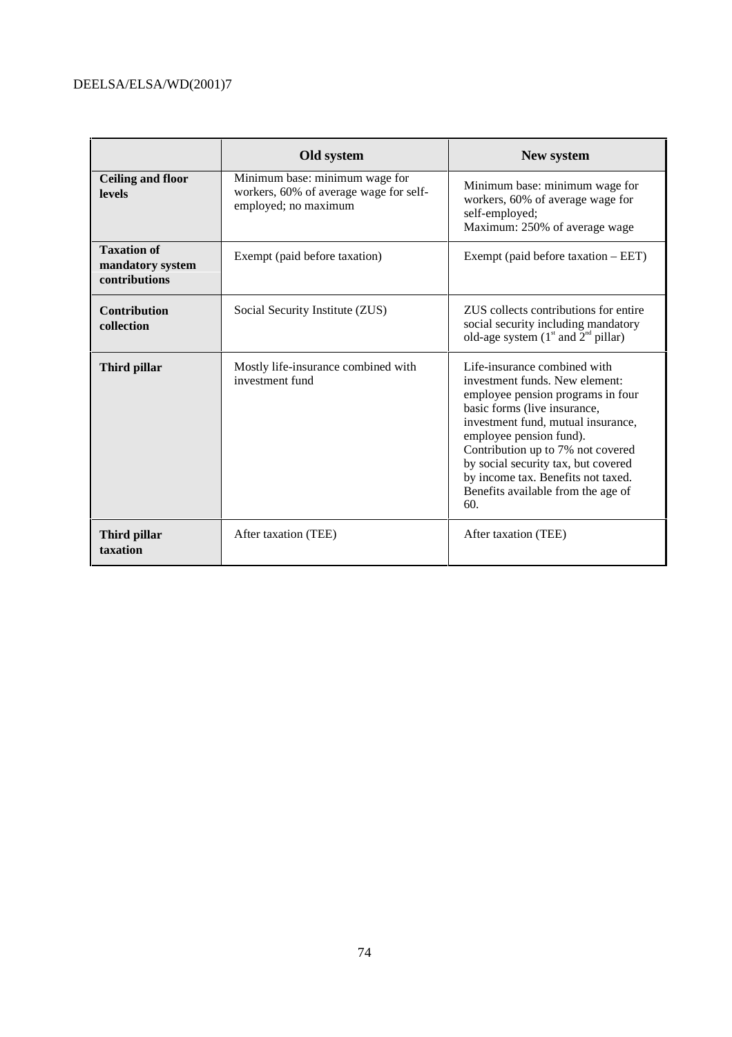| | Old system | New system |
|---|---|---|
| **Ceiling and floor levels** | Minimum base: minimum wage for workers, 60% of average wage for self-employed; no maximum | Minimum base: minimum wage for workers, 60% of average wage for self-employed; Maximum: 250% of average wage |
| **Taxation of mandatory system contributions** | Exempt (paid before taxation) | Exempt (paid before taxation – EET) |
| **Contribution collection** | Social Security Institute (ZUS) | ZUS collects contributions for entire social security including mandatory old-age system (1st and 2nd pillar) |
| **Third pillar** | Mostly life-insurance combined with investment fund | Life-insurance combined with investment funds. New element: employee pension programs in four basic forms (live insurance, investment fund, mutual insurance, employee pension fund). Contribution up to 7% not covered by social security tax, but covered by income tax. Benefits not taxed. Benefits available from the age of 60. |
| **Third pillar taxation** | After taxation (TEE) | After taxation (TEE) |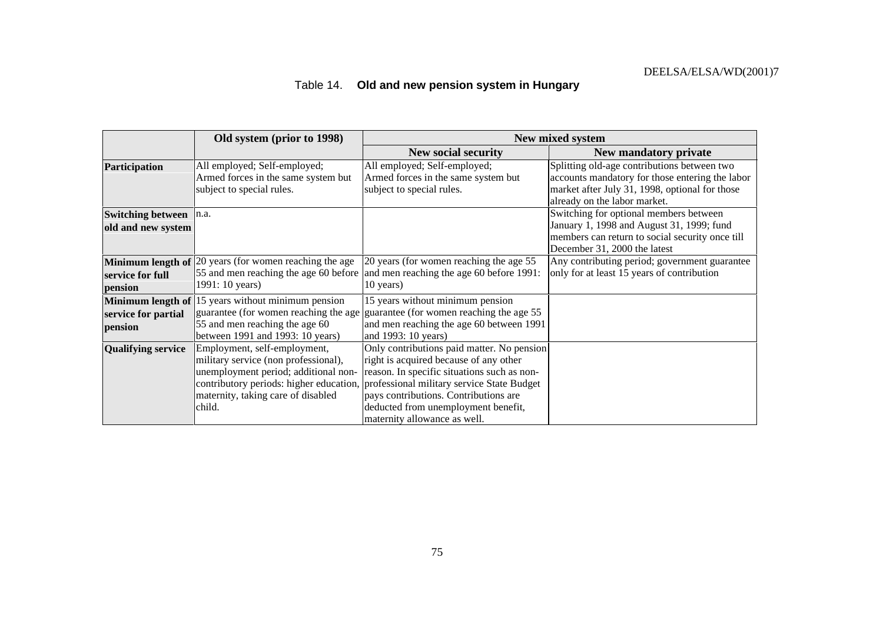Table 14. **Old and new pension system in Hungary**

| | Old system (prior to 1998) | New mixed system | |
|---|---|---|---|
| | | New social security | New mandatory private |
| **Participation** | All employed; Self-employed; Armed forces in the same system but subject to special rules. | All employed; Self-employed; Armed forces in the same system but subject to special rules. | Splitting old-age contributions between two accounts mandatory for those entering the labor market after July 31, 1998, optional for those already on the labor market. |
| **Switching between old and new system** | n.a. | | Switching for optional members between January 1, 1998 and August 31, 1999; fund members can return to social security once till December 31, 2000 the latest |
| **Minimum length of service for full pension** | 20 years (for women reaching the age 55 and men reaching the age 60 before 1991: 10 years) | 20 years (for women reaching the age 55 and men reaching the age 60 before 1991: 10 years) | Any contributing period; government guarantee only for at least 15 years of contribution |
| **Minimum length of service for partial pension** | 15 years without minimum pension guarantee (for women reaching the age 55 and men reaching the age 60 between 1991 and 1993: 10 years) | 15 years without minimum pension guarantee (for women reaching the age 55 and men reaching the age 60 between 1991 and 1993: 10 years) | |
| **Qualifying service** | Employment, self-employment, military service (non professional), unemployment period; additional non-contributory periods: higher education, maternity, taking care of disabled child. | Only contributions paid matter. No pension right is acquired because of any other reason. In specific situations such as non-professional military service State Budget pays contributions. Contributions are deducted from unemployment benefit, maternity allowance as well. | |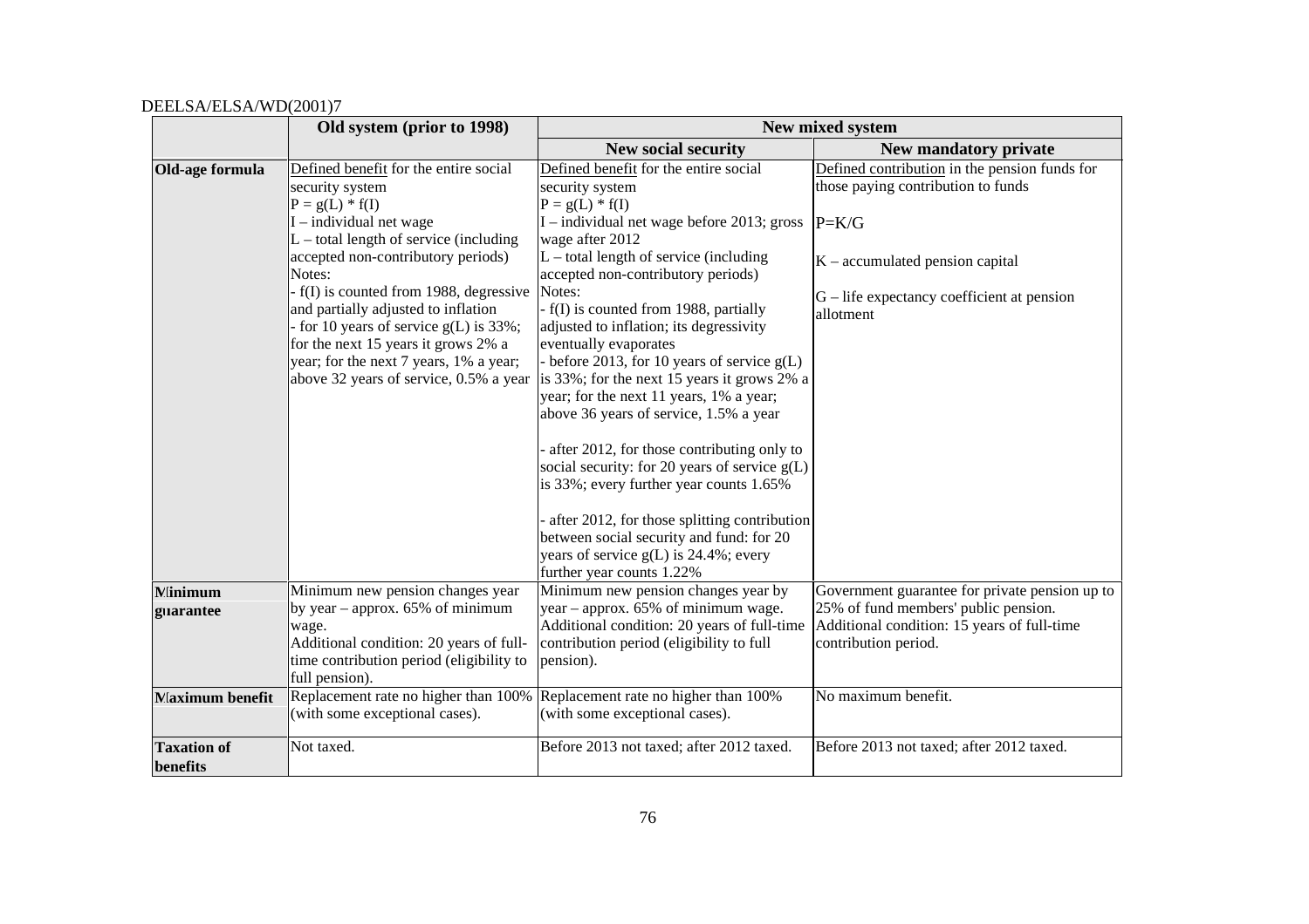| | Old system (prior to 1998) | New mixed system | |
|---|---|---|---|
| | | **New social security** | **New mandatory private** |
| **Old-age formula** | Defined benefit for the entire social security system<br>$P = g(L) * f(I)$<br>I – individual net wage<br>L – total length of service (including accepted non-contributory periods)<br>Notes:<br>- f(I) is counted from 1988, degressive and partially adjusted to inflation<br>- for 10 years of service g(L) is 33%; for the next 15 years it grows 2% a year; for the next 7 years, 1% a year; above 32 years of service, 0.5% a year | Defined benefit for the entire social security system<br>$P = g(L) * f(I)$<br>I – individual net wage before 2013; gross wage after 2012<br>L – total length of service (including accepted non-contributory periods)<br>Notes:<br>- f(I) is counted from 1988, partially adjusted to inflation; its degressivity eventually evaporates<br>- before 2013, for 10 years of service g(L) is 33%; for the next 15 years it grows 2% a year; for the next 11 years, 1% a year; above 36 years of service, 1.5% a year<br><br>- after 2012, for those contributing only to social security: for 20 years of service g(L) is 33%; every further year counts 1.65%<br><br>- after 2012, for those splitting contribution between social security and fund: for 20 years of service g(L) is 24.4%; every further year counts 1.22% | Defined contribution in the pension funds for those paying contribution to funds<br><br>$P=K/G$<br><br>K – accumulated pension capital<br><br>G – life expectancy coefficient at pension allotment |
| **Minimum guarantee** | Minimum new pension changes year by year – approx. 65% of minimum wage.<br>Additional condition: 20 years of full-time contribution period (eligibility to full pension). | Minimum new pension changes year by year – approx. 65% of minimum wage.<br>Additional condition: 20 years of full-time contribution period (eligibility to full pension). | Government guarantee for private pension up to 25% of fund members' public pension.<br>Additional condition: 15 years of full-time contribution period. |
| **Maximum benefit** | Replacement rate no higher than 100% (with some exceptional cases). | Replacement rate no higher than 100% (with some exceptional cases). | No maximum benefit. |
| **Taxation of benefits** | Not taxed. | Before 2013 not taxed; after 2012 taxed. | Before 2013 not taxed; after 2012 taxed. |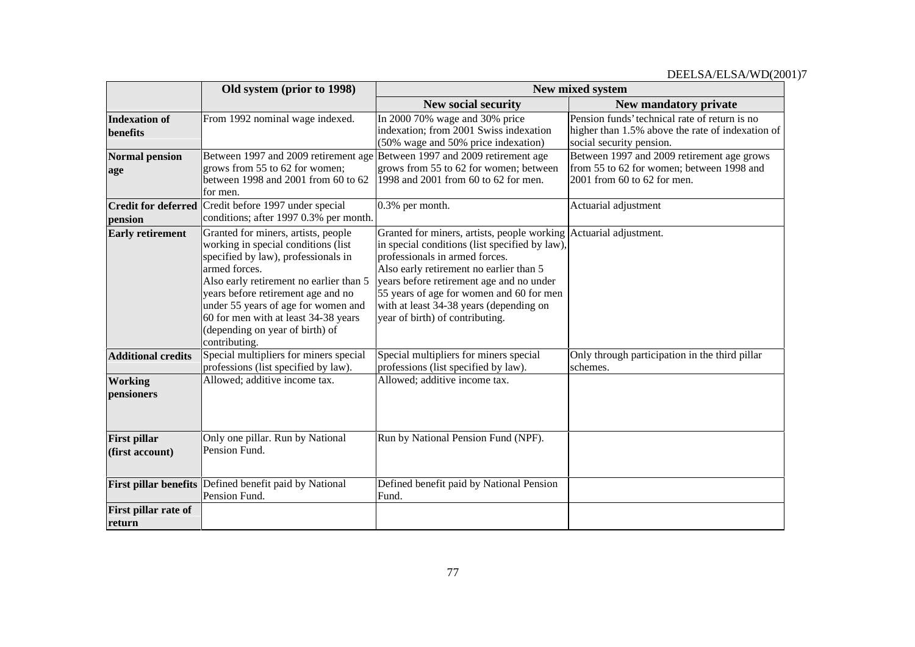| | Old system (prior to 1998) | New mixed system | |
|---|---|---|---|
| | | **New social security** | **New mandatory private** |
| **Indexation of benefits** | From 1992 nominal wage indexed. | In 2000 70% wage and 30% price indexation; from 2001 Swiss indexation (50% wage and 50% price indexation) | Pension funds' technical rate of return is no higher than 1.5% above the rate of indexation of social security pension. |
| **Normal pension age** | Between 1997 and 2009 retirement age grows from 55 to 62 for women; between 1998 and 2001 from 60 to 62 for men. | Between 1997 and 2009 retirement age grows from 55 to 62 for women; between 1998 and 2001 from 60 to 62 for men. | Between 1997 and 2009 retirement age grows from 55 to 62 for women; between 1998 and 2001 from 60 to 62 for men. |
| **Credit for deferred pension** | Credit before 1997 under special conditions; after 1997 0.3% per month. | 0.3% per month. | Actuarial adjustment |
| **Early retirement** | Granted for miners, artists, people working in special conditions (list specified by law), professionals in armed forces. Also early retirement no earlier than 5 years before retirement age and no under 55 years of age for women and 60 for men with at least 34-38 years (depending on year of birth) of contributing. | Granted for miners, artists, people working in special conditions (list specified by law), professionals in armed forces. Also early retirement no earlier than 5 years before retirement age and no under 55 years of age for women and 60 for men with at least 34-38 years (depending on year of birth) of contributing. | Actuarial adjustment. |
| **Additional credits** | Special multipliers for miners special professions (list specified by law). | Special multipliers for miners special professions (list specified by law). | Only through participation in the third pillar schemes. |
| **Working pensioners** | Allowed; additive income tax. | Allowed; additive income tax. | |
| **First pillar (first account)** | Only one pillar. Run by National Pension Fund. | Run by National Pension Fund (NPF). | |
| **First pillar benefits** | Defined benefit paid by National Pension Fund. | Defined benefit paid by National Pension Fund. | |
| **First pillar rate of return** | | | |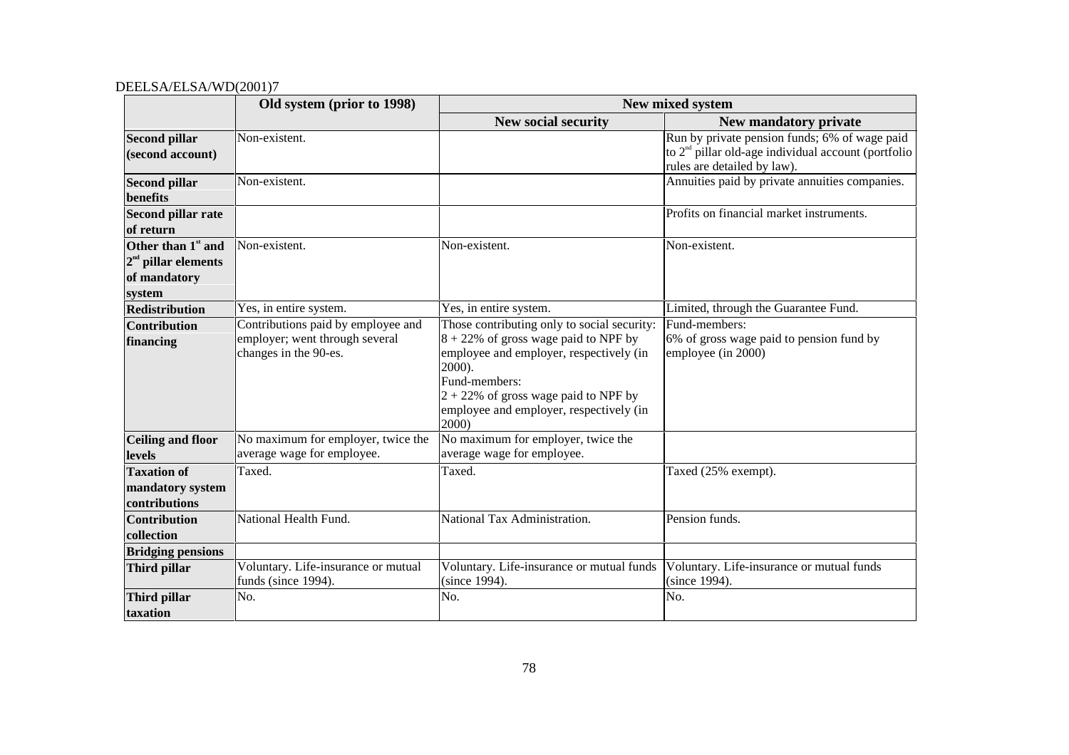| | Old system (prior to 1998) | New mixed system | |
|---|---|---|---|
| | | **New social security** | **New mandatory private** |
| **Second pillar (second account)** | Non-existent. | | Run by private pension funds; 6% of wage paid to 2[nd] pillar old-age individual account (portfolio rules are detailed by law). |
| **Second pillar benefits** | Non-existent. | | Annuities paid by private annuities companies. |
| **Second pillar rate of return** | | | Profits on financial market instruments. |
| **Other than 1[st] and 2[nd] pillar elements of mandatory system** | Non-existent. | Non-existent. | Non-existent. |
| **Redistribution** | Yes, in entire system. | Yes, in entire system. | Limited, through the Guarantee Fund. |
| **Contribution financing** | Contributions paid by employee and employer; went through several changes in the 90-es. | Those contributing only to social security: 8 + 22% of gross wage paid to NPF by employee and employer, respectively (in 2000). Fund-members: 2 + 22% of gross wage paid to NPF by employee and employer, respectively (in 2000) | Fund-members: 6% of gross wage paid to pension fund by employee (in 2000) |
| **Ceiling and floor levels** | No maximum for employer, twice the average wage for employee. | No maximum for employer, twice the average wage for employee. | |
| **Taxation of mandatory system contributions** | Taxed. | Taxed. | Taxed (25% exempt). |
| **Contribution collection** | National Health Fund. | National Tax Administration. | Pension funds. |
| **Bridging pensions** | | | |
| **Third pillar** | Voluntary. Life-insurance or mutual funds (since 1994). | Voluntary. Life-insurance or mutual funds (since 1994). | Voluntary. Life-insurance or mutual funds (since 1994). |
| **Third pillar taxation** | No. | No. | No. |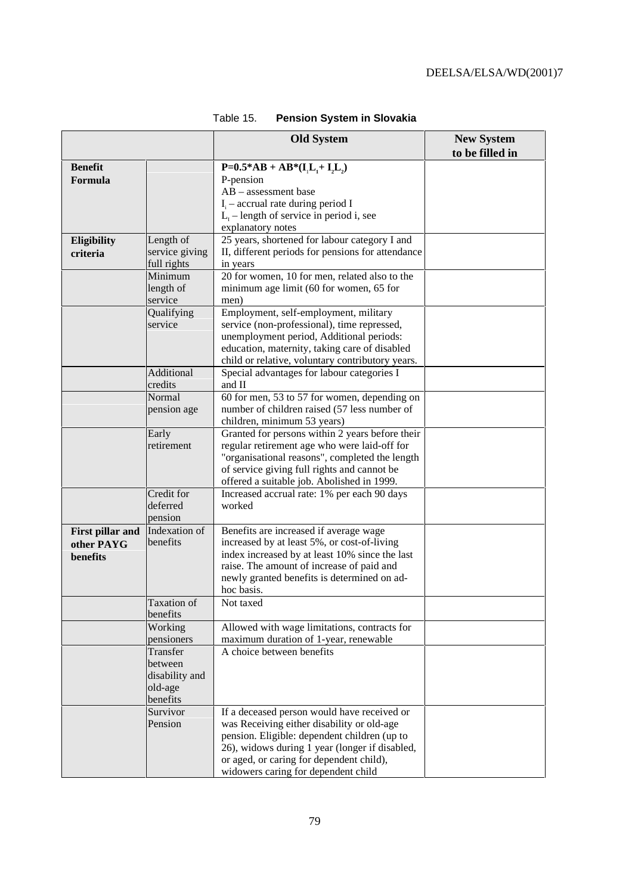Table 15. **Pension System in Slovakia**

| | | Old System | New System to be filled in |
|---|---|---|---|
| **Benefit Formula** | | $P=0.5*AB + AB*(I_1L_1+ I_2L_2)$<br>P-pension<br>AB – assessment base<br>$I_i$ – accrual rate during period I<br>$L_i$ – length of service in period i, see explanatory notes | |
| **Eligibility criteria** | Length of service giving full rights | 25 years, shortened for labour category I and II, different periods for pensions for attendance in years | |
| | Minimum length of service | 20 for women, 10 for men, related also to the minimum age limit (60 for women, 65 for men) | |
| | Qualifying service | Employment, self-employment, military service (non-professional), time repressed, unemployment period, Additional periods: education, maternity, taking care of disabled child or relative, voluntary contributory years. | |
| | Additional credits | Special advantages for labour categories I and II | |
| | Normal pension age | 60 for men, 53 to 57 for women, depending on number of children raised (57 less number of children, minimum 53 years) | |
| | Early retirement | Granted for persons within 2 years before their regular retirement age who were laid-off for "organisational reasons", completed the length of service giving full rights and cannot be offered a suitable job. Abolished in 1999. | |
| | Credit for deferred pension | Increased accrual rate: 1% per each 90 days worked | |
| **First pillar and other PAYG benefits** | Indexation of benefits | Benefits are increased if average wage increased by at least 5%, or cost-of-living index increased by at least 10% since the last raise. The amount of increase of paid and newly granted benefits is determined on ad-hoc basis. | |
| | Taxation of benefits | Not taxed | |
| | Working pensioners | Allowed with wage limitations, contracts for maximum duration of 1-year, renewable | |
| | Transfer between disability and old-age benefits | A choice between benefits | |
| | Survivor Pension | If a deceased person would have received or was Receiving either disability or old-age pension. Eligible: dependent children (up to 26), widows during 1 year (longer if disabled, or aged, or caring for dependent child), widowers caring for dependent child | |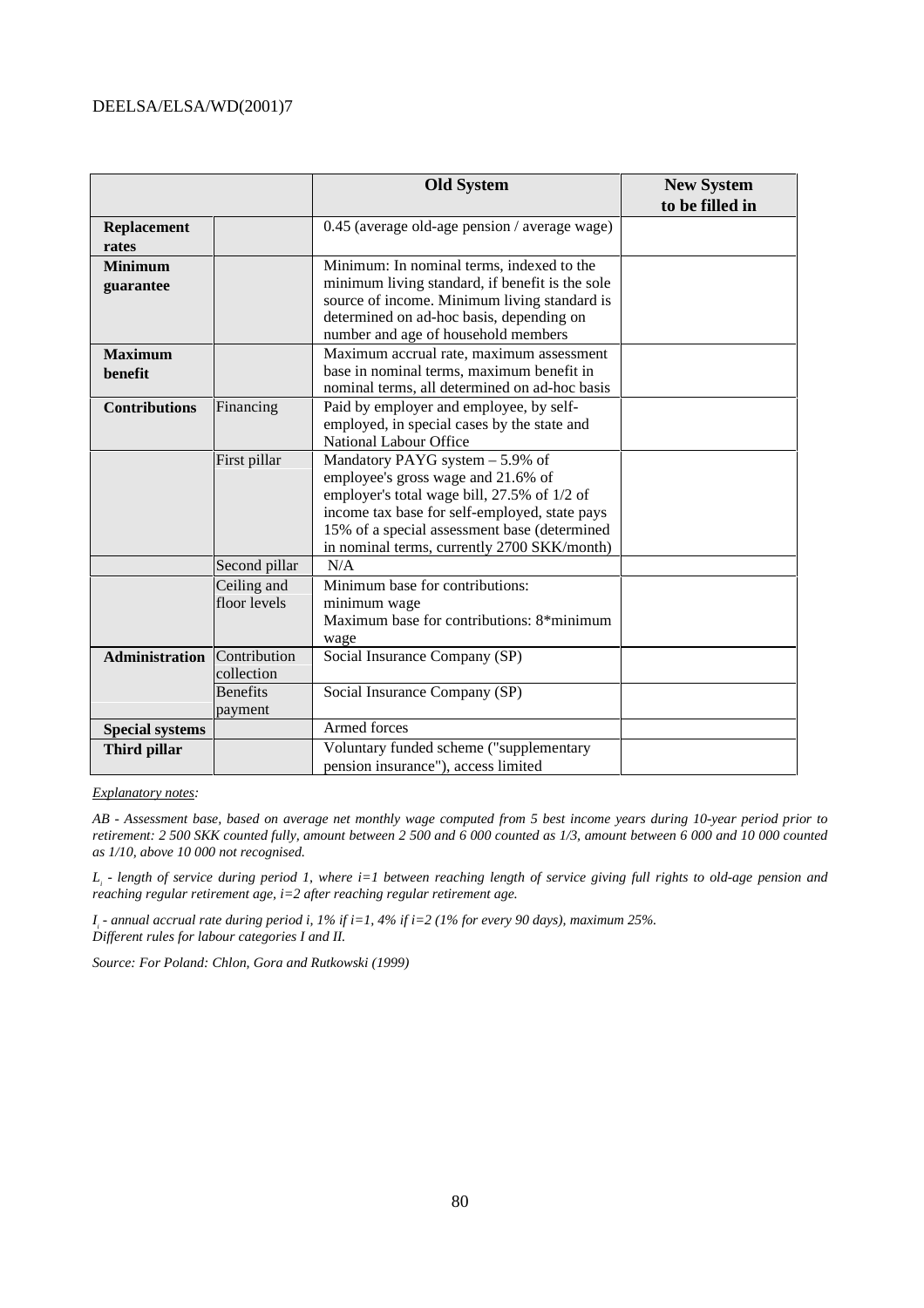| | | Old System | New System to be filled in |
|---|---|---|---|
| **Replacement rates** | | 0.45 (average old-age pension / average wage) | |
| **Minimum guarantee** | | Minimum: In nominal terms, indexed to the minimum living standard, if benefit is the sole source of income. Minimum living standard is determined on ad-hoc basis, depending on number and age of household members | |
| **Maximum benefit** | | Maximum accrual rate, maximum assessment base in nominal terms, maximum benefit in nominal terms, all determined on ad-hoc basis | |
| **Contributions** | Financing | Paid by employer and employee, by self-employed, in special cases by the state and National Labour Office | |
| | First pillar | Mandatory PAYG system – 5.9% of employee's gross wage and 21.6% of employer's total wage bill, 27.5% of 1/2 of income tax base for self-employed, state pays 15% of a special assessment base (determined in nominal terms, currently 2700 SKK/month) | |
| | Second pillar | N/A | |
| | Ceiling and floor levels | Minimum base for contributions: minimum wage<br>Maximum base for contributions: 8*minimum wage | |
| **Administration** | Contribution collection | Social Insurance Company (SP) | |
| | Benefits payment | Social Insurance Company (SP) | |
| **Special systems** | | Armed forces | |
| **Third pillar** | | Voluntary funded scheme ("supplementary pension insurance"), access limited | |

*Explanatory notes:*

*AB - Assessment base, based on average net monthly wage computed from 5 best income years during 10-year period prior to retirement: 2 500 SKK counted fully, amount between 2 500 and 6 000 counted as 1/3, amount between 6 000 and 10 000 counted as 1/10, above 10 000 not recognised.*

*$L_i$ - length of service during period 1, where i=1 between reaching length of service giving full rights to old-age pension and reaching regular retirement age, i=2 after reaching regular retirement age.*

*$I_i$ - annual accrual rate during period i, 1% if i=1, 4% if i=2 (1% for every 90 days), maximum 25%.*
*Different rules for labour categories I and II.*

*Source: For Poland: Chlon, Gora and Rutkowski (1999)*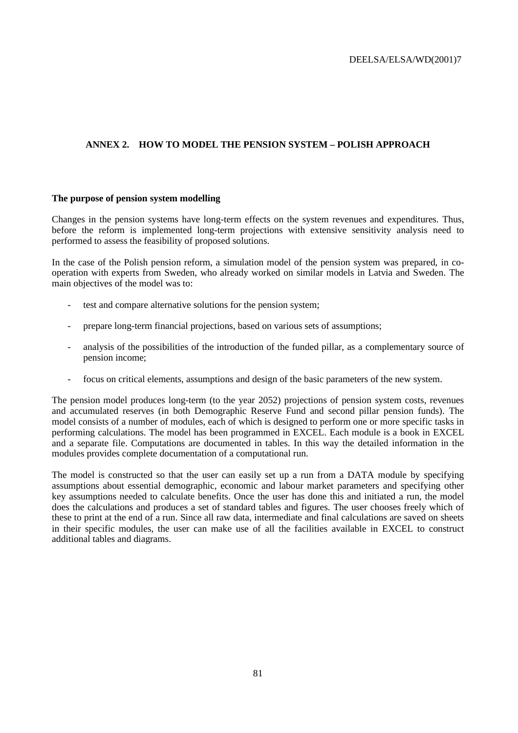## ANNEX 2. HOW TO MODEL THE PENSION SYSTEM – POLISH APPROACH

### The purpose of pension system modelling

Changes in the pension systems have long-term effects on the system revenues and expenditures. Thus, before the reform is implemented long-term projections with extensive sensitivity analysis need to performed to assess the feasibility of proposed solutions.

In the case of the Polish pension reform, a simulation model of the pension system was prepared, in co-operation with experts from Sweden, who already worked on similar models in Latvia and Sweden. The main objectives of the model was to:

- test and compare alternative solutions for the pension system;
- prepare long-term financial projections, based on various sets of assumptions;
- analysis of the possibilities of the introduction of the funded pillar, as a complementary source of pension income;
- focus on critical elements, assumptions and design of the basic parameters of the new system.

The pension model produces long-term (to the year 2052) projections of pension system costs, revenues and accumulated reserves (in both Demographic Reserve Fund and second pillar pension funds). The model consists of a number of modules, each of which is designed to perform one or more specific tasks in performing calculations. The model has been programmed in EXCEL. Each module is a book in EXCEL and a separate file. Computations are documented in tables. In this way the detailed information in the modules provides complete documentation of a computational run.

The model is constructed so that the user can easily set up a run from a DATA module by specifying assumptions about essential demographic, economic and labour market parameters and specifying other key assumptions needed to calculate benefits. Once the user has done this and initiated a run, the model does the calculations and produces a set of standard tables and figures. The user chooses freely which of these to print at the end of a run. Since all raw data, intermediate and final calculations are saved on sheets in their specific modules, the user can make use of all the facilities available in EXCEL to construct additional tables and diagrams.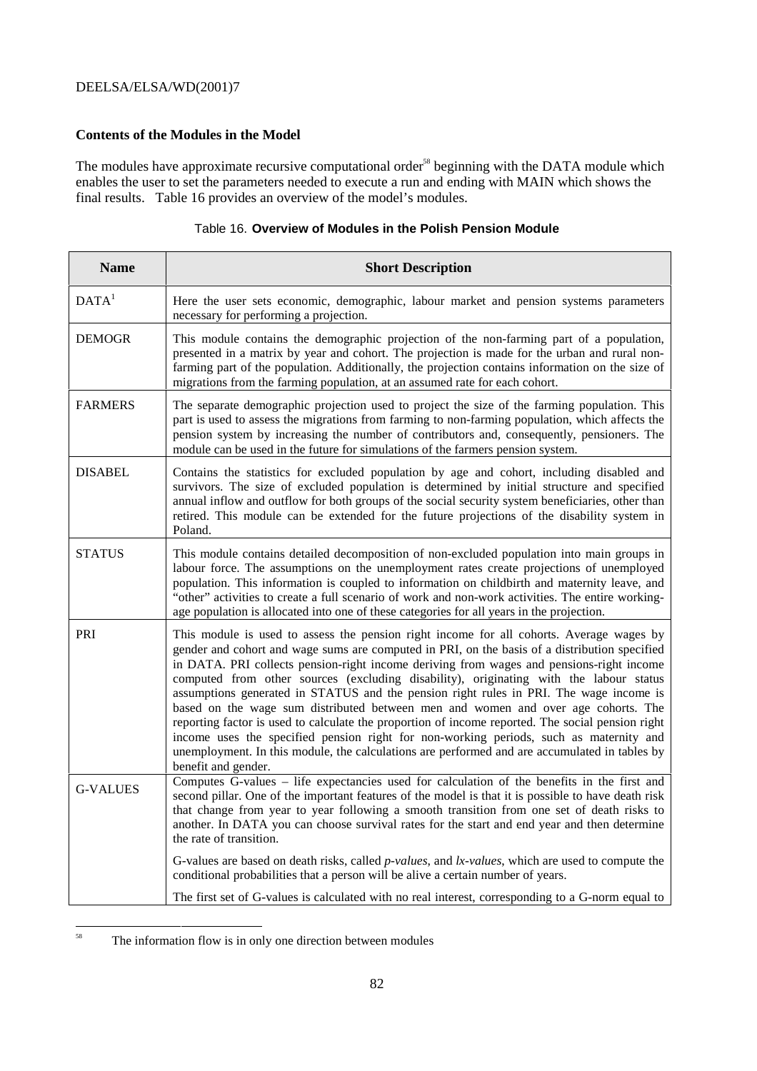### Contents of the Modules in the Model

The modules have approximate recursive computational order[58] beginning with the DATA module which enables the user to set the parameters needed to execute a run and ending with MAIN which shows the final results. Table 16 provides an overview of the model's modules.

Table 16. **Overview of Modules in the Polish Pension Module**

| Name | Short Description |
|---|---|
| DATA[1] | Here the user sets economic, demographic, labour market and pension systems parameters necessary for performing a projection. |
| DEMOGR | This module contains the demographic projection of the non-farming part of a population, presented in a matrix by year and cohort. The projection is made for the urban and rural non-farming part of the population. Additionally, the projection contains information on the size of migrations from the farming population, at an assumed rate for each cohort. |
| FARMERS | The separate demographic projection used to project the size of the farming population. This part is used to assess the migrations from farming to non-farming population, which affects the pension system by increasing the number of contributors and, consequently, pensioners. The module can be used in the future for simulations of the farmers pension system. |
| DISABEL | Contains the statistics for excluded population by age and cohort, including disabled and survivors. The size of excluded population is determined by initial structure and specified annual inflow and outflow for both groups of the social security system beneficiaries, other than retired. This module can be extended for the future projections of the disability system in Poland. |
| STATUS | This module contains detailed decomposition of non-excluded population into main groups in labour force. The assumptions on the unemployment rates create projections of unemployed population. This information is coupled to information on childbirth and maternity leave, and "other" activities to create a full scenario of work and non-work activities. The entire working-age population is allocated into one of these categories for all years in the projection. |
| PRI | This module is used to assess the pension right income for all cohorts. Average wages by gender and cohort and wage sums are computed in PRI, on the basis of a distribution specified in DATA. PRI collects pension-right income deriving from wages and pensions-right income computed from other sources (excluding disability), originating with the labour status assumptions generated in STATUS and the pension right rules in PRI. The wage income is based on the wage sum distributed between men and women and over age cohorts. The reporting factor is used to calculate the proportion of income reported. The social pension right income uses the specified pension right for non-working periods, such as maternity and unemployment. In this module, the calculations are performed and are accumulated in tables by benefit and gender. |
| G-VALUES | Computes G-values – life expectancies used for calculation of the benefits in the first and second pillar. One of the important features of the model is that it is possible to have death risk that change from year to year following a smooth transition from one set of death risks to another. In DATA you can choose survival rates for the start and end year and then determine the rate of transition.<br><br>G-values are based on death risks, called *p-values*, and *lx-values*, which are used to compute the conditional probabilities that a person will be alive a certain number of years.<br><br>The first set of G-values is calculated with no real interest, corresponding to a G-norm equal to |

[58] The information flow is in only one direction between modules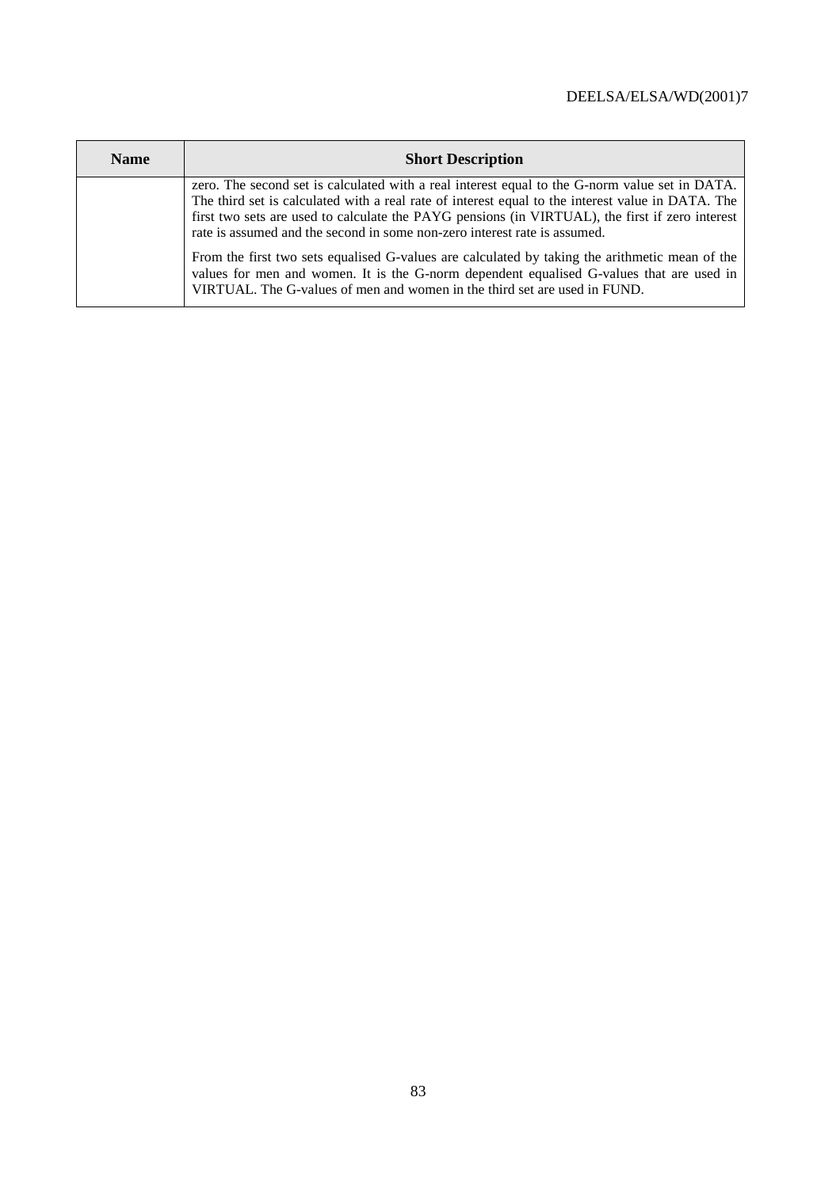| Name | Short Description |
|---|---|
| | zero. The second set is calculated with a real interest equal to the G-norm value set in DATA. The third set is calculated with a real rate of interest equal to the interest value in DATA. The first two sets are used to calculate the PAYG pensions (in VIRTUAL), the first if zero interest rate is assumed and the second in some non-zero interest rate is assumed. From the first two sets equalised G-values are calculated by taking the arithmetic mean of the values for men and women. It is the G-norm dependent equalised G-values that are used in VIRTUAL. The G-values of men and women in the third set are used in FUND. |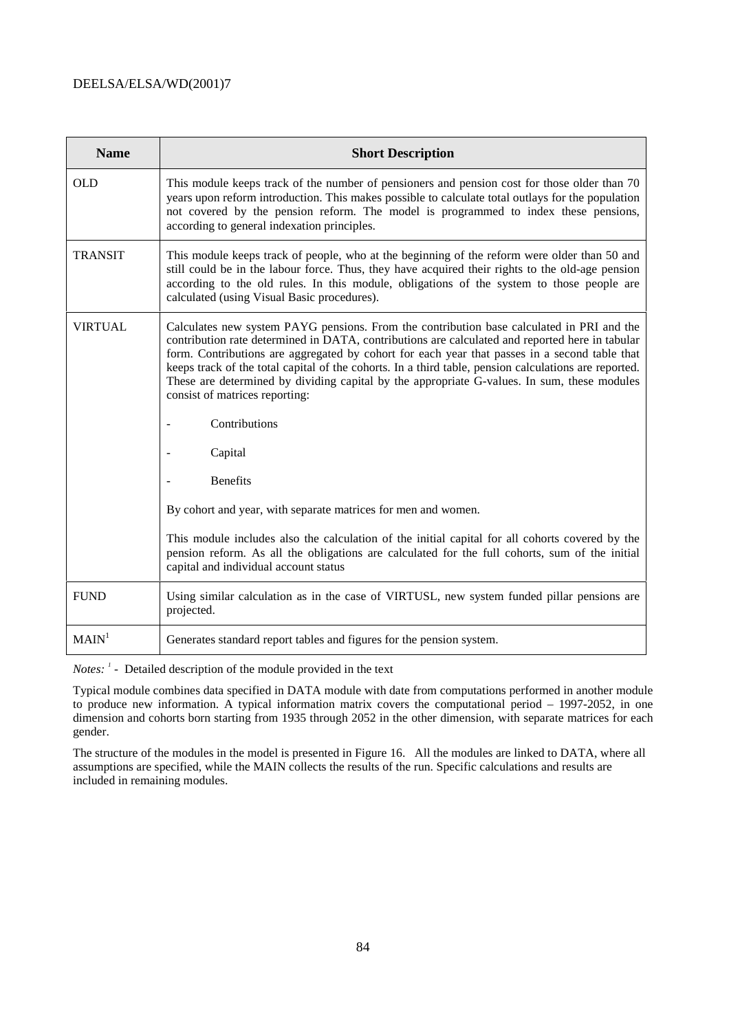| Name | Short Description |
|---|---|
| OLD | This module keeps track of the number of pensioners and pension cost for those older than 70 years upon reform introduction. This makes possible to calculate total outlays for the population not covered by the pension reform. The model is programmed to index these pensions, according to general indexation principles. |
| TRANSIT | This module keeps track of people, who at the beginning of the reform were older than 50 and still could be in the labour force. Thus, they have acquired their rights to the old-age pension according to the old rules. In this module, obligations of the system to those people are calculated (using Visual Basic procedures). |
| VIRTUAL | Calculates new system PAYG pensions. From the contribution base calculated in PRI and the contribution rate determined in DATA, contributions are calculated and reported here in tabular form. Contributions are aggregated by cohort for each year that passes in a second table that keeps track of the total capital of the cohorts. In a third table, pension calculations are reported. These are determined by dividing capital by the appropriate G-values. In sum, these modules consist of matrices reporting:<br><br>- Contributions<br>- Capital<br>- Benefits<br><br>By cohort and year, with separate matrices for men and women.<br><br>This module includes also the calculation of the initial capital for all cohorts covered by the pension reform. As all the obligations are calculated for the full cohorts, sum of the initial capital and individual account status |
| FUND | Using similar calculation as in the case of VIRTUSL, new system funded pillar pensions are projected. |
| MAIN[1] | Generates standard report tables and figures for the pension system. |

*Notes:* [1] - Detailed description of the module provided in the text

Typical module combines data specified in DATA module with date from computations performed in another module to produce new information. A typical information matrix covers the computational period – 1997-2052, in one dimension and cohorts born starting from 1935 through 2052 in the other dimension, with separate matrices for each gender.

The structure of the modules in the model is presented in Figure 16. All the modules are linked to DATA, where all assumptions are specified, while the MAIN collects the results of the run. Specific calculations and results are included in remaining modules.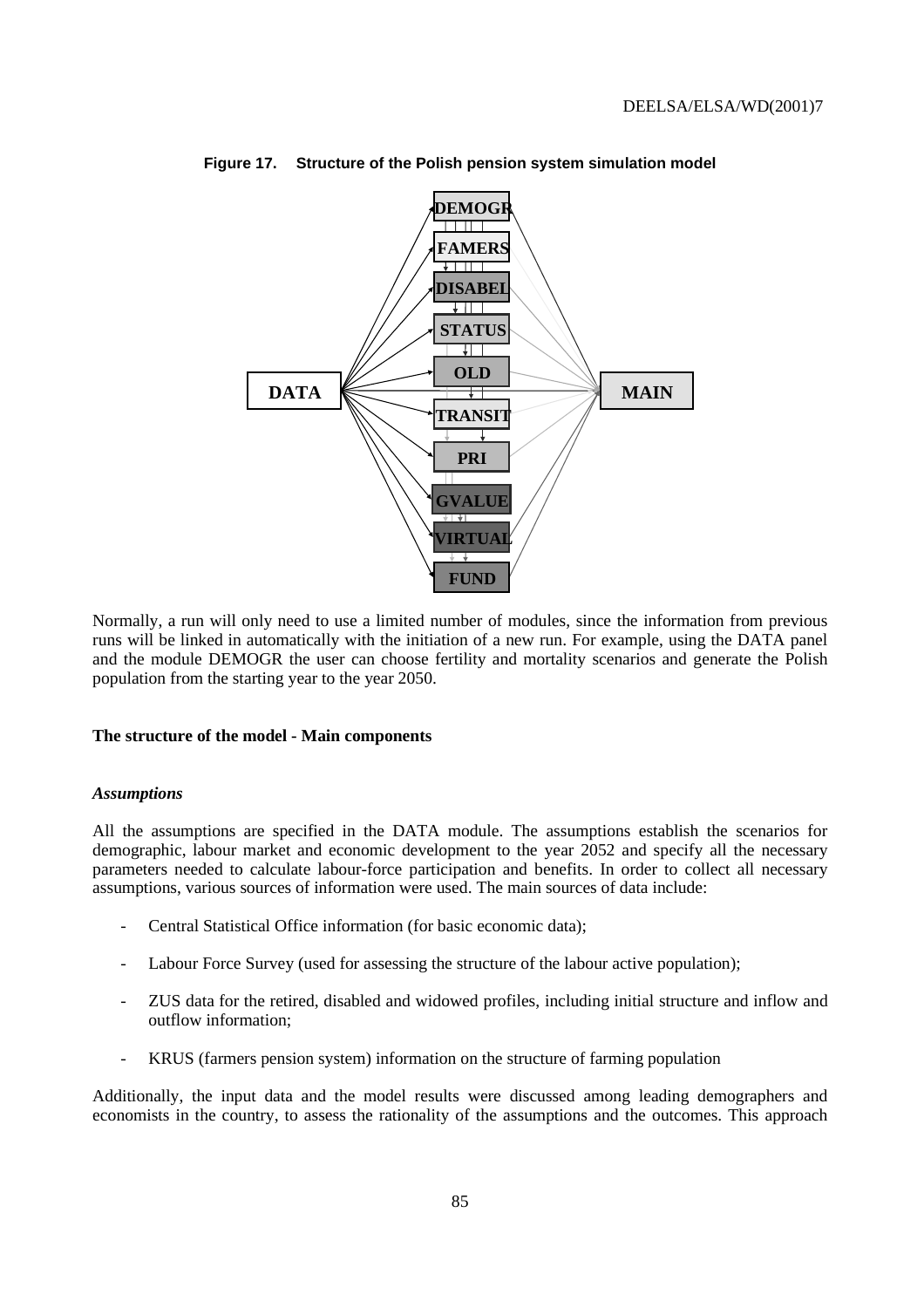**Figure 17. Structure of the Polish pension system simulation model**

DATA → DEMOGR, FAMERS, DISABEL, STATUS, OLD, TRANSIT, PRI, GVALUE, VIRTUAL, FUND → MAIN

Normally, a run will only need to use a limited number of modules, since the information from previous runs will be linked in automatically with the initiation of a new run. For example, using the DATA panel and the module DEMOGR the user can choose fertility and mortality scenarios and generate the Polish population from the starting year to the year 2050.

**The structure of the model - Main components**

***Assumptions***

All the assumptions are specified in the DATA module. The assumptions establish the scenarios for demographic, labour market and economic development to the year 2052 and specify all the necessary parameters needed to calculate labour-force participation and benefits. In order to collect all necessary assumptions, various sources of information were used. The main sources of data include:

- Central Statistical Office information (for basic economic data);
- Labour Force Survey (used for assessing the structure of the labour active population);
- ZUS data for the retired, disabled and widowed profiles, including initial structure and inflow and outflow information;
- KRUS (farmers pension system) information on the structure of farming population

Additionally, the input data and the model results were discussed among leading demographers and economists in the country, to assess the rationality of the assumptions and the outcomes. This approach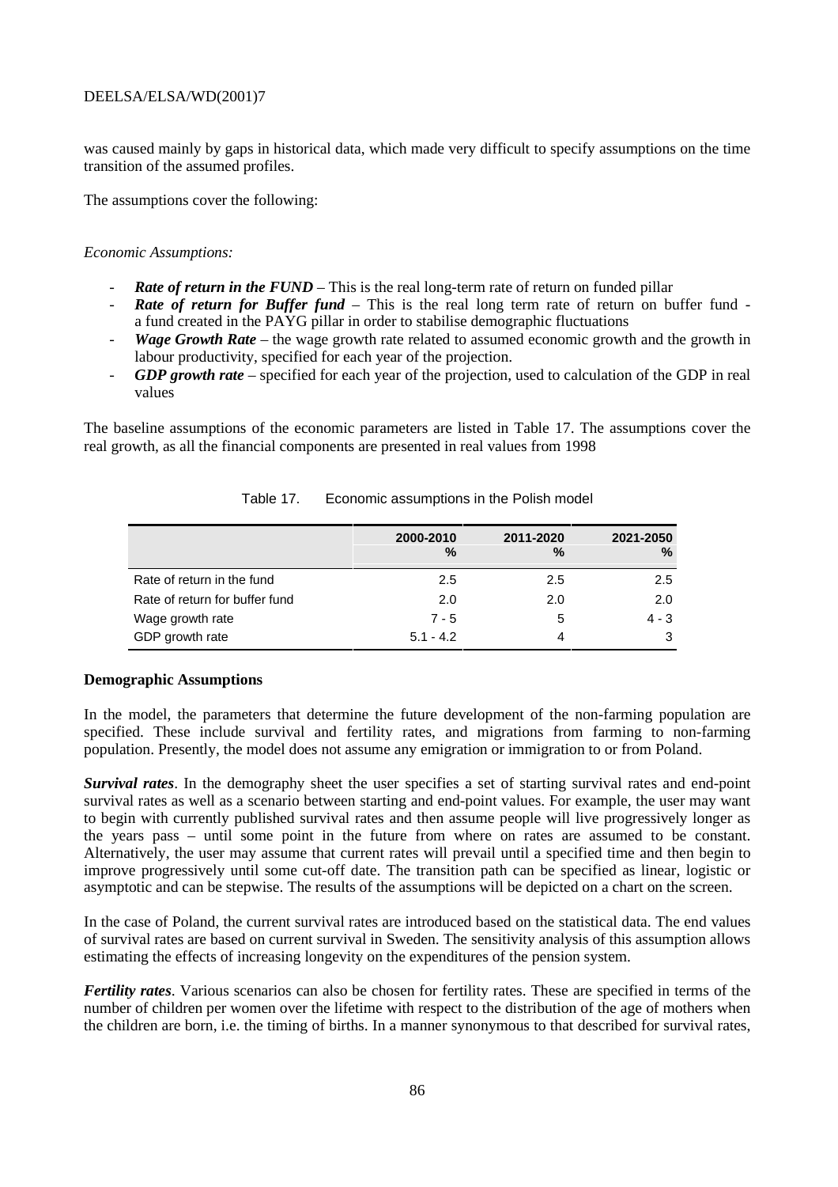was caused mainly by gaps in historical data, which made very difficult to specify assumptions on the time transition of the assumed profiles.

The assumptions cover the following:

*Economic Assumptions:*

- ***Rate of return in the FUND*** – This is the real long-term rate of return on funded pillar
- ***Rate of return for Buffer fund*** – This is the real long term rate of return on buffer fund - a fund created in the PAYG pillar in order to stabilise demographic fluctuations
- ***Wage Growth Rate*** – the wage growth rate related to assumed economic growth and the growth in labour productivity, specified for each year of the projection.
- ***GDP growth rate*** – specified for each year of the projection, used to calculation of the GDP in real values

The baseline assumptions of the economic parameters are listed in Table 17. The assumptions cover the real growth, as all the financial components are presented in real values from 1998

Table 17. Economic assumptions in the Polish model

| | 2000-2010 % | 2011-2020 % | 2021-2050 % |
|---|---|---|---|
| Rate of return in the fund | 2.5 | 2.5 | 2.5 |
| Rate of return for buffer fund | 2.0 | 2.0 | 2.0 |
| Wage growth rate | 7 - 5 | 5 | 4 - 3 |
| GDP growth rate | 5.1 - 4.2 | 4 | 3 |

**Demographic Assumptions**

In the model, the parameters that determine the future development of the non-farming population are specified. These include survival and fertility rates, and migrations from farming to non-farming population. Presently, the model does not assume any emigration or immigration to or from Poland.

***Survival rates***. In the demography sheet the user specifies a set of starting survival rates and end-point survival rates as well as a scenario between starting and end-point values. For example, the user may want to begin with currently published survival rates and then assume people will live progressively longer as the years pass – until some point in the future from where on rates are assumed to be constant. Alternatively, the user may assume that current rates will prevail until a specified time and then begin to improve progressively until some cut-off date. The transition path can be specified as linear, logistic or asymptotic and can be stepwise. The results of the assumptions will be depicted on a chart on the screen.

In the case of Poland, the current survival rates are introduced based on the statistical data. The end values of survival rates are based on current survival in Sweden. The sensitivity analysis of this assumption allows estimating the effects of increasing longevity on the expenditures of the pension system.

***Fertility rates***. Various scenarios can also be chosen for fertility rates. These are specified in terms of the number of children per women over the lifetime with respect to the distribution of the age of mothers when the children are born, i.e. the timing of births. In a manner synonymous to that described for survival rates,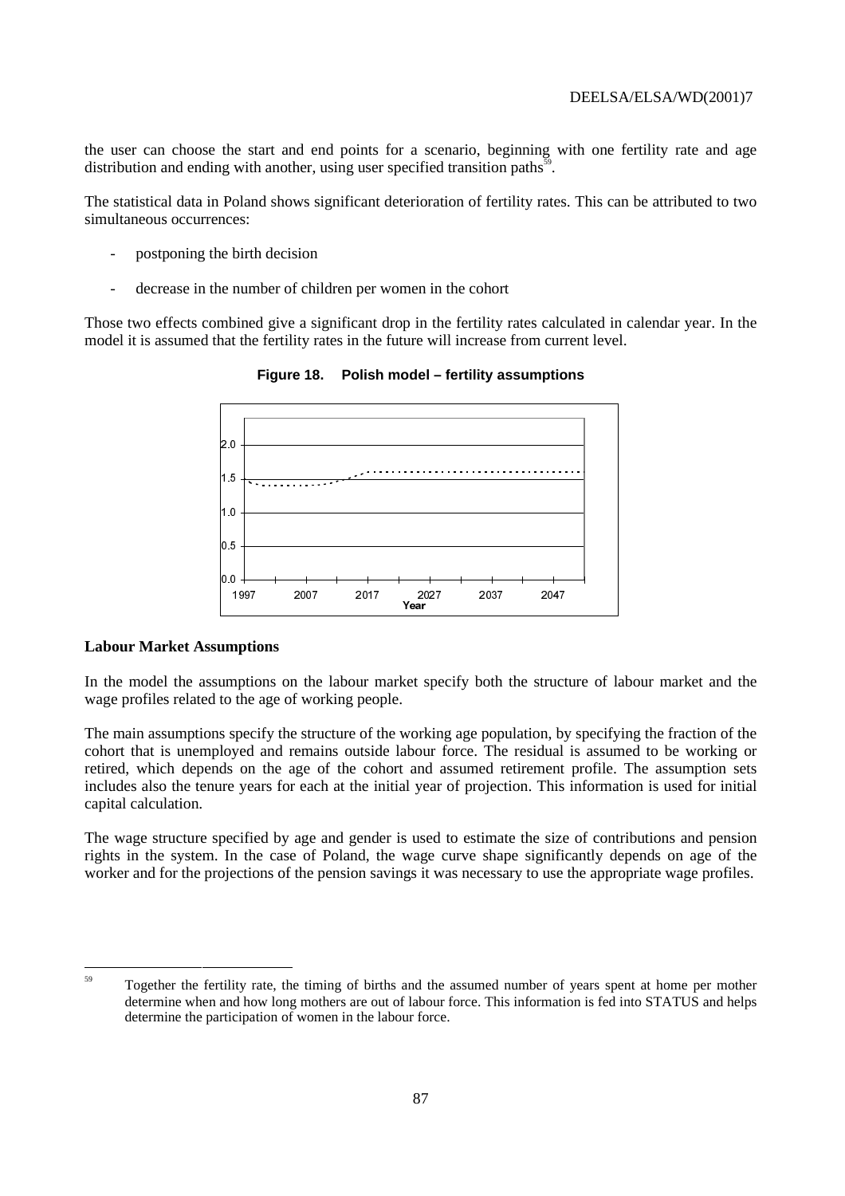the user can choose the start and end points for a scenario, beginning with one fertility rate and age distribution and ending with another, using user specified transition paths[59].

The statistical data in Poland shows significant deterioration of fertility rates. This can be attributed to two simultaneous occurrences:

- postponing the birth decision
- decrease in the number of children per women in the cohort

Those two effects combined give a significant drop in the fertility rates calculated in calendar year. In the model it is assumed that the fertility rates in the future will increase from current level.

**Figure 18. Polish model – fertility assumptions**

### Labour Market Assumptions

In the model the assumptions on the labour market specify both the structure of labour market and the wage profiles related to the age of working people.

The main assumptions specify the structure of the working age population, by specifying the fraction of the cohort that is unemployed and remains outside labour force. The residual is assumed to be working or retired, which depends on the age of the cohort and assumed retirement profile. The assumption sets includes also the tenure years for each at the initial year of projection. This information is used for initial capital calculation.

The wage structure specified by age and gender is used to estimate the size of contributions and pension rights in the system. In the case of Poland, the wage curve shape significantly depends on age of the worker and for the projections of the pension savings it was necessary to use the appropriate wage profiles.

---

[59] Together the fertility rate, the timing of births and the assumed number of years spent at home per mother determine when and how long mothers are out of labour force. This information is fed into STATUS and helps determine the participation of women in the labour force.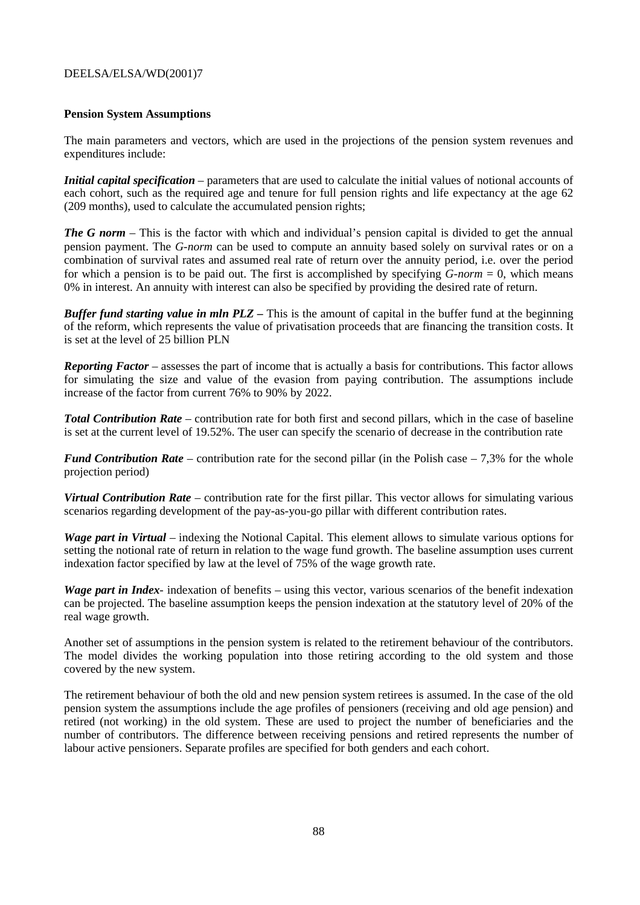**Pension System Assumptions**

The main parameters and vectors, which are used in the projections of the pension system revenues and expenditures include:

***Initial capital specification*** – parameters that are used to calculate the initial values of notional accounts of each cohort, such as the required age and tenure for full pension rights and life expectancy at the age 62 (209 months), used to calculate the accumulated pension rights;

***The G norm*** – This is the factor with which and individual's pension capital is divided to get the annual pension payment. The *G-norm* can be used to compute an annuity based solely on survival rates or on a combination of survival rates and assumed real rate of return over the annuity period, i.e. over the period for which a pension is to be paid out. The first is accomplished by specifying *G-norm* = 0, which means 0% in interest. An annuity with interest can also be specified by providing the desired rate of return.

***Buffer fund starting value in mln PLZ*** **–** This is the amount of capital in the buffer fund at the beginning of the reform, which represents the value of privatisation proceeds that are financing the transition costs. It is set at the level of 25 billion PLN

***Reporting Factor*** – assesses the part of income that is actually a basis for contributions. This factor allows for simulating the size and value of the evasion from paying contribution. The assumptions include increase of the factor from current 76% to 90% by 2022.

***Total Contribution Rate*** – contribution rate for both first and second pillars, which in the case of baseline is set at the current level of 19.52%. The user can specify the scenario of decrease in the contribution rate

***Fund Contribution Rate*** – contribution rate for the second pillar (in the Polish case – 7,3% for the whole projection period)

***Virtual Contribution Rate*** – contribution rate for the first pillar. This vector allows for simulating various scenarios regarding development of the pay-as-you-go pillar with different contribution rates.

***Wage part in Virtual*** – indexing the Notional Capital. This element allows to simulate various options for setting the notional rate of return in relation to the wage fund growth. The baseline assumption uses current indexation factor specified by law at the level of 75% of the wage growth rate.

***Wage part in Index***- indexation of benefits – using this vector, various scenarios of the benefit indexation can be projected. The baseline assumption keeps the pension indexation at the statutory level of 20% of the real wage growth.

Another set of assumptions in the pension system is related to the retirement behaviour of the contributors. The model divides the working population into those retiring according to the old system and those covered by the new system.

The retirement behaviour of both the old and new pension system retirees is assumed. In the case of the old pension system the assumptions include the age profiles of pensioners (receiving and old age pension) and retired (not working) in the old system. These are used to project the number of beneficiaries and the number of contributors. The difference between receiving pensions and retired represents the number of labour active pensioners. Separate profiles are specified for both genders and each cohort.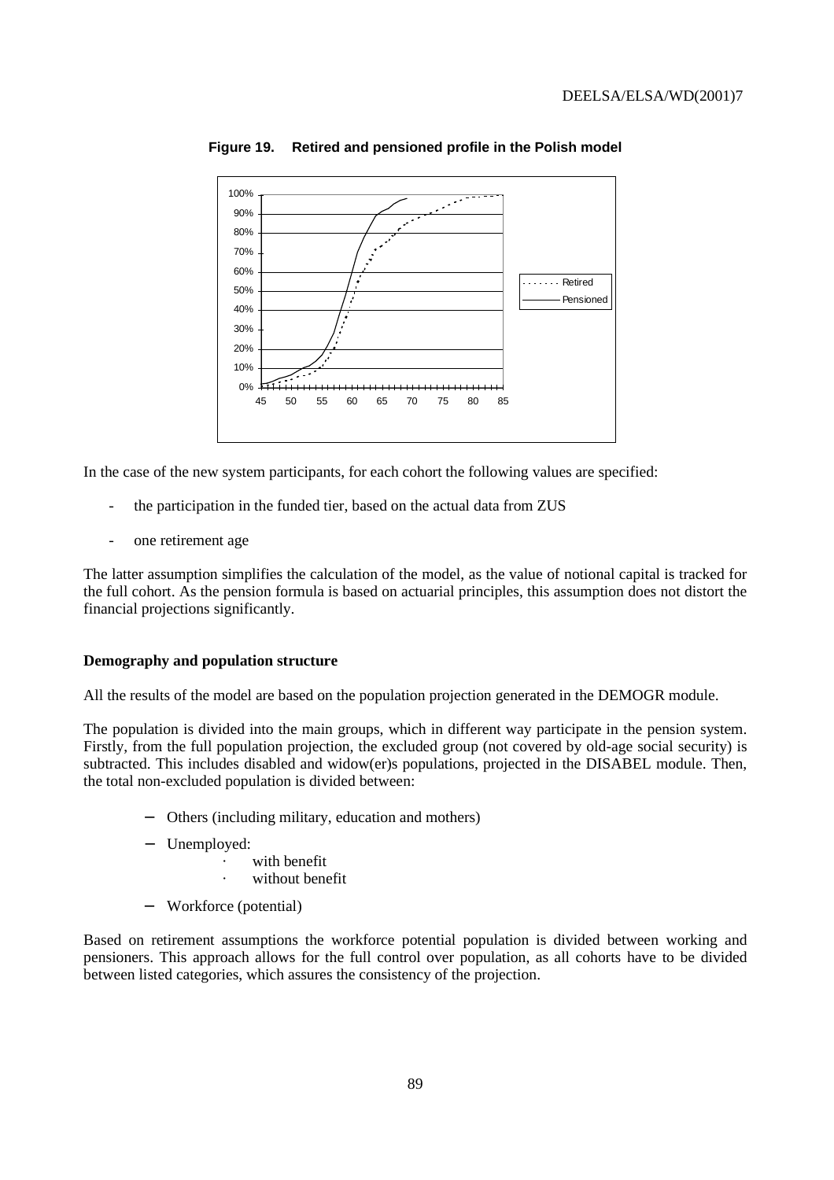**Figure 19. Retired and pensioned profile in the Polish model**

In the case of the new system participants, for each cohort the following values are specified:

- the participation in the funded tier, based on the actual data from ZUS
- one retirement age

The latter assumption simplifies the calculation of the model, as the value of notional capital is tracked for the full cohort. As the pension formula is based on actuarial principles, this assumption does not distort the financial projections significantly.

**Demography and population structure**

All the results of the model are based on the population projection generated in the DEMOGR module.

The population is divided into the main groups, which in different way participate in the pension system. Firstly, from the full population projection, the excluded group (not covered by old-age social security) is subtracted. This includes disabled and widow(er)s populations, projected in the DISABEL module. Then, the total non-excluded population is divided between:

- Others (including military, education and mothers)
- Unemployed:
  - with benefit
  - without benefit
- Workforce (potential)

Based on retirement assumptions the workforce potential population is divided between working and pensioners. This approach allows for the full control over population, as all cohorts have to be divided between listed categories, which assures the consistency of the projection.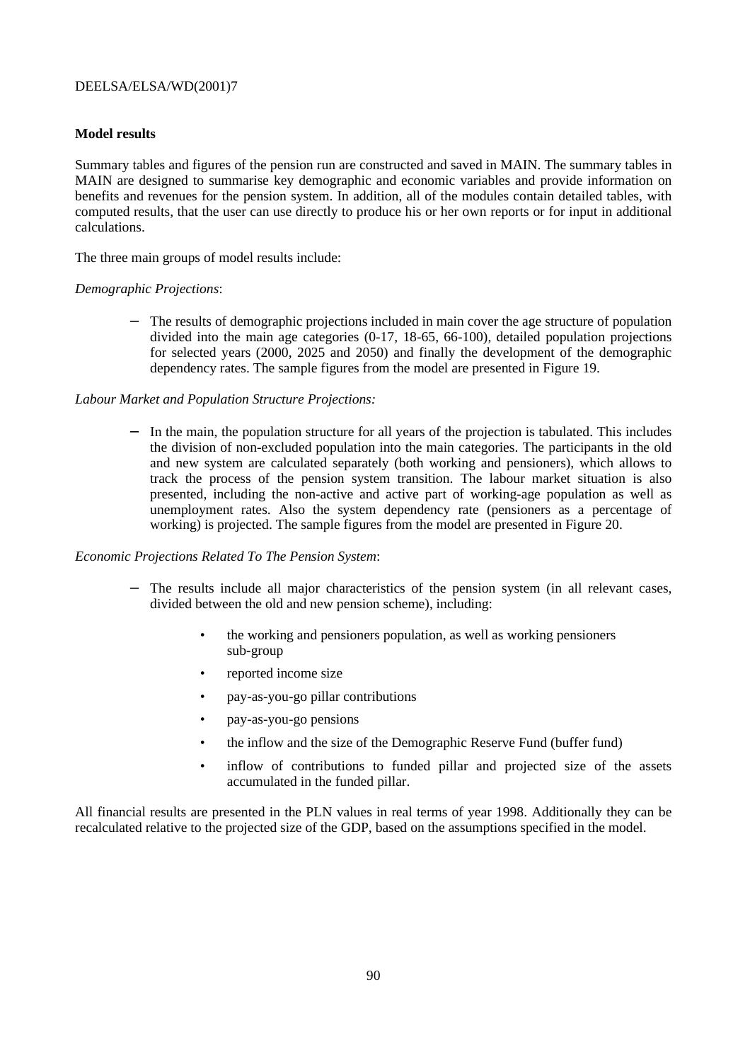**Model results**

Summary tables and figures of the pension run are constructed and saved in MAIN. The summary tables in MAIN are designed to summarise key demographic and economic variables and provide information on benefits and revenues for the pension system. In addition, all of the modules contain detailed tables, with computed results, that the user can use directly to produce his or her own reports or for input in additional calculations.

The three main groups of model results include:

*Demographic Projections*:

- The results of demographic projections included in main cover the age structure of population divided into the main age categories (0-17, 18-65, 66-100), detailed population projections for selected years (2000, 2025 and 2050) and finally the development of the demographic dependency rates. The sample figures from the model are presented in Figure 19.

*Labour Market and Population Structure Projections:*

- In the main, the population structure for all years of the projection is tabulated. This includes the division of non-excluded population into the main categories. The participants in the old and new system are calculated separately (both working and pensioners), which allows to track the process of the pension system transition. The labour market situation is also presented, including the non-active and active part of working-age population as well as unemployment rates. Also the system dependency rate (pensioners as a percentage of working) is projected. The sample figures from the model are presented in Figure 20.

*Economic Projections Related To The Pension System*:

- The results include all major characteristics of the pension system (in all relevant cases, divided between the old and new pension scheme), including:
  - the working and pensioners population, as well as working pensioners sub-group
  - reported income size
  - pay-as-you-go pillar contributions
  - pay-as-you-go pensions
  - the inflow and the size of the Demographic Reserve Fund (buffer fund)
  - inflow of contributions to funded pillar and projected size of the assets accumulated in the funded pillar.

All financial results are presented in the PLN values in real terms of year 1998. Additionally they can be recalculated relative to the projected size of the GDP, based on the assumptions specified in the model.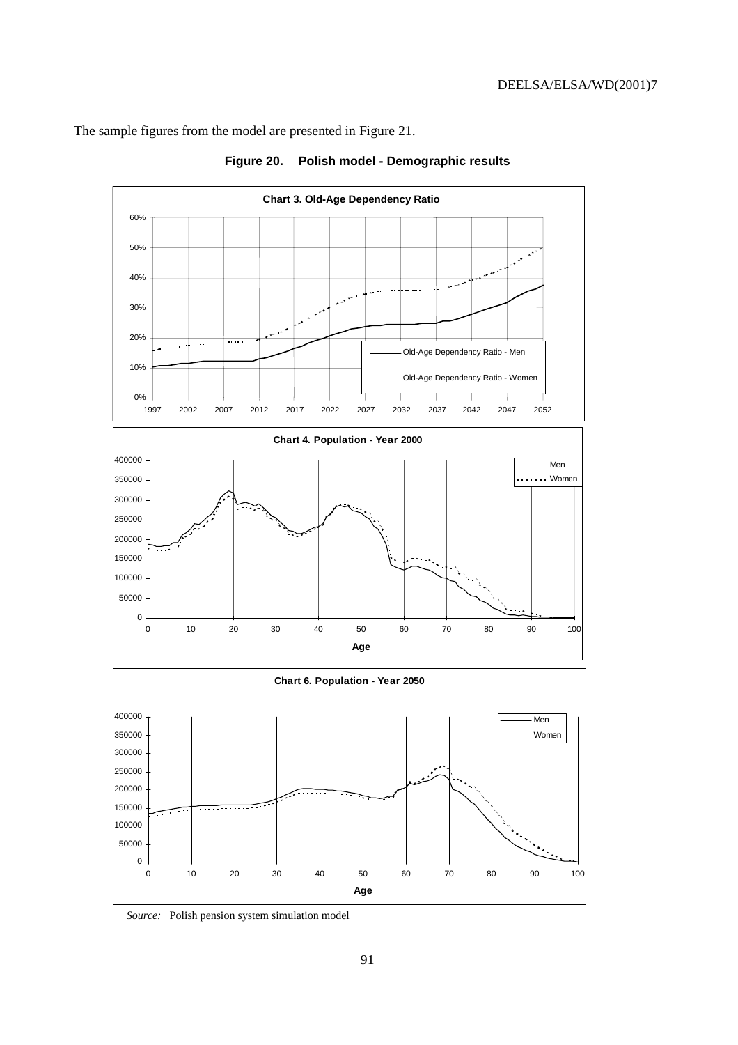The sample figures from the model are presented in Figure 21.

**Figure 20. Polish model - Demographic results**

**Chart 3. Old-Age Dependency Ratio**

**Chart 4. Population - Year 2000**

**Chart 6. Population - Year 2050**

*Source:* Polish pension system simulation model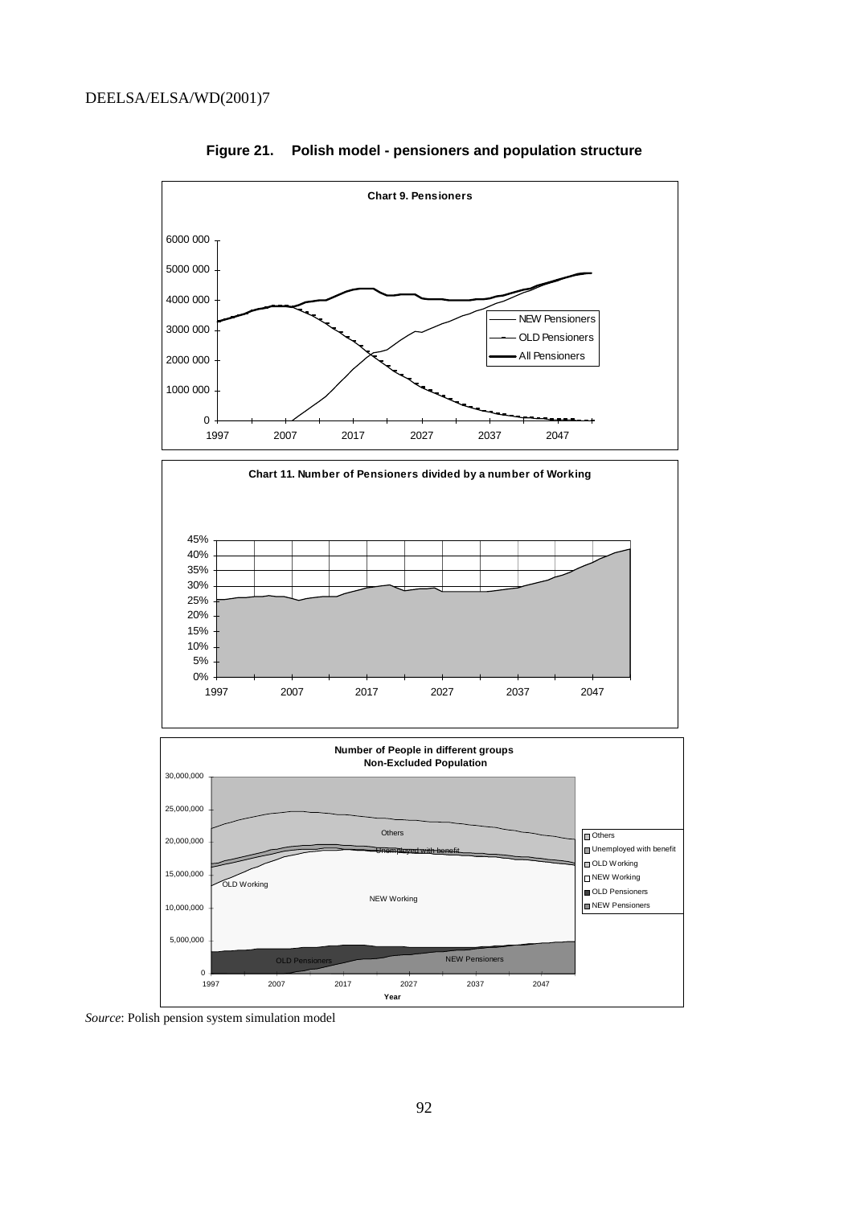**Figure 21. Polish model - pensioners and population structure**

**Chart 9. Pensioners**

6000 000
5000 000
4000 000
3000 000
2000 000
1000 000
0

1997 2007 2017 2027 2037 2047

NEW Pensioners
OLD Pensioners
All Pensioners

**Chart 11. Number of Pensioners divided by a number of Working**

45%
40%
35%
30%
25%
20%
15%
10%
5%
0%

1997 2007 2017 2027 2037 2047

**Number of People in different groups**
**Non-Excluded Population**

30,000,000
25,000,000
20,000,000
15,000,000
10,000,000
5,000,000
0

1997 2007 2017 2027 2037 2047

Year

Others
Unemployed with benefit
OLD Working
NEW Working
OLD Pensioners
NEW Pensioners

*Source*: Polish pension system simulation model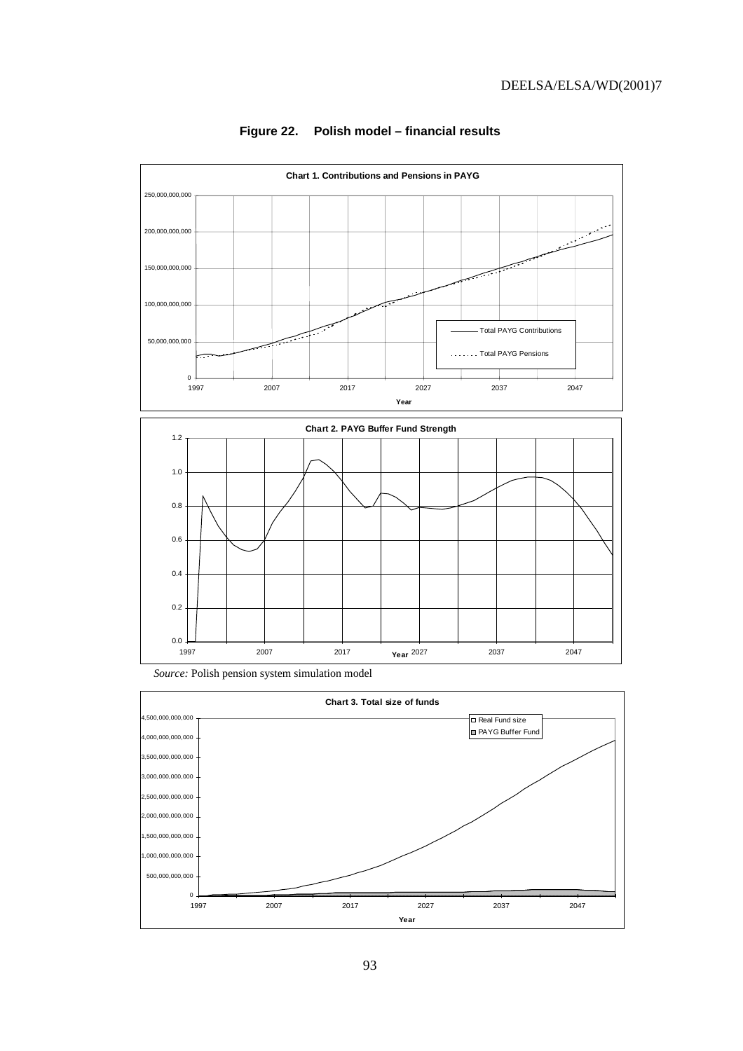**Figure 22. Polish model – financial results**

**Chart 1. Contributions and Pensions in PAYG**

250,000,000,000

200,000,000,000

150,000,000,000

100,000,000,000

50,000,000,000

0

1997 2007 2017 2027 2037 2047

Year

Total PAYG Contributions

Total PAYG Pensions

**Chart 2. PAYG Buffer Fund Strength**

1.2

1.0

0.8

0.6

0.4

0.2

0.0

1997 2007 2017 2027 2037 2047

Year

*Source:* Polish pension system simulation model

**Chart 3. Total size of funds**

4,500,000,000,000

4,000,000,000,000

3,500,000,000,000

3,000,000,000,000

2,500,000,000,000

2,000,000,000,000

1,500,000,000,000

1,000,000,000,000

500,000,000,000

0

1997 2007 2017 2027 2037 2047

Year

Real Fund size

PAYG Buffer Fund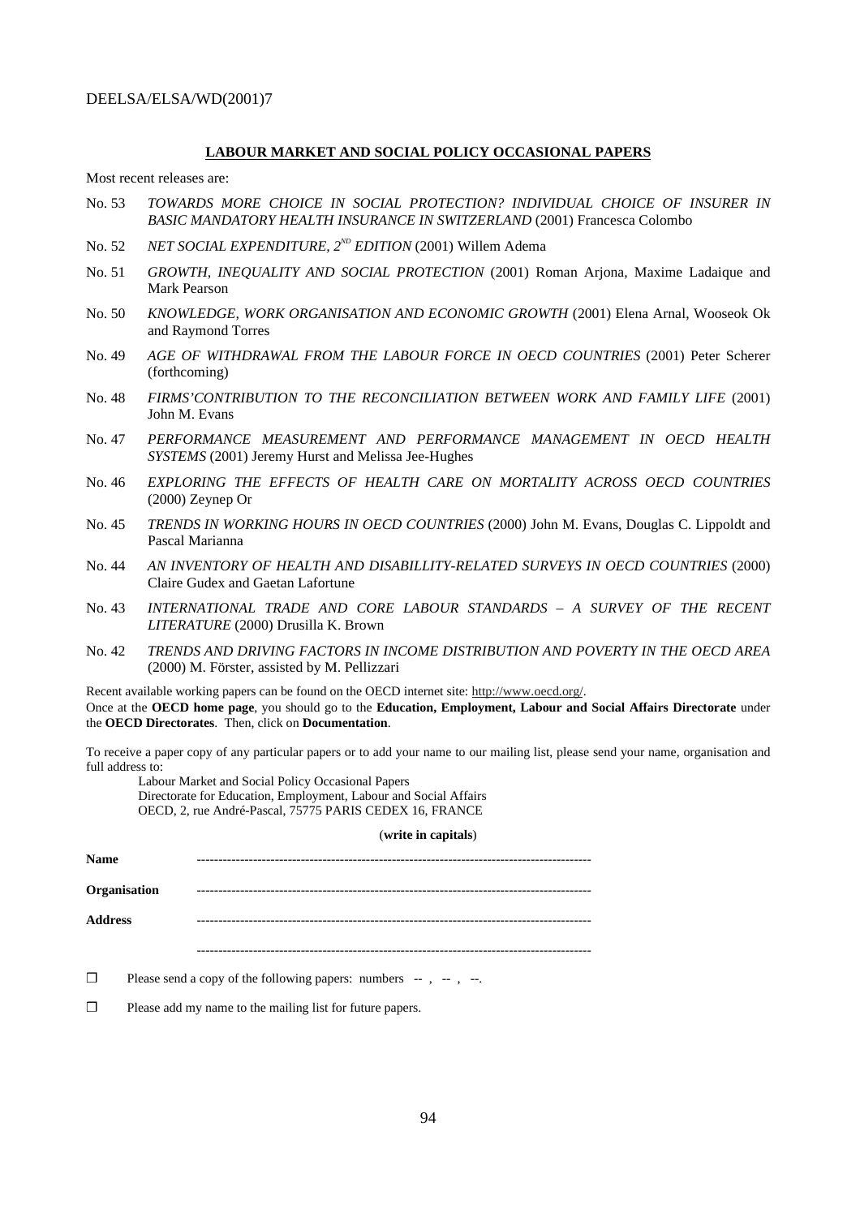## LABOUR MARKET AND SOCIAL POLICY OCCASIONAL PAPERS

Most recent releases are:

No. 53 *TOWARDS MORE CHOICE IN SOCIAL PROTECTION? INDIVIDUAL CHOICE OF INSURER IN BASIC MANDATORY HEALTH INSURANCE IN SWITZERLAND* (2001) Francesca Colombo

No. 52 *NET SOCIAL EXPENDITURE, 2ND EDITION* (2001) Willem Adema

No. 51 *GROWTH, INEQUALITY AND SOCIAL PROTECTION* (2001) Roman Arjona, Maxime Ladaique and Mark Pearson

No. 50 *KNOWLEDGE, WORK ORGANISATION AND ECONOMIC GROWTH* (2001) Elena Arnal, Wooseok Ok and Raymond Torres

No. 49 *AGE OF WITHDRAWAL FROM THE LABOUR FORCE IN OECD COUNTRIES* (2001) Peter Scherer (forthcoming)

No. 48 *FIRMS'CONTRIBUTION TO THE RECONCILIATION BETWEEN WORK AND FAMILY LIFE* (2001) John M. Evans

No. 47 *PERFORMANCE MEASUREMENT AND PERFORMANCE MANAGEMENT IN OECD HEALTH SYSTEMS* (2001) Jeremy Hurst and Melissa Jee-Hughes

No. 46 *EXPLORING THE EFFECTS OF HEALTH CARE ON MORTALITY ACROSS OECD COUNTRIES* (2000) Zeynep Or

No. 45 *TRENDS IN WORKING HOURS IN OECD COUNTRIES* (2000) John M. Evans, Douglas C. Lippoldt and Pascal Marianna

No. 44 *AN INVENTORY OF HEALTH AND DISABILLITY-RELATED SURVEYS IN OECD COUNTRIES* (2000) Claire Gudex and Gaetan Lafortune

No. 43 *INTERNATIONAL TRADE AND CORE LABOUR STANDARDS – A SURVEY OF THE RECENT LITERATURE* (2000) Drusilla K. Brown

No. 42 *TRENDS AND DRIVING FACTORS IN INCOME DISTRIBUTION AND POVERTY IN THE OECD AREA* (2000) M. Förster, assisted by M. Pellizzari

Recent available working papers can be found on the OECD internet site: http://www.oecd.org/.
Once at the **OECD home page**, you should go to the **Education, Employment, Labour and Social Affairs Directorate** under the **OECD Directorates**. Then, click on **Documentation**.

To receive a paper copy of any particular papers or to add your name to our mailing list, please send your name, organisation and full address to:

Labour Market and Social Policy Occasional Papers
Directorate for Education, Employment, Labour and Social Affairs
OECD, 2, rue André-Pascal, 75775 PARIS CEDEX 16, FRANCE

(**write in capitals**)

**Name** ------------------------------------------------------------------------------------------

**Organisation** ------------------------------------------------------------------------------------------

**Address** ------------------------------------------------------------------------------------------

------------------------------------------------------------------------------------------

❐ Please send a copy of the following papers: numbers -- , -- , --.

❐ Please add my name to the mailing list for future papers.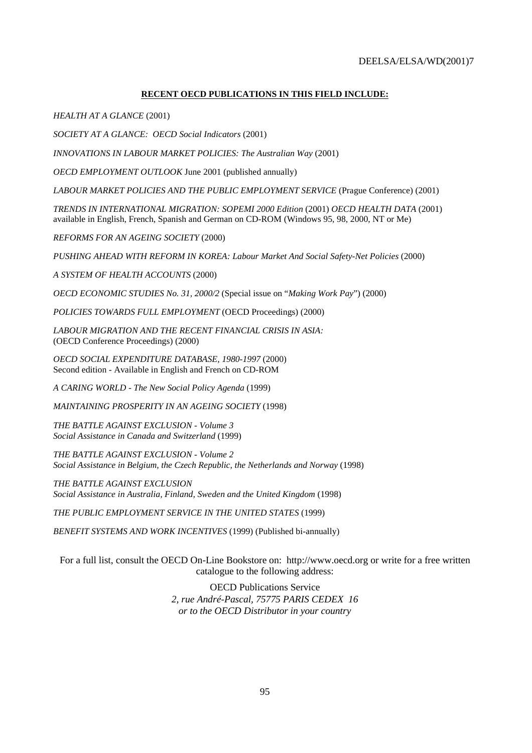**RECENT OECD PUBLICATIONS IN THIS FIELD INCLUDE:**

*HEALTH AT A GLANCE* (2001)

*SOCIETY AT A GLANCE: OECD Social Indicators* (2001)

*INNOVATIONS IN LABOUR MARKET POLICIES: The Australian Way* (2001)

*OECD EMPLOYMENT OUTLOOK* June 2001 (published annually)

*LABOUR MARKET POLICIES AND THE PUBLIC EMPLOYMENT SERVICE* (Prague Conference) (2001)

*TRENDS IN INTERNATIONAL MIGRATION: SOPEMI 2000 Edition* (2001) *OECD HEALTH DATA* (2001) available in English, French, Spanish and German on CD-ROM (Windows 95, 98, 2000, NT or Me)

*REFORMS FOR AN AGEING SOCIETY* (2000)

*PUSHING AHEAD WITH REFORM IN KOREA: Labour Market And Social Safety-Net Policies* (2000)

*A SYSTEM OF HEALTH ACCOUNTS* (2000)

*OECD ECONOMIC STUDIES No. 31, 2000/2* (Special issue on "*Making Work Pay*") (2000)

*POLICIES TOWARDS FULL EMPLOYMENT* (OECD Proceedings) (2000)

*LABOUR MIGRATION AND THE RECENT FINANCIAL CRISIS IN ASIA:*
(OECD Conference Proceedings) (2000)

*OECD SOCIAL EXPENDITURE DATABASE, 1980-1997* (2000)
Second edition - Available in English and French on CD-ROM

*A CARING WORLD - The New Social Policy Agenda* (1999)

*MAINTAINING PROSPERITY IN AN AGEING SOCIETY* (1998)

*THE BATTLE AGAINST EXCLUSION - Volume 3*
*Social Assistance in Canada and Switzerland* (1999)

*THE BATTLE AGAINST EXCLUSION - Volume 2*
*Social Assistance in Belgium, the Czech Republic, the Netherlands and Norway* (1998)

*THE BATTLE AGAINST EXCLUSION*
*Social Assistance in Australia, Finland, Sweden and the United Kingdom* (1998)

*THE PUBLIC EMPLOYMENT SERVICE IN THE UNITED STATES* (1999)

*BENEFIT SYSTEMS AND WORK INCENTIVES* (1999) (Published bi-annually)

For a full list, consult the OECD On-Line Bookstore on: http://www.oecd.org or write for a free written catalogue to the following address:

OECD Publications Service
*2, rue André-Pascal, 75775 PARIS CEDEX 16*
*or to the OECD Distributor in your country*